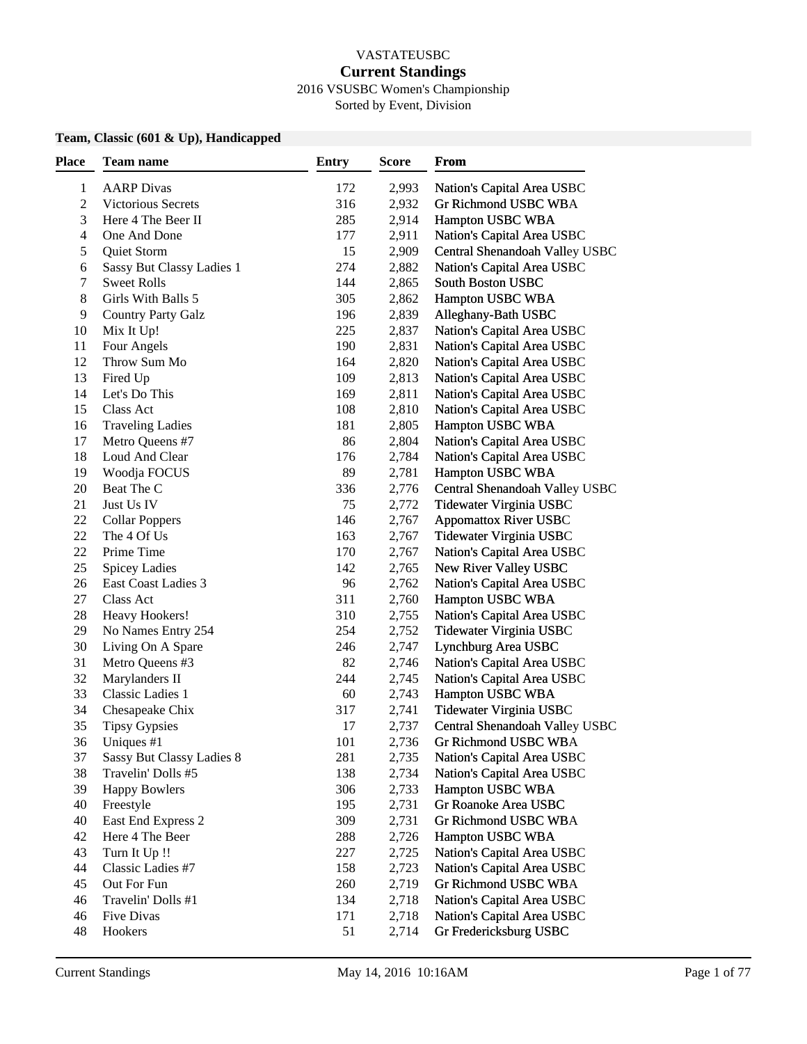# VASTATEUSBC

## Current Standings

2016 VSUSBC Women's Championship

Sorted by Event, Division

### Team, Classic (601 & Up), Handicapped

| Place | Team name | Entry | Score | From |
|---|---|---|---|---|
| 1 | AARP Divas | 172 | 2,993 | Nation's Capital Area USBC |
| 2 | Victorious Secrets | 316 | 2,932 | Gr Richmond USBC WBA |
| 3 | Here 4 The Beer II | 285 | 2,914 | Hampton USBC WBA |
| 4 | One And Done | 177 | 2,911 | Nation's Capital Area USBC |
| 5 | Quiet Storm | 15 | 2,909 | Central Shenandoah Valley USBC |
| 6 | Sassy But Classy Ladies 1 | 274 | 2,882 | Nation's Capital Area USBC |
| 7 | Sweet Rolls | 144 | 2,865 | South Boston USBC |
| 8 | Girls With Balls 5 | 305 | 2,862 | Hampton USBC WBA |
| 9 | Country Party Galz | 196 | 2,839 | Alleghany-Bath USBC |
| 10 | Mix It Up! | 225 | 2,837 | Nation's Capital Area USBC |
| 11 | Four Angels | 190 | 2,831 | Nation's Capital Area USBC |
| 12 | Throw Sum Mo | 164 | 2,820 | Nation's Capital Area USBC |
| 13 | Fired Up | 109 | 2,813 | Nation's Capital Area USBC |
| 14 | Let's Do This | 169 | 2,811 | Nation's Capital Area USBC |
| 15 | Class Act | 108 | 2,810 | Nation's Capital Area USBC |
| 16 | Traveling Ladies | 181 | 2,805 | Hampton USBC WBA |
| 17 | Metro Queens #7 | 86 | 2,804 | Nation's Capital Area USBC |
| 18 | Loud And Clear | 176 | 2,784 | Nation's Capital Area USBC |
| 19 | Woodja FOCUS | 89 | 2,781 | Hampton USBC WBA |
| 20 | Beat The C | 336 | 2,776 | Central Shenandoah Valley USBC |
| 21 | Just Us IV | 75 | 2,772 | Tidewater Virginia USBC |
| 22 | Collar Poppers | 146 | 2,767 | Appomattox River USBC |
| 22 | The 4 Of Us | 163 | 2,767 | Tidewater Virginia USBC |
| 22 | Prime Time | 170 | 2,767 | Nation's Capital Area USBC |
| 25 | Spicey Ladies | 142 | 2,765 | New River Valley USBC |
| 26 | East Coast Ladies 3 | 96 | 2,762 | Nation's Capital Area USBC |
| 27 | Class Act | 311 | 2,760 | Hampton USBC WBA |
| 28 | Heavy Hookers! | 310 | 2,755 | Nation's Capital Area USBC |
| 29 | No Names Entry 254 | 254 | 2,752 | Tidewater Virginia USBC |
| 30 | Living On A Spare | 246 | 2,747 | Lynchburg Area USBC |
| 31 | Metro Queens #3 | 82 | 2,746 | Nation's Capital Area USBC |
| 32 | Marylanders II | 244 | 2,745 | Nation's Capital Area USBC |
| 33 | Classic Ladies 1 | 60 | 2,743 | Hampton USBC WBA |
| 34 | Chesapeake Chix | 317 | 2,741 | Tidewater Virginia USBC |
| 35 | Tipsy Gypsies | 17 | 2,737 | Central Shenandoah Valley USBC |
| 36 | Uniques #1 | 101 | 2,736 | Gr Richmond USBC WBA |
| 37 | Sassy But Classy Ladies 8 | 281 | 2,735 | Nation's Capital Area USBC |
| 38 | Travelin' Dolls #5 | 138 | 2,734 | Nation's Capital Area USBC |
| 39 | Happy Bowlers | 306 | 2,733 | Hampton USBC WBA |
| 40 | Freestyle | 195 | 2,731 | Gr Roanoke Area USBC |
| 40 | East End Express 2 | 309 | 2,731 | Gr Richmond USBC WBA |
| 42 | Here 4 The Beer | 288 | 2,726 | Hampton USBC WBA |
| 43 | Turn It Up !! | 227 | 2,725 | Nation's Capital Area USBC |
| 44 | Classic Ladies #7 | 158 | 2,723 | Nation's Capital Area USBC |
| 45 | Out For Fun | 260 | 2,719 | Gr Richmond USBC WBA |
| 46 | Travelin' Dolls #1 | 134 | 2,718 | Nation's Capital Area USBC |
| 46 | Five Divas | 171 | 2,718 | Nation's Capital Area USBC |
| 48 | Hookers | 51 | 2,714 | Gr Fredericksburg USBC |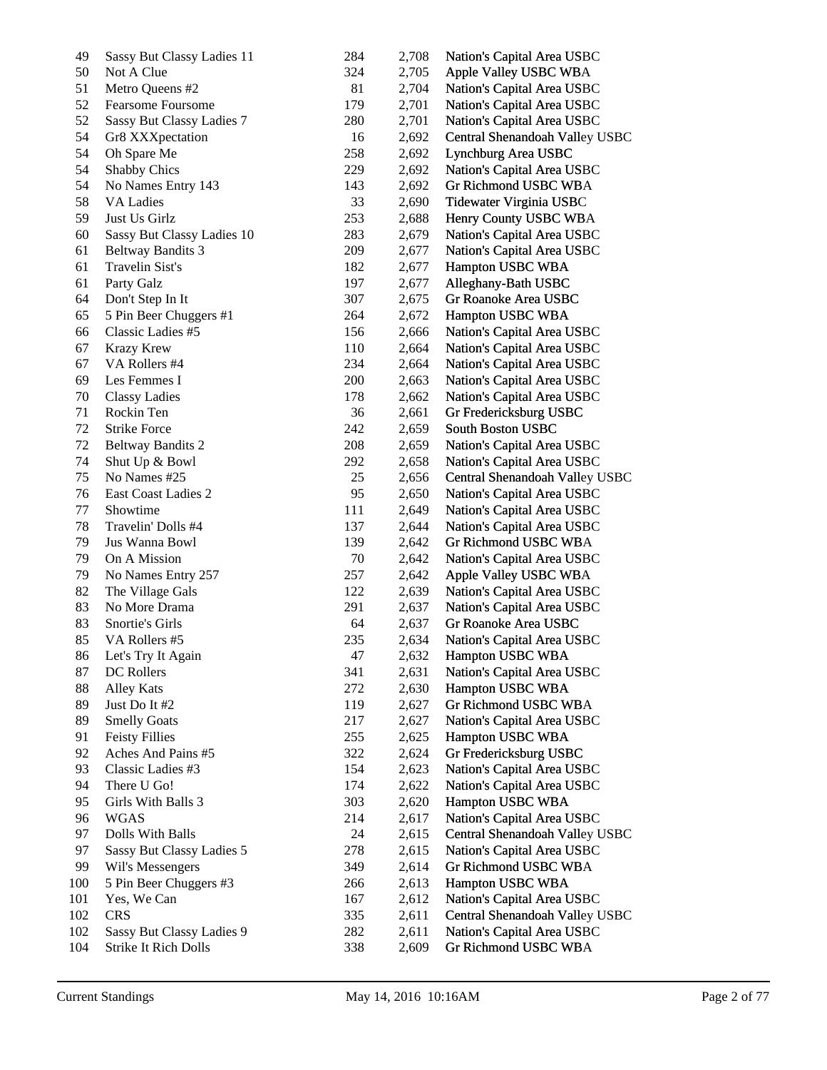| | | | | |
|---|---|---|---|---|
| 49 | Sassy But Classy Ladies 11 | 284 | 2,708 | Nation's Capital Area USBC |
| 50 | Not A Clue | 324 | 2,705 | Apple Valley USBC WBA |
| 51 | Metro Queens #2 | 81 | 2,704 | Nation's Capital Area USBC |
| 52 | Fearsome Foursome | 179 | 2,701 | Nation's Capital Area USBC |
| 52 | Sassy But Classy Ladies 7 | 280 | 2,701 | Nation's Capital Area USBC |
| 54 | Gr8 XXXpectation | 16 | 2,692 | Central Shenandoah Valley USBC |
| 54 | Oh Spare Me | 258 | 2,692 | Lynchburg Area USBC |
| 54 | Shabby Chics | 229 | 2,692 | Nation's Capital Area USBC |
| 54 | No Names Entry 143 | 143 | 2,692 | Gr Richmond USBC WBA |
| 58 | VA Ladies | 33 | 2,690 | Tidewater Virginia USBC |
| 59 | Just Us Girlz | 253 | 2,688 | Henry County USBC WBA |
| 60 | Sassy But Classy Ladies 10 | 283 | 2,679 | Nation's Capital Area USBC |
| 61 | Beltway Bandits 3 | 209 | 2,677 | Nation's Capital Area USBC |
| 61 | Travelin Sist's | 182 | 2,677 | Hampton USBC WBA |
| 61 | Party Galz | 197 | 2,677 | Alleghany-Bath USBC |
| 64 | Don't Step In It | 307 | 2,675 | Gr Roanoke Area USBC |
| 65 | 5 Pin Beer Chuggers #1 | 264 | 2,672 | Hampton USBC WBA |
| 66 | Classic Ladies #5 | 156 | 2,666 | Nation's Capital Area USBC |
| 67 | Krazy Krew | 110 | 2,664 | Nation's Capital Area USBC |
| 67 | VA Rollers #4 | 234 | 2,664 | Nation's Capital Area USBC |
| 69 | Les Femmes I | 200 | 2,663 | Nation's Capital Area USBC |
| 70 | Classy Ladies | 178 | 2,662 | Nation's Capital Area USBC |
| 71 | Rockin Ten | 36 | 2,661 | Gr Fredericksburg USBC |
| 72 | Strike Force | 242 | 2,659 | South Boston USBC |
| 72 | Beltway Bandits 2 | 208 | 2,659 | Nation's Capital Area USBC |
| 74 | Shut Up & Bowl | 292 | 2,658 | Nation's Capital Area USBC |
| 75 | No Names #25 | 25 | 2,656 | Central Shenandoah Valley USBC |
| 76 | East Coast Ladies 2 | 95 | 2,650 | Nation's Capital Area USBC |
| 77 | Showtime | 111 | 2,649 | Nation's Capital Area USBC |
| 78 | Travelin' Dolls #4 | 137 | 2,644 | Nation's Capital Area USBC |
| 79 | Jus Wanna Bowl | 139 | 2,642 | Gr Richmond USBC WBA |
| 79 | On A Mission | 70 | 2,642 | Nation's Capital Area USBC |
| 79 | No Names Entry 257 | 257 | 2,642 | Apple Valley USBC WBA |
| 82 | The Village Gals | 122 | 2,639 | Nation's Capital Area USBC |
| 83 | No More Drama | 291 | 2,637 | Nation's Capital Area USBC |
| 83 | Snortie's Girls | 64 | 2,637 | Gr Roanoke Area USBC |
| 85 | VA Rollers #5 | 235 | 2,634 | Nation's Capital Area USBC |
| 86 | Let's Try It Again | 47 | 2,632 | Hampton USBC WBA |
| 87 | DC Rollers | 341 | 2,631 | Nation's Capital Area USBC |
| 88 | Alley Kats | 272 | 2,630 | Hampton USBC WBA |
| 89 | Just Do It #2 | 119 | 2,627 | Gr Richmond USBC WBA |
| 89 | Smelly Goats | 217 | 2,627 | Nation's Capital Area USBC |
| 91 | Feisty Fillies | 255 | 2,625 | Hampton USBC WBA |
| 92 | Aches And Pains #5 | 322 | 2,624 | Gr Fredericksburg USBC |
| 93 | Classic Ladies #3 | 154 | 2,623 | Nation's Capital Area USBC |
| 94 | There U Go! | 174 | 2,622 | Nation's Capital Area USBC |
| 95 | Girls With Balls 3 | 303 | 2,620 | Hampton USBC WBA |
| 96 | WGAS | 214 | 2,617 | Nation's Capital Area USBC |
| 97 | Dolls With Balls | 24 | 2,615 | Central Shenandoah Valley USBC |
| 97 | Sassy But Classy Ladies 5 | 278 | 2,615 | Nation's Capital Area USBC |
| 99 | Wil's Messengers | 349 | 2,614 | Gr Richmond USBC WBA |
| 100 | 5 Pin Beer Chuggers #3 | 266 | 2,613 | Hampton USBC WBA |
| 101 | Yes, We Can | 167 | 2,612 | Nation's Capital Area USBC |
| 102 | CRS | 335 | 2,611 | Central Shenandoah Valley USBC |
| 102 | Sassy But Classy Ladies 9 | 282 | 2,611 | Nation's Capital Area USBC |
| 104 | Strike It Rich Dolls | 338 | 2,609 | Gr Richmond USBC WBA |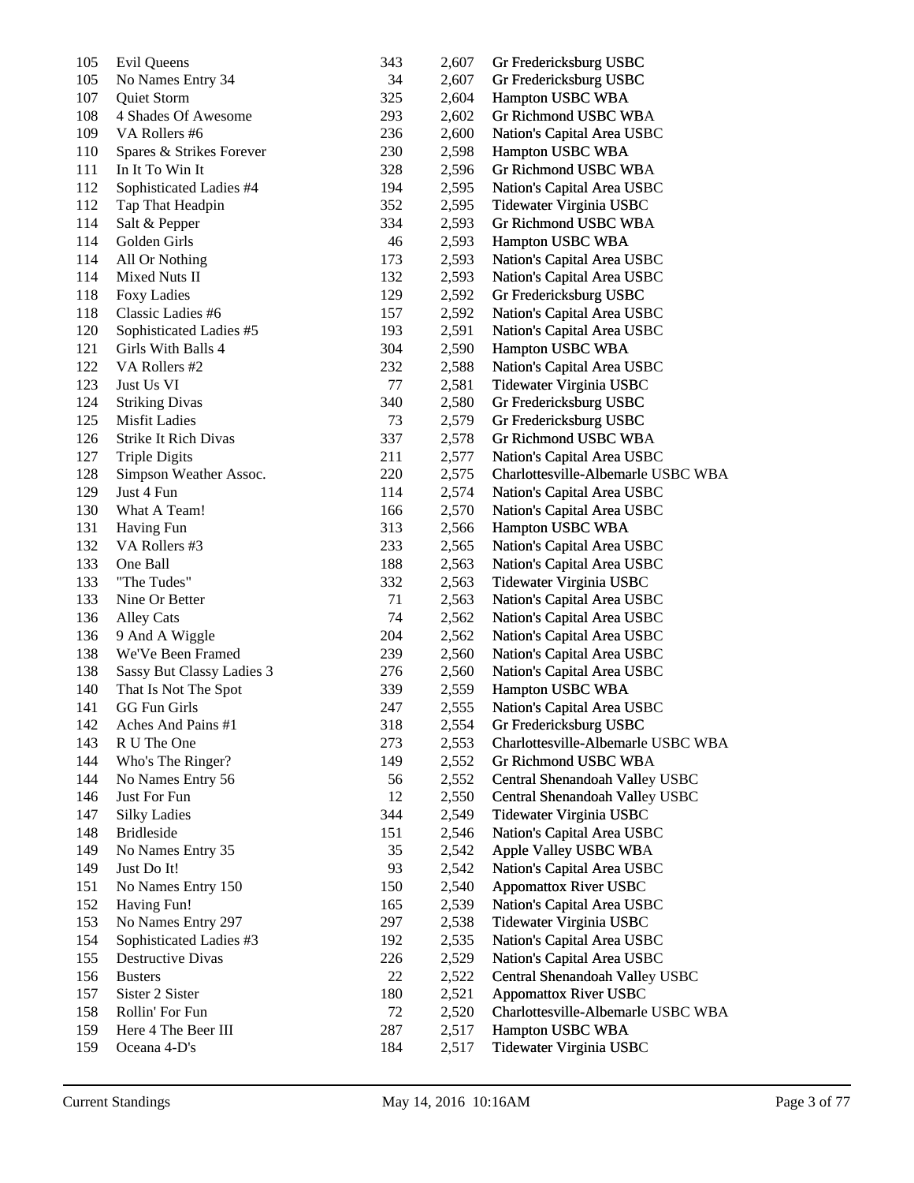| | | | | |
|---|---|---|---|---|
| 105 | Evil Queens | 343 | 2,607 | Gr Fredericksburg USBC |
| 105 | No Names Entry 34 | 34 | 2,607 | Gr Fredericksburg USBC |
| 107 | Quiet Storm | 325 | 2,604 | Hampton USBC WBA |
| 108 | 4 Shades Of Awesome | 293 | 2,602 | Gr Richmond USBC WBA |
| 109 | VA Rollers #6 | 236 | 2,600 | Nation's Capital Area USBC |
| 110 | Spares & Strikes Forever | 230 | 2,598 | Hampton USBC WBA |
| 111 | In It To Win It | 328 | 2,596 | Gr Richmond USBC WBA |
| 112 | Sophisticated Ladies #4 | 194 | 2,595 | Nation's Capital Area USBC |
| 112 | Tap That Headpin | 352 | 2,595 | Tidewater Virginia USBC |
| 114 | Salt & Pepper | 334 | 2,593 | Gr Richmond USBC WBA |
| 114 | Golden Girls | 46 | 2,593 | Hampton USBC WBA |
| 114 | All Or Nothing | 173 | 2,593 | Nation's Capital Area USBC |
| 114 | Mixed Nuts II | 132 | 2,593 | Nation's Capital Area USBC |
| 118 | Foxy Ladies | 129 | 2,592 | Gr Fredericksburg USBC |
| 118 | Classic Ladies #6 | 157 | 2,592 | Nation's Capital Area USBC |
| 120 | Sophisticated Ladies #5 | 193 | 2,591 | Nation's Capital Area USBC |
| 121 | Girls With Balls 4 | 304 | 2,590 | Hampton USBC WBA |
| 122 | VA Rollers #2 | 232 | 2,588 | Nation's Capital Area USBC |
| 123 | Just Us VI | 77 | 2,581 | Tidewater Virginia USBC |
| 124 | Striking Divas | 340 | 2,580 | Gr Fredericksburg USBC |
| 125 | Misfit Ladies | 73 | 2,579 | Gr Fredericksburg USBC |
| 126 | Strike It Rich Divas | 337 | 2,578 | Gr Richmond USBC WBA |
| 127 | Triple Digits | 211 | 2,577 | Nation's Capital Area USBC |
| 128 | Simpson Weather Assoc. | 220 | 2,575 | Charlottesville-Albemarle USBC WBA |
| 129 | Just 4 Fun | 114 | 2,574 | Nation's Capital Area USBC |
| 130 | What A Team! | 166 | 2,570 | Nation's Capital Area USBC |
| 131 | Having Fun | 313 | 2,566 | Hampton USBC WBA |
| 132 | VA Rollers #3 | 233 | 2,565 | Nation's Capital Area USBC |
| 133 | One Ball | 188 | 2,563 | Nation's Capital Area USBC |
| 133 | "The Tudes" | 332 | 2,563 | Tidewater Virginia USBC |
| 133 | Nine Or Better | 71 | 2,563 | Nation's Capital Area USBC |
| 136 | Alley Cats | 74 | 2,562 | Nation's Capital Area USBC |
| 136 | 9 And A Wiggle | 204 | 2,562 | Nation's Capital Area USBC |
| 138 | We'Ve Been Framed | 239 | 2,560 | Nation's Capital Area USBC |
| 138 | Sassy But Classy Ladies 3 | 276 | 2,560 | Nation's Capital Area USBC |
| 140 | That Is Not The Spot | 339 | 2,559 | Hampton USBC WBA |
| 141 | GG Fun Girls | 247 | 2,555 | Nation's Capital Area USBC |
| 142 | Aches And Pains #1 | 318 | 2,554 | Gr Fredericksburg USBC |
| 143 | R U The One | 273 | 2,553 | Charlottesville-Albemarle USBC WBA |
| 144 | Who's The Ringer? | 149 | 2,552 | Gr Richmond USBC WBA |
| 144 | No Names Entry 56 | 56 | 2,552 | Central Shenandoah Valley USBC |
| 146 | Just For Fun | 12 | 2,550 | Central Shenandoah Valley USBC |
| 147 | Silky Ladies | 344 | 2,549 | Tidewater Virginia USBC |
| 148 | Bridleside | 151 | 2,546 | Nation's Capital Area USBC |
| 149 | No Names Entry 35 | 35 | 2,542 | Apple Valley USBC WBA |
| 149 | Just Do It! | 93 | 2,542 | Nation's Capital Area USBC |
| 151 | No Names Entry 150 | 150 | 2,540 | Appomattox River USBC |
| 152 | Having Fun! | 165 | 2,539 | Nation's Capital Area USBC |
| 153 | No Names Entry 297 | 297 | 2,538 | Tidewater Virginia USBC |
| 154 | Sophisticated Ladies #3 | 192 | 2,535 | Nation's Capital Area USBC |
| 155 | Destructive Divas | 226 | 2,529 | Nation's Capital Area USBC |
| 156 | Busters | 22 | 2,522 | Central Shenandoah Valley USBC |
| 157 | Sister 2 Sister | 180 | 2,521 | Appomattox River USBC |
| 158 | Rollin' For Fun | 72 | 2,520 | Charlottesville-Albemarle USBC WBA |
| 159 | Here 4 The Beer III | 287 | 2,517 | Hampton USBC WBA |
| 159 | Oceana 4-D's | 184 | 2,517 | Tidewater Virginia USBC |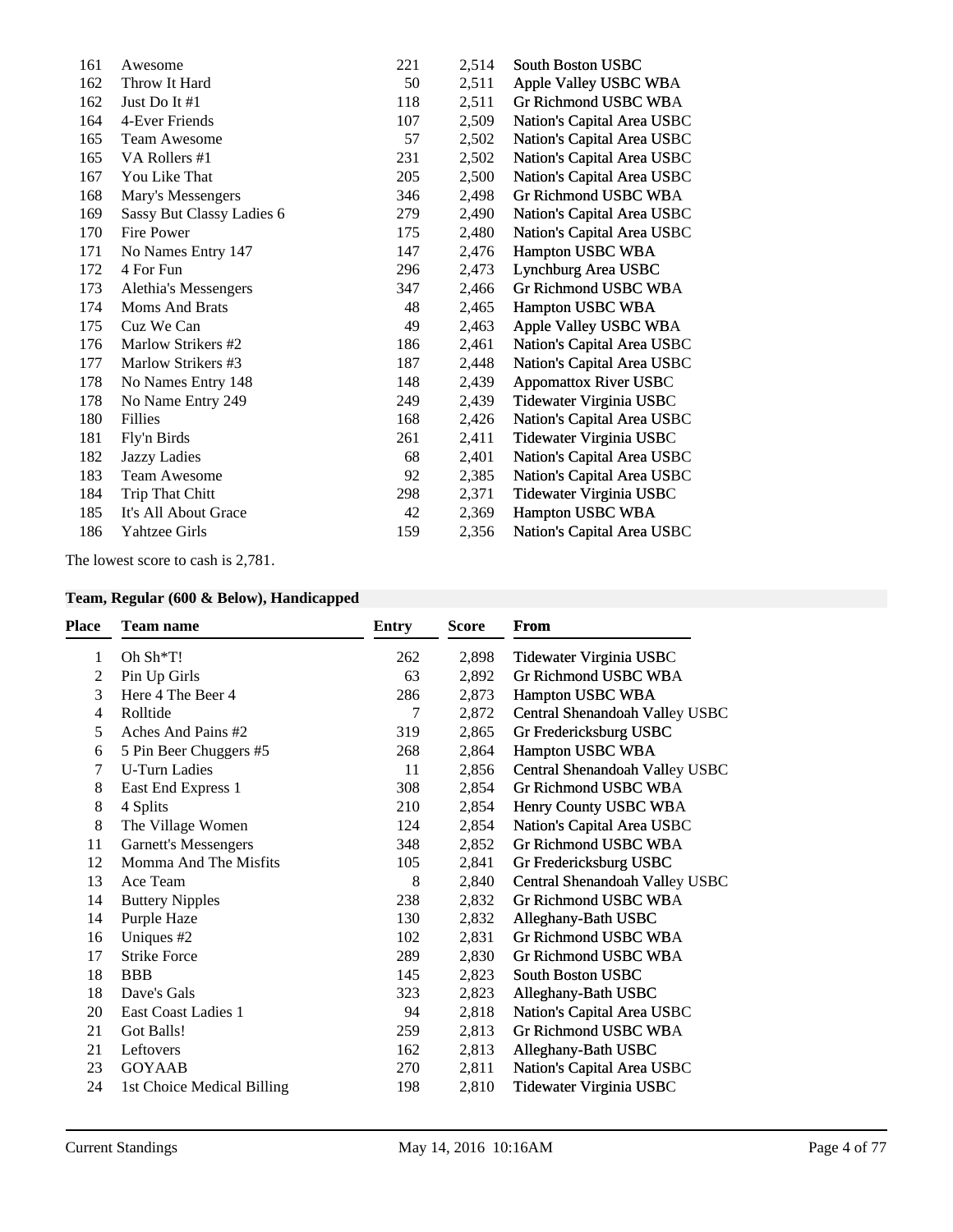| Place | Team name | Entry | Score | From |
|---|---|---|---|---|
| 161 | Awesome | 221 | 2,514 | South Boston USBC |
| 162 | Throw It Hard | 50 | 2,511 | Apple Valley USBC WBA |
| 162 | Just Do It #1 | 118 | 2,511 | Gr Richmond USBC WBA |
| 164 | 4-Ever Friends | 107 | 2,509 | Nation's Capital Area USBC |
| 165 | Team Awesome | 57 | 2,502 | Nation's Capital Area USBC |
| 165 | VA Rollers #1 | 231 | 2,502 | Nation's Capital Area USBC |
| 167 | You Like That | 205 | 2,500 | Nation's Capital Area USBC |
| 168 | Mary's Messengers | 346 | 2,498 | Gr Richmond USBC WBA |
| 169 | Sassy But Classy Ladies 6 | 279 | 2,490 | Nation's Capital Area USBC |
| 170 | Fire Power | 175 | 2,480 | Nation's Capital Area USBC |
| 171 | No Names Entry 147 | 147 | 2,476 | Hampton USBC WBA |
| 172 | 4 For Fun | 296 | 2,473 | Lynchburg Area USBC |
| 173 | Alethia's Messengers | 347 | 2,466 | Gr Richmond USBC WBA |
| 174 | Moms And Brats | 48 | 2,465 | Hampton USBC WBA |
| 175 | Cuz We Can | 49 | 2,463 | Apple Valley USBC WBA |
| 176 | Marlow Strikers #2 | 186 | 2,461 | Nation's Capital Area USBC |
| 177 | Marlow Strikers #3 | 187 | 2,448 | Nation's Capital Area USBC |
| 178 | No Names Entry 148 | 148 | 2,439 | Appomattox River USBC |
| 178 | No Name Entry 249 | 249 | 2,439 | Tidewater Virginia USBC |
| 180 | Fillies | 168 | 2,426 | Nation's Capital Area USBC |
| 181 | Fly'n Birds | 261 | 2,411 | Tidewater Virginia USBC |
| 182 | Jazzy Ladies | 68 | 2,401 | Nation's Capital Area USBC |
| 183 | Team Awesome | 92 | 2,385 | Nation's Capital Area USBC |
| 184 | Trip That Chitt | 298 | 2,371 | Tidewater Virginia USBC |
| 185 | It's All About Grace | 42 | 2,369 | Hampton USBC WBA |
| 186 | Yahtzee Girls | 159 | 2,356 | Nation's Capital Area USBC |

The lowest score to cash is 2,781.

### Team, Regular (600 & Below), Handicapped

| Place | Team name | Entry | Score | From |
|---|---|---|---|---|
| 1 | Oh Sh*T! | 262 | 2,898 | Tidewater Virginia USBC |
| 2 | Pin Up Girls | 63 | 2,892 | Gr Richmond USBC WBA |
| 3 | Here 4 The Beer 4 | 286 | 2,873 | Hampton USBC WBA |
| 4 | Rolltide | 7 | 2,872 | Central Shenandoah Valley USBC |
| 5 | Aches And Pains #2 | 319 | 2,865 | Gr Fredericksburg USBC |
| 6 | 5 Pin Beer Chuggers #5 | 268 | 2,864 | Hampton USBC WBA |
| 7 | U-Turn Ladies | 11 | 2,856 | Central Shenandoah Valley USBC |
| 8 | East End Express 1 | 308 | 2,854 | Gr Richmond USBC WBA |
| 8 | 4 Splits | 210 | 2,854 | Henry County USBC WBA |
| 8 | The Village Women | 124 | 2,854 | Nation's Capital Area USBC |
| 11 | Garnett's Messengers | 348 | 2,852 | Gr Richmond USBC WBA |
| 12 | Momma And The Misfits | 105 | 2,841 | Gr Fredericksburg USBC |
| 13 | Ace Team | 8 | 2,840 | Central Shenandoah Valley USBC |
| 14 | Buttery Nipples | 238 | 2,832 | Gr Richmond USBC WBA |
| 14 | Purple Haze | 130 | 2,832 | Alleghany-Bath USBC |
| 16 | Uniques #2 | 102 | 2,831 | Gr Richmond USBC WBA |
| 17 | Strike Force | 289 | 2,830 | Gr Richmond USBC WBA |
| 18 | BBB | 145 | 2,823 | South Boston USBC |
| 18 | Dave's Gals | 323 | 2,823 | Alleghany-Bath USBC |
| 20 | East Coast Ladies 1 | 94 | 2,818 | Nation's Capital Area USBC |
| 21 | Got Balls! | 259 | 2,813 | Gr Richmond USBC WBA |
| 21 | Leftovers | 162 | 2,813 | Alleghany-Bath USBC |
| 23 | GOYAAB | 270 | 2,811 | Nation's Capital Area USBC |
| 24 | 1st Choice Medical Billing | 198 | 2,810 | Tidewater Virginia USBC |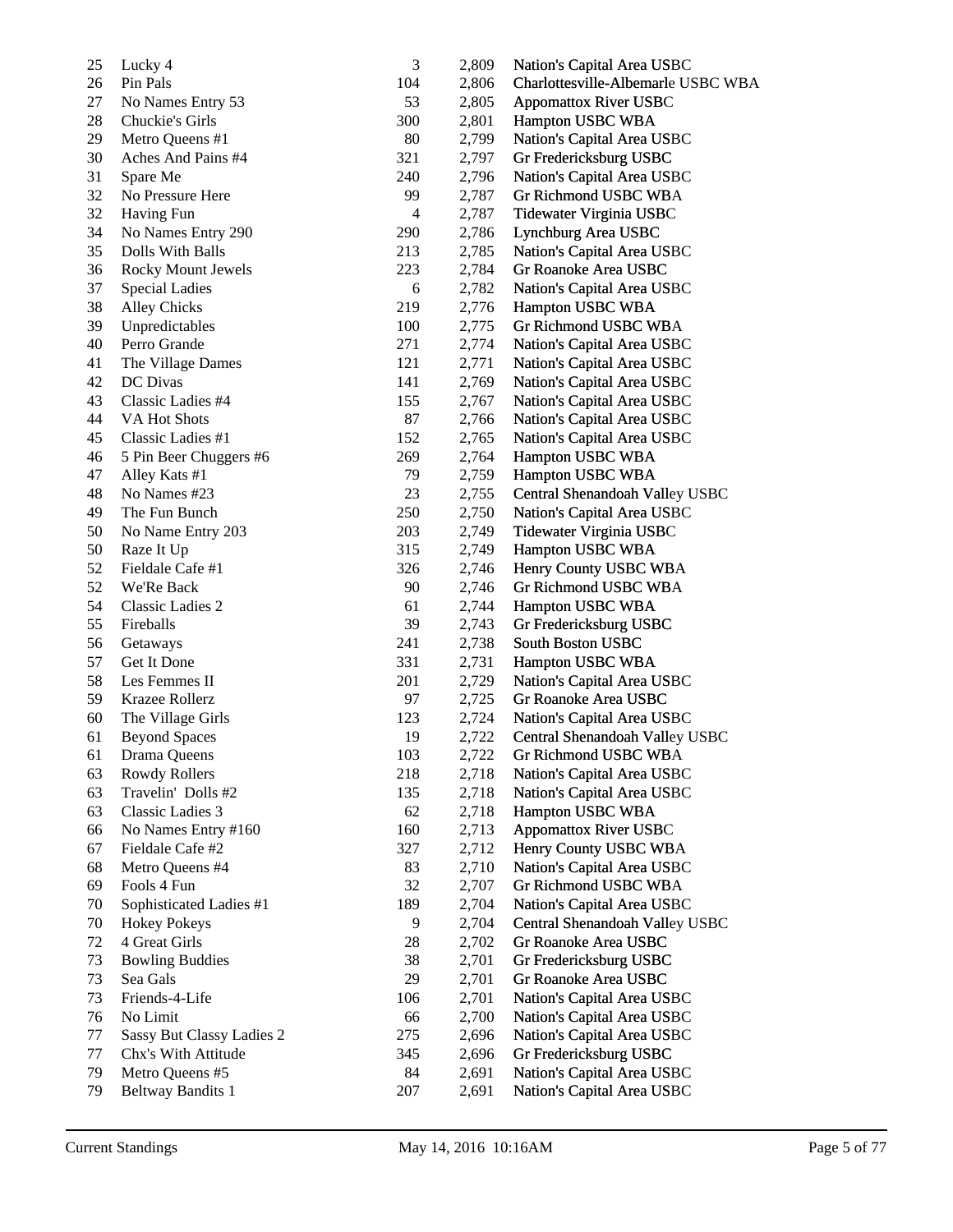| | | | | |
|---|---|---|---|---|
| 25 | Lucky 4 | 3 | 2,809 | Nation's Capital Area USBC |
| 26 | Pin Pals | 104 | 2,806 | Charlottesville-Albemarle USBC WBA |
| 27 | No Names Entry 53 | 53 | 2,805 | Appomattox River USBC |
| 28 | Chuckie's Girls | 300 | 2,801 | Hampton USBC WBA |
| 29 | Metro Queens #1 | 80 | 2,799 | Nation's Capital Area USBC |
| 30 | Aches And Pains #4 | 321 | 2,797 | Gr Fredericksburg USBC |
| 31 | Spare Me | 240 | 2,796 | Nation's Capital Area USBC |
| 32 | No Pressure Here | 99 | 2,787 | Gr Richmond USBC WBA |
| 32 | Having Fun | 4 | 2,787 | Tidewater Virginia USBC |
| 34 | No Names Entry 290 | 290 | 2,786 | Lynchburg Area USBC |
| 35 | Dolls With Balls | 213 | 2,785 | Nation's Capital Area USBC |
| 36 | Rocky Mount Jewels | 223 | 2,784 | Gr Roanoke Area USBC |
| 37 | Special Ladies | 6 | 2,782 | Nation's Capital Area USBC |
| 38 | Alley Chicks | 219 | 2,776 | Hampton USBC WBA |
| 39 | Unpredictables | 100 | 2,775 | Gr Richmond USBC WBA |
| 40 | Perro Grande | 271 | 2,774 | Nation's Capital Area USBC |
| 41 | The Village Dames | 121 | 2,771 | Nation's Capital Area USBC |
| 42 | DC Divas | 141 | 2,769 | Nation's Capital Area USBC |
| 43 | Classic Ladies #4 | 155 | 2,767 | Nation's Capital Area USBC |
| 44 | VA Hot Shots | 87 | 2,766 | Nation's Capital Area USBC |
| 45 | Classic Ladies #1 | 152 | 2,765 | Nation's Capital Area USBC |
| 46 | 5 Pin Beer Chuggers #6 | 269 | 2,764 | Hampton USBC WBA |
| 47 | Alley Kats #1 | 79 | 2,759 | Hampton USBC WBA |
| 48 | No Names #23 | 23 | 2,755 | Central Shenandoah Valley USBC |
| 49 | The Fun Bunch | 250 | 2,750 | Nation's Capital Area USBC |
| 50 | No Name Entry 203 | 203 | 2,749 | Tidewater Virginia USBC |
| 50 | Raze It Up | 315 | 2,749 | Hampton USBC WBA |
| 52 | Fieldale Cafe #1 | 326 | 2,746 | Henry County USBC WBA |
| 52 | We'Re Back | 90 | 2,746 | Gr Richmond USBC WBA |
| 54 | Classic Ladies 2 | 61 | 2,744 | Hampton USBC WBA |
| 55 | Fireballs | 39 | 2,743 | Gr Fredericksburg USBC |
| 56 | Getaways | 241 | 2,738 | South Boston USBC |
| 57 | Get It Done | 331 | 2,731 | Hampton USBC WBA |
| 58 | Les Femmes II | 201 | 2,729 | Nation's Capital Area USBC |
| 59 | Krazee Rollerz | 97 | 2,725 | Gr Roanoke Area USBC |
| 60 | The Village Girls | 123 | 2,724 | Nation's Capital Area USBC |
| 61 | Beyond Spaces | 19 | 2,722 | Central Shenandoah Valley USBC |
| 61 | Drama Queens | 103 | 2,722 | Gr Richmond USBC WBA |
| 63 | Rowdy Rollers | 218 | 2,718 | Nation's Capital Area USBC |
| 63 | Travelin' Dolls #2 | 135 | 2,718 | Nation's Capital Area USBC |
| 63 | Classic Ladies 3 | 62 | 2,718 | Hampton USBC WBA |
| 66 | No Names Entry #160 | 160 | 2,713 | Appomattox River USBC |
| 67 | Fieldale Cafe #2 | 327 | 2,712 | Henry County USBC WBA |
| 68 | Metro Queens #4 | 83 | 2,710 | Nation's Capital Area USBC |
| 69 | Fools 4 Fun | 32 | 2,707 | Gr Richmond USBC WBA |
| 70 | Sophisticated Ladies #1 | 189 | 2,704 | Nation's Capital Area USBC |
| 70 | Hokey Pokeys | 9 | 2,704 | Central Shenandoah Valley USBC |
| 72 | 4 Great Girls | 28 | 2,702 | Gr Roanoke Area USBC |
| 73 | Bowling Buddies | 38 | 2,701 | Gr Fredericksburg USBC |
| 73 | Sea Gals | 29 | 2,701 | Gr Roanoke Area USBC |
| 73 | Friends-4-Life | 106 | 2,701 | Nation's Capital Area USBC |
| 76 | No Limit | 66 | 2,700 | Nation's Capital Area USBC |
| 77 | Sassy But Classy Ladies 2 | 275 | 2,696 | Nation's Capital Area USBC |
| 77 | Chx's With Attitude | 345 | 2,696 | Gr Fredericksburg USBC |
| 79 | Metro Queens #5 | 84 | 2,691 | Nation's Capital Area USBC |
| 79 | Beltway Bandits 1 | 207 | 2,691 | Nation's Capital Area USBC |

Current Standings May 14, 2016 10:16AM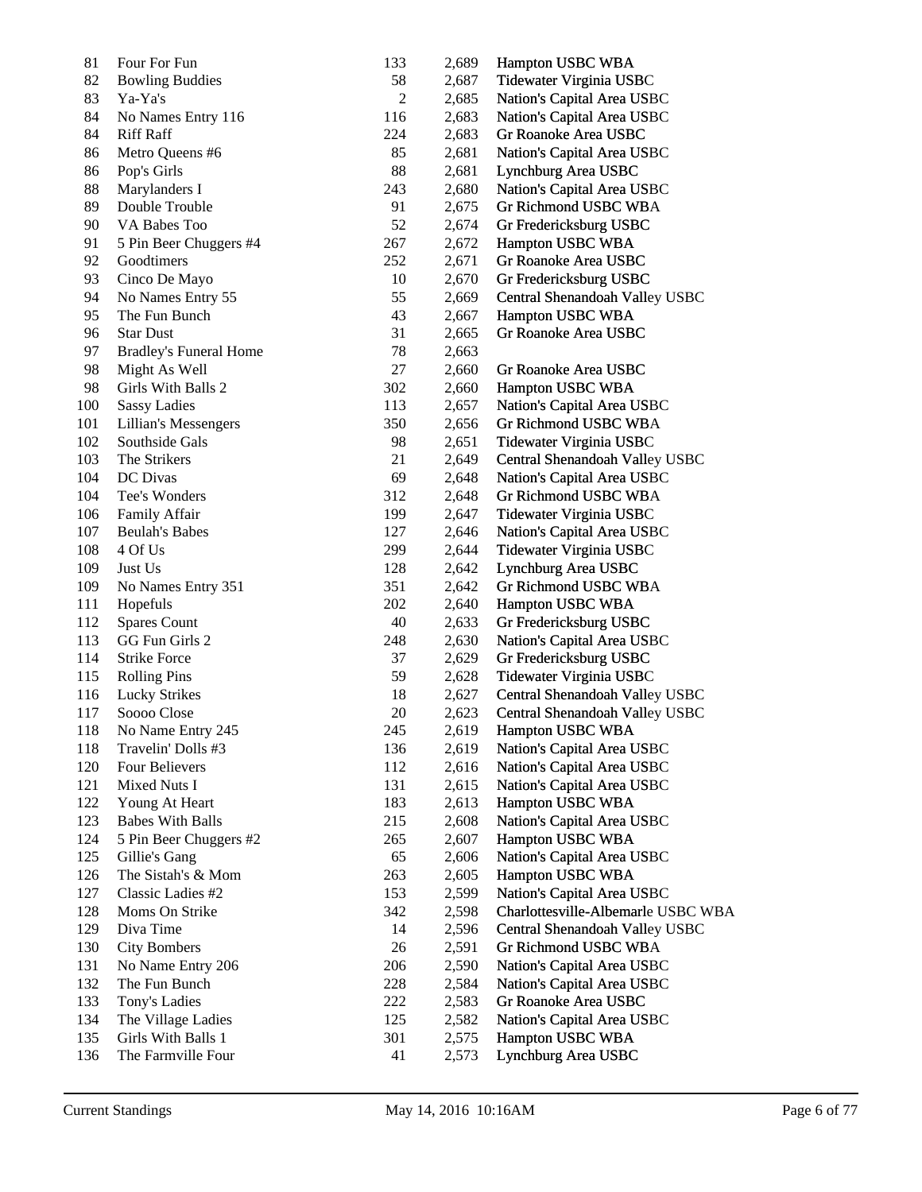| | | | | |
|---|---|---|---|---|
| 81 | Four For Fun | 133 | 2,689 | Hampton USBC WBA |
| 82 | Bowling Buddies | 58 | 2,687 | Tidewater Virginia USBC |
| 83 | Ya-Ya's | 2 | 2,685 | Nation's Capital Area USBC |
| 84 | No Names Entry 116 | 116 | 2,683 | Nation's Capital Area USBC |
| 84 | Riff Raff | 224 | 2,683 | Gr Roanoke Area USBC |
| 86 | Metro Queens #6 | 85 | 2,681 | Nation's Capital Area USBC |
| 86 | Pop's Girls | 88 | 2,681 | Lynchburg Area USBC |
| 88 | Marylanders I | 243 | 2,680 | Nation's Capital Area USBC |
| 89 | Double Trouble | 91 | 2,675 | Gr Richmond USBC WBA |
| 90 | VA Babes Too | 52 | 2,674 | Gr Fredericksburg USBC |
| 91 | 5 Pin Beer Chuggers #4 | 267 | 2,672 | Hampton USBC WBA |
| 92 | Goodtimers | 252 | 2,671 | Gr Roanoke Area USBC |
| 93 | Cinco De Mayo | 10 | 2,670 | Gr Fredericksburg USBC |
| 94 | No Names Entry 55 | 55 | 2,669 | Central Shenandoah Valley USBC |
| 95 | The Fun Bunch | 43 | 2,667 | Hampton USBC WBA |
| 96 | Star Dust | 31 | 2,665 | Gr Roanoke Area USBC |
| 97 | Bradley's Funeral Home | 78 | 2,663 | |
| 98 | Might As Well | 27 | 2,660 | Gr Roanoke Area USBC |
| 98 | Girls With Balls 2 | 302 | 2,660 | Hampton USBC WBA |
| 100 | Sassy Ladies | 113 | 2,657 | Nation's Capital Area USBC |
| 101 | Lillian's Messengers | 350 | 2,656 | Gr Richmond USBC WBA |
| 102 | Southside Gals | 98 | 2,651 | Tidewater Virginia USBC |
| 103 | The Strikers | 21 | 2,649 | Central Shenandoah Valley USBC |
| 104 | DC Divas | 69 | 2,648 | Nation's Capital Area USBC |
| 104 | Tee's Wonders | 312 | 2,648 | Gr Richmond USBC WBA |
| 106 | Family Affair | 199 | 2,647 | Tidewater Virginia USBC |
| 107 | Beulah's Babes | 127 | 2,646 | Nation's Capital Area USBC |
| 108 | 4 Of Us | 299 | 2,644 | Tidewater Virginia USBC |
| 109 | Just Us | 128 | 2,642 | Lynchburg Area USBC |
| 109 | No Names Entry 351 | 351 | 2,642 | Gr Richmond USBC WBA |
| 111 | Hopefuls | 202 | 2,640 | Hampton USBC WBA |
| 112 | Spares Count | 40 | 2,633 | Gr Fredericksburg USBC |
| 113 | GG Fun Girls 2 | 248 | 2,630 | Nation's Capital Area USBC |
| 114 | Strike Force | 37 | 2,629 | Gr Fredericksburg USBC |
| 115 | Rolling Pins | 59 | 2,628 | Tidewater Virginia USBC |
| 116 | Lucky Strikes | 18 | 2,627 | Central Shenandoah Valley USBC |
| 117 | Soooo Close | 20 | 2,623 | Central Shenandoah Valley USBC |
| 118 | No Name Entry 245 | 245 | 2,619 | Hampton USBC WBA |
| 118 | Travelin' Dolls #3 | 136 | 2,619 | Nation's Capital Area USBC |
| 120 | Four Believers | 112 | 2,616 | Nation's Capital Area USBC |
| 121 | Mixed Nuts I | 131 | 2,615 | Nation's Capital Area USBC |
| 122 | Young At Heart | 183 | 2,613 | Hampton USBC WBA |
| 123 | Babes With Balls | 215 | 2,608 | Nation's Capital Area USBC |
| 124 | 5 Pin Beer Chuggers #2 | 265 | 2,607 | Hampton USBC WBA |
| 125 | Gillie's Gang | 65 | 2,606 | Nation's Capital Area USBC |
| 126 | The Sistah's & Mom | 263 | 2,605 | Hampton USBC WBA |
| 127 | Classic Ladies #2 | 153 | 2,599 | Nation's Capital Area USBC |
| 128 | Moms On Strike | 342 | 2,598 | Charlottesville-Albemarle USBC WBA |
| 129 | Diva Time | 14 | 2,596 | Central Shenandoah Valley USBC |
| 130 | City Bombers | 26 | 2,591 | Gr Richmond USBC WBA |
| 131 | No Name Entry 206 | 206 | 2,590 | Nation's Capital Area USBC |
| 132 | The Fun Bunch | 228 | 2,584 | Nation's Capital Area USBC |
| 133 | Tony's Ladies | 222 | 2,583 | Gr Roanoke Area USBC |
| 134 | The Village Ladies | 125 | 2,582 | Nation's Capital Area USBC |
| 135 | Girls With Balls 1 | 301 | 2,575 | Hampton USBC WBA |
| 136 | The Farmville Four | 41 | 2,573 | Lynchburg Area USBC |

Current Standings May 14, 2016 10:16AM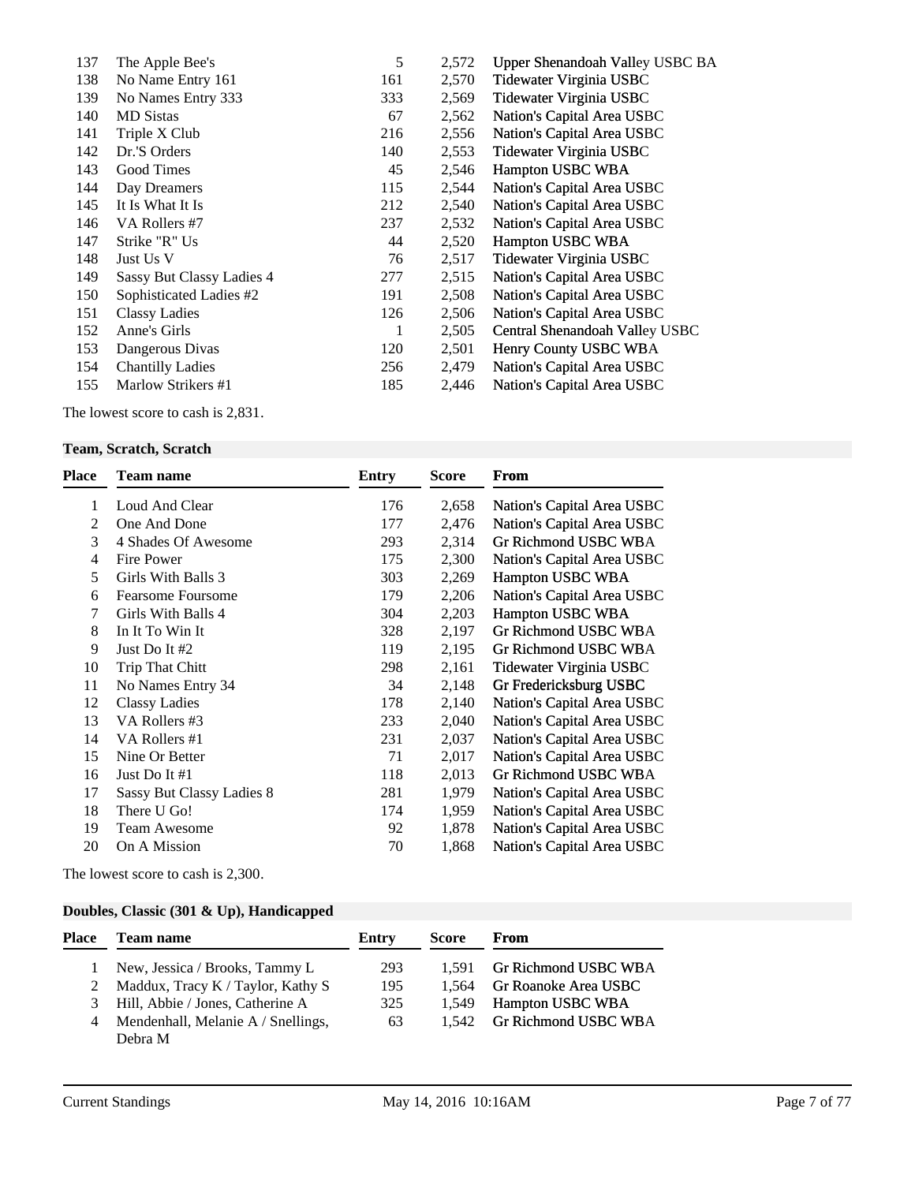| Place | Team name | Entry | Score | From |
|---|---|---|---|---|
| 137 | The Apple Bee's | 5 | 2,572 | Upper Shenandoah Valley USBC BA |
| 138 | No Name Entry 161 | 161 | 2,570 | Tidewater Virginia USBC |
| 139 | No Names Entry 333 | 333 | 2,569 | Tidewater Virginia USBC |
| 140 | MD Sistas | 67 | 2,562 | Nation's Capital Area USBC |
| 141 | Triple X Club | 216 | 2,556 | Nation's Capital Area USBC |
| 142 | Dr.'S Orders | 140 | 2,553 | Tidewater Virginia USBC |
| 143 | Good Times | 45 | 2,546 | Hampton USBC WBA |
| 144 | Day Dreamers | 115 | 2,544 | Nation's Capital Area USBC |
| 145 | It Is What It Is | 212 | 2,540 | Nation's Capital Area USBC |
| 146 | VA Rollers #7 | 237 | 2,532 | Nation's Capital Area USBC |
| 147 | Strike "R" Us | 44 | 2,520 | Hampton USBC WBA |
| 148 | Just Us V | 76 | 2,517 | Tidewater Virginia USBC |
| 149 | Sassy But Classy Ladies 4 | 277 | 2,515 | Nation's Capital Area USBC |
| 150 | Sophisticated Ladies #2 | 191 | 2,508 | Nation's Capital Area USBC |
| 151 | Classy Ladies | 126 | 2,506 | Nation's Capital Area USBC |
| 152 | Anne's Girls | 1 | 2,505 | Central Shenandoah Valley USBC |
| 153 | Dangerous Divas | 120 | 2,501 | Henry County USBC WBA |
| 154 | Chantilly Ladies | 256 | 2,479 | Nation's Capital Area USBC |
| 155 | Marlow Strikers #1 | 185 | 2,446 | Nation's Capital Area USBC |

The lowest score to cash is 2,831.

### Team, Scratch, Scratch

| Place | Team name | Entry | Score | From |
|---|---|---|---|---|
| 1 | Loud And Clear | 176 | 2,658 | Nation's Capital Area USBC |
| 2 | One And Done | 177 | 2,476 | Nation's Capital Area USBC |
| 3 | 4 Shades Of Awesome | 293 | 2,314 | Gr Richmond USBC WBA |
| 4 | Fire Power | 175 | 2,300 | Nation's Capital Area USBC |
| 5 | Girls With Balls 3 | 303 | 2,269 | Hampton USBC WBA |
| 6 | Fearsome Foursome | 179 | 2,206 | Nation's Capital Area USBC |
| 7 | Girls With Balls 4 | 304 | 2,203 | Hampton USBC WBA |
| 8 | In It To Win It | 328 | 2,197 | Gr Richmond USBC WBA |
| 9 | Just Do It #2 | 119 | 2,195 | Gr Richmond USBC WBA |
| 10 | Trip That Chitt | 298 | 2,161 | Tidewater Virginia USBC |
| 11 | No Names Entry 34 | 34 | 2,148 | Gr Fredericksburg USBC |
| 12 | Classy Ladies | 178 | 2,140 | Nation's Capital Area USBC |
| 13 | VA Rollers #3 | 233 | 2,040 | Nation's Capital Area USBC |
| 14 | VA Rollers #1 | 231 | 2,037 | Nation's Capital Area USBC |
| 15 | Nine Or Better | 71 | 2,017 | Nation's Capital Area USBC |
| 16 | Just Do It #1 | 118 | 2,013 | Gr Richmond USBC WBA |
| 17 | Sassy But Classy Ladies 8 | 281 | 1,979 | Nation's Capital Area USBC |
| 18 | There U Go! | 174 | 1,959 | Nation's Capital Area USBC |
| 19 | Team Awesome | 92 | 1,878 | Nation's Capital Area USBC |
| 20 | On A Mission | 70 | 1,868 | Nation's Capital Area USBC |

The lowest score to cash is 2,300.

### Doubles, Classic (301 & Up), Handicapped

| Place | Team name | Entry | Score | From |
|---|---|---|---|---|
| 1 | New, Jessica / Brooks, Tammy L | 293 | 1,591 | Gr Richmond USBC WBA |
| 2 | Maddux, Tracy K / Taylor, Kathy S | 195 | 1,564 | Gr Roanoke Area USBC |
| 3 | Hill, Abbie / Jones, Catherine A | 325 | 1,549 | Hampton USBC WBA |
| 4 | Mendenhall, Melanie A / Snellings, Debra M | 63 | 1,542 | Gr Richmond USBC WBA |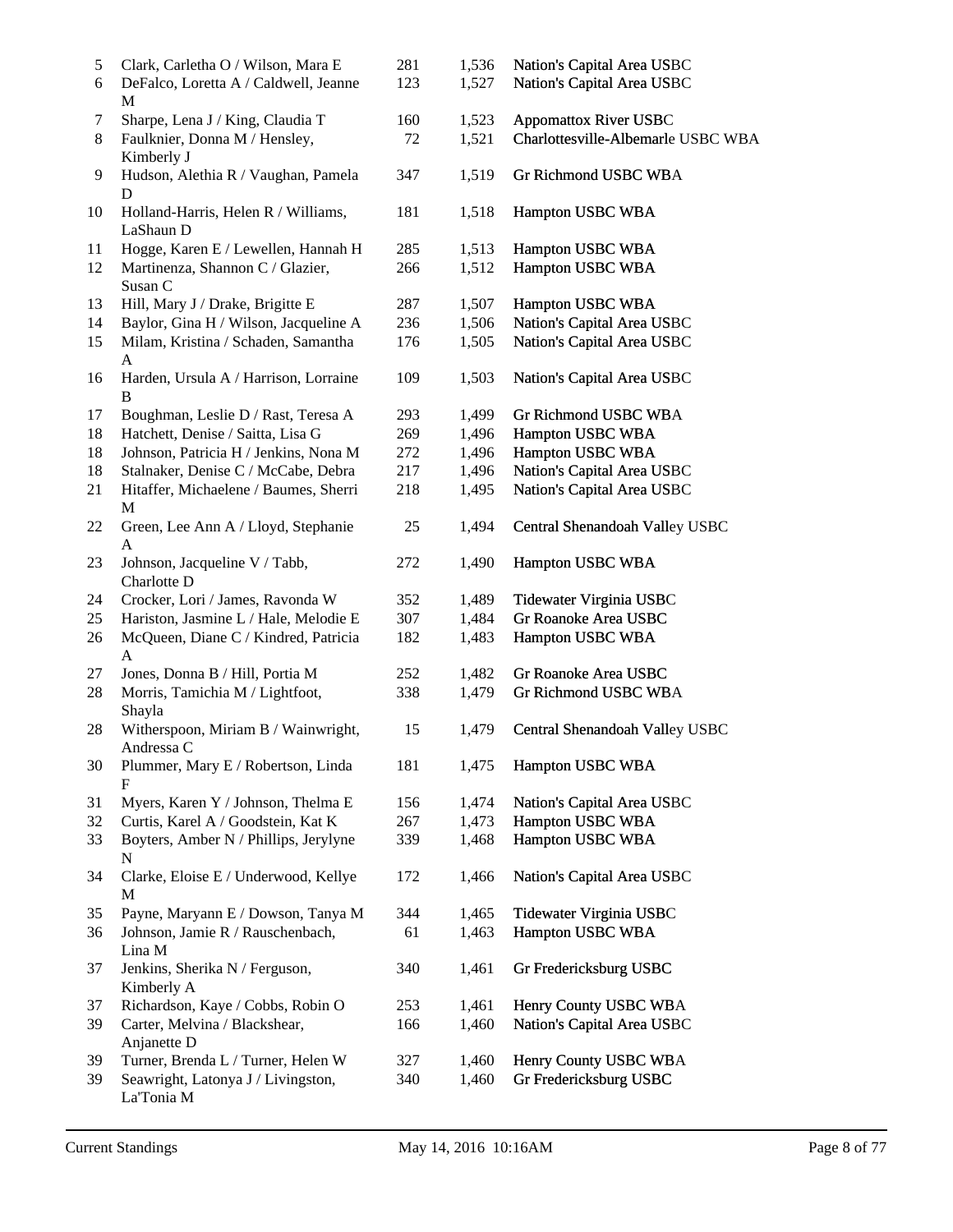| | | | | |
|---|---|---|---|---|
| 5 | Clark, Carletha O / Wilson, Mara E | 281 | 1,536 | Nation's Capital Area USBC |
| 6 | DeFalco, Loretta A / Caldwell, Jeanne M | 123 | 1,527 | Nation's Capital Area USBC |
| 7 | Sharpe, Lena J / King, Claudia T | 160 | 1,523 | Appomattox River USBC |
| 8 | Faulknier, Donna M / Hensley, Kimberly J | 72 | 1,521 | Charlottesville-Albemarle USBC WBA |
| 9 | Hudson, Alethia R / Vaughan, Pamela D | 347 | 1,519 | Gr Richmond USBC WBA |
| 10 | Holland-Harris, Helen R / Williams, LaShaun D | 181 | 1,518 | Hampton USBC WBA |
| 11 | Hogge, Karen E / Lewellen, Hannah H | 285 | 1,513 | Hampton USBC WBA |
| 12 | Martinenza, Shannon C / Glazier, Susan C | 266 | 1,512 | Hampton USBC WBA |
| 13 | Hill, Mary J / Drake, Brigitte E | 287 | 1,507 | Hampton USBC WBA |
| 14 | Baylor, Gina H / Wilson, Jacqueline A | 236 | 1,506 | Nation's Capital Area USBC |
| 15 | Milam, Kristina / Schaden, Samantha A | 176 | 1,505 | Nation's Capital Area USBC |
| 16 | Harden, Ursula A / Harrison, Lorraine B | 109 | 1,503 | Nation's Capital Area USBC |
| 17 | Boughman, Leslie D / Rast, Teresa A | 293 | 1,499 | Gr Richmond USBC WBA |
| 18 | Hatchett, Denise / Saitta, Lisa G | 269 | 1,496 | Hampton USBC WBA |
| 18 | Johnson, Patricia H / Jenkins, Nona M | 272 | 1,496 | Hampton USBC WBA |
| 18 | Stalnaker, Denise C / McCabe, Debra | 217 | 1,496 | Nation's Capital Area USBC |
| 21 | Hitaffer, Michaelene / Baumes, Sherri M | 218 | 1,495 | Nation's Capital Area USBC |
| 22 | Green, Lee Ann A / Lloyd, Stephanie A | 25 | 1,494 | Central Shenandoah Valley USBC |
| 23 | Johnson, Jacqueline V / Tabb, Charlotte D | 272 | 1,490 | Hampton USBC WBA |
| 24 | Crocker, Lori / James, Ravonda W | 352 | 1,489 | Tidewater Virginia USBC |
| 25 | Hariston, Jasmine L / Hale, Melodie E | 307 | 1,484 | Gr Roanoke Area USBC |
| 26 | McQueen, Diane C / Kindred, Patricia A | 182 | 1,483 | Hampton USBC WBA |
| 27 | Jones, Donna B / Hill, Portia M | 252 | 1,482 | Gr Roanoke Area USBC |
| 28 | Morris, Tamichia M / Lightfoot, Shayla | 338 | 1,479 | Gr Richmond USBC WBA |
| 28 | Witherspoon, Miriam B / Wainwright, Andressa C | 15 | 1,479 | Central Shenandoah Valley USBC |
| 30 | Plummer, Mary E / Robertson, Linda F | 181 | 1,475 | Hampton USBC WBA |
| 31 | Myers, Karen Y / Johnson, Thelma E | 156 | 1,474 | Nation's Capital Area USBC |
| 32 | Curtis, Karel A / Goodstein, Kat K | 267 | 1,473 | Hampton USBC WBA |
| 33 | Boyters, Amber N / Phillips, Jerylyne N | 339 | 1,468 | Hampton USBC WBA |
| 34 | Clarke, Eloise E / Underwood, Kellye M | 172 | 1,466 | Nation's Capital Area USBC |
| 35 | Payne, Maryann E / Dowson, Tanya M | 344 | 1,465 | Tidewater Virginia USBC |
| 36 | Johnson, Jamie R / Rauschenbach, Lina M | 61 | 1,463 | Hampton USBC WBA |
| 37 | Jenkins, Sherika N / Ferguson, Kimberly A | 340 | 1,461 | Gr Fredericksburg USBC |
| 37 | Richardson, Kaye / Cobbs, Robin O | 253 | 1,461 | Henry County USBC WBA |
| 39 | Carter, Melvina / Blackshear, Anjanette D | 166 | 1,460 | Nation's Capital Area USBC |
| 39 | Turner, Brenda L / Turner, Helen W | 327 | 1,460 | Henry County USBC WBA |
| 39 | Seawright, Latonya J / Livingston, La'Tonia M | 340 | 1,460 | Gr Fredericksburg USBC |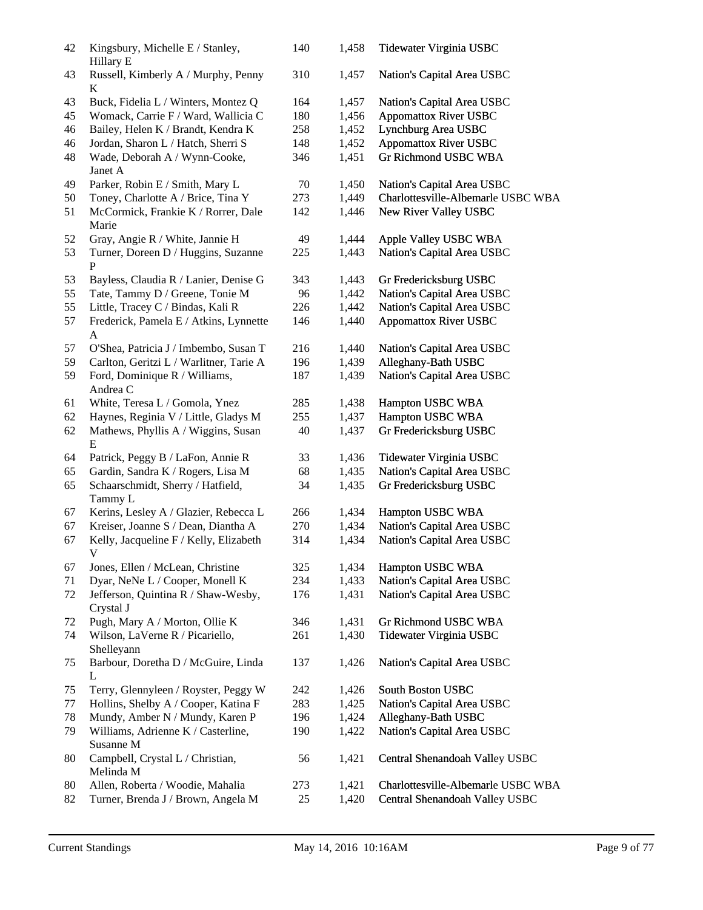| | | | | |
|---|---|---|---|---|
| 42 | Kingsbury, Michelle E / Stanley, Hillary E | 140 | 1,458 | Tidewater Virginia USBC |
| 43 | Russell, Kimberly A / Murphy, Penny K | 310 | 1,457 | Nation's Capital Area USBC |
| 43 | Buck, Fidelia L / Winters, Montez Q | 164 | 1,457 | Nation's Capital Area USBC |
| 45 | Womack, Carrie F / Ward, Wallicia C | 180 | 1,456 | Appomattox River USBC |
| 46 | Bailey, Helen K / Brandt, Kendra K | 258 | 1,452 | Lynchburg Area USBC |
| 46 | Jordan, Sharon L / Hatch, Sherri S | 148 | 1,452 | Appomattox River USBC |
| 48 | Wade, Deborah A / Wynn-Cooke, Janet A | 346 | 1,451 | Gr Richmond USBC WBA |
| 49 | Parker, Robin E / Smith, Mary L | 70 | 1,450 | Nation's Capital Area USBC |
| 50 | Toney, Charlotte A / Brice, Tina Y | 273 | 1,449 | Charlottesville-Albemarle USBC WBA |
| 51 | McCormick, Frankie K / Rorrer, Dale Marie | 142 | 1,446 | New River Valley USBC |
| 52 | Gray, Angie R / White, Jannie H | 49 | 1,444 | Apple Valley USBC WBA |
| 53 | Turner, Doreen D / Huggins, Suzanne P | 225 | 1,443 | Nation's Capital Area USBC |
| 53 | Bayless, Claudia R / Lanier, Denise G | 343 | 1,443 | Gr Fredericksburg USBC |
| 55 | Tate, Tammy D / Greene, Tonie M | 96 | 1,442 | Nation's Capital Area USBC |
| 55 | Little, Tracey C / Bindas, Kali R | 226 | 1,442 | Nation's Capital Area USBC |
| 57 | Frederick, Pamela E / Atkins, Lynnette A | 146 | 1,440 | Appomattox River USBC |
| 57 | O'Shea, Patricia J / Imbembo, Susan T | 216 | 1,440 | Nation's Capital Area USBC |
| 59 | Carlton, Geritzi L / Warlitner, Tarie A | 196 | 1,439 | Alleghany-Bath USBC |
| 59 | Ford, Dominique R / Williams, Andrea C | 187 | 1,439 | Nation's Capital Area USBC |
| 61 | White, Teresa L / Gomola, Ynez | 285 | 1,438 | Hampton USBC WBA |
| 62 | Haynes, Reginia V / Little, Gladys M | 255 | 1,437 | Hampton USBC WBA |
| 62 | Mathews, Phyllis A / Wiggins, Susan E | 40 | 1,437 | Gr Fredericksburg USBC |
| 64 | Patrick, Peggy B / LaFon, Annie R | 33 | 1,436 | Tidewater Virginia USBC |
| 65 | Gardin, Sandra K / Rogers, Lisa M | 68 | 1,435 | Nation's Capital Area USBC |
| 65 | Schaarschmidt, Sherry / Hatfield, Tammy L | 34 | 1,435 | Gr Fredericksburg USBC |
| 67 | Kerins, Lesley A / Glazier, Rebecca L | 266 | 1,434 | Hampton USBC WBA |
| 67 | Kreiser, Joanne S / Dean, Diantha A | 270 | 1,434 | Nation's Capital Area USBC |
| 67 | Kelly, Jacqueline F / Kelly, Elizabeth V | 314 | 1,434 | Nation's Capital Area USBC |
| 67 | Jones, Ellen / McLean, Christine | 325 | 1,434 | Hampton USBC WBA |
| 71 | Dyar, NeNe L / Cooper, Monell K | 234 | 1,433 | Nation's Capital Area USBC |
| 72 | Jefferson, Quintina R / Shaw-Wesby, Crystal J | 176 | 1,431 | Nation's Capital Area USBC |
| 72 | Pugh, Mary A / Morton, Ollie K | 346 | 1,431 | Gr Richmond USBC WBA |
| 74 | Wilson, LaVerne R / Picariello, Shelleyann | 261 | 1,430 | Tidewater Virginia USBC |
| 75 | Barbour, Doretha D / McGuire, Linda L | 137 | 1,426 | Nation's Capital Area USBC |
| 75 | Terry, Glennyleen / Royster, Peggy W | 242 | 1,426 | South Boston USBC |
| 77 | Hollins, Shelby A / Cooper, Katina F | 283 | 1,425 | Nation's Capital Area USBC |
| 78 | Mundy, Amber N / Mundy, Karen P | 196 | 1,424 | Alleghany-Bath USBC |
| 79 | Williams, Adrienne K / Casterline, Susanne M | 190 | 1,422 | Nation's Capital Area USBC |
| 80 | Campbell, Crystal L / Christian, Melinda M | 56 | 1,421 | Central Shenandoah Valley USBC |
| 80 | Allen, Roberta / Woodie, Mahalia | 273 | 1,421 | Charlottesville-Albemarle USBC WBA |
| 82 | Turner, Brenda J / Brown, Angela M | 25 | 1,420 | Central Shenandoah Valley USBC |

Current Standings May 14, 2016 10:16AM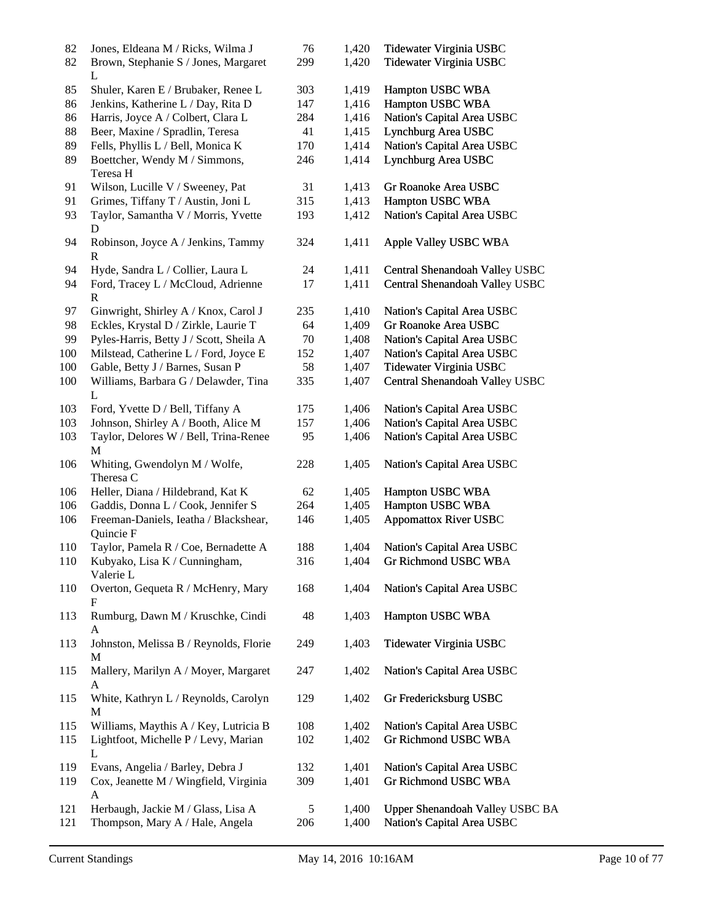| | | | | |
|---|---|---|---|---|
| 82 | Jones, Eldeana M / Ricks, Wilma J | 76 | 1,420 | Tidewater Virginia USBC |
| 82 | Brown, Stephanie S / Jones, Margaret L | 299 | 1,420 | Tidewater Virginia USBC |
| 85 | Shuler, Karen E / Brubaker, Renee L | 303 | 1,419 | Hampton USBC WBA |
| 86 | Jenkins, Katherine L / Day, Rita D | 147 | 1,416 | Hampton USBC WBA |
| 86 | Harris, Joyce A / Colbert, Clara L | 284 | 1,416 | Nation's Capital Area USBC |
| 88 | Beer, Maxine / Spradlin, Teresa | 41 | 1,415 | Lynchburg Area USBC |
| 89 | Fells, Phyllis L / Bell, Monica K | 170 | 1,414 | Nation's Capital Area USBC |
| 89 | Boettcher, Wendy M / Simmons, Teresa H | 246 | 1,414 | Lynchburg Area USBC |
| 91 | Wilson, Lucille V / Sweeney, Pat | 31 | 1,413 | Gr Roanoke Area USBC |
| 91 | Grimes, Tiffany T / Austin, Joni L | 315 | 1,413 | Hampton USBC WBA |
| 93 | Taylor, Samantha V / Morris, Yvette D | 193 | 1,412 | Nation's Capital Area USBC |
| 94 | Robinson, Joyce A / Jenkins, Tammy R | 324 | 1,411 | Apple Valley USBC WBA |
| 94 | Hyde, Sandra L / Collier, Laura L | 24 | 1,411 | Central Shenandoah Valley USBC |
| 94 | Ford, Tracey L / McCloud, Adrienne R | 17 | 1,411 | Central Shenandoah Valley USBC |
| 97 | Ginwright, Shirley A / Knox, Carol J | 235 | 1,410 | Nation's Capital Area USBC |
| 98 | Eckles, Krystal D / Zirkle, Laurie T | 64 | 1,409 | Gr Roanoke Area USBC |
| 99 | Pyles-Harris, Betty J / Scott, Sheila A | 70 | 1,408 | Nation's Capital Area USBC |
| 100 | Milstead, Catherine L / Ford, Joyce E | 152 | 1,407 | Nation's Capital Area USBC |
| 100 | Gable, Betty J / Barnes, Susan P | 58 | 1,407 | Tidewater Virginia USBC |
| 100 | Williams, Barbara G / Delawder, Tina L | 335 | 1,407 | Central Shenandoah Valley USBC |
| 103 | Ford, Yvette D / Bell, Tiffany A | 175 | 1,406 | Nation's Capital Area USBC |
| 103 | Johnson, Shirley A / Booth, Alice M | 157 | 1,406 | Nation's Capital Area USBC |
| 103 | Taylor, Delores W / Bell, Trina-Renee M | 95 | 1,406 | Nation's Capital Area USBC |
| 106 | Whiting, Gwendolyn M / Wolfe, Theresa C | 228 | 1,405 | Nation's Capital Area USBC |
| 106 | Heller, Diana / Hildebrand, Kat K | 62 | 1,405 | Hampton USBC WBA |
| 106 | Gaddis, Donna L / Cook, Jennifer S | 264 | 1,405 | Hampton USBC WBA |
| 106 | Freeman-Daniels, Ieatha / Blackshear, Quincie F | 146 | 1,405 | Appomattox River USBC |
| 110 | Taylor, Pamela R / Coe, Bernadette A | 188 | 1,404 | Nation's Capital Area USBC |
| 110 | Kubyako, Lisa K / Cunningham, Valerie L | 316 | 1,404 | Gr Richmond USBC WBA |
| 110 | Overton, Gequeta R / McHenry, Mary F | 168 | 1,404 | Nation's Capital Area USBC |
| 113 | Rumburg, Dawn M / Kruschke, Cindi A | 48 | 1,403 | Hampton USBC WBA |
| 113 | Johnston, Melissa B / Reynolds, Florie M | 249 | 1,403 | Tidewater Virginia USBC |
| 115 | Mallery, Marilyn A / Moyer, Margaret A | 247 | 1,402 | Nation's Capital Area USBC |
| 115 | White, Kathryn L / Reynolds, Carolyn M | 129 | 1,402 | Gr Fredericksburg USBC |
| 115 | Williams, Maythis A / Key, Lutricia B | 108 | 1,402 | Nation's Capital Area USBC |
| 115 | Lightfoot, Michelle P / Levy, Marian L | 102 | 1,402 | Gr Richmond USBC WBA |
| 119 | Evans, Angelia / Barley, Debra J | 132 | 1,401 | Nation's Capital Area USBC |
| 119 | Cox, Jeanette M / Wingfield, Virginia A | 309 | 1,401 | Gr Richmond USBC WBA |
| 121 | Herbaugh, Jackie M / Glass, Lisa A | 5 | 1,400 | Upper Shenandoah Valley USBC BA |
| 121 | Thompson, Mary A / Hale, Angela | 206 | 1,400 | Nation's Capital Area USBC |

Current Standings May 14, 2016 10:16AM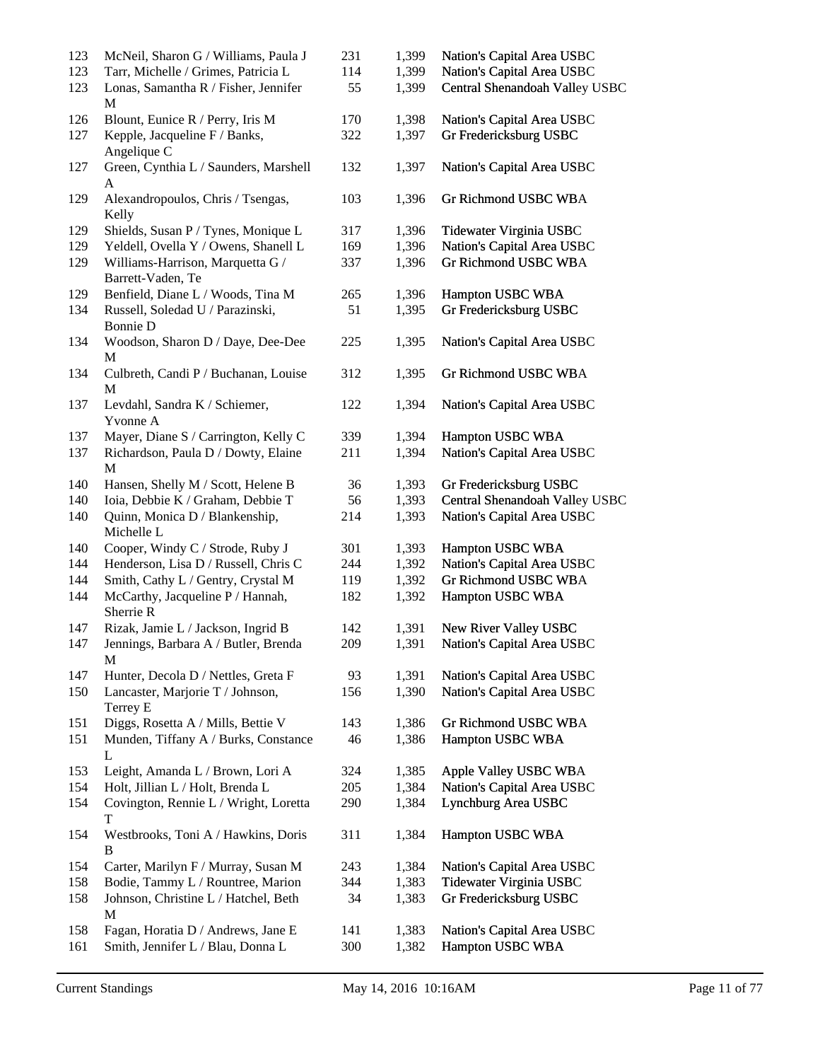| | | | | |
|---|---|---|---|---|
| 123 | McNeil, Sharon G / Williams, Paula J | 231 | 1,399 | Nation's Capital Area USBC |
| 123 | Tarr, Michelle / Grimes, Patricia L | 114 | 1,399 | Nation's Capital Area USBC |
| 123 | Lonas, Samantha R / Fisher, Jennifer M | 55 | 1,399 | Central Shenandoah Valley USBC |
| 126 | Blount, Eunice R / Perry, Iris M | 170 | 1,398 | Nation's Capital Area USBC |
| 127 | Kepple, Jacqueline F / Banks, Angelique C | 322 | 1,397 | Gr Fredericksburg USBC |
| 127 | Green, Cynthia L / Saunders, Marshell A | 132 | 1,397 | Nation's Capital Area USBC |
| 129 | Alexandropoulos, Chris / Tsengas, Kelly | 103 | 1,396 | Gr Richmond USBC WBA |
| 129 | Shields, Susan P / Tynes, Monique L | 317 | 1,396 | Tidewater Virginia USBC |
| 129 | Yeldell, Ovella Y / Owens, Shanell L | 169 | 1,396 | Nation's Capital Area USBC |
| 129 | Williams-Harrison, Marquetta G / Barrett-Vaden, Te | 337 | 1,396 | Gr Richmond USBC WBA |
| 129 | Benfield, Diane L / Woods, Tina M | 265 | 1,396 | Hampton USBC WBA |
| 134 | Russell, Soledad U / Parazinski, Bonnie D | 51 | 1,395 | Gr Fredericksburg USBC |
| 134 | Woodson, Sharon D / Daye, Dee-Dee M | 225 | 1,395 | Nation's Capital Area USBC |
| 134 | Culbreth, Candi P / Buchanan, Louise M | 312 | 1,395 | Gr Richmond USBC WBA |
| 137 | Levdahl, Sandra K / Schiemer, Yvonne A | 122 | 1,394 | Nation's Capital Area USBC |
| 137 | Mayer, Diane S / Carrington, Kelly C | 339 | 1,394 | Hampton USBC WBA |
| 137 | Richardson, Paula D / Dowty, Elaine M | 211 | 1,394 | Nation's Capital Area USBC |
| 140 | Hansen, Shelly M / Scott, Helene B | 36 | 1,393 | Gr Fredericksburg USBC |
| 140 | Ioia, Debbie K / Graham, Debbie T | 56 | 1,393 | Central Shenandoah Valley USBC |
| 140 | Quinn, Monica D / Blankenship, Michelle L | 214 | 1,393 | Nation's Capital Area USBC |
| 140 | Cooper, Windy C / Strode, Ruby J | 301 | 1,393 | Hampton USBC WBA |
| 144 | Henderson, Lisa D / Russell, Chris C | 244 | 1,392 | Nation's Capital Area USBC |
| 144 | Smith, Cathy L / Gentry, Crystal M | 119 | 1,392 | Gr Richmond USBC WBA |
| 144 | McCarthy, Jacqueline P / Hannah, Sherrie R | 182 | 1,392 | Hampton USBC WBA |
| 147 | Rizak, Jamie L / Jackson, Ingrid B | 142 | 1,391 | New River Valley USBC |
| 147 | Jennings, Barbara A / Butler, Brenda M | 209 | 1,391 | Nation's Capital Area USBC |
| 147 | Hunter, Decola D / Nettles, Greta F | 93 | 1,391 | Nation's Capital Area USBC |
| 150 | Lancaster, Marjorie T / Johnson, Terrey E | 156 | 1,390 | Nation's Capital Area USBC |
| 151 | Diggs, Rosetta A / Mills, Bettie V | 143 | 1,386 | Gr Richmond USBC WBA |
| 151 | Munden, Tiffany A / Burks, Constance L | 46 | 1,386 | Hampton USBC WBA |
| 153 | Leight, Amanda L / Brown, Lori A | 324 | 1,385 | Apple Valley USBC WBA |
| 154 | Holt, Jillian L / Holt, Brenda L | 205 | 1,384 | Nation's Capital Area USBC |
| 154 | Covington, Rennie L / Wright, Loretta T | 290 | 1,384 | Lynchburg Area USBC |
| 154 | Westbrooks, Toni A / Hawkins, Doris B | 311 | 1,384 | Hampton USBC WBA |
| 154 | Carter, Marilyn F / Murray, Susan M | 243 | 1,384 | Nation's Capital Area USBC |
| 158 | Bodie, Tammy L / Rountree, Marion | 344 | 1,383 | Tidewater Virginia USBC |
| 158 | Johnson, Christine L / Hatchel, Beth M | 34 | 1,383 | Gr Fredericksburg USBC |
| 158 | Fagan, Horatia D / Andrews, Jane E | 141 | 1,383 | Nation's Capital Area USBC |
| 161 | Smith, Jennifer L / Blau, Donna L | 300 | 1,382 | Hampton USBC WBA |

Current Standings May 14, 2016 10:16AM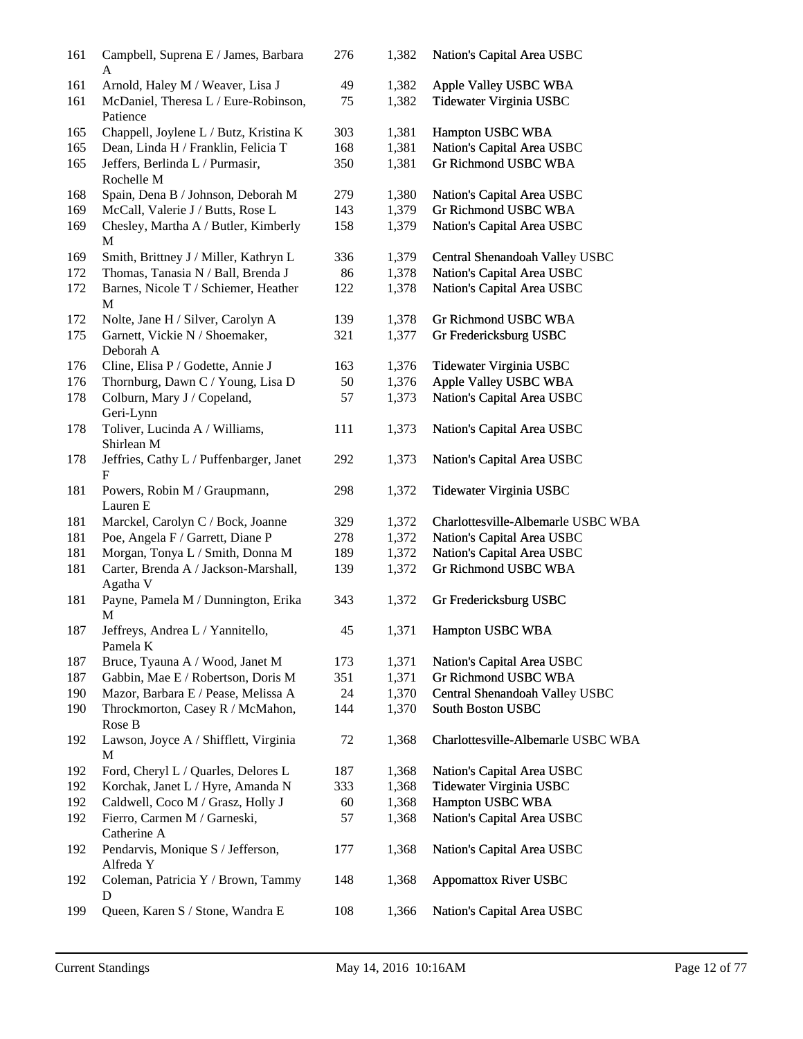| | | | | |
|---|---|---|---|---|
| 161 | Campbell, Suprena E / James, Barbara A | 276 | 1,382 | Nation's Capital Area USBC |
| 161 | Arnold, Haley M / Weaver, Lisa J | 49 | 1,382 | Apple Valley USBC WBA |
| 161 | McDaniel, Theresa L / Eure-Robinson, Patience | 75 | 1,382 | Tidewater Virginia USBC |
| 165 | Chappell, Joylene L / Butz, Kristina K | 303 | 1,381 | Hampton USBC WBA |
| 165 | Dean, Linda H / Franklin, Felicia T | 168 | 1,381 | Nation's Capital Area USBC |
| 165 | Jeffers, Berlinda L / Purmasir, Rochelle M | 350 | 1,381 | Gr Richmond USBC WBA |
| 168 | Spain, Dena B / Johnson, Deborah M | 279 | 1,380 | Nation's Capital Area USBC |
| 169 | McCall, Valerie J / Butts, Rose L | 143 | 1,379 | Gr Richmond USBC WBA |
| 169 | Chesley, Martha A / Butler, Kimberly M | 158 | 1,379 | Nation's Capital Area USBC |
| 169 | Smith, Brittney J / Miller, Kathryn L | 336 | 1,379 | Central Shenandoah Valley USBC |
| 172 | Thomas, Tanasia N / Ball, Brenda J | 86 | 1,378 | Nation's Capital Area USBC |
| 172 | Barnes, Nicole T / Schiemer, Heather M | 122 | 1,378 | Nation's Capital Area USBC |
| 172 | Nolte, Jane H / Silver, Carolyn A | 139 | 1,378 | Gr Richmond USBC WBA |
| 175 | Garnett, Vickie N / Shoemaker, Deborah A | 321 | 1,377 | Gr Fredericksburg USBC |
| 176 | Cline, Elisa P / Godette, Annie J | 163 | 1,376 | Tidewater Virginia USBC |
| 176 | Thornburg, Dawn C / Young, Lisa D | 50 | 1,376 | Apple Valley USBC WBA |
| 178 | Colburn, Mary J / Copeland, Geri-Lynn | 57 | 1,373 | Nation's Capital Area USBC |
| 178 | Toliver, Lucinda A / Williams, Shirlean M | 111 | 1,373 | Nation's Capital Area USBC |
| 178 | Jeffries, Cathy L / Puffenbarger, Janet F | 292 | 1,373 | Nation's Capital Area USBC |
| 181 | Powers, Robin M / Graupmann, Lauren E | 298 | 1,372 | Tidewater Virginia USBC |
| 181 | Marckel, Carolyn C / Bock, Joanne | 329 | 1,372 | Charlottesville-Albemarle USBC WBA |
| 181 | Poe, Angela F / Garrett, Diane P | 278 | 1,372 | Nation's Capital Area USBC |
| 181 | Morgan, Tonya L / Smith, Donna M | 189 | 1,372 | Nation's Capital Area USBC |
| 181 | Carter, Brenda A / Jackson-Marshall, Agatha V | 139 | 1,372 | Gr Richmond USBC WBA |
| 181 | Payne, Pamela M / Dunnington, Erika M | 343 | 1,372 | Gr Fredericksburg USBC |
| 187 | Jeffreys, Andrea L / Yannitello, Pamela K | 45 | 1,371 | Hampton USBC WBA |
| 187 | Bruce, Tyauna A / Wood, Janet M | 173 | 1,371 | Nation's Capital Area USBC |
| 187 | Gabbin, Mae E / Robertson, Doris M | 351 | 1,371 | Gr Richmond USBC WBA |
| 190 | Mazor, Barbara E / Pease, Melissa A | 24 | 1,370 | Central Shenandoah Valley USBC |
| 190 | Throckmorton, Casey R / McMahon, Rose B | 144 | 1,370 | South Boston USBC |
| 192 | Lawson, Joyce A / Shifflett, Virginia M | 72 | 1,368 | Charlottesville-Albemarle USBC WBA |
| 192 | Ford, Cheryl L / Quarles, Delores L | 187 | 1,368 | Nation's Capital Area USBC |
| 192 | Korchak, Janet L / Hyre, Amanda N | 333 | 1,368 | Tidewater Virginia USBC |
| 192 | Caldwell, Coco M / Grasz, Holly J | 60 | 1,368 | Hampton USBC WBA |
| 192 | Fierro, Carmen M / Garneski, Catherine A | 57 | 1,368 | Nation's Capital Area USBC |
| 192 | Pendarvis, Monique S / Jefferson, Alfreda Y | 177 | 1,368 | Nation's Capital Area USBC |
| 192 | Coleman, Patricia Y / Brown, Tammy D | 148 | 1,368 | Appomattox River USBC |
| 199 | Queen, Karen S / Stone, Wandra E | 108 | 1,366 | Nation's Capital Area USBC |

Current Standings May 14, 2016 10:16AM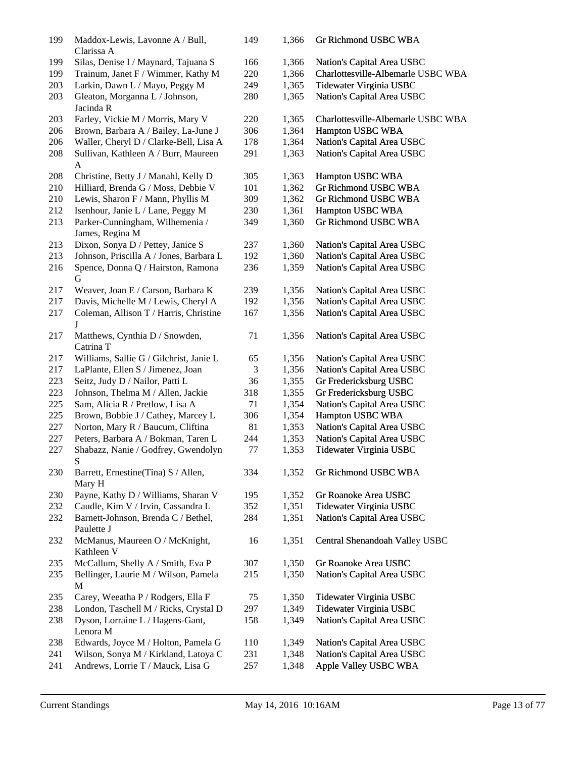| | | | | |
|---|---|---|---|---|
| 199 | Maddox-Lewis, Lavonne A / Bull, Clarissa A | 149 | 1,366 | Gr Richmond USBC WBA |
| 199 | Silas, Denise I / Maynard, Tajuana S | 166 | 1,366 | Nation's Capital Area USBC |
| 199 | Trainum, Janet F / Wimmer, Kathy M | 220 | 1,366 | Charlottesville-Albemarle USBC WBA |
| 203 | Larkin, Dawn L / Mayo, Peggy M | 249 | 1,365 | Tidewater Virginia USBC |
| 203 | Gleaton, Morganna L / Johnson, Jacinda R | 280 | 1,365 | Nation's Capital Area USBC |
| 203 | Farley, Vickie M / Morris, Mary V | 220 | 1,365 | Charlottesville-Albemarle USBC WBA |
| 206 | Brown, Barbara A / Bailey, La-June J | 306 | 1,364 | Hampton USBC WBA |
| 206 | Waller, Cheryl D / Clarke-Bell, Lisa A | 178 | 1,364 | Nation's Capital Area USBC |
| 208 | Sullivan, Kathleen A / Burr, Maureen A | 291 | 1,363 | Nation's Capital Area USBC |
| 208 | Christine, Betty J / Manahl, Kelly D | 305 | 1,363 | Hampton USBC WBA |
| 210 | Hilliard, Brenda G / Moss, Debbie V | 101 | 1,362 | Gr Richmond USBC WBA |
| 210 | Lewis, Sharon F / Mann, Phyllis M | 309 | 1,362 | Gr Richmond USBC WBA |
| 212 | Isenhour, Janie L / Lane, Peggy M | 230 | 1,361 | Hampton USBC WBA |
| 213 | Parker-Cunningham, Wilhemenia / James, Regina M | 349 | 1,360 | Gr Richmond USBC WBA |
| 213 | Dixon, Sonya D / Pettey, Janice S | 237 | 1,360 | Nation's Capital Area USBC |
| 213 | Johnson, Priscilla A / Jones, Barbara L | 192 | 1,360 | Nation's Capital Area USBC |
| 216 | Spence, Donna Q / Hairston, Ramona G | 236 | 1,359 | Nation's Capital Area USBC |
| 217 | Weaver, Joan E / Carson, Barbara K | 239 | 1,356 | Nation's Capital Area USBC |
| 217 | Davis, Michelle M / Lewis, Cheryl A | 192 | 1,356 | Nation's Capital Area USBC |
| 217 | Coleman, Allison T / Harris, Christine J | 167 | 1,356 | Nation's Capital Area USBC |
| 217 | Matthews, Cynthia D / Snowden, Catrina T | 71 | 1,356 | Nation's Capital Area USBC |
| 217 | Williams, Sallie G / Gilchrist, Janie L | 65 | 1,356 | Nation's Capital Area USBC |
| 217 | LaPlante, Ellen S / Jimenez, Joan | 3 | 1,356 | Nation's Capital Area USBC |
| 223 | Seitz, Judy D / Nailor, Patti L | 36 | 1,355 | Gr Fredericksburg USBC |
| 223 | Johnson, Thelma M / Allen, Jackie | 318 | 1,355 | Gr Fredericksburg USBC |
| 225 | Sam, Alicia R / Pretlow, Lisa A | 71 | 1,354 | Nation's Capital Area USBC |
| 225 | Brown, Bobbie J / Cathey, Marcey L | 306 | 1,354 | Hampton USBC WBA |
| 227 | Norton, Mary R / Baucum, Cliftina | 81 | 1,353 | Nation's Capital Area USBC |
| 227 | Peters, Barbara A / Bokman, Taren L | 244 | 1,353 | Nation's Capital Area USBC |
| 227 | Shabazz, Nanie / Godfrey, Gwendolyn S | 77 | 1,353 | Tidewater Virginia USBC |
| 230 | Barrett, Ernestine(Tina) S / Allen, Mary H | 334 | 1,352 | Gr Richmond USBC WBA |
| 230 | Payne, Kathy D / Williams, Sharan V | 195 | 1,352 | Gr Roanoke Area USBC |
| 232 | Caudle, Kim V / Irvin, Cassandra L | 352 | 1,351 | Tidewater Virginia USBC |
| 232 | Barnett-Johnson, Brenda C / Bethel, Paulette J | 284 | 1,351 | Nation's Capital Area USBC |
| 232 | McManus, Maureen O / McKnight, Kathleen V | 16 | 1,351 | Central Shenandoah Valley USBC |
| 235 | McCallum, Shelly A / Smith, Eva P | 307 | 1,350 | Gr Roanoke Area USBC |
| 235 | Bellinger, Laurie M / Wilson, Pamela M | 215 | 1,350 | Nation's Capital Area USBC |
| 235 | Carey, Weeatha P / Rodgers, Ella F | 75 | 1,350 | Tidewater Virginia USBC |
| 238 | London, Taschell M / Ricks, Crystal D | 297 | 1,349 | Tidewater Virginia USBC |
| 238 | Dyson, Lorraine L / Hagens-Gant, Lenora M | 158 | 1,349 | Nation's Capital Area USBC |
| 238 | Edwards, Joyce M / Holton, Pamela G | 110 | 1,349 | Nation's Capital Area USBC |
| 241 | Wilson, Sonya M / Kirkland, Latoya C | 231 | 1,348 | Nation's Capital Area USBC |
| 241 | Andrews, Lorrie T / Mauck, Lisa G | 257 | 1,348 | Apple Valley USBC WBA |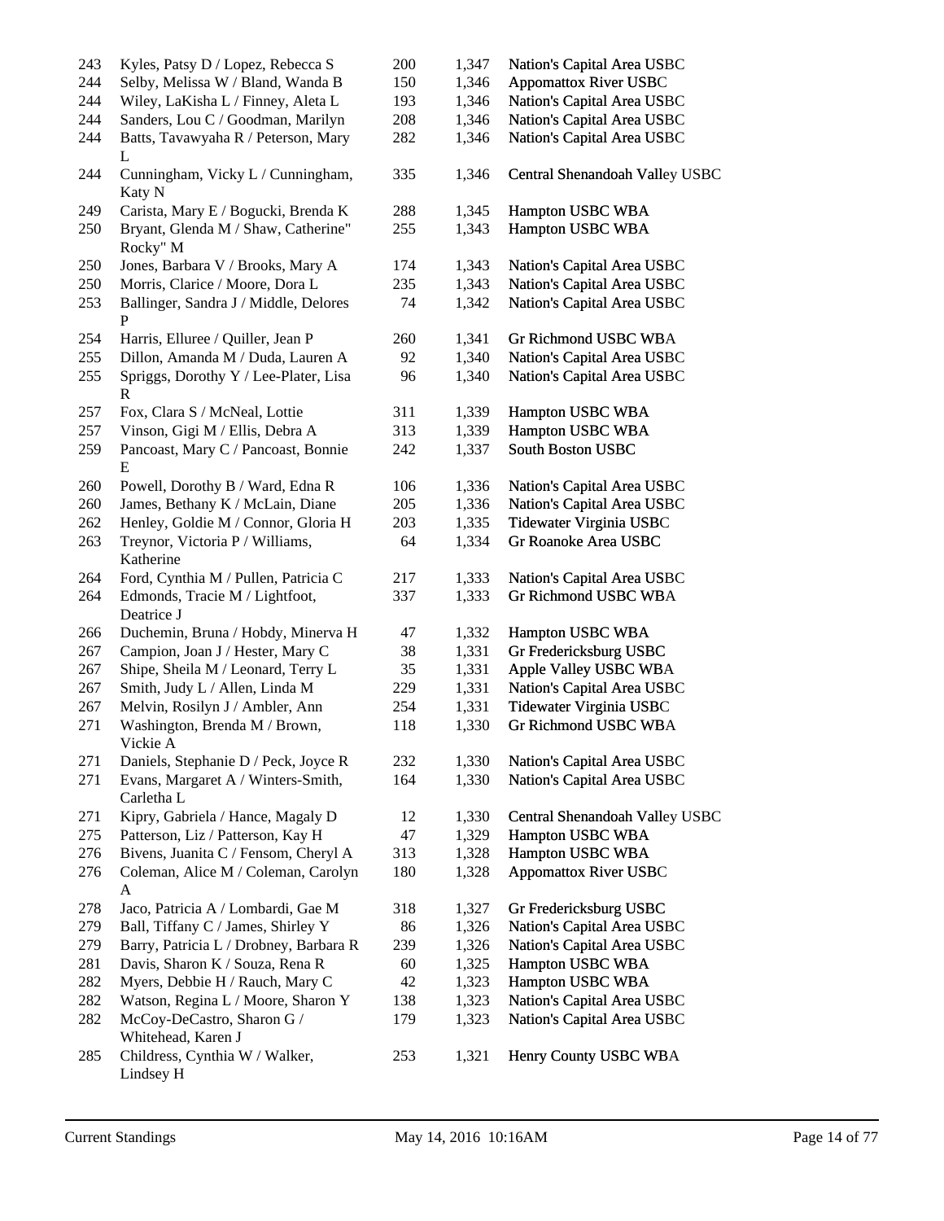| | | | | |
|---|---|---|---|---|
| 243 | Kyles, Patsy D / Lopez, Rebecca S | 200 | 1,347 | Nation's Capital Area USBC |
| 244 | Selby, Melissa W / Bland, Wanda B | 150 | 1,346 | Appomattox River USBC |
| 244 | Wiley, LaKisha L / Finney, Aleta L | 193 | 1,346 | Nation's Capital Area USBC |
| 244 | Sanders, Lou C / Goodman, Marilyn | 208 | 1,346 | Nation's Capital Area USBC |
| 244 | Batts, Tavawyaha R / Peterson, Mary L | 282 | 1,346 | Nation's Capital Area USBC |
| 244 | Cunningham, Vicky L / Cunningham, Katy N | 335 | 1,346 | Central Shenandoah Valley USBC |
| 249 | Carista, Mary E / Bogucki, Brenda K | 288 | 1,345 | Hampton USBC WBA |
| 250 | Bryant, Glenda M / Shaw, Catherine" Rocky" M | 255 | 1,343 | Hampton USBC WBA |
| 250 | Jones, Barbara V / Brooks, Mary A | 174 | 1,343 | Nation's Capital Area USBC |
| 250 | Morris, Clarice / Moore, Dora L | 235 | 1,343 | Nation's Capital Area USBC |
| 253 | Ballinger, Sandra J / Middle, Delores P | 74 | 1,342 | Nation's Capital Area USBC |
| 254 | Harris, Elluree / Quiller, Jean P | 260 | 1,341 | Gr Richmond USBC WBA |
| 255 | Dillon, Amanda M / Duda, Lauren A | 92 | 1,340 | Nation's Capital Area USBC |
| 255 | Spriggs, Dorothy Y / Lee-Plater, Lisa R | 96 | 1,340 | Nation's Capital Area USBC |
| 257 | Fox, Clara S / McNeal, Lottie | 311 | 1,339 | Hampton USBC WBA |
| 257 | Vinson, Gigi M / Ellis, Debra A | 313 | 1,339 | Hampton USBC WBA |
| 259 | Pancoast, Mary C / Pancoast, Bonnie E | 242 | 1,337 | South Boston USBC |
| 260 | Powell, Dorothy B / Ward, Edna R | 106 | 1,336 | Nation's Capital Area USBC |
| 260 | James, Bethany K / McLain, Diane | 205 | 1,336 | Nation's Capital Area USBC |
| 262 | Henley, Goldie M / Connor, Gloria H | 203 | 1,335 | Tidewater Virginia USBC |
| 263 | Treynor, Victoria P / Williams, Katherine | 64 | 1,334 | Gr Roanoke Area USBC |
| 264 | Ford, Cynthia M / Pullen, Patricia C | 217 | 1,333 | Nation's Capital Area USBC |
| 264 | Edmonds, Tracie M / Lightfoot, Deatrice J | 337 | 1,333 | Gr Richmond USBC WBA |
| 266 | Duchemin, Bruna / Hobdy, Minerva H | 47 | 1,332 | Hampton USBC WBA |
| 267 | Campion, Joan J / Hester, Mary C | 38 | 1,331 | Gr Fredericksburg USBC |
| 267 | Shipe, Sheila M / Leonard, Terry L | 35 | 1,331 | Apple Valley USBC WBA |
| 267 | Smith, Judy L / Allen, Linda M | 229 | 1,331 | Nation's Capital Area USBC |
| 267 | Melvin, Rosilyn J / Ambler, Ann | 254 | 1,331 | Tidewater Virginia USBC |
| 271 | Washington, Brenda M / Brown, Vickie A | 118 | 1,330 | Gr Richmond USBC WBA |
| 271 | Daniels, Stephanie D / Peck, Joyce R | 232 | 1,330 | Nation's Capital Area USBC |
| 271 | Evans, Margaret A / Winters-Smith, Carletha L | 164 | 1,330 | Nation's Capital Area USBC |
| 271 | Kipry, Gabriela / Hance, Magaly D | 12 | 1,330 | Central Shenandoah Valley USBC |
| 275 | Patterson, Liz / Patterson, Kay H | 47 | 1,329 | Hampton USBC WBA |
| 276 | Bivens, Juanita C / Fensom, Cheryl A | 313 | 1,328 | Hampton USBC WBA |
| 276 | Coleman, Alice M / Coleman, Carolyn A | 180 | 1,328 | Appomattox River USBC |
| 278 | Jaco, Patricia A / Lombardi, Gae M | 318 | 1,327 | Gr Fredericksburg USBC |
| 279 | Ball, Tiffany C / James, Shirley Y | 86 | 1,326 | Nation's Capital Area USBC |
| 279 | Barry, Patricia L / Drobney, Barbara R | 239 | 1,326 | Nation's Capital Area USBC |
| 281 | Davis, Sharon K / Souza, Rena R | 60 | 1,325 | Hampton USBC WBA |
| 282 | Myers, Debbie H / Rauch, Mary C | 42 | 1,323 | Hampton USBC WBA |
| 282 | Watson, Regina L / Moore, Sharon Y | 138 | 1,323 | Nation's Capital Area USBC |
| 282 | McCoy-DeCastro, Sharon G / Whitehead, Karen J | 179 | 1,323 | Nation's Capital Area USBC |
| 285 | Childress, Cynthia W / Walker, Lindsey H | 253 | 1,321 | Henry County USBC WBA |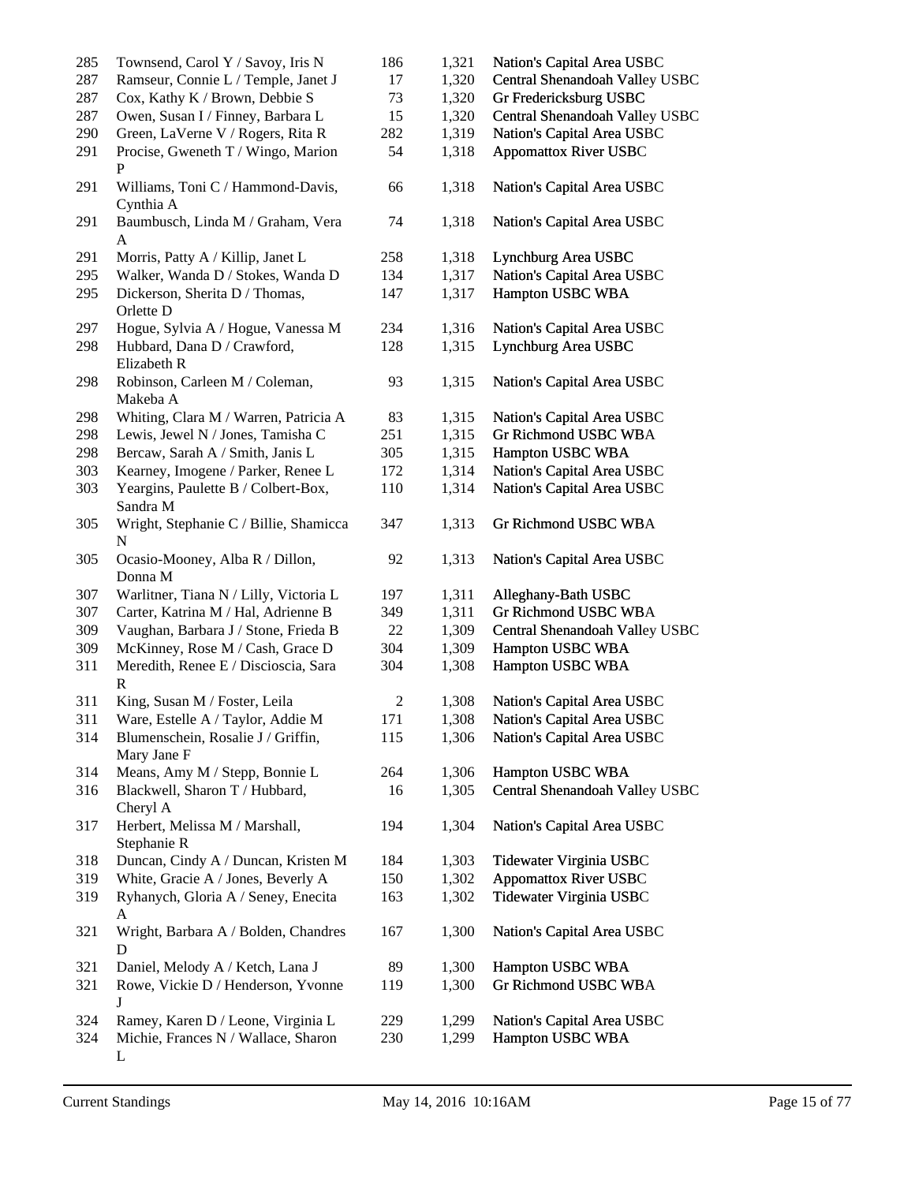| | | | | |
|---|---|---|---|---|
| 285 | Townsend, Carol Y / Savoy, Iris N | 186 | 1,321 | Nation's Capital Area USBC |
| 287 | Ramseur, Connie L / Temple, Janet J | 17 | 1,320 | Central Shenandoah Valley USBC |
| 287 | Cox, Kathy K / Brown, Debbie S | 73 | 1,320 | Gr Fredericksburg USBC |
| 287 | Owen, Susan I / Finney, Barbara L | 15 | 1,320 | Central Shenandoah Valley USBC |
| 290 | Green, LaVerne V / Rogers, Rita R | 282 | 1,319 | Nation's Capital Area USBC |
| 291 | Procise, Gweneth T / Wingo, Marion P | 54 | 1,318 | Appomattox River USBC |
| 291 | Williams, Toni C / Hammond-Davis, Cynthia A | 66 | 1,318 | Nation's Capital Area USBC |
| 291 | Baumbusch, Linda M / Graham, Vera A | 74 | 1,318 | Nation's Capital Area USBC |
| 291 | Morris, Patty A / Killip, Janet L | 258 | 1,318 | Lynchburg Area USBC |
| 295 | Walker, Wanda D / Stokes, Wanda D | 134 | 1,317 | Nation's Capital Area USBC |
| 295 | Dickerson, Sherita D / Thomas, Orlette D | 147 | 1,317 | Hampton USBC WBA |
| 297 | Hogue, Sylvia A / Hogue, Vanessa M | 234 | 1,316 | Nation's Capital Area USBC |
| 298 | Hubbard, Dana D / Crawford, Elizabeth R | 128 | 1,315 | Lynchburg Area USBC |
| 298 | Robinson, Carleen M / Coleman, Makeba A | 93 | 1,315 | Nation's Capital Area USBC |
| 298 | Whiting, Clara M / Warren, Patricia A | 83 | 1,315 | Nation's Capital Area USBC |
| 298 | Lewis, Jewel N / Jones, Tamisha C | 251 | 1,315 | Gr Richmond USBC WBA |
| 298 | Bercaw, Sarah A / Smith, Janis L | 305 | 1,315 | Hampton USBC WBA |
| 303 | Kearney, Imogene / Parker, Renee L | 172 | 1,314 | Nation's Capital Area USBC |
| 303 | Yeargins, Paulette B / Colbert-Box, Sandra M | 110 | 1,314 | Nation's Capital Area USBC |
| 305 | Wright, Stephanie C / Billie, Shamicca N | 347 | 1,313 | Gr Richmond USBC WBA |
| 305 | Ocasio-Mooney, Alba R / Dillon, Donna M | 92 | 1,313 | Nation's Capital Area USBC |
| 307 | Warlitner, Tiana N / Lilly, Victoria L | 197 | 1,311 | Alleghany-Bath USBC |
| 307 | Carter, Katrina M / Hal, Adrienne B | 349 | 1,311 | Gr Richmond USBC WBA |
| 309 | Vaughan, Barbara J / Stone, Frieda B | 22 | 1,309 | Central Shenandoah Valley USBC |
| 309 | McKinney, Rose M / Cash, Grace D | 304 | 1,309 | Hampton USBC WBA |
| 311 | Meredith, Renee E / Discioscia, Sara R | 304 | 1,308 | Hampton USBC WBA |
| 311 | King, Susan M / Foster, Leila | 2 | 1,308 | Nation's Capital Area USBC |
| 311 | Ware, Estelle A / Taylor, Addie M | 171 | 1,308 | Nation's Capital Area USBC |
| 314 | Blumenschein, Rosalie J / Griffin, Mary Jane F | 115 | 1,306 | Nation's Capital Area USBC |
| 314 | Means, Amy M / Stepp, Bonnie L | 264 | 1,306 | Hampton USBC WBA |
| 316 | Blackwell, Sharon T / Hubbard, Cheryl A | 16 | 1,305 | Central Shenandoah Valley USBC |
| 317 | Herbert, Melissa M / Marshall, Stephanie R | 194 | 1,304 | Nation's Capital Area USBC |
| 318 | Duncan, Cindy A / Duncan, Kristen M | 184 | 1,303 | Tidewater Virginia USBC |
| 319 | White, Gracie A / Jones, Beverly A | 150 | 1,302 | Appomattox River USBC |
| 319 | Ryhanych, Gloria A / Seney, Enecita A | 163 | 1,302 | Tidewater Virginia USBC |
| 321 | Wright, Barbara A / Bolden, Chandres D | 167 | 1,300 | Nation's Capital Area USBC |
| 321 | Daniel, Melody A / Ketch, Lana J | 89 | 1,300 | Hampton USBC WBA |
| 321 | Rowe, Vickie D / Henderson, Yvonne J | 119 | 1,300 | Gr Richmond USBC WBA |
| 324 | Ramey, Karen D / Leone, Virginia L | 229 | 1,299 | Nation's Capital Area USBC |
| 324 | Michie, Frances N / Wallace, Sharon L | 230 | 1,299 | Hampton USBC WBA |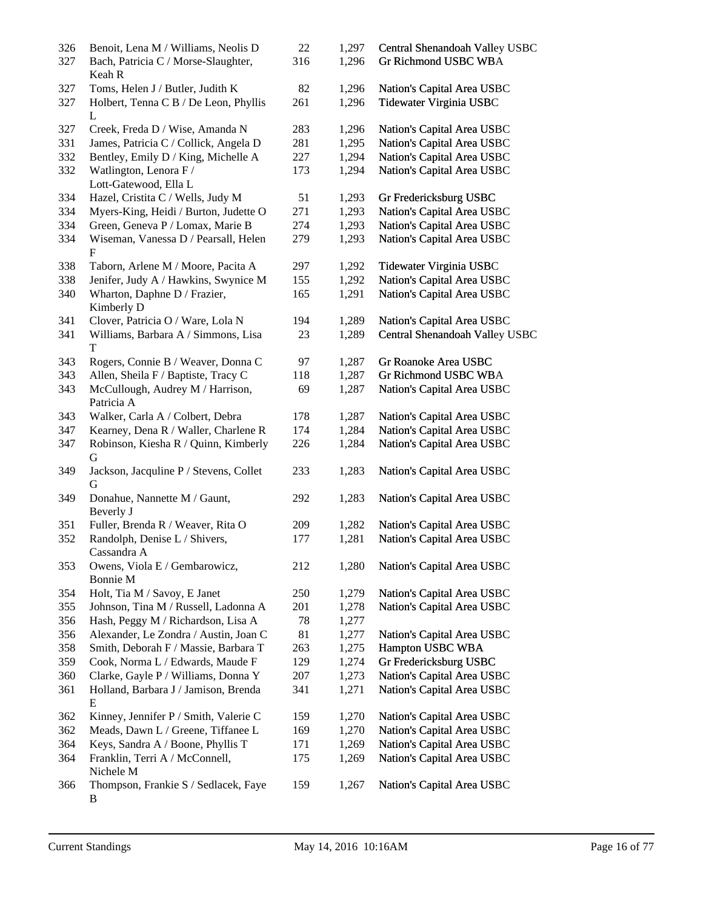| | | | | |
|---|---|---|---|---|
| 326 | Benoit, Lena M / Williams, Neolis D | 22 | 1,297 | Central Shenandoah Valley USBC |
| 327 | Bach, Patricia C / Morse-Slaughter, Keah R | 316 | 1,296 | Gr Richmond USBC WBA |
| 327 | Toms, Helen J / Butler, Judith K | 82 | 1,296 | Nation's Capital Area USBC |
| 327 | Holbert, Tenna C B / De Leon, Phyllis L | 261 | 1,296 | Tidewater Virginia USBC |
| 327 | Creek, Freda D / Wise, Amanda N | 283 | 1,296 | Nation's Capital Area USBC |
| 331 | James, Patricia C / Collick, Angela D | 281 | 1,295 | Nation's Capital Area USBC |
| 332 | Bentley, Emily D / King, Michelle A | 227 | 1,294 | Nation's Capital Area USBC |
| 332 | Watlington, Lenora F / Lott-Gatewood, Ella L | 173 | 1,294 | Nation's Capital Area USBC |
| 334 | Hazel, Cristita C / Wells, Judy M | 51 | 1,293 | Gr Fredericksburg USBC |
| 334 | Myers-King, Heidi / Burton, Judette O | 271 | 1,293 | Nation's Capital Area USBC |
| 334 | Green, Geneva P / Lomax, Marie B | 274 | 1,293 | Nation's Capital Area USBC |
| 334 | Wiseman, Vanessa D / Pearsall, Helen F | 279 | 1,293 | Nation's Capital Area USBC |
| 338 | Taborn, Arlene M / Moore, Pacita A | 297 | 1,292 | Tidewater Virginia USBC |
| 338 | Jenifer, Judy A / Hawkins, Swynice M | 155 | 1,292 | Nation's Capital Area USBC |
| 340 | Wharton, Daphne D / Frazier, Kimberly D | 165 | 1,291 | Nation's Capital Area USBC |
| 341 | Clover, Patricia O / Ware, Lola N | 194 | 1,289 | Nation's Capital Area USBC |
| 341 | Williams, Barbara A / Simmons, Lisa T | 23 | 1,289 | Central Shenandoah Valley USBC |
| 343 | Rogers, Connie B / Weaver, Donna C | 97 | 1,287 | Gr Roanoke Area USBC |
| 343 | Allen, Sheila F / Baptiste, Tracy C | 118 | 1,287 | Gr Richmond USBC WBA |
| 343 | McCullough, Audrey M / Harrison, Patricia A | 69 | 1,287 | Nation's Capital Area USBC |
| 343 | Walker, Carla A / Colbert, Debra | 178 | 1,287 | Nation's Capital Area USBC |
| 347 | Kearney, Dena R / Waller, Charlene R | 174 | 1,284 | Nation's Capital Area USBC |
| 347 | Robinson, Kiesha R / Quinn, Kimberly G | 226 | 1,284 | Nation's Capital Area USBC |
| 349 | Jackson, Jacquline P / Stevens, Collet G | 233 | 1,283 | Nation's Capital Area USBC |
| 349 | Donahue, Nannette M / Gaunt, Beverly J | 292 | 1,283 | Nation's Capital Area USBC |
| 351 | Fuller, Brenda R / Weaver, Rita O | 209 | 1,282 | Nation's Capital Area USBC |
| 352 | Randolph, Denise L / Shivers, Cassandra A | 177 | 1,281 | Nation's Capital Area USBC |
| 353 | Owens, Viola E / Gembarowicz, Bonnie M | 212 | 1,280 | Nation's Capital Area USBC |
| 354 | Holt, Tia M / Savoy, E Janet | 250 | 1,279 | Nation's Capital Area USBC |
| 355 | Johnson, Tina M / Russell, Ladonna A | 201 | 1,278 | Nation's Capital Area USBC |
| 356 | Hash, Peggy M / Richardson, Lisa A | 78 | 1,277 | |
| 356 | Alexander, Le Zondra / Austin, Joan C | 81 | 1,277 | Nation's Capital Area USBC |
| 358 | Smith, Deborah F / Massie, Barbara T | 263 | 1,275 | Hampton USBC WBA |
| 359 | Cook, Norma L / Edwards, Maude F | 129 | 1,274 | Gr Fredericksburg USBC |
| 360 | Clarke, Gayle P / Williams, Donna Y | 207 | 1,273 | Nation's Capital Area USBC |
| 361 | Holland, Barbara J / Jamison, Brenda E | 341 | 1,271 | Nation's Capital Area USBC |
| 362 | Kinney, Jennifer P / Smith, Valerie C | 159 | 1,270 | Nation's Capital Area USBC |
| 362 | Meads, Dawn L / Greene, Tiffanee L | 169 | 1,270 | Nation's Capital Area USBC |
| 364 | Keys, Sandra A / Boone, Phyllis T | 171 | 1,269 | Nation's Capital Area USBC |
| 364 | Franklin, Terri A / McConnell, Nichele M | 175 | 1,269 | Nation's Capital Area USBC |
| 366 | Thompson, Frankie S / Sedlacek, Faye B | 159 | 1,267 | Nation's Capital Area USBC |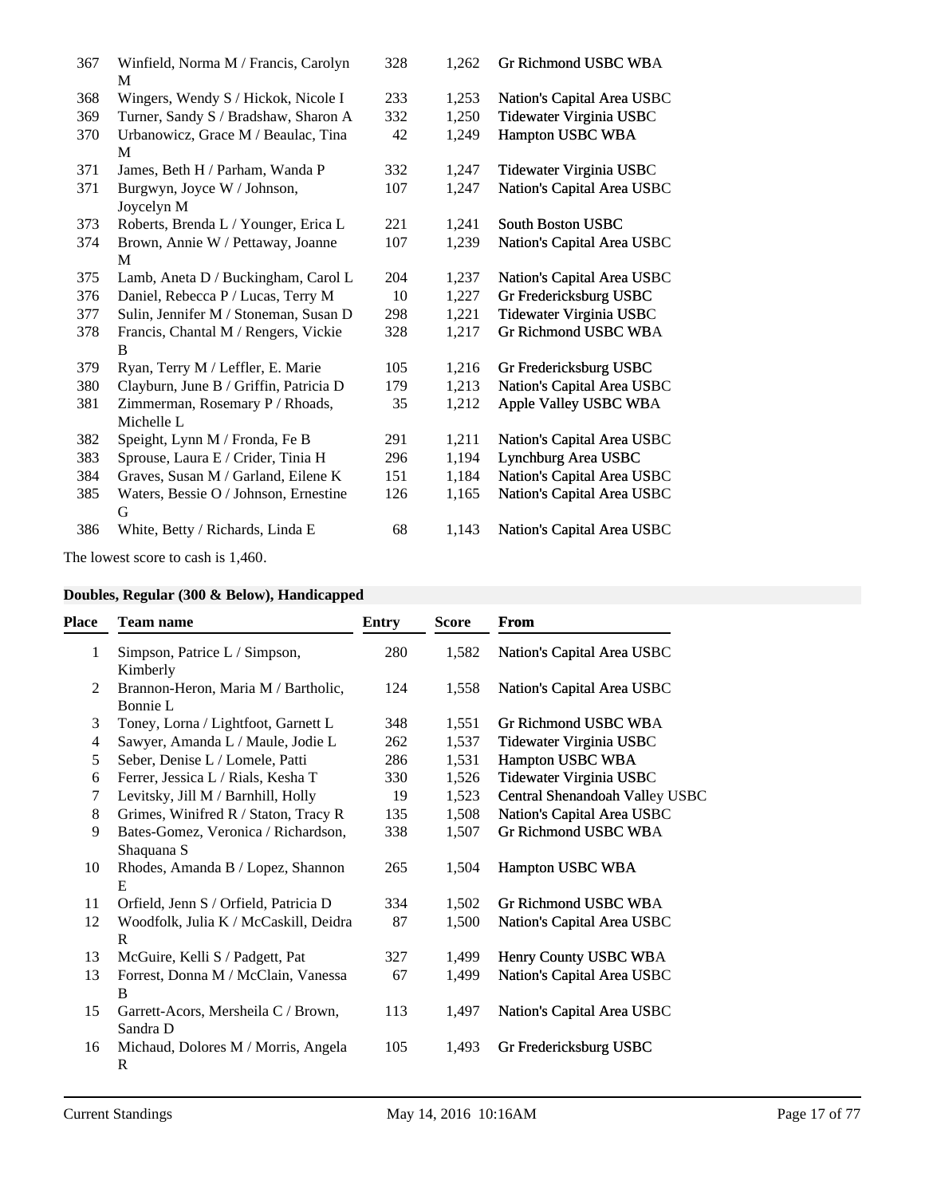| Place | Team name | Entry | Score | From |
|---|---|---|---|---|
| 367 | Winfield, Norma M / Francis, Carolyn M | 328 | 1,262 | Gr Richmond USBC WBA |
| 368 | Wingers, Wendy S / Hickok, Nicole I | 233 | 1,253 | Nation's Capital Area USBC |
| 369 | Turner, Sandy S / Bradshaw, Sharon A | 332 | 1,250 | Tidewater Virginia USBC |
| 370 | Urbanowicz, Grace M / Beaulac, Tina M | 42 | 1,249 | Hampton USBC WBA |
| 371 | James, Beth H / Parham, Wanda P | 332 | 1,247 | Tidewater Virginia USBC |
| 371 | Burgwyn, Joyce W / Johnson, Joycelyn M | 107 | 1,247 | Nation's Capital Area USBC |
| 373 | Roberts, Brenda L / Younger, Erica L | 221 | 1,241 | South Boston USBC |
| 374 | Brown, Annie W / Pettaway, Joanne M | 107 | 1,239 | Nation's Capital Area USBC |
| 375 | Lamb, Aneta D / Buckingham, Carol L | 204 | 1,237 | Nation's Capital Area USBC |
| 376 | Daniel, Rebecca P / Lucas, Terry M | 10 | 1,227 | Gr Fredericksburg USBC |
| 377 | Sulin, Jennifer M / Stoneman, Susan D | 298 | 1,221 | Tidewater Virginia USBC |
| 378 | Francis, Chantal M / Rengers, Vickie B | 328 | 1,217 | Gr Richmond USBC WBA |
| 379 | Ryan, Terry M / Leffler, E. Marie | 105 | 1,216 | Gr Fredericksburg USBC |
| 380 | Clayburn, June B / Griffin, Patricia D | 179 | 1,213 | Nation's Capital Area USBC |
| 381 | Zimmerman, Rosemary P / Rhoads, Michelle L | 35 | 1,212 | Apple Valley USBC WBA |
| 382 | Speight, Lynn M / Fronda, Fe B | 291 | 1,211 | Nation's Capital Area USBC |
| 383 | Sprouse, Laura E / Crider, Tinia H | 296 | 1,194 | Lynchburg Area USBC |
| 384 | Graves, Susan M / Garland, Eilene K | 151 | 1,184 | Nation's Capital Area USBC |
| 385 | Waters, Bessie O / Johnson, Ernestine G | 126 | 1,165 | Nation's Capital Area USBC |
| 386 | White, Betty / Richards, Linda E | 68 | 1,143 | Nation's Capital Area USBC |

The lowest score to cash is 1,460.

### Doubles, Regular (300 & Below), Handicapped

| Place | Team name | Entry | Score | From |
|---|---|---|---|---|
| 1 | Simpson, Patrice L / Simpson, Kimberly | 280 | 1,582 | Nation's Capital Area USBC |
| 2 | Brannon-Heron, Maria M / Bartholic, Bonnie L | 124 | 1,558 | Nation's Capital Area USBC |
| 3 | Toney, Lorna / Lightfoot, Garnett L | 348 | 1,551 | Gr Richmond USBC WBA |
| 4 | Sawyer, Amanda L / Maule, Jodie L | 262 | 1,537 | Tidewater Virginia USBC |
| 5 | Seber, Denise L / Lomele, Patti | 286 | 1,531 | Hampton USBC WBA |
| 6 | Ferrer, Jessica L / Rials, Kesha T | 330 | 1,526 | Tidewater Virginia USBC |
| 7 | Levitsky, Jill M / Barnhill, Holly | 19 | 1,523 | Central Shenandoah Valley USBC |
| 8 | Grimes, Winifred R / Staton, Tracy R | 135 | 1,508 | Nation's Capital Area USBC |
| 9 | Bates-Gomez, Veronica / Richardson, Shaquana S | 338 | 1,507 | Gr Richmond USBC WBA |
| 10 | Rhodes, Amanda B / Lopez, Shannon E | 265 | 1,504 | Hampton USBC WBA |
| 11 | Orfield, Jenn S / Orfield, Patricia D | 334 | 1,502 | Gr Richmond USBC WBA |
| 12 | Woodfolk, Julia K / McCaskill, Deidra R | 87 | 1,500 | Nation's Capital Area USBC |
| 13 | McGuire, Kelli S / Padgett, Pat | 327 | 1,499 | Henry County USBC WBA |
| 13 | Forrest, Donna M / McClain, Vanessa B | 67 | 1,499 | Nation's Capital Area USBC |
| 15 | Garrett-Acors, Mersheila C / Brown, Sandra D | 113 | 1,497 | Nation's Capital Area USBC |
| 16 | Michaud, Dolores M / Morris, Angela R | 105 | 1,493 | Gr Fredericksburg USBC |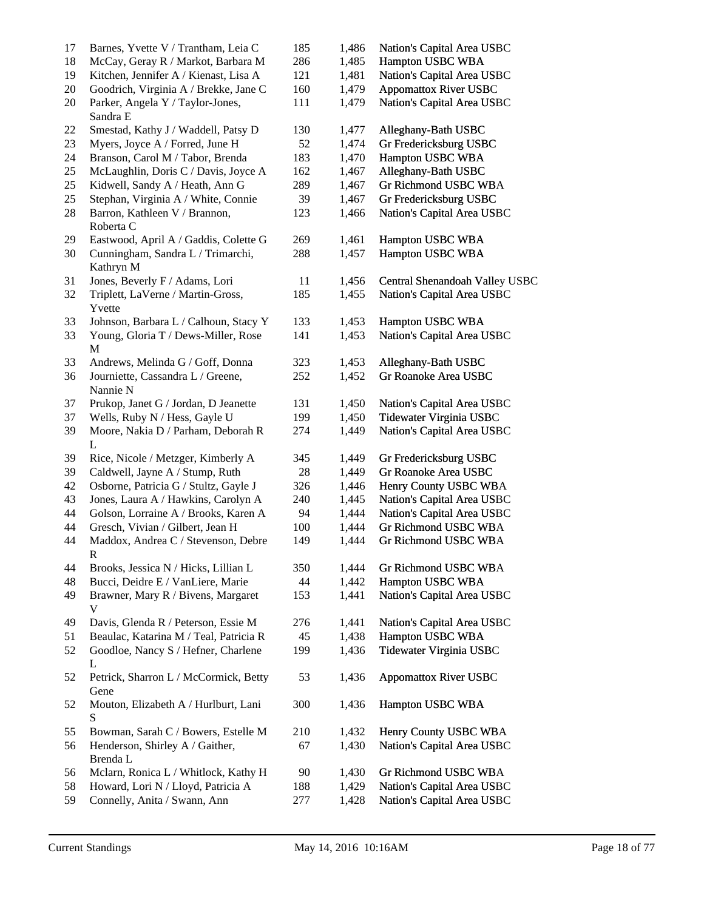| | | | | |
|---|---|---|---|---|
| 17 | Barnes, Yvette V / Trantham, Leia C | 185 | 1,486 | Nation's Capital Area USBC |
| 18 | McCay, Geray R / Markot, Barbara M | 286 | 1,485 | Hampton USBC WBA |
| 19 | Kitchen, Jennifer A / Kienast, Lisa A | 121 | 1,481 | Nation's Capital Area USBC |
| 20 | Goodrich, Virginia A / Brekke, Jane C | 160 | 1,479 | Appomattox River USBC |
| 20 | Parker, Angela Y / Taylor-Jones, Sandra E | 111 | 1,479 | Nation's Capital Area USBC |
| 22 | Smestad, Kathy J / Waddell, Patsy D | 130 | 1,477 | Alleghany-Bath USBC |
| 23 | Myers, Joyce A / Forred, June H | 52 | 1,474 | Gr Fredericksburg USBC |
| 24 | Branson, Carol M / Tabor, Brenda | 183 | 1,470 | Hampton USBC WBA |
| 25 | McLaughlin, Doris C / Davis, Joyce A | 162 | 1,467 | Alleghany-Bath USBC |
| 25 | Kidwell, Sandy A / Heath, Ann G | 289 | 1,467 | Gr Richmond USBC WBA |
| 25 | Stephan, Virginia A / White, Connie | 39 | 1,467 | Gr Fredericksburg USBC |
| 28 | Barron, Kathleen V / Brannon, Roberta C | 123 | 1,466 | Nation's Capital Area USBC |
| 29 | Eastwood, April A / Gaddis, Colette G | 269 | 1,461 | Hampton USBC WBA |
| 30 | Cunningham, Sandra L / Trimarchi, Kathryn M | 288 | 1,457 | Hampton USBC WBA |
| 31 | Jones, Beverly F / Adams, Lori | 11 | 1,456 | Central Shenandoah Valley USBC |
| 32 | Triplett, LaVerne / Martin-Gross, Yvette | 185 | 1,455 | Nation's Capital Area USBC |
| 33 | Johnson, Barbara L / Calhoun, Stacy Y | 133 | 1,453 | Hampton USBC WBA |
| 33 | Young, Gloria T / Dews-Miller, Rose M | 141 | 1,453 | Nation's Capital Area USBC |
| 33 | Andrews, Melinda G / Goff, Donna | 323 | 1,453 | Alleghany-Bath USBC |
| 36 | Journiette, Cassandra L / Greene, Nannie N | 252 | 1,452 | Gr Roanoke Area USBC |
| 37 | Prukop, Janet G / Jordan, D Jeanette | 131 | 1,450 | Nation's Capital Area USBC |
| 37 | Wells, Ruby N / Hess, Gayle U | 199 | 1,450 | Tidewater Virginia USBC |
| 39 | Moore, Nakia D / Parham, Deborah R L | 274 | 1,449 | Nation's Capital Area USBC |
| 39 | Rice, Nicole / Metzger, Kimberly A | 345 | 1,449 | Gr Fredericksburg USBC |
| 39 | Caldwell, Jayne A / Stump, Ruth | 28 | 1,449 | Gr Roanoke Area USBC |
| 42 | Osborne, Patricia G / Stultz, Gayle J | 326 | 1,446 | Henry County USBC WBA |
| 43 | Jones, Laura A / Hawkins, Carolyn A | 240 | 1,445 | Nation's Capital Area USBC |
| 44 | Golson, Lorraine A / Brooks, Karen A | 94 | 1,444 | Nation's Capital Area USBC |
| 44 | Gresch, Vivian / Gilbert, Jean H | 100 | 1,444 | Gr Richmond USBC WBA |
| 44 | Maddox, Andrea C / Stevenson, Debre R | 149 | 1,444 | Gr Richmond USBC WBA |
| 44 | Brooks, Jessica N / Hicks, Lillian L | 350 | 1,444 | Gr Richmond USBC WBA |
| 48 | Bucci, Deidre E / VanLiere, Marie | 44 | 1,442 | Hampton USBC WBA |
| 49 | Brawner, Mary R / Bivens, Margaret V | 153 | 1,441 | Nation's Capital Area USBC |
| 49 | Davis, Glenda R / Peterson, Essie M | 276 | 1,441 | Nation's Capital Area USBC |
| 51 | Beaulac, Katarina M / Teal, Patricia R | 45 | 1,438 | Hampton USBC WBA |
| 52 | Goodloe, Nancy S / Hefner, Charlene L | 199 | 1,436 | Tidewater Virginia USBC |
| 52 | Petrick, Sharron L / McCormick, Betty Gene | 53 | 1,436 | Appomattox River USBC |
| 52 | Mouton, Elizabeth A / Hurlburt, Lani S | 300 | 1,436 | Hampton USBC WBA |
| 55 | Bowman, Sarah C / Bowers, Estelle M | 210 | 1,432 | Henry County USBC WBA |
| 56 | Henderson, Shirley A / Gaither, Brenda L | 67 | 1,430 | Nation's Capital Area USBC |
| 56 | Mclarn, Ronica L / Whitlock, Kathy H | 90 | 1,430 | Gr Richmond USBC WBA |
| 58 | Howard, Lori N / Lloyd, Patricia A | 188 | 1,429 | Nation's Capital Area USBC |
| 59 | Connelly, Anita / Swann, Ann | 277 | 1,428 | Nation's Capital Area USBC |

Current Standings May 14, 2016 10:16AM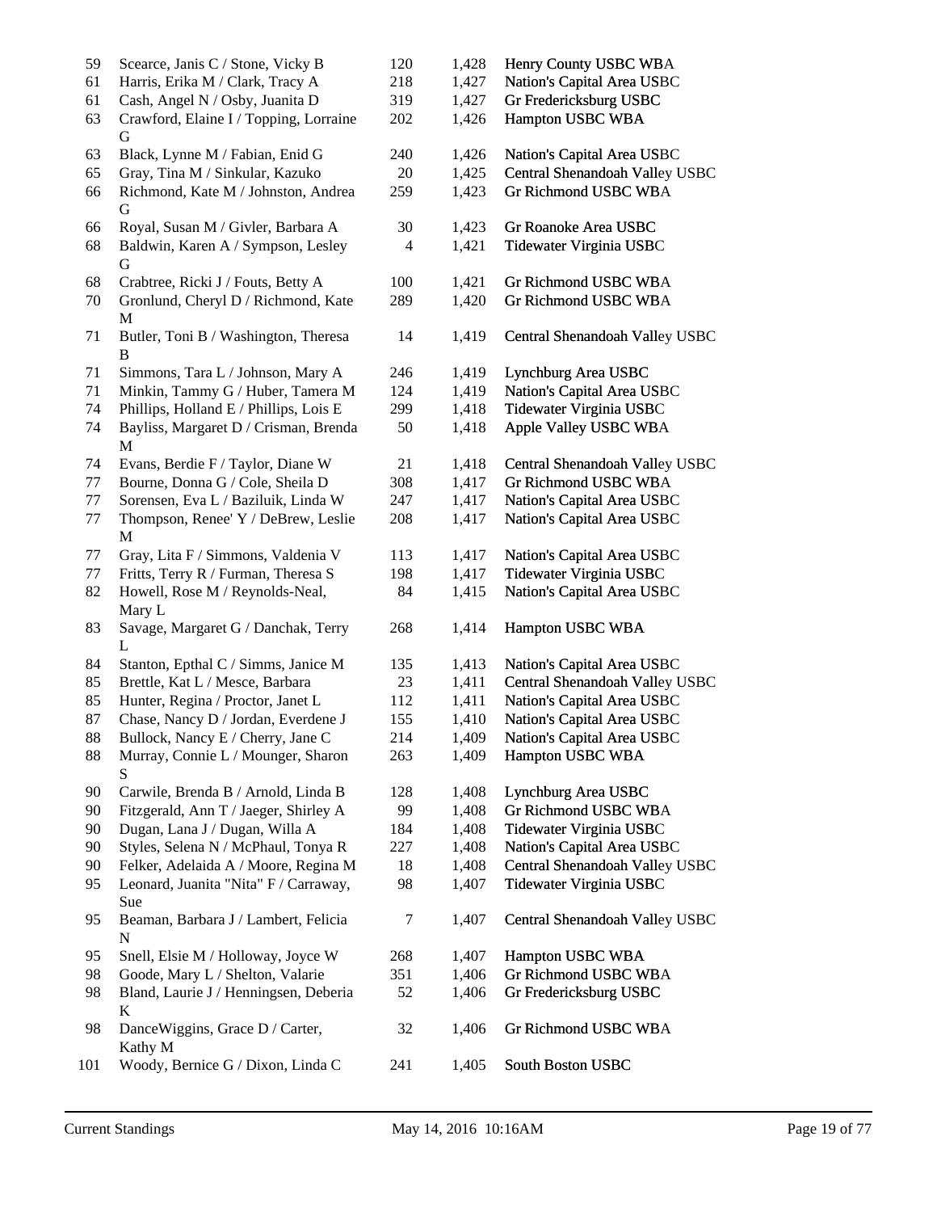| | | | | |
|---|---|---|---|---|
| 59 | Scearce, Janis C / Stone, Vicky B | 120 | 1,428 | Henry County USBC WBA |
| 61 | Harris, Erika M / Clark, Tracy A | 218 | 1,427 | Nation's Capital Area USBC |
| 61 | Cash, Angel N / Osby, Juanita D | 319 | 1,427 | Gr Fredericksburg USBC |
| 63 | Crawford, Elaine I / Topping, Lorraine G | 202 | 1,426 | Hampton USBC WBA |
| 63 | Black, Lynne M / Fabian, Enid G | 240 | 1,426 | Nation's Capital Area USBC |
| 65 | Gray, Tina M / Sinkular, Kazuko | 20 | 1,425 | Central Shenandoah Valley USBC |
| 66 | Richmond, Kate M / Johnston, Andrea G | 259 | 1,423 | Gr Richmond USBC WBA |
| 66 | Royal, Susan M / Givler, Barbara A | 30 | 1,423 | Gr Roanoke Area USBC |
| 68 | Baldwin, Karen A / Sympson, Lesley G | 4 | 1,421 | Tidewater Virginia USBC |
| 68 | Crabtree, Ricki J / Fouts, Betty A | 100 | 1,421 | Gr Richmond USBC WBA |
| 70 | Gronlund, Cheryl D / Richmond, Kate M | 289 | 1,420 | Gr Richmond USBC WBA |
| 71 | Butler, Toni B / Washington, Theresa B | 14 | 1,419 | Central Shenandoah Valley USBC |
| 71 | Simmons, Tara L / Johnson, Mary A | 246 | 1,419 | Lynchburg Area USBC |
| 71 | Minkin, Tammy G / Huber, Tamera M | 124 | 1,419 | Nation's Capital Area USBC |
| 74 | Phillips, Holland E / Phillips, Lois E | 299 | 1,418 | Tidewater Virginia USBC |
| 74 | Bayliss, Margaret D / Crisman, Brenda M | 50 | 1,418 | Apple Valley USBC WBA |
| 74 | Evans, Berdie F / Taylor, Diane W | 21 | 1,418 | Central Shenandoah Valley USBC |
| 77 | Bourne, Donna G / Cole, Sheila D | 308 | 1,417 | Gr Richmond USBC WBA |
| 77 | Sorensen, Eva L / Baziluik, Linda W | 247 | 1,417 | Nation's Capital Area USBC |
| 77 | Thompson, Renee' Y / DeBrew, Leslie M | 208 | 1,417 | Nation's Capital Area USBC |
| 77 | Gray, Lita F / Simmons, Valdenia V | 113 | 1,417 | Nation's Capital Area USBC |
| 77 | Fritts, Terry R / Furman, Theresa S | 198 | 1,417 | Tidewater Virginia USBC |
| 82 | Howell, Rose M / Reynolds-Neal, Mary L | 84 | 1,415 | Nation's Capital Area USBC |
| 83 | Savage, Margaret G / Danchak, Terry L | 268 | 1,414 | Hampton USBC WBA |
| 84 | Stanton, Epthal C / Simms, Janice M | 135 | 1,413 | Nation's Capital Area USBC |
| 85 | Brettle, Kat L / Mesce, Barbara | 23 | 1,411 | Central Shenandoah Valley USBC |
| 85 | Hunter, Regina / Proctor, Janet L | 112 | 1,411 | Nation's Capital Area USBC |
| 87 | Chase, Nancy D / Jordan, Everdene J | 155 | 1,410 | Nation's Capital Area USBC |
| 88 | Bullock, Nancy E / Cherry, Jane C | 214 | 1,409 | Nation's Capital Area USBC |
| 88 | Murray, Connie L / Mounger, Sharon S | 263 | 1,409 | Hampton USBC WBA |
| 90 | Carwile, Brenda B / Arnold, Linda B | 128 | 1,408 | Lynchburg Area USBC |
| 90 | Fitzgerald, Ann T / Jaeger, Shirley A | 99 | 1,408 | Gr Richmond USBC WBA |
| 90 | Dugan, Lana J / Dugan, Willa A | 184 | 1,408 | Tidewater Virginia USBC |
| 90 | Styles, Selena N / McPhaul, Tonya R | 227 | 1,408 | Nation's Capital Area USBC |
| 90 | Felker, Adelaida A / Moore, Regina M | 18 | 1,408 | Central Shenandoah Valley USBC |
| 95 | Leonard, Juanita "Nita" F / Carraway, Sue | 98 | 1,407 | Tidewater Virginia USBC |
| 95 | Beaman, Barbara J / Lambert, Felicia N | 7 | 1,407 | Central Shenandoah Valley USBC |
| 95 | Snell, Elsie M / Holloway, Joyce W | 268 | 1,407 | Hampton USBC WBA |
| 98 | Goode, Mary L / Shelton, Valarie | 351 | 1,406 | Gr Richmond USBC WBA |
| 98 | Bland, Laurie J / Henningsen, Deberia K | 52 | 1,406 | Gr Fredericksburg USBC |
| 98 | DanceWiggins, Grace D / Carter, Kathy M | 32 | 1,406 | Gr Richmond USBC WBA |
| 101 | Woody, Bernice G / Dixon, Linda C | 241 | 1,405 | South Boston USBC |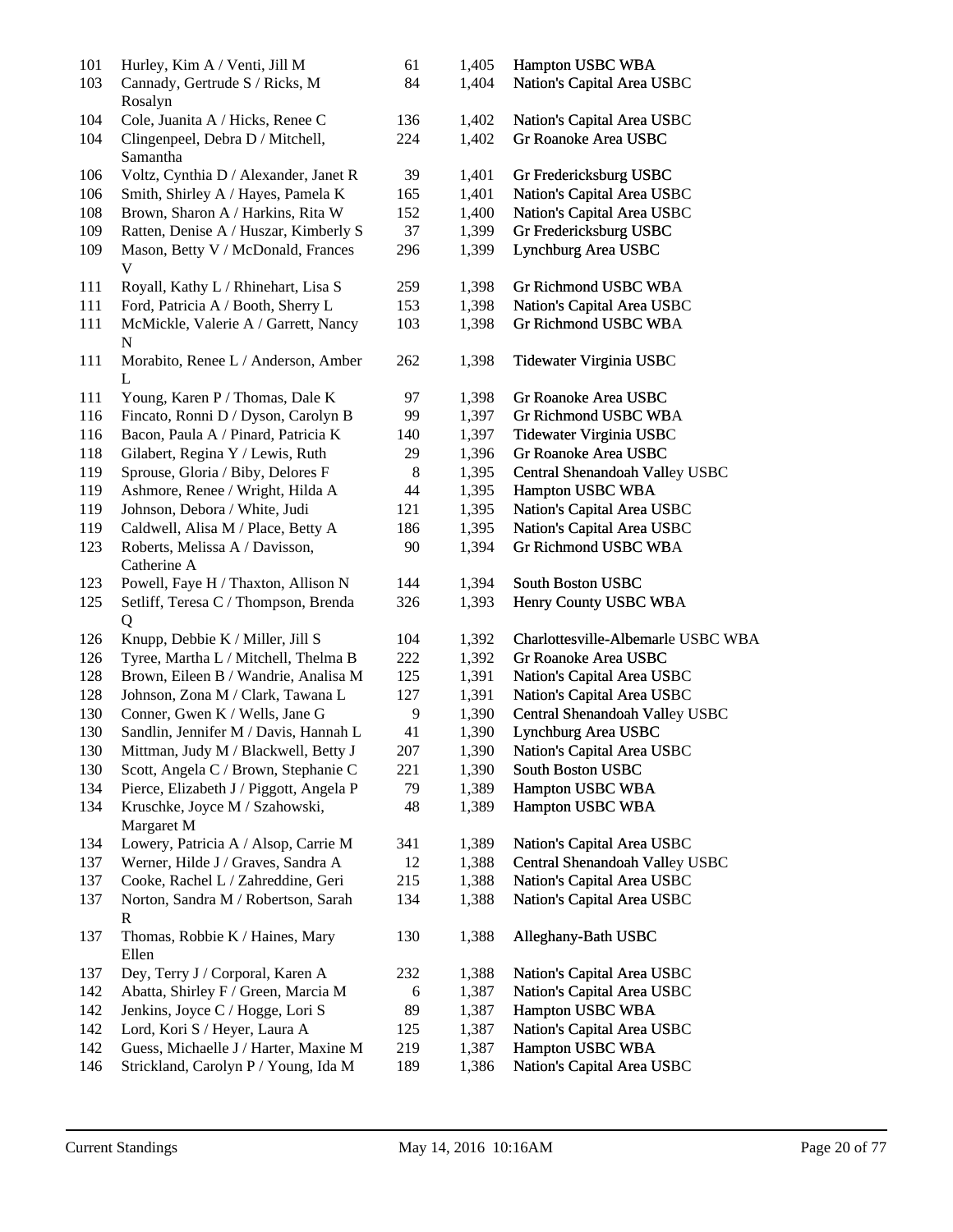| | | | | |
|---|---|---|---|---|
| 101 | Hurley, Kim A / Venti, Jill M | 61 | 1,405 | Hampton USBC WBA |
| 103 | Cannady, Gertrude S / Ricks, M Rosalyn | 84 | 1,404 | Nation's Capital Area USBC |
| 104 | Cole, Juanita A / Hicks, Renee C | 136 | 1,402 | Nation's Capital Area USBC |
| 104 | Clingenpeel, Debra D / Mitchell, Samantha | 224 | 1,402 | Gr Roanoke Area USBC |
| 106 | Voltz, Cynthia D / Alexander, Janet R | 39 | 1,401 | Gr Fredericksburg USBC |
| 106 | Smith, Shirley A / Hayes, Pamela K | 165 | 1,401 | Nation's Capital Area USBC |
| 108 | Brown, Sharon A / Harkins, Rita W | 152 | 1,400 | Nation's Capital Area USBC |
| 109 | Ratten, Denise A / Huszar, Kimberly S | 37 | 1,399 | Gr Fredericksburg USBC |
| 109 | Mason, Betty V / McDonald, Frances V | 296 | 1,399 | Lynchburg Area USBC |
| 111 | Royall, Kathy L / Rhinehart, Lisa S | 259 | 1,398 | Gr Richmond USBC WBA |
| 111 | Ford, Patricia A / Booth, Sherry L | 153 | 1,398 | Nation's Capital Area USBC |
| 111 | McMickle, Valerie A / Garrett, Nancy N | 103 | 1,398 | Gr Richmond USBC WBA |
| 111 | Morabito, Renee L / Anderson, Amber L | 262 | 1,398 | Tidewater Virginia USBC |
| 111 | Young, Karen P / Thomas, Dale K | 97 | 1,398 | Gr Roanoke Area USBC |
| 116 | Fincato, Ronni D / Dyson, Carolyn B | 99 | 1,397 | Gr Richmond USBC WBA |
| 116 | Bacon, Paula A / Pinard, Patricia K | 140 | 1,397 | Tidewater Virginia USBC |
| 118 | Gilabert, Regina Y / Lewis, Ruth | 29 | 1,396 | Gr Roanoke Area USBC |
| 119 | Sprouse, Gloria / Biby, Delores F | 8 | 1,395 | Central Shenandoah Valley USBC |
| 119 | Ashmore, Renee / Wright, Hilda A | 44 | 1,395 | Hampton USBC WBA |
| 119 | Johnson, Debora / White, Judi | 121 | 1,395 | Nation's Capital Area USBC |
| 119 | Caldwell, Alisa M / Place, Betty A | 186 | 1,395 | Nation's Capital Area USBC |
| 123 | Roberts, Melissa A / Davisson, Catherine A | 90 | 1,394 | Gr Richmond USBC WBA |
| 123 | Powell, Faye H / Thaxton, Allison N | 144 | 1,394 | South Boston USBC |
| 125 | Setliff, Teresa C / Thompson, Brenda Q | 326 | 1,393 | Henry County USBC WBA |
| 126 | Knupp, Debbie K / Miller, Jill S | 104 | 1,392 | Charlottesville-Albemarle USBC WBA |
| 126 | Tyree, Martha L / Mitchell, Thelma B | 222 | 1,392 | Gr Roanoke Area USBC |
| 128 | Brown, Eileen B / Wandrie, Analisa M | 125 | 1,391 | Nation's Capital Area USBC |
| 128 | Johnson, Zona M / Clark, Tawana L | 127 | 1,391 | Nation's Capital Area USBC |
| 130 | Conner, Gwen K / Wells, Jane G | 9 | 1,390 | Central Shenandoah Valley USBC |
| 130 | Sandlin, Jennifer M / Davis, Hannah L | 41 | 1,390 | Lynchburg Area USBC |
| 130 | Mittman, Judy M / Blackwell, Betty J | 207 | 1,390 | Nation's Capital Area USBC |
| 130 | Scott, Angela C / Brown, Stephanie C | 221 | 1,390 | South Boston USBC |
| 134 | Pierce, Elizabeth J / Piggott, Angela P | 79 | 1,389 | Hampton USBC WBA |
| 134 | Kruschke, Joyce M / Szahowski, Margaret M | 48 | 1,389 | Hampton USBC WBA |
| 134 | Lowery, Patricia A / Alsop, Carrie M | 341 | 1,389 | Nation's Capital Area USBC |
| 137 | Werner, Hilde J / Graves, Sandra A | 12 | 1,388 | Central Shenandoah Valley USBC |
| 137 | Cooke, Rachel L / Zahreddine, Geri | 215 | 1,388 | Nation's Capital Area USBC |
| 137 | Norton, Sandra M / Robertson, Sarah R | 134 | 1,388 | Nation's Capital Area USBC |
| 137 | Thomas, Robbie K / Haines, Mary Ellen | 130 | 1,388 | Alleghany-Bath USBC |
| 137 | Dey, Terry J / Corporal, Karen A | 232 | 1,388 | Nation's Capital Area USBC |
| 142 | Abatta, Shirley F / Green, Marcia M | 6 | 1,387 | Nation's Capital Area USBC |
| 142 | Jenkins, Joyce C / Hogge, Lori S | 89 | 1,387 | Hampton USBC WBA |
| 142 | Lord, Kori S / Heyer, Laura A | 125 | 1,387 | Nation's Capital Area USBC |
| 142 | Guess, Michaelle J / Harter, Maxine M | 219 | 1,387 | Hampton USBC WBA |
| 146 | Strickland, Carolyn P / Young, Ida M | 189 | 1,386 | Nation's Capital Area USBC |

Current Standings May 14, 2016 10:16AM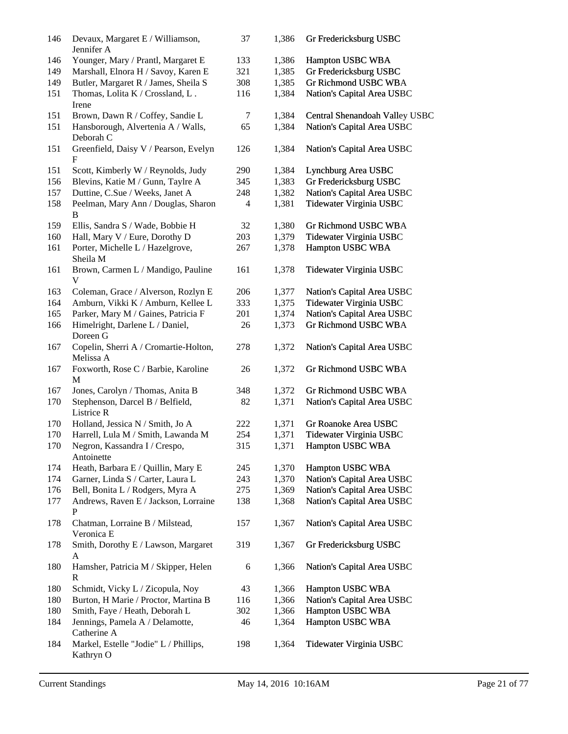| | | | | |
|---|---|---|---|---|
| 146 | Devaux, Margaret E / Williamson, Jennifer A | 37 | 1,386 | Gr Fredericksburg USBC |
| 146 | Younger, Mary / Prantl, Margaret E | 133 | 1,386 | Hampton USBC WBA |
| 149 | Marshall, Elnora H / Savoy, Karen E | 321 | 1,385 | Gr Fredericksburg USBC |
| 149 | Butler, Margaret R / James, Sheila S | 308 | 1,385 | Gr Richmond USBC WBA |
| 151 | Thomas, Lolita K / Crossland, L . Irene | 116 | 1,384 | Nation's Capital Area USBC |
| 151 | Brown, Dawn R / Coffey, Sandie L | 7 | 1,384 | Central Shenandoah Valley USBC |
| 151 | Hansborough, Alvertenia A / Walls, Deborah C | 65 | 1,384 | Nation's Capital Area USBC |
| 151 | Greenfield, Daisy V / Pearson, Evelyn F | 126 | 1,384 | Nation's Capital Area USBC |
| 151 | Scott, Kimberly W / Reynolds, Judy | 290 | 1,384 | Lynchburg Area USBC |
| 156 | Blevins, Katie M / Gunn, Taylre A | 345 | 1,383 | Gr Fredericksburg USBC |
| 157 | Duttine, C.Sue / Weeks, Janet A | 248 | 1,382 | Nation's Capital Area USBC |
| 158 | Peelman, Mary Ann / Douglas, Sharon B | 4 | 1,381 | Tidewater Virginia USBC |
| 159 | Ellis, Sandra S / Wade, Bobbie H | 32 | 1,380 | Gr Richmond USBC WBA |
| 160 | Hall, Mary V / Eure, Dorothy D | 203 | 1,379 | Tidewater Virginia USBC |
| 161 | Porter, Michelle L / Hazelgrove, Sheila M | 267 | 1,378 | Hampton USBC WBA |
| 161 | Brown, Carmen L / Mandigo, Pauline V | 161 | 1,378 | Tidewater Virginia USBC |
| 163 | Coleman, Grace / Alverson, Rozlyn E | 206 | 1,377 | Nation's Capital Area USBC |
| 164 | Amburn, Vikki K / Amburn, Kellee L | 333 | 1,375 | Tidewater Virginia USBC |
| 165 | Parker, Mary M / Gaines, Patricia F | 201 | 1,374 | Nation's Capital Area USBC |
| 166 | Himelright, Darlene L / Daniel, Doreen G | 26 | 1,373 | Gr Richmond USBC WBA |
| 167 | Copelin, Sherri A / Cromartie-Holton, Melissa A | 278 | 1,372 | Nation's Capital Area USBC |
| 167 | Foxworth, Rose C / Barbie, Karoline M | 26 | 1,372 | Gr Richmond USBC WBA |
| 167 | Jones, Carolyn / Thomas, Anita B | 348 | 1,372 | Gr Richmond USBC WBA |
| 170 | Stephenson, Darcel B / Belfield, Listrice R | 82 | 1,371 | Nation's Capital Area USBC |
| 170 | Holland, Jessica N / Smith, Jo A | 222 | 1,371 | Gr Roanoke Area USBC |
| 170 | Harrell, Lula M / Smith, Lawanda M | 254 | 1,371 | Tidewater Virginia USBC |
| 170 | Negron, Kassandra I / Crespo, Antoinette | 315 | 1,371 | Hampton USBC WBA |
| 174 | Heath, Barbara E / Quillin, Mary E | 245 | 1,370 | Hampton USBC WBA |
| 174 | Garner, Linda S / Carter, Laura L | 243 | 1,370 | Nation's Capital Area USBC |
| 176 | Bell, Bonita L / Rodgers, Myra A | 275 | 1,369 | Nation's Capital Area USBC |
| 177 | Andrews, Raven E / Jackson, Lorraine P | 138 | 1,368 | Nation's Capital Area USBC |
| 178 | Chatman, Lorraine B / Milstead, Veronica E | 157 | 1,367 | Nation's Capital Area USBC |
| 178 | Smith, Dorothy E / Lawson, Margaret A | 319 | 1,367 | Gr Fredericksburg USBC |
| 180 | Hamsher, Patricia M / Skipper, Helen R | 6 | 1,366 | Nation's Capital Area USBC |
| 180 | Schmidt, Vicky L / Zicopula, Noy | 43 | 1,366 | Hampton USBC WBA |
| 180 | Burton, H Marie / Proctor, Martina B | 116 | 1,366 | Nation's Capital Area USBC |
| 180 | Smith, Faye / Heath, Deborah L | 302 | 1,366 | Hampton USBC WBA |
| 184 | Jennings, Pamela A / Delamotte, Catherine A | 46 | 1,364 | Hampton USBC WBA |
| 184 | Markel, Estelle "Jodie" L / Phillips, Kathryn O | 198 | 1,364 | Tidewater Virginia USBC |

Current Standings May 14, 2016 10:16AM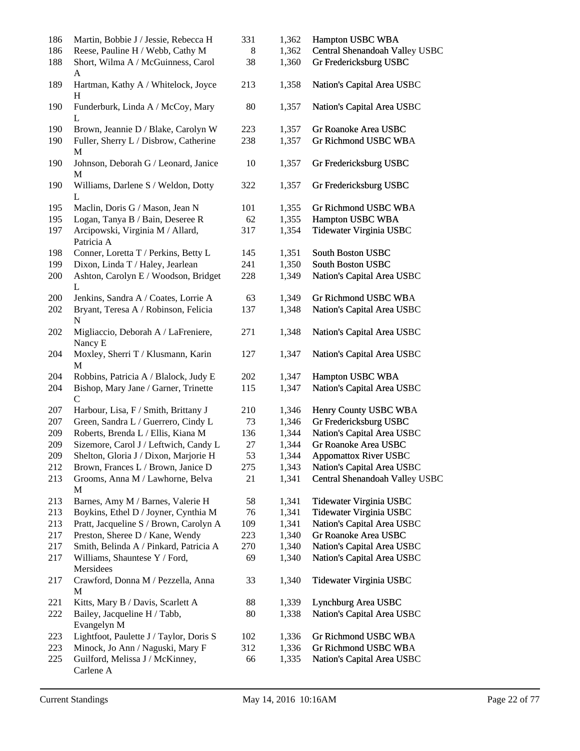| | | | | |
|---|---|---|---|---|
| 186 | Martin, Bobbie J / Jessie, Rebecca H | 331 | 1,362 | Hampton USBC WBA |
| 186 | Reese, Pauline H / Webb, Cathy M | 8 | 1,362 | Central Shenandoah Valley USBC |
| 188 | Short, Wilma A / McGuinness, Carol A | 38 | 1,360 | Gr Fredericksburg USBC |
| 189 | Hartman, Kathy A / Whitelock, Joyce H | 213 | 1,358 | Nation's Capital Area USBC |
| 190 | Funderburk, Linda A / McCoy, Mary L | 80 | 1,357 | Nation's Capital Area USBC |
| 190 | Brown, Jeannie D / Blake, Carolyn W | 223 | 1,357 | Gr Roanoke Area USBC |
| 190 | Fuller, Sherry L / Disbrow, Catherine M | 238 | 1,357 | Gr Richmond USBC WBA |
| 190 | Johnson, Deborah G / Leonard, Janice M | 10 | 1,357 | Gr Fredericksburg USBC |
| 190 | Williams, Darlene S / Weldon, Dotty L | 322 | 1,357 | Gr Fredericksburg USBC |
| 195 | Maclin, Doris G / Mason, Jean N | 101 | 1,355 | Gr Richmond USBC WBA |
| 195 | Logan, Tanya B / Bain, Deseree R | 62 | 1,355 | Hampton USBC WBA |
| 197 | Arcipowski, Virginia M / Allard, Patricia A | 317 | 1,354 | Tidewater Virginia USBC |
| 198 | Conner, Loretta T / Perkins, Betty L | 145 | 1,351 | South Boston USBC |
| 199 | Dixon, Linda T / Haley, Jearlean | 241 | 1,350 | South Boston USBC |
| 200 | Ashton, Carolyn E / Woodson, Bridget L | 228 | 1,349 | Nation's Capital Area USBC |
| 200 | Jenkins, Sandra A / Coates, Lorrie A | 63 | 1,349 | Gr Richmond USBC WBA |
| 202 | Bryant, Teresa A / Robinson, Felicia N | 137 | 1,348 | Nation's Capital Area USBC |
| 202 | Migliaccio, Deborah A / LaFreniere, Nancy E | 271 | 1,348 | Nation's Capital Area USBC |
| 204 | Moxley, Sherri T / Klusmann, Karin M | 127 | 1,347 | Nation's Capital Area USBC |
| 204 | Robbins, Patricia A / Blalock, Judy E | 202 | 1,347 | Hampton USBC WBA |
| 204 | Bishop, Mary Jane / Garner, Trinette C | 115 | 1,347 | Nation's Capital Area USBC |
| 207 | Harbour, Lisa, F / Smith, Brittany J | 210 | 1,346 | Henry County USBC WBA |
| 207 | Green, Sandra L / Guerrero, Cindy L | 73 | 1,346 | Gr Fredericksburg USBC |
| 209 | Roberts, Brenda L / Ellis, Kiana M | 136 | 1,344 | Nation's Capital Area USBC |
| 209 | Sizemore, Carol J / Leftwich, Candy L | 27 | 1,344 | Gr Roanoke Area USBC |
| 209 | Shelton, Gloria J / Dixon, Marjorie H | 53 | 1,344 | Appomattox River USBC |
| 212 | Brown, Frances L / Brown, Janice D | 275 | 1,343 | Nation's Capital Area USBC |
| 213 | Grooms, Anna M / Lawhorne, Belva M | 21 | 1,341 | Central Shenandoah Valley USBC |
| 213 | Barnes, Amy M / Barnes, Valerie H | 58 | 1,341 | Tidewater Virginia USBC |
| 213 | Boykins, Ethel D / Joyner, Cynthia M | 76 | 1,341 | Tidewater Virginia USBC |
| 213 | Pratt, Jacqueline S / Brown, Carolyn A | 109 | 1,341 | Nation's Capital Area USBC |
| 217 | Preston, Sheree D / Kane, Wendy | 223 | 1,340 | Gr Roanoke Area USBC |
| 217 | Smith, Belinda A / Pinkard, Patricia A | 270 | 1,340 | Nation's Capital Area USBC |
| 217 | Williams, Shauntese Y / Ford, Mersidees | 69 | 1,340 | Nation's Capital Area USBC |
| 217 | Crawford, Donna M / Pezzella, Anna M | 33 | 1,340 | Tidewater Virginia USBC |
| 221 | Kitts, Mary B / Davis, Scarlett A | 88 | 1,339 | Lynchburg Area USBC |
| 222 | Bailey, Jacqueline H / Tabb, Evangelyn M | 80 | 1,338 | Nation's Capital Area USBC |
| 223 | Lightfoot, Paulette J / Taylor, Doris S | 102 | 1,336 | Gr Richmond USBC WBA |
| 223 | Minock, Jo Ann / Naguski, Mary F | 312 | 1,336 | Gr Richmond USBC WBA |
| 225 | Guilford, Melissa J / McKinney, Carlene A | 66 | 1,335 | Nation's Capital Area USBC |

Current Standings May 14, 2016 10:16AM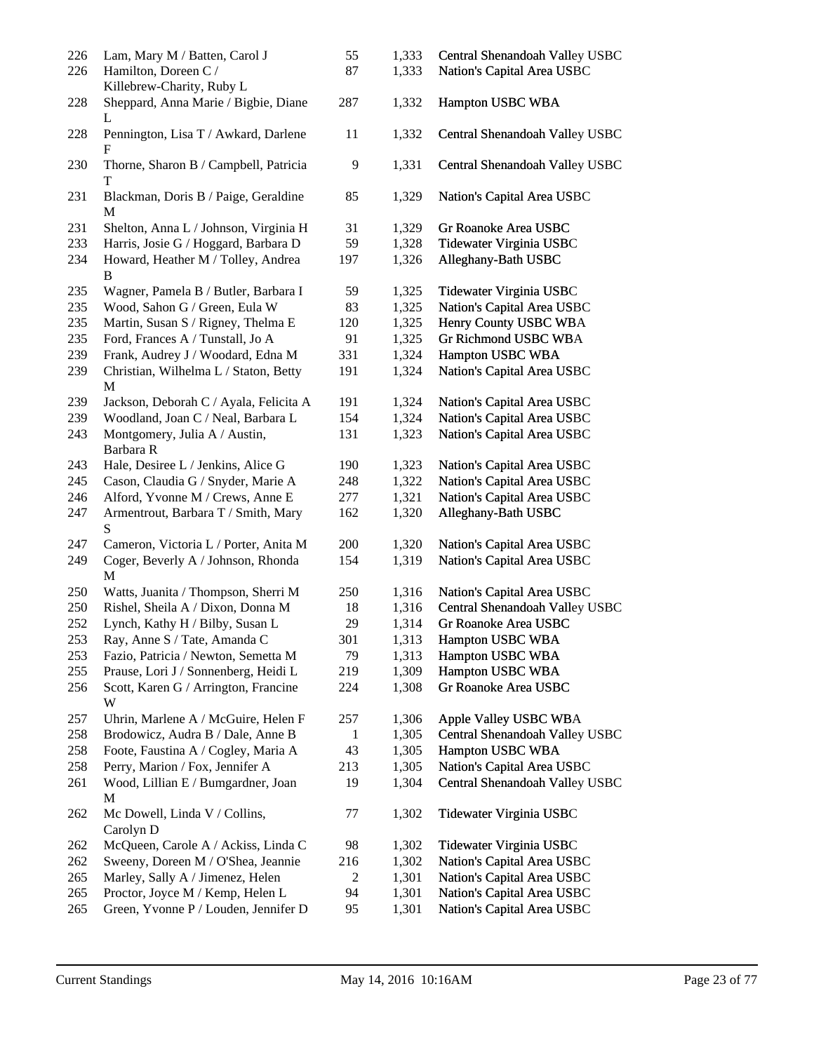| | | | | |
|---|---|---|---|---|
| 226 | Lam, Mary M / Batten, Carol J | 55 | 1,333 | Central Shenandoah Valley USBC |
| 226 | Hamilton, Doreen C / Killebrew-Charity, Ruby L | 87 | 1,333 | Nation's Capital Area USBC |
| 228 | Sheppard, Anna Marie / Bigbie, Diane L | 287 | 1,332 | Hampton USBC WBA |
| 228 | Pennington, Lisa T / Awkard, Darlene F | 11 | 1,332 | Central Shenandoah Valley USBC |
| 230 | Thorne, Sharon B / Campbell, Patricia T | 9 | 1,331 | Central Shenandoah Valley USBC |
| 231 | Blackman, Doris B / Paige, Geraldine M | 85 | 1,329 | Nation's Capital Area USBC |
| 231 | Shelton, Anna L / Johnson, Virginia H | 31 | 1,329 | Gr Roanoke Area USBC |
| 233 | Harris, Josie G / Hoggard, Barbara D | 59 | 1,328 | Tidewater Virginia USBC |
| 234 | Howard, Heather M / Tolley, Andrea B | 197 | 1,326 | Alleghany-Bath USBC |
| 235 | Wagner, Pamela B / Butler, Barbara I | 59 | 1,325 | Tidewater Virginia USBC |
| 235 | Wood, Sahon G / Green, Eula W | 83 | 1,325 | Nation's Capital Area USBC |
| 235 | Martin, Susan S / Rigney, Thelma E | 120 | 1,325 | Henry County USBC WBA |
| 235 | Ford, Frances A / Tunstall, Jo A | 91 | 1,325 | Gr Richmond USBC WBA |
| 239 | Frank, Audrey J / Woodard, Edna M | 331 | 1,324 | Hampton USBC WBA |
| 239 | Christian, Wilhelma L / Staton, Betty M | 191 | 1,324 | Nation's Capital Area USBC |
| 239 | Jackson, Deborah C / Ayala, Felicita A | 191 | 1,324 | Nation's Capital Area USBC |
| 239 | Woodland, Joan C / Neal, Barbara L | 154 | 1,324 | Nation's Capital Area USBC |
| 243 | Montgomery, Julia A / Austin, Barbara R | 131 | 1,323 | Nation's Capital Area USBC |
| 243 | Hale, Desiree L / Jenkins, Alice G | 190 | 1,323 | Nation's Capital Area USBC |
| 245 | Cason, Claudia G / Snyder, Marie A | 248 | 1,322 | Nation's Capital Area USBC |
| 246 | Alford, Yvonne M / Crews, Anne E | 277 | 1,321 | Nation's Capital Area USBC |
| 247 | Armentrout, Barbara T / Smith, Mary S | 162 | 1,320 | Alleghany-Bath USBC |
| 247 | Cameron, Victoria L / Porter, Anita M | 200 | 1,320 | Nation's Capital Area USBC |
| 249 | Coger, Beverly A / Johnson, Rhonda M | 154 | 1,319 | Nation's Capital Area USBC |
| 250 | Watts, Juanita / Thompson, Sherri M | 250 | 1,316 | Nation's Capital Area USBC |
| 250 | Rishel, Sheila A / Dixon, Donna M | 18 | 1,316 | Central Shenandoah Valley USBC |
| 252 | Lynch, Kathy H / Bilby, Susan L | 29 | 1,314 | Gr Roanoke Area USBC |
| 253 | Ray, Anne S / Tate, Amanda C | 301 | 1,313 | Hampton USBC WBA |
| 253 | Fazio, Patricia / Newton, Semetta M | 79 | 1,313 | Hampton USBC WBA |
| 255 | Prause, Lori J / Sonnenberg, Heidi L | 219 | 1,309 | Hampton USBC WBA |
| 256 | Scott, Karen G / Arrington, Francine W | 224 | 1,308 | Gr Roanoke Area USBC |
| 257 | Uhrin, Marlene A / McGuire, Helen F | 257 | 1,306 | Apple Valley USBC WBA |
| 258 | Brodowicz, Audra B / Dale, Anne B | 1 | 1,305 | Central Shenandoah Valley USBC |
| 258 | Foote, Faustina A / Cogley, Maria A | 43 | 1,305 | Hampton USBC WBA |
| 258 | Perry, Marion / Fox, Jennifer A | 213 | 1,305 | Nation's Capital Area USBC |
| 261 | Wood, Lillian E / Bumgardner, Joan M | 19 | 1,304 | Central Shenandoah Valley USBC |
| 262 | Mc Dowell, Linda V / Collins, Carolyn D | 77 | 1,302 | Tidewater Virginia USBC |
| 262 | McQueen, Carole A / Ackiss, Linda C | 98 | 1,302 | Tidewater Virginia USBC |
| 262 | Sweeny, Doreen M / O'Shea, Jeannie | 216 | 1,302 | Nation's Capital Area USBC |
| 265 | Marley, Sally A / Jimenez, Helen | 2 | 1,301 | Nation's Capital Area USBC |
| 265 | Proctor, Joyce M / Kemp, Helen L | 94 | 1,301 | Nation's Capital Area USBC |
| 265 | Green, Yvonne P / Louden, Jennifer D | 95 | 1,301 | Nation's Capital Area USBC |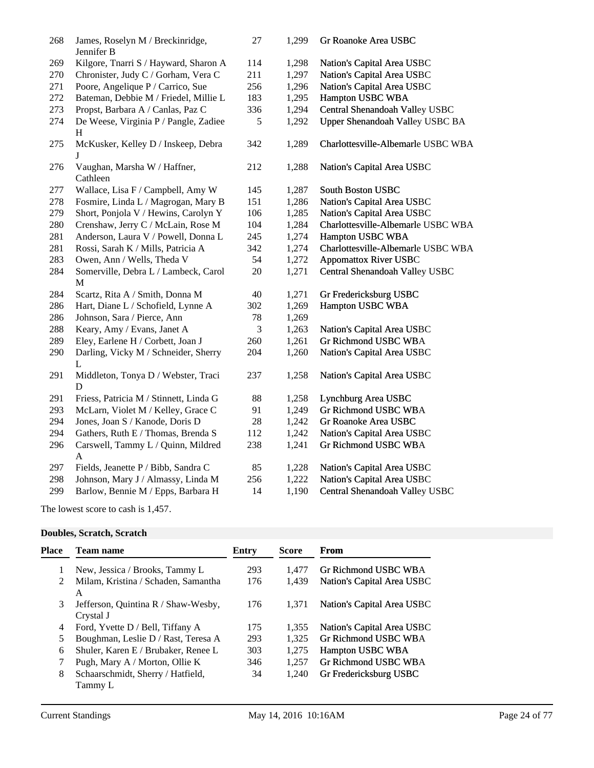| Place | Team name | Entry | Score | From |
|---|---|---|---|---|
| 268 | James, Roselyn M / Breckinridge, Jennifer B | 27 | 1,299 | Gr Roanoke Area USBC |
| 269 | Kilgore, Tnarri S / Hayward, Sharon A | 114 | 1,298 | Nation's Capital Area USBC |
| 270 | Chronister, Judy C / Gorham, Vera C | 211 | 1,297 | Nation's Capital Area USBC |
| 271 | Poore, Angelique P / Carrico, Sue | 256 | 1,296 | Nation's Capital Area USBC |
| 272 | Bateman, Debbie M / Friedel, Millie L | 183 | 1,295 | Hampton USBC WBA |
| 273 | Propst, Barbara A / Canlas, Paz C | 336 | 1,294 | Central Shenandoah Valley USBC |
| 274 | De Weese, Virginia P / Pangle, Zadiee H | 5 | 1,292 | Upper Shenandoah Valley USBC BA |
| 275 | McKusker, Kelley D / Inskeep, Debra J | 342 | 1,289 | Charlottesville-Albemarle USBC WBA |
| 276 | Vaughan, Marsha W / Haffner, Cathleen | 212 | 1,288 | Nation's Capital Area USBC |
| 277 | Wallace, Lisa F / Campbell, Amy W | 145 | 1,287 | South Boston USBC |
| 278 | Fosmire, Linda L / Magrogan, Mary B | 151 | 1,286 | Nation's Capital Area USBC |
| 279 | Short, Ponjola V / Hewins, Carolyn Y | 106 | 1,285 | Nation's Capital Area USBC |
| 280 | Crenshaw, Jerry C / McLain, Rose M | 104 | 1,284 | Charlottesville-Albemarle USBC WBA |
| 281 | Anderson, Laura V / Powell, Donna L | 245 | 1,274 | Hampton USBC WBA |
| 281 | Rossi, Sarah K / Mills, Patricia A | 342 | 1,274 | Charlottesville-Albemarle USBC WBA |
| 283 | Owen, Ann / Wells, Theda V | 54 | 1,272 | Appomattox River USBC |
| 284 | Somerville, Debra L / Lambeck, Carol M | 20 | 1,271 | Central Shenandoah Valley USBC |
| 284 | Scartz, Rita A / Smith, Donna M | 40 | 1,271 | Gr Fredericksburg USBC |
| 286 | Hart, Diane L / Schofield, Lynne A | 302 | 1,269 | Hampton USBC WBA |
| 286 | Johnson, Sara / Pierce, Ann | 78 | 1,269 | |
| 288 | Keary, Amy / Evans, Janet A | 3 | 1,263 | Nation's Capital Area USBC |
| 289 | Eley, Earlene H / Corbett, Joan J | 260 | 1,261 | Gr Richmond USBC WBA |
| 290 | Darling, Vicky M / Schneider, Sherry L | 204 | 1,260 | Nation's Capital Area USBC |
| 291 | Middleton, Tonya D / Webster, Traci D | 237 | 1,258 | Nation's Capital Area USBC |
| 291 | Friess, Patricia M / Stinnett, Linda G | 88 | 1,258 | Lynchburg Area USBC |
| 293 | McLarn, Violet M / Kelley, Grace C | 91 | 1,249 | Gr Richmond USBC WBA |
| 294 | Jones, Joan S / Kanode, Doris D | 28 | 1,242 | Gr Roanoke Area USBC |
| 294 | Gathers, Ruth E / Thomas, Brenda S | 112 | 1,242 | Nation's Capital Area USBC |
| 296 | Carswell, Tammy L / Quinn, Mildred A | 238 | 1,241 | Gr Richmond USBC WBA |
| 297 | Fields, Jeanette P / Bibb, Sandra C | 85 | 1,228 | Nation's Capital Area USBC |
| 298 | Johnson, Mary J / Almassy, Linda M | 256 | 1,222 | Nation's Capital Area USBC |
| 299 | Barlow, Bennie M / Epps, Barbara H | 14 | 1,190 | Central Shenandoah Valley USBC |

The lowest score to cash is 1,457.

**Doubles, Scratch, Scratch**

| Place | Team name | Entry | Score | From |
|---|---|---|---|---|
| 1 | New, Jessica / Brooks, Tammy L | 293 | 1,477 | Gr Richmond USBC WBA |
| 2 | Milam, Kristina / Schaden, Samantha A | 176 | 1,439 | Nation's Capital Area USBC |
| 3 | Jefferson, Quintina R / Shaw-Wesby, Crystal J | 176 | 1,371 | Nation's Capital Area USBC |
| 4 | Ford, Yvette D / Bell, Tiffany A | 175 | 1,355 | Nation's Capital Area USBC |
| 5 | Boughman, Leslie D / Rast, Teresa A | 293 | 1,325 | Gr Richmond USBC WBA |
| 6 | Shuler, Karen E / Brubaker, Renee L | 303 | 1,275 | Hampton USBC WBA |
| 7 | Pugh, Mary A / Morton, Ollie K | 346 | 1,257 | Gr Richmond USBC WBA |
| 8 | Schaarschmidt, Sherry / Hatfield, Tammy L | 34 | 1,240 | Gr Fredericksburg USBC |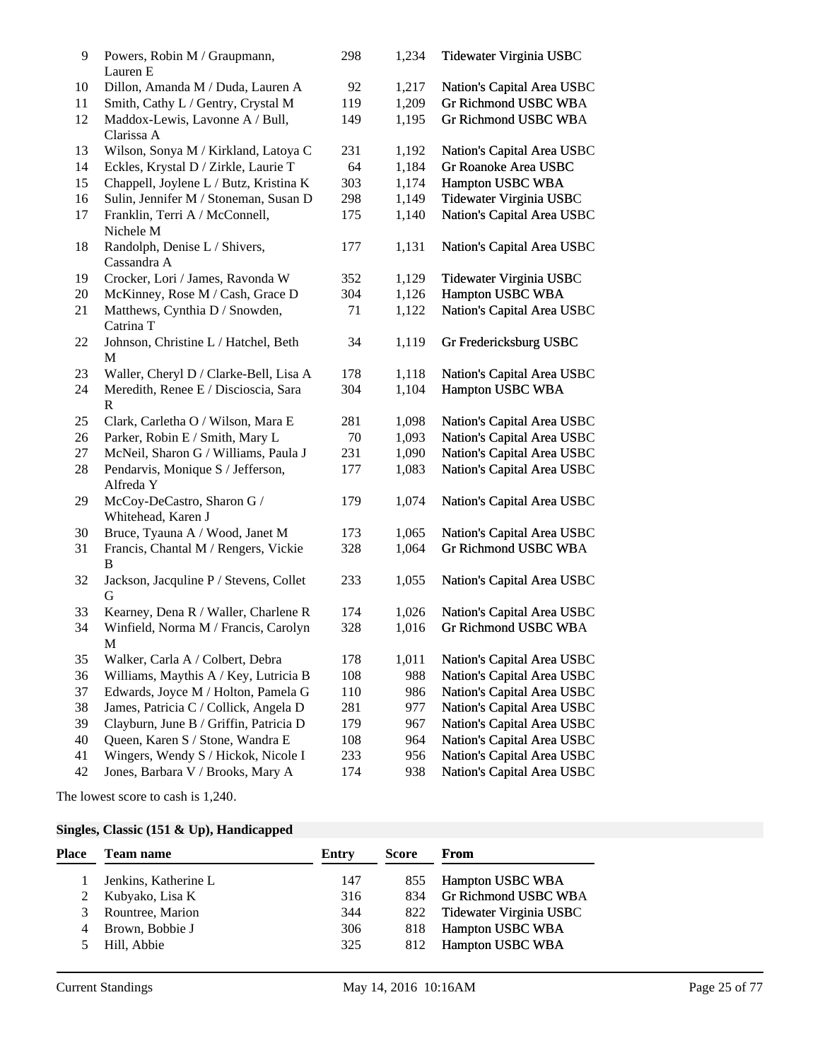| Place | Team name | Entry | Score | From |
|---|---|---|---|---|
| 9 | Powers, Robin M / Graupmann, Lauren E | 298 | 1,234 | Tidewater Virginia USBC |
| 10 | Dillon, Amanda M / Duda, Lauren A | 92 | 1,217 | Nation's Capital Area USBC |
| 11 | Smith, Cathy L / Gentry, Crystal M | 119 | 1,209 | Gr Richmond USBC WBA |
| 12 | Maddox-Lewis, Lavonne A / Bull, Clarissa A | 149 | 1,195 | Gr Richmond USBC WBA |
| 13 | Wilson, Sonya M / Kirkland, Latoya C | 231 | 1,192 | Nation's Capital Area USBC |
| 14 | Eckles, Krystal D / Zirkle, Laurie T | 64 | 1,184 | Gr Roanoke Area USBC |
| 15 | Chappell, Joylene L / Butz, Kristina K | 303 | 1,174 | Hampton USBC WBA |
| 16 | Sulin, Jennifer M / Stoneman, Susan D | 298 | 1,149 | Tidewater Virginia USBC |
| 17 | Franklin, Terri A / McConnell, Nichele M | 175 | 1,140 | Nation's Capital Area USBC |
| 18 | Randolph, Denise L / Shivers, Cassandra A | 177 | 1,131 | Nation's Capital Area USBC |
| 19 | Crocker, Lori / James, Ravonda W | 352 | 1,129 | Tidewater Virginia USBC |
| 20 | McKinney, Rose M / Cash, Grace D | 304 | 1,126 | Hampton USBC WBA |
| 21 | Matthews, Cynthia D / Snowden, Catrina T | 71 | 1,122 | Nation's Capital Area USBC |
| 22 | Johnson, Christine L / Hatchel, Beth M | 34 | 1,119 | Gr Fredericksburg USBC |
| 23 | Waller, Cheryl D / Clarke-Bell, Lisa A | 178 | 1,118 | Nation's Capital Area USBC |
| 24 | Meredith, Renee E / Discioscia, Sara R | 304 | 1,104 | Hampton USBC WBA |
| 25 | Clark, Carletha O / Wilson, Mara E | 281 | 1,098 | Nation's Capital Area USBC |
| 26 | Parker, Robin E / Smith, Mary L | 70 | 1,093 | Nation's Capital Area USBC |
| 27 | McNeil, Sharon G / Williams, Paula J | 231 | 1,090 | Nation's Capital Area USBC |
| 28 | Pendarvis, Monique S / Jefferson, Alfreda Y | 177 | 1,083 | Nation's Capital Area USBC |
| 29 | McCoy-DeCastro, Sharon G / Whitehead, Karen J | 179 | 1,074 | Nation's Capital Area USBC |
| 30 | Bruce, Tyauna A / Wood, Janet M | 173 | 1,065 | Nation's Capital Area USBC |
| 31 | Francis, Chantal M / Rengers, Vickie B | 328 | 1,064 | Gr Richmond USBC WBA |
| 32 | Jackson, Jacquline P / Stevens, Collet G | 233 | 1,055 | Nation's Capital Area USBC |
| 33 | Kearney, Dena R / Waller, Charlene R | 174 | 1,026 | Nation's Capital Area USBC |
| 34 | Winfield, Norma M / Francis, Carolyn M | 328 | 1,016 | Gr Richmond USBC WBA |
| 35 | Walker, Carla A / Colbert, Debra | 178 | 1,011 | Nation's Capital Area USBC |
| 36 | Williams, Maythis A / Key, Lutricia B | 108 | 988 | Nation's Capital Area USBC |
| 37 | Edwards, Joyce M / Holton, Pamela G | 110 | 986 | Nation's Capital Area USBC |
| 38 | James, Patricia C / Collick, Angela D | 281 | 977 | Nation's Capital Area USBC |
| 39 | Clayburn, June B / Griffin, Patricia D | 179 | 967 | Nation's Capital Area USBC |
| 40 | Queen, Karen S / Stone, Wandra E | 108 | 964 | Nation's Capital Area USBC |
| 41 | Wingers, Wendy S / Hickok, Nicole I | 233 | 956 | Nation's Capital Area USBC |
| 42 | Jones, Barbara V / Brooks, Mary A | 174 | 938 | Nation's Capital Area USBC |

The lowest score to cash is 1,240.

### Singles, Classic (151 & Up), Handicapped

| Place | Team name | Entry | Score | From |
|---|---|---|---|---|
| 1 | Jenkins, Katherine L | 147 | 855 | Hampton USBC WBA |
| 2 | Kubyako, Lisa K | 316 | 834 | Gr Richmond USBC WBA |
| 3 | Rountree, Marion | 344 | 822 | Tidewater Virginia USBC |
| 4 | Brown, Bobbie J | 306 | 818 | Hampton USBC WBA |
| 5 | Hill, Abbie | 325 | 812 | Hampton USBC WBA |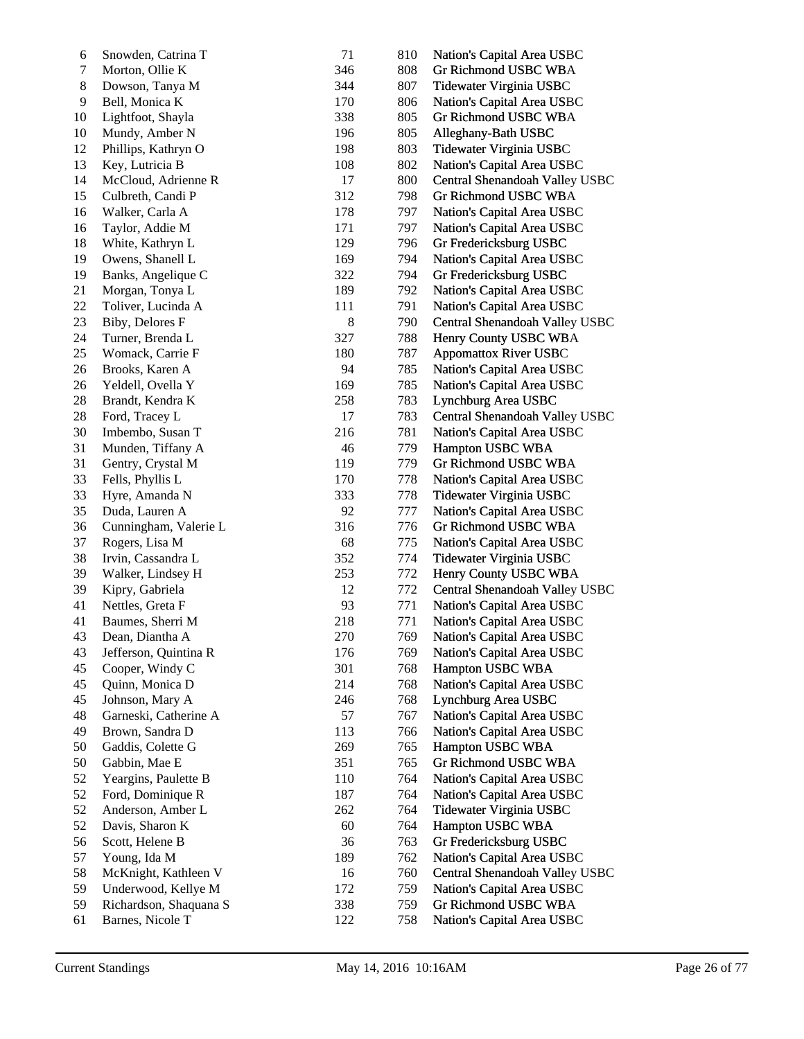| | | | | |
|---|---|---|---|---|
| 6 | Snowden, Catrina T | 71 | 810 | Nation's Capital Area USBC |
| 7 | Morton, Ollie K | 346 | 808 | Gr Richmond USBC WBA |
| 8 | Dowson, Tanya M | 344 | 807 | Tidewater Virginia USBC |
| 9 | Bell, Monica K | 170 | 806 | Nation's Capital Area USBC |
| 10 | Lightfoot, Shayla | 338 | 805 | Gr Richmond USBC WBA |
| 10 | Mundy, Amber N | 196 | 805 | Alleghany-Bath USBC |
| 12 | Phillips, Kathryn O | 198 | 803 | Tidewater Virginia USBC |
| 13 | Key, Lutricia B | 108 | 802 | Nation's Capital Area USBC |
| 14 | McCloud, Adrienne R | 17 | 800 | Central Shenandoah Valley USBC |
| 15 | Culbreth, Candi P | 312 | 798 | Gr Richmond USBC WBA |
| 16 | Walker, Carla A | 178 | 797 | Nation's Capital Area USBC |
| 16 | Taylor, Addie M | 171 | 797 | Nation's Capital Area USBC |
| 18 | White, Kathryn L | 129 | 796 | Gr Fredericksburg USBC |
| 19 | Owens, Shanell L | 169 | 794 | Nation's Capital Area USBC |
| 19 | Banks, Angelique C | 322 | 794 | Gr Fredericksburg USBC |
| 21 | Morgan, Tonya L | 189 | 792 | Nation's Capital Area USBC |
| 22 | Toliver, Lucinda A | 111 | 791 | Nation's Capital Area USBC |
| 23 | Biby, Delores F | 8 | 790 | Central Shenandoah Valley USBC |
| 24 | Turner, Brenda L | 327 | 788 | Henry County USBC WBA |
| 25 | Womack, Carrie F | 180 | 787 | Appomattox River USBC |
| 26 | Brooks, Karen A | 94 | 785 | Nation's Capital Area USBC |
| 26 | Yeldell, Ovella Y | 169 | 785 | Nation's Capital Area USBC |
| 28 | Brandt, Kendra K | 258 | 783 | Lynchburg Area USBC |
| 28 | Ford, Tracey L | 17 | 783 | Central Shenandoah Valley USBC |
| 30 | Imbembo, Susan T | 216 | 781 | Nation's Capital Area USBC |
| 31 | Munden, Tiffany A | 46 | 779 | Hampton USBC WBA |
| 31 | Gentry, Crystal M | 119 | 779 | Gr Richmond USBC WBA |
| 33 | Fells, Phyllis L | 170 | 778 | Nation's Capital Area USBC |
| 33 | Hyre, Amanda N | 333 | 778 | Tidewater Virginia USBC |
| 35 | Duda, Lauren A | 92 | 777 | Nation's Capital Area USBC |
| 36 | Cunningham, Valerie L | 316 | 776 | Gr Richmond USBC WBA |
| 37 | Rogers, Lisa M | 68 | 775 | Nation's Capital Area USBC |
| 38 | Irvin, Cassandra L | 352 | 774 | Tidewater Virginia USBC |
| 39 | Walker, Lindsey H | 253 | 772 | Henry County USBC WBA |
| 39 | Kipry, Gabriela | 12 | 772 | Central Shenandoah Valley USBC |
| 41 | Nettles, Greta F | 93 | 771 | Nation's Capital Area USBC |
| 41 | Baumes, Sherri M | 218 | 771 | Nation's Capital Area USBC |
| 43 | Dean, Diantha A | 270 | 769 | Nation's Capital Area USBC |
| 43 | Jefferson, Quintina R | 176 | 769 | Nation's Capital Area USBC |
| 45 | Cooper, Windy C | 301 | 768 | Hampton USBC WBA |
| 45 | Quinn, Monica D | 214 | 768 | Nation's Capital Area USBC |
| 45 | Johnson, Mary A | 246 | 768 | Lynchburg Area USBC |
| 48 | Garneski, Catherine A | 57 | 767 | Nation's Capital Area USBC |
| 49 | Brown, Sandra D | 113 | 766 | Nation's Capital Area USBC |
| 50 | Gaddis, Colette G | 269 | 765 | Hampton USBC WBA |
| 50 | Gabbin, Mae E | 351 | 765 | Gr Richmond USBC WBA |
| 52 | Yeargins, Paulette B | 110 | 764 | Nation's Capital Area USBC |
| 52 | Ford, Dominique R | 187 | 764 | Nation's Capital Area USBC |
| 52 | Anderson, Amber L | 262 | 764 | Tidewater Virginia USBC |
| 52 | Davis, Sharon K | 60 | 764 | Hampton USBC WBA |
| 56 | Scott, Helene B | 36 | 763 | Gr Fredericksburg USBC |
| 57 | Young, Ida M | 189 | 762 | Nation's Capital Area USBC |
| 58 | McKnight, Kathleen V | 16 | 760 | Central Shenandoah Valley USBC |
| 59 | Underwood, Kellye M | 172 | 759 | Nation's Capital Area USBC |
| 59 | Richardson, Shaquana S | 338 | 759 | Gr Richmond USBC WBA |
| 61 | Barnes, Nicole T | 122 | 758 | Nation's Capital Area USBC |

Current Standings May 14, 2016 10:16AM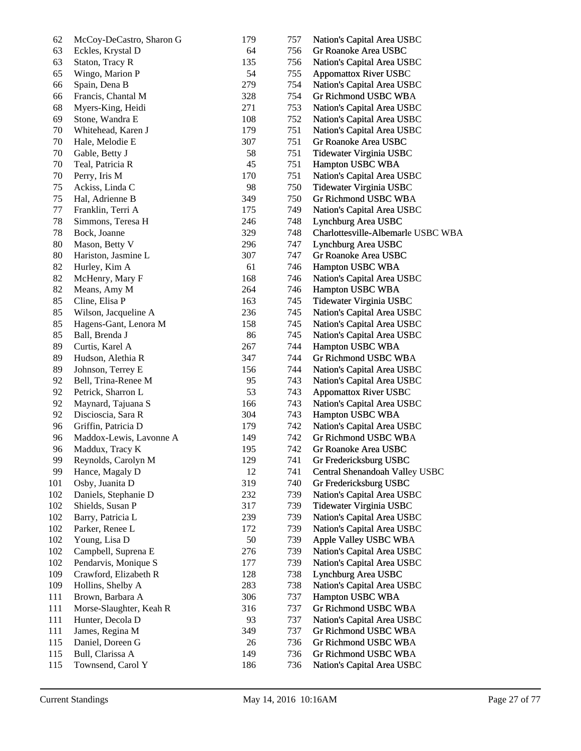| | | | | |
|---|---|---|---|---|
| 62 | McCoy-DeCastro, Sharon G | 179 | 757 | Nation's Capital Area USBC |
| 63 | Eckles, Krystal D | 64 | 756 | Gr Roanoke Area USBC |
| 63 | Staton, Tracy R | 135 | 756 | Nation's Capital Area USBC |
| 65 | Wingo, Marion P | 54 | 755 | Appomattox River USBC |
| 66 | Spain, Dena B | 279 | 754 | Nation's Capital Area USBC |
| 66 | Francis, Chantal M | 328 | 754 | Gr Richmond USBC WBA |
| 68 | Myers-King, Heidi | 271 | 753 | Nation's Capital Area USBC |
| 69 | Stone, Wandra E | 108 | 752 | Nation's Capital Area USBC |
| 70 | Whitehead, Karen J | 179 | 751 | Nation's Capital Area USBC |
| 70 | Hale, Melodie E | 307 | 751 | Gr Roanoke Area USBC |
| 70 | Gable, Betty J | 58 | 751 | Tidewater Virginia USBC |
| 70 | Teal, Patricia R | 45 | 751 | Hampton USBC WBA |
| 70 | Perry, Iris M | 170 | 751 | Nation's Capital Area USBC |
| 75 | Ackiss, Linda C | 98 | 750 | Tidewater Virginia USBC |
| 75 | Hal, Adrienne B | 349 | 750 | Gr Richmond USBC WBA |
| 77 | Franklin, Terri A | 175 | 749 | Nation's Capital Area USBC |
| 78 | Simmons, Teresa H | 246 | 748 | Lynchburg Area USBC |
| 78 | Bock, Joanne | 329 | 748 | Charlottesville-Albemarle USBC WBA |
| 80 | Mason, Betty V | 296 | 747 | Lynchburg Area USBC |
| 80 | Hariston, Jasmine L | 307 | 747 | Gr Roanoke Area USBC |
| 82 | Hurley, Kim A | 61 | 746 | Hampton USBC WBA |
| 82 | McHenry, Mary F | 168 | 746 | Nation's Capital Area USBC |
| 82 | Means, Amy M | 264 | 746 | Hampton USBC WBA |
| 85 | Cline, Elisa P | 163 | 745 | Tidewater Virginia USBC |
| 85 | Wilson, Jacqueline A | 236 | 745 | Nation's Capital Area USBC |
| 85 | Hagens-Gant, Lenora M | 158 | 745 | Nation's Capital Area USBC |
| 85 | Ball, Brenda J | 86 | 745 | Nation's Capital Area USBC |
| 89 | Curtis, Karel A | 267 | 744 | Hampton USBC WBA |
| 89 | Hudson, Alethia R | 347 | 744 | Gr Richmond USBC WBA |
| 89 | Johnson, Terrey E | 156 | 744 | Nation's Capital Area USBC |
| 92 | Bell, Trina-Renee M | 95 | 743 | Nation's Capital Area USBC |
| 92 | Petrick, Sharron L | 53 | 743 | Appomattox River USBC |
| 92 | Maynard, Tajuana S | 166 | 743 | Nation's Capital Area USBC |
| 92 | Discioscia, Sara R | 304 | 743 | Hampton USBC WBA |
| 96 | Griffin, Patricia D | 179 | 742 | Nation's Capital Area USBC |
| 96 | Maddox-Lewis, Lavonne A | 149 | 742 | Gr Richmond USBC WBA |
| 96 | Maddux, Tracy K | 195 | 742 | Gr Roanoke Area USBC |
| 99 | Reynolds, Carolyn M | 129 | 741 | Gr Fredericksburg USBC |
| 99 | Hance, Magaly D | 12 | 741 | Central Shenandoah Valley USBC |
| 101 | Osby, Juanita D | 319 | 740 | Gr Fredericksburg USBC |
| 102 | Daniels, Stephanie D | 232 | 739 | Nation's Capital Area USBC |
| 102 | Shields, Susan P | 317 | 739 | Tidewater Virginia USBC |
| 102 | Barry, Patricia L | 239 | 739 | Nation's Capital Area USBC |
| 102 | Parker, Renee L | 172 | 739 | Nation's Capital Area USBC |
| 102 | Young, Lisa D | 50 | 739 | Apple Valley USBC WBA |
| 102 | Campbell, Suprena E | 276 | 739 | Nation's Capital Area USBC |
| 102 | Pendarvis, Monique S | 177 | 739 | Nation's Capital Area USBC |
| 109 | Crawford, Elizabeth R | 128 | 738 | Lynchburg Area USBC |
| 109 | Hollins, Shelby A | 283 | 738 | Nation's Capital Area USBC |
| 111 | Brown, Barbara A | 306 | 737 | Hampton USBC WBA |
| 111 | Morse-Slaughter, Keah R | 316 | 737 | Gr Richmond USBC WBA |
| 111 | Hunter, Decola D | 93 | 737 | Nation's Capital Area USBC |
| 111 | James, Regina M | 349 | 737 | Gr Richmond USBC WBA |
| 115 | Daniel, Doreen G | 26 | 736 | Gr Richmond USBC WBA |
| 115 | Bull, Clarissa A | 149 | 736 | Gr Richmond USBC WBA |
| 115 | Townsend, Carol Y | 186 | 736 | Nation's Capital Area USBC |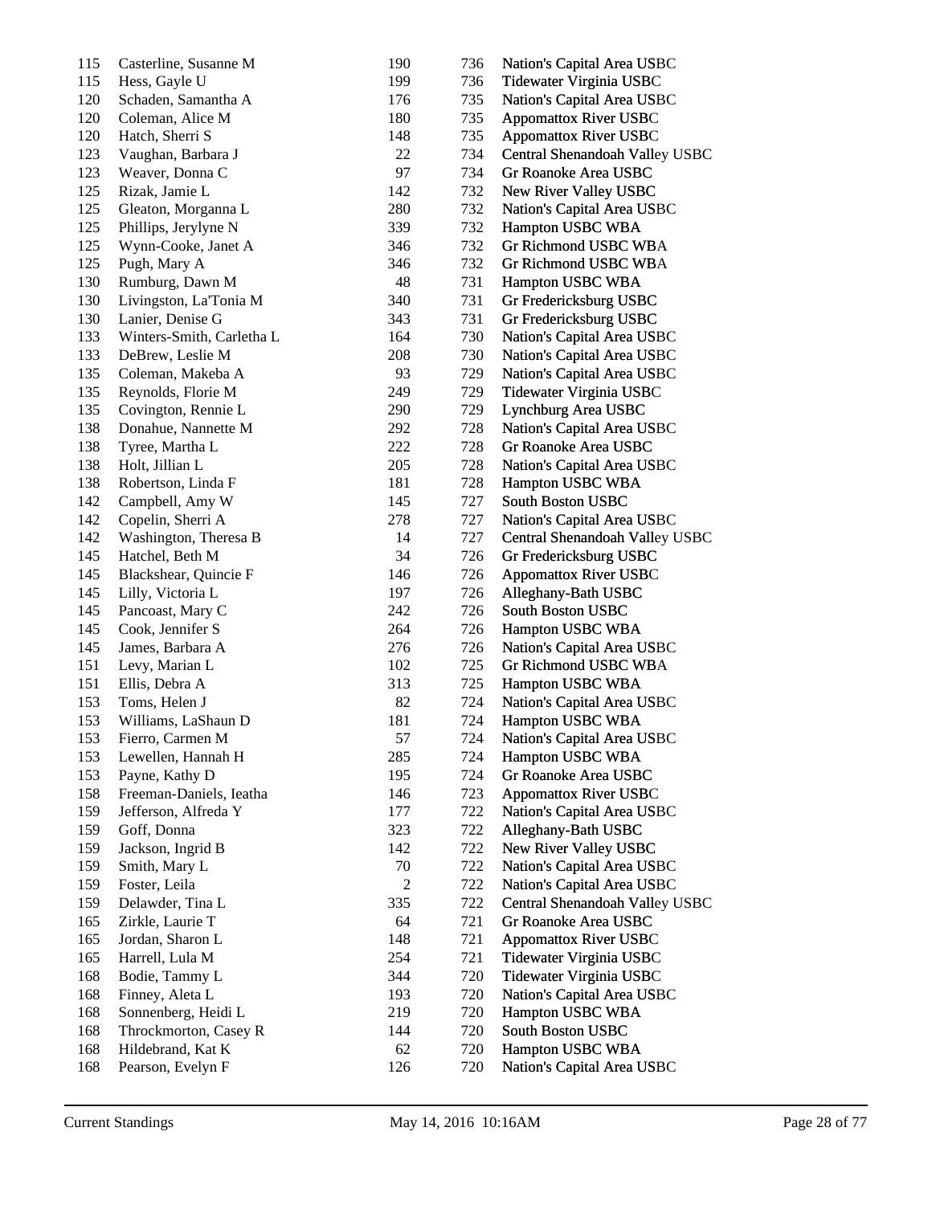| | | | | |
|---|---|---|---|---|
| 115 | Casterline, Susanne M | 190 | 736 | Nation's Capital Area USBC |
| 115 | Hess, Gayle U | 199 | 736 | Tidewater Virginia USBC |
| 120 | Schaden, Samantha A | 176 | 735 | Nation's Capital Area USBC |
| 120 | Coleman, Alice M | 180 | 735 | Appomattox River USBC |
| 120 | Hatch, Sherri S | 148 | 735 | Appomattox River USBC |
| 123 | Vaughan, Barbara J | 22 | 734 | Central Shenandoah Valley USBC |
| 123 | Weaver, Donna C | 97 | 734 | Gr Roanoke Area USBC |
| 125 | Rizak, Jamie L | 142 | 732 | New River Valley USBC |
| 125 | Gleaton, Morganna L | 280 | 732 | Nation's Capital Area USBC |
| 125 | Phillips, Jerylyne N | 339 | 732 | Hampton USBC WBA |
| 125 | Wynn-Cooke, Janet A | 346 | 732 | Gr Richmond USBC WBA |
| 125 | Pugh, Mary A | 346 | 732 | Gr Richmond USBC WBA |
| 130 | Rumburg, Dawn M | 48 | 731 | Hampton USBC WBA |
| 130 | Livingston, La'Tonia M | 340 | 731 | Gr Fredericksburg USBC |
| 130 | Lanier, Denise G | 343 | 731 | Gr Fredericksburg USBC |
| 133 | Winters-Smith, Carletha L | 164 | 730 | Nation's Capital Area USBC |
| 133 | DeBrew, Leslie M | 208 | 730 | Nation's Capital Area USBC |
| 135 | Coleman, Makeba A | 93 | 729 | Nation's Capital Area USBC |
| 135 | Reynolds, Florie M | 249 | 729 | Tidewater Virginia USBC |
| 135 | Covington, Rennie L | 290 | 729 | Lynchburg Area USBC |
| 138 | Donahue, Nannette M | 292 | 728 | Nation's Capital Area USBC |
| 138 | Tyree, Martha L | 222 | 728 | Gr Roanoke Area USBC |
| 138 | Holt, Jillian L | 205 | 728 | Nation's Capital Area USBC |
| 138 | Robertson, Linda F | 181 | 728 | Hampton USBC WBA |
| 142 | Campbell, Amy W | 145 | 727 | South Boston USBC |
| 142 | Copelin, Sherri A | 278 | 727 | Nation's Capital Area USBC |
| 142 | Washington, Theresa B | 14 | 727 | Central Shenandoah Valley USBC |
| 145 | Hatchel, Beth M | 34 | 726 | Gr Fredericksburg USBC |
| 145 | Blackshear, Quincie F | 146 | 726 | Appomattox River USBC |
| 145 | Lilly, Victoria L | 197 | 726 | Alleghany-Bath USBC |
| 145 | Pancoast, Mary C | 242 | 726 | South Boston USBC |
| 145 | Cook, Jennifer S | 264 | 726 | Hampton USBC WBA |
| 145 | James, Barbara A | 276 | 726 | Nation's Capital Area USBC |
| 151 | Levy, Marian L | 102 | 725 | Gr Richmond USBC WBA |
| 151 | Ellis, Debra A | 313 | 725 | Hampton USBC WBA |
| 153 | Toms, Helen J | 82 | 724 | Nation's Capital Area USBC |
| 153 | Williams, LaShaun D | 181 | 724 | Hampton USBC WBA |
| 153 | Fierro, Carmen M | 57 | 724 | Nation's Capital Area USBC |
| 153 | Lewellen, Hannah H | 285 | 724 | Hampton USBC WBA |
| 153 | Payne, Kathy D | 195 | 724 | Gr Roanoke Area USBC |
| 158 | Freeman-Daniels, Ieatha | 146 | 723 | Appomattox River USBC |
| 159 | Jefferson, Alfreda Y | 177 | 722 | Nation's Capital Area USBC |
| 159 | Goff, Donna | 323 | 722 | Alleghany-Bath USBC |
| 159 | Jackson, Ingrid B | 142 | 722 | New River Valley USBC |
| 159 | Smith, Mary L | 70 | 722 | Nation's Capital Area USBC |
| 159 | Foster, Leila | 2 | 722 | Nation's Capital Area USBC |
| 159 | Delawder, Tina L | 335 | 722 | Central Shenandoah Valley USBC |
| 165 | Zirkle, Laurie T | 64 | 721 | Gr Roanoke Area USBC |
| 165 | Jordan, Sharon L | 148 | 721 | Appomattox River USBC |
| 165 | Harrell, Lula M | 254 | 721 | Tidewater Virginia USBC |
| 168 | Bodie, Tammy L | 344 | 720 | Tidewater Virginia USBC |
| 168 | Finney, Aleta L | 193 | 720 | Nation's Capital Area USBC |
| 168 | Sonnenberg, Heidi L | 219 | 720 | Hampton USBC WBA |
| 168 | Throckmorton, Casey R | 144 | 720 | South Boston USBC |
| 168 | Hildebrand, Kat K | 62 | 720 | Hampton USBC WBA |
| 168 | Pearson, Evelyn F | 126 | 720 | Nation's Capital Area USBC |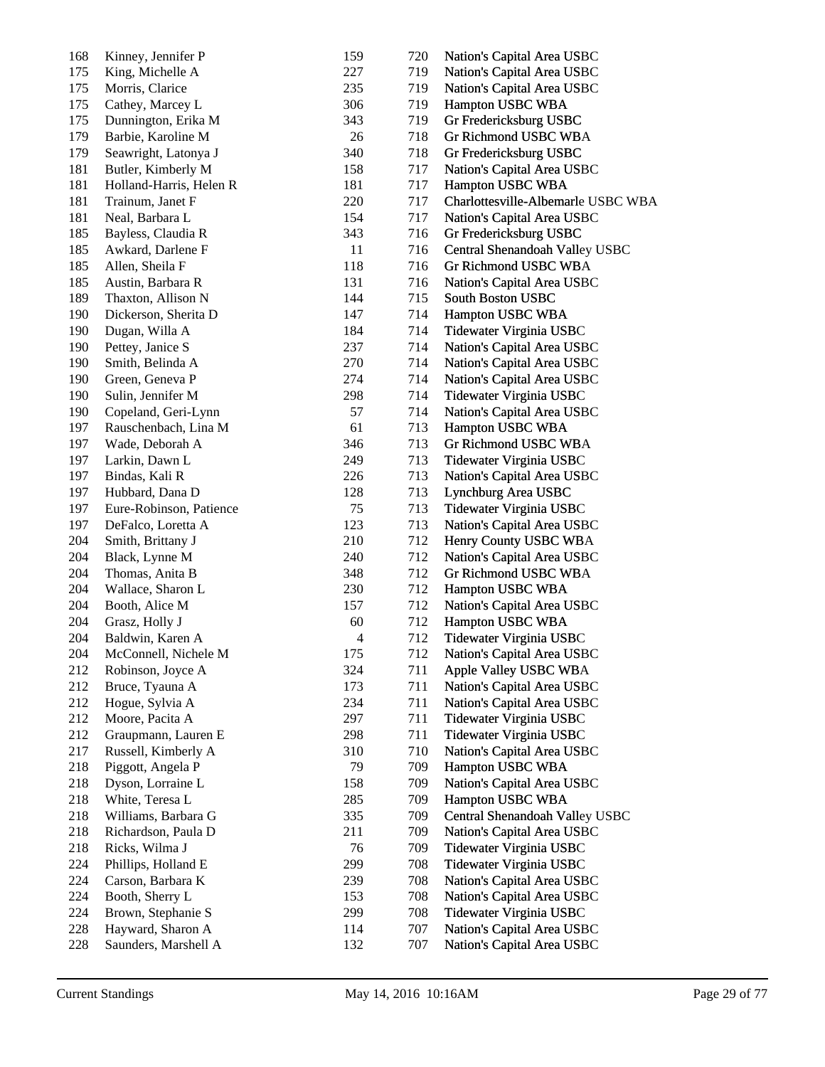| | | | | |
|---|---|---|---|---|
| 168 | Kinney, Jennifer P | 159 | 720 | Nation's Capital Area USBC |
| 175 | King, Michelle A | 227 | 719 | Nation's Capital Area USBC |
| 175 | Morris, Clarice | 235 | 719 | Nation's Capital Area USBC |
| 175 | Cathey, Marcey L | 306 | 719 | Hampton USBC WBA |
| 175 | Dunnington, Erika M | 343 | 719 | Gr Fredericksburg USBC |
| 179 | Barbie, Karoline M | 26 | 718 | Gr Richmond USBC WBA |
| 179 | Seawright, Latonya J | 340 | 718 | Gr Fredericksburg USBC |
| 181 | Butler, Kimberly M | 158 | 717 | Nation's Capital Area USBC |
| 181 | Holland-Harris, Helen R | 181 | 717 | Hampton USBC WBA |
| 181 | Trainum, Janet F | 220 | 717 | Charlottesville-Albemarle USBC WBA |
| 181 | Neal, Barbara L | 154 | 717 | Nation's Capital Area USBC |
| 185 | Bayless, Claudia R | 343 | 716 | Gr Fredericksburg USBC |
| 185 | Awkard, Darlene F | 11 | 716 | Central Shenandoah Valley USBC |
| 185 | Allen, Sheila F | 118 | 716 | Gr Richmond USBC WBA |
| 185 | Austin, Barbara R | 131 | 716 | Nation's Capital Area USBC |
| 189 | Thaxton, Allison N | 144 | 715 | South Boston USBC |
| 190 | Dickerson, Sherita D | 147 | 714 | Hampton USBC WBA |
| 190 | Dugan, Willa A | 184 | 714 | Tidewater Virginia USBC |
| 190 | Pettey, Janice S | 237 | 714 | Nation's Capital Area USBC |
| 190 | Smith, Belinda A | 270 | 714 | Nation's Capital Area USBC |
| 190 | Green, Geneva P | 274 | 714 | Nation's Capital Area USBC |
| 190 | Sulin, Jennifer M | 298 | 714 | Tidewater Virginia USBC |
| 190 | Copeland, Geri-Lynn | 57 | 714 | Nation's Capital Area USBC |
| 197 | Rauschenbach, Lina M | 61 | 713 | Hampton USBC WBA |
| 197 | Wade, Deborah A | 346 | 713 | Gr Richmond USBC WBA |
| 197 | Larkin, Dawn L | 249 | 713 | Tidewater Virginia USBC |
| 197 | Bindas, Kali R | 226 | 713 | Nation's Capital Area USBC |
| 197 | Hubbard, Dana D | 128 | 713 | Lynchburg Area USBC |
| 197 | Eure-Robinson, Patience | 75 | 713 | Tidewater Virginia USBC |
| 197 | DeFalco, Loretta A | 123 | 713 | Nation's Capital Area USBC |
| 204 | Smith, Brittany J | 210 | 712 | Henry County USBC WBA |
| 204 | Black, Lynne M | 240 | 712 | Nation's Capital Area USBC |
| 204 | Thomas, Anita B | 348 | 712 | Gr Richmond USBC WBA |
| 204 | Wallace, Sharon L | 230 | 712 | Hampton USBC WBA |
| 204 | Booth, Alice M | 157 | 712 | Nation's Capital Area USBC |
| 204 | Grasz, Holly J | 60 | 712 | Hampton USBC WBA |
| 204 | Baldwin, Karen A | 4 | 712 | Tidewater Virginia USBC |
| 204 | McConnell, Nichele M | 175 | 712 | Nation's Capital Area USBC |
| 212 | Robinson, Joyce A | 324 | 711 | Apple Valley USBC WBA |
| 212 | Bruce, Tyauna A | 173 | 711 | Nation's Capital Area USBC |
| 212 | Hogue, Sylvia A | 234 | 711 | Nation's Capital Area USBC |
| 212 | Moore, Pacita A | 297 | 711 | Tidewater Virginia USBC |
| 212 | Graupmann, Lauren E | 298 | 711 | Tidewater Virginia USBC |
| 217 | Russell, Kimberly A | 310 | 710 | Nation's Capital Area USBC |
| 218 | Piggott, Angela P | 79 | 709 | Hampton USBC WBA |
| 218 | Dyson, Lorraine L | 158 | 709 | Nation's Capital Area USBC |
| 218 | White, Teresa L | 285 | 709 | Hampton USBC WBA |
| 218 | Williams, Barbara G | 335 | 709 | Central Shenandoah Valley USBC |
| 218 | Richardson, Paula D | 211 | 709 | Nation's Capital Area USBC |
| 218 | Ricks, Wilma J | 76 | 709 | Tidewater Virginia USBC |
| 224 | Phillips, Holland E | 299 | 708 | Tidewater Virginia USBC |
| 224 | Carson, Barbara K | 239 | 708 | Nation's Capital Area USBC |
| 224 | Booth, Sherry L | 153 | 708 | Nation's Capital Area USBC |
| 224 | Brown, Stephanie S | 299 | 708 | Tidewater Virginia USBC |
| 228 | Hayward, Sharon A | 114 | 707 | Nation's Capital Area USBC |
| 228 | Saunders, Marshell A | 132 | 707 | Nation's Capital Area USBC |

Current Standings May 14, 2016 10:16AM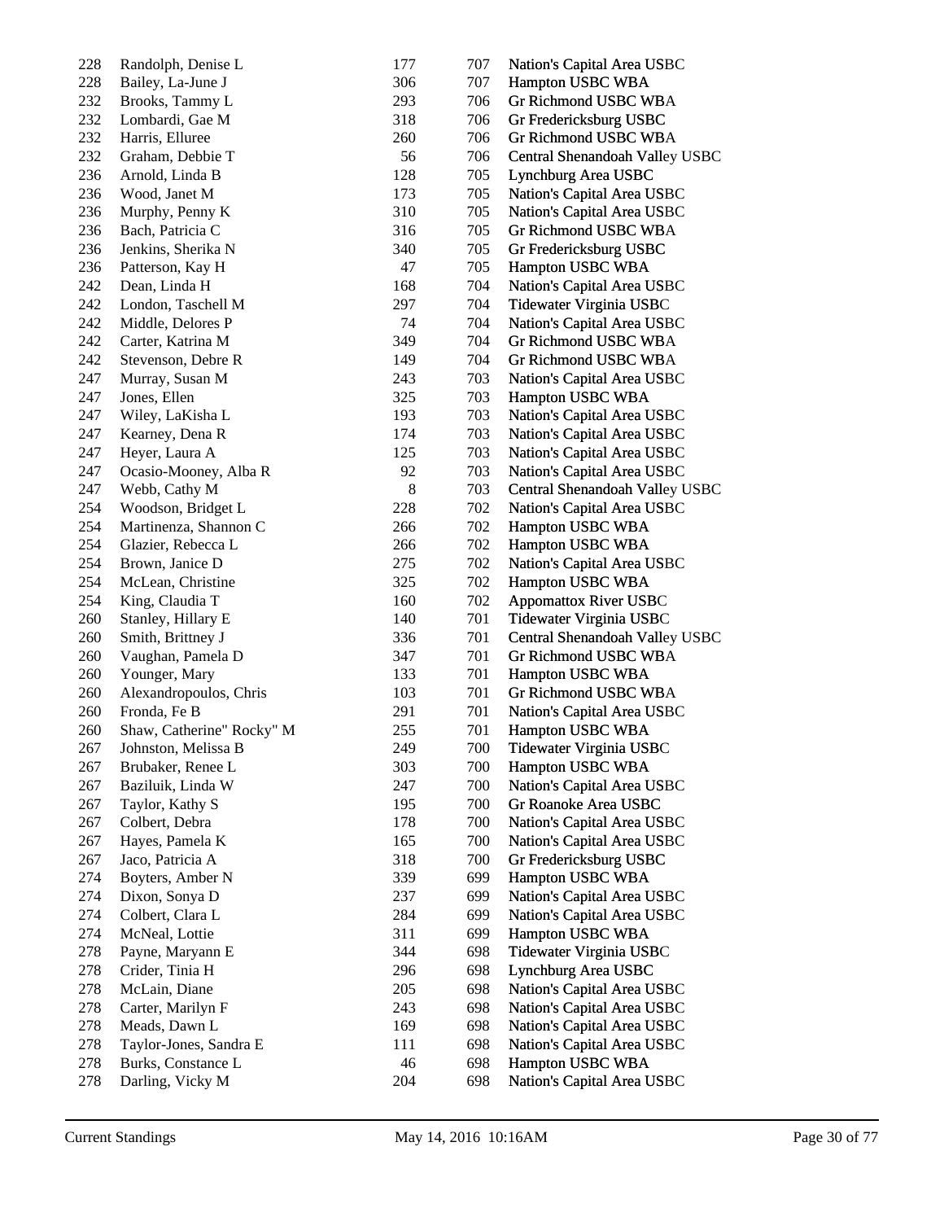| | | | | |
|---|---|---|---|---|
| 228 | Randolph, Denise L | 177 | 707 | Nation's Capital Area USBC |
| 228 | Bailey, La-June J | 306 | 707 | Hampton USBC WBA |
| 232 | Brooks, Tammy L | 293 | 706 | Gr Richmond USBC WBA |
| 232 | Lombardi, Gae M | 318 | 706 | Gr Fredericksburg USBC |
| 232 | Harris, Elluree | 260 | 706 | Gr Richmond USBC WBA |
| 232 | Graham, Debbie T | 56 | 706 | Central Shenandoah Valley USBC |
| 236 | Arnold, Linda B | 128 | 705 | Lynchburg Area USBC |
| 236 | Wood, Janet M | 173 | 705 | Nation's Capital Area USBC |
| 236 | Murphy, Penny K | 310 | 705 | Nation's Capital Area USBC |
| 236 | Bach, Patricia C | 316 | 705 | Gr Richmond USBC WBA |
| 236 | Jenkins, Sherika N | 340 | 705 | Gr Fredericksburg USBC |
| 236 | Patterson, Kay H | 47 | 705 | Hampton USBC WBA |
| 242 | Dean, Linda H | 168 | 704 | Nation's Capital Area USBC |
| 242 | London, Taschell M | 297 | 704 | Tidewater Virginia USBC |
| 242 | Middle, Delores P | 74 | 704 | Nation's Capital Area USBC |
| 242 | Carter, Katrina M | 349 | 704 | Gr Richmond USBC WBA |
| 242 | Stevenson, Debre R | 149 | 704 | Gr Richmond USBC WBA |
| 247 | Murray, Susan M | 243 | 703 | Nation's Capital Area USBC |
| 247 | Jones, Ellen | 325 | 703 | Hampton USBC WBA |
| 247 | Wiley, LaKisha L | 193 | 703 | Nation's Capital Area USBC |
| 247 | Kearney, Dena R | 174 | 703 | Nation's Capital Area USBC |
| 247 | Heyer, Laura A | 125 | 703 | Nation's Capital Area USBC |
| 247 | Ocasio-Mooney, Alba R | 92 | 703 | Nation's Capital Area USBC |
| 247 | Webb, Cathy M | 8 | 703 | Central Shenandoah Valley USBC |
| 254 | Woodson, Bridget L | 228 | 702 | Nation's Capital Area USBC |
| 254 | Martinenza, Shannon C | 266 | 702 | Hampton USBC WBA |
| 254 | Glazier, Rebecca L | 266 | 702 | Hampton USBC WBA |
| 254 | Brown, Janice D | 275 | 702 | Nation's Capital Area USBC |
| 254 | McLean, Christine | 325 | 702 | Hampton USBC WBA |
| 254 | King, Claudia T | 160 | 702 | Appomattox River USBC |
| 260 | Stanley, Hillary E | 140 | 701 | Tidewater Virginia USBC |
| 260 | Smith, Brittney J | 336 | 701 | Central Shenandoah Valley USBC |
| 260 | Vaughan, Pamela D | 347 | 701 | Gr Richmond USBC WBA |
| 260 | Younger, Mary | 133 | 701 | Hampton USBC WBA |
| 260 | Alexandropoulos, Chris | 103 | 701 | Gr Richmond USBC WBA |
| 260 | Fronda, Fe B | 291 | 701 | Nation's Capital Area USBC |
| 260 | Shaw, Catherine" Rocky" M | 255 | 701 | Hampton USBC WBA |
| 267 | Johnston, Melissa B | 249 | 700 | Tidewater Virginia USBC |
| 267 | Brubaker, Renee L | 303 | 700 | Hampton USBC WBA |
| 267 | Baziluik, Linda W | 247 | 700 | Nation's Capital Area USBC |
| 267 | Taylor, Kathy S | 195 | 700 | Gr Roanoke Area USBC |
| 267 | Colbert, Debra | 178 | 700 | Nation's Capital Area USBC |
| 267 | Hayes, Pamela K | 165 | 700 | Nation's Capital Area USBC |
| 267 | Jaco, Patricia A | 318 | 700 | Gr Fredericksburg USBC |
| 274 | Boyters, Amber N | 339 | 699 | Hampton USBC WBA |
| 274 | Dixon, Sonya D | 237 | 699 | Nation's Capital Area USBC |
| 274 | Colbert, Clara L | 284 | 699 | Nation's Capital Area USBC |
| 274 | McNeal, Lottie | 311 | 699 | Hampton USBC WBA |
| 278 | Payne, Maryann E | 344 | 698 | Tidewater Virginia USBC |
| 278 | Crider, Tinia H | 296 | 698 | Lynchburg Area USBC |
| 278 | McLain, Diane | 205 | 698 | Nation's Capital Area USBC |
| 278 | Carter, Marilyn F | 243 | 698 | Nation's Capital Area USBC |
| 278 | Meads, Dawn L | 169 | 698 | Nation's Capital Area USBC |
| 278 | Taylor-Jones, Sandra E | 111 | 698 | Nation's Capital Area USBC |
| 278 | Burks, Constance L | 46 | 698 | Hampton USBC WBA |
| 278 | Darling, Vicky M | 204 | 698 | Nation's Capital Area USBC |

Current Standings May 14, 2016 10:16AM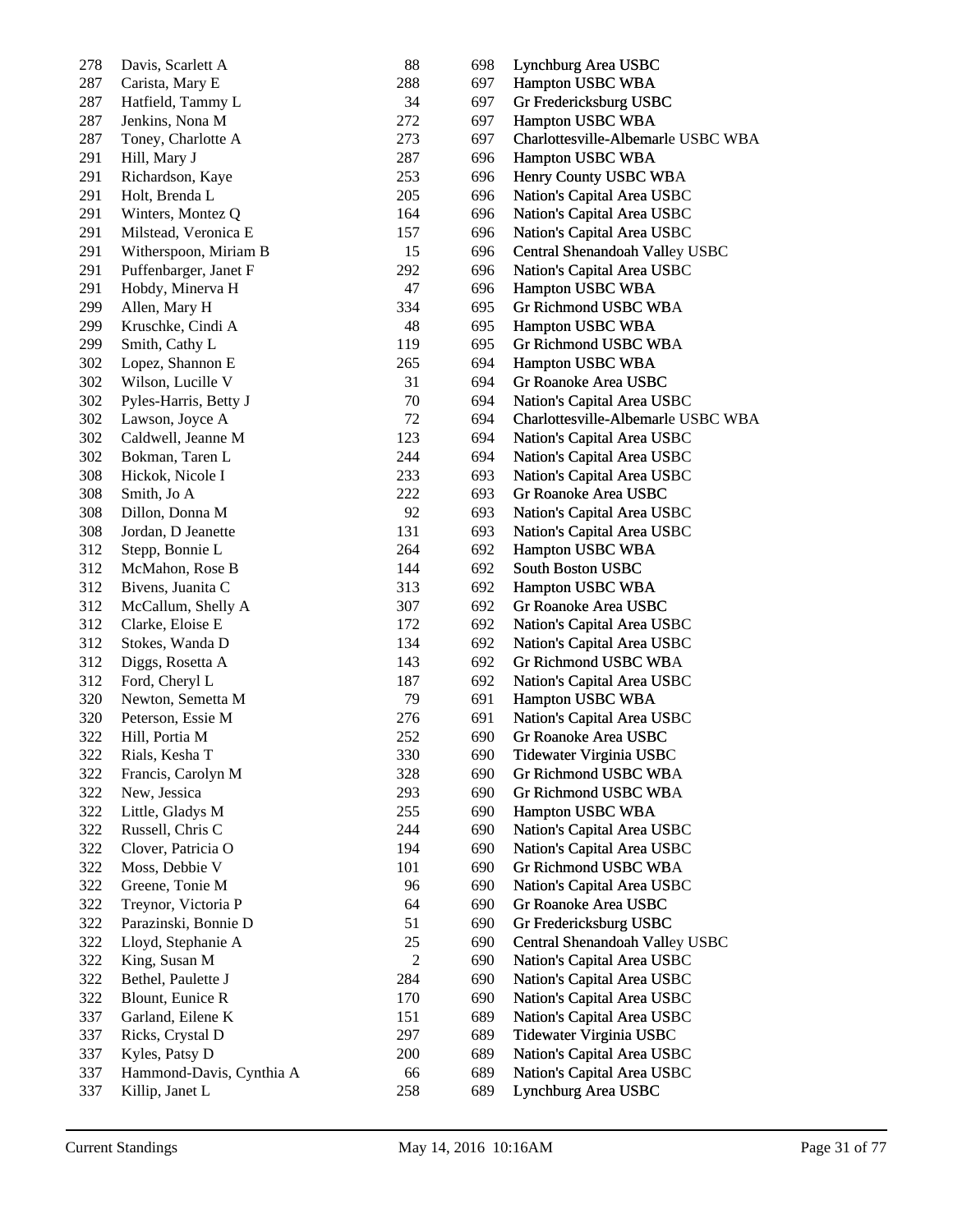| | | | | |
|---|---|---|---|---|
| 278 | Davis, Scarlett A | 88 | 698 | Lynchburg Area USBC |
| 287 | Carista, Mary E | 288 | 697 | Hampton USBC WBA |
| 287 | Hatfield, Tammy L | 34 | 697 | Gr Fredericksburg USBC |
| 287 | Jenkins, Nona M | 272 | 697 | Hampton USBC WBA |
| 287 | Toney, Charlotte A | 273 | 697 | Charlottesville-Albemarle USBC WBA |
| 291 | Hill, Mary J | 287 | 696 | Hampton USBC WBA |
| 291 | Richardson, Kaye | 253 | 696 | Henry County USBC WBA |
| 291 | Holt, Brenda L | 205 | 696 | Nation's Capital Area USBC |
| 291 | Winters, Montez Q | 164 | 696 | Nation's Capital Area USBC |
| 291 | Milstead, Veronica E | 157 | 696 | Nation's Capital Area USBC |
| 291 | Witherspoon, Miriam B | 15 | 696 | Central Shenandoah Valley USBC |
| 291 | Puffenbarger, Janet F | 292 | 696 | Nation's Capital Area USBC |
| 291 | Hobdy, Minerva H | 47 | 696 | Hampton USBC WBA |
| 299 | Allen, Mary H | 334 | 695 | Gr Richmond USBC WBA |
| 299 | Kruschke, Cindi A | 48 | 695 | Hampton USBC WBA |
| 299 | Smith, Cathy L | 119 | 695 | Gr Richmond USBC WBA |
| 302 | Lopez, Shannon E | 265 | 694 | Hampton USBC WBA |
| 302 | Wilson, Lucille V | 31 | 694 | Gr Roanoke Area USBC |
| 302 | Pyles-Harris, Betty J | 70 | 694 | Nation's Capital Area USBC |
| 302 | Lawson, Joyce A | 72 | 694 | Charlottesville-Albemarle USBC WBA |
| 302 | Caldwell, Jeanne M | 123 | 694 | Nation's Capital Area USBC |
| 302 | Bokman, Taren L | 244 | 694 | Nation's Capital Area USBC |
| 308 | Hickok, Nicole I | 233 | 693 | Nation's Capital Area USBC |
| 308 | Smith, Jo A | 222 | 693 | Gr Roanoke Area USBC |
| 308 | Dillon, Donna M | 92 | 693 | Nation's Capital Area USBC |
| 308 | Jordan, D Jeanette | 131 | 693 | Nation's Capital Area USBC |
| 312 | Stepp, Bonnie L | 264 | 692 | Hampton USBC WBA |
| 312 | McMahon, Rose B | 144 | 692 | South Boston USBC |
| 312 | Bivens, Juanita C | 313 | 692 | Hampton USBC WBA |
| 312 | McCallum, Shelly A | 307 | 692 | Gr Roanoke Area USBC |
| 312 | Clarke, Eloise E | 172 | 692 | Nation's Capital Area USBC |
| 312 | Stokes, Wanda D | 134 | 692 | Nation's Capital Area USBC |
| 312 | Diggs, Rosetta A | 143 | 692 | Gr Richmond USBC WBA |
| 312 | Ford, Cheryl L | 187 | 692 | Nation's Capital Area USBC |
| 320 | Newton, Semetta M | 79 | 691 | Hampton USBC WBA |
| 320 | Peterson, Essie M | 276 | 691 | Nation's Capital Area USBC |
| 322 | Hill, Portia M | 252 | 690 | Gr Roanoke Area USBC |
| 322 | Rials, Kesha T | 330 | 690 | Tidewater Virginia USBC |
| 322 | Francis, Carolyn M | 328 | 690 | Gr Richmond USBC WBA |
| 322 | New, Jessica | 293 | 690 | Gr Richmond USBC WBA |
| 322 | Little, Gladys M | 255 | 690 | Hampton USBC WBA |
| 322 | Russell, Chris C | 244 | 690 | Nation's Capital Area USBC |
| 322 | Clover, Patricia O | 194 | 690 | Nation's Capital Area USBC |
| 322 | Moss, Debbie V | 101 | 690 | Gr Richmond USBC WBA |
| 322 | Greene, Tonie M | 96 | 690 | Nation's Capital Area USBC |
| 322 | Treynor, Victoria P | 64 | 690 | Gr Roanoke Area USBC |
| 322 | Parazinski, Bonnie D | 51 | 690 | Gr Fredericksburg USBC |
| 322 | Lloyd, Stephanie A | 25 | 690 | Central Shenandoah Valley USBC |
| 322 | King, Susan M | 2 | 690 | Nation's Capital Area USBC |
| 322 | Bethel, Paulette J | 284 | 690 | Nation's Capital Area USBC |
| 322 | Blount, Eunice R | 170 | 690 | Nation's Capital Area USBC |
| 337 | Garland, Eilene K | 151 | 689 | Nation's Capital Area USBC |
| 337 | Ricks, Crystal D | 297 | 689 | Tidewater Virginia USBC |
| 337 | Kyles, Patsy D | 200 | 689 | Nation's Capital Area USBC |
| 337 | Hammond-Davis, Cynthia A | 66 | 689 | Nation's Capital Area USBC |
| 337 | Killip, Janet L | 258 | 689 | Lynchburg Area USBC |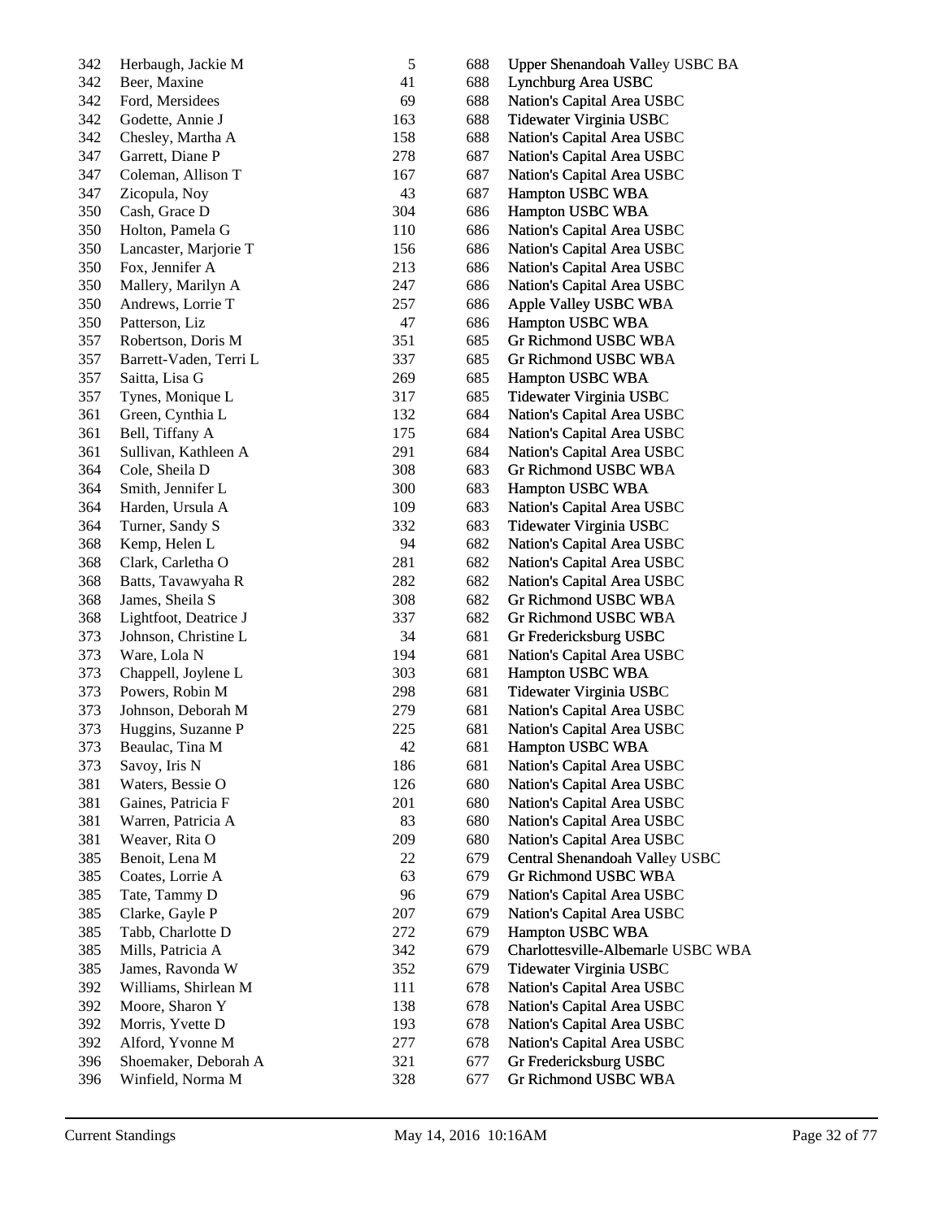| | | | | |
|---|---|---|---|---|
| 342 | Herbaugh, Jackie M | 5 | 688 | Upper Shenandoah Valley USBC BA |
| 342 | Beer, Maxine | 41 | 688 | Lynchburg Area USBC |
| 342 | Ford, Mersidees | 69 | 688 | Nation's Capital Area USBC |
| 342 | Godette, Annie J | 163 | 688 | Tidewater Virginia USBC |
| 342 | Chesley, Martha A | 158 | 688 | Nation's Capital Area USBC |
| 347 | Garrett, Diane P | 278 | 687 | Nation's Capital Area USBC |
| 347 | Coleman, Allison T | 167 | 687 | Nation's Capital Area USBC |
| 347 | Zicopula, Noy | 43 | 687 | Hampton USBC WBA |
| 350 | Cash, Grace D | 304 | 686 | Hampton USBC WBA |
| 350 | Holton, Pamela G | 110 | 686 | Nation's Capital Area USBC |
| 350 | Lancaster, Marjorie T | 156 | 686 | Nation's Capital Area USBC |
| 350 | Fox, Jennifer A | 213 | 686 | Nation's Capital Area USBC |
| 350 | Mallery, Marilyn A | 247 | 686 | Nation's Capital Area USBC |
| 350 | Andrews, Lorrie T | 257 | 686 | Apple Valley USBC WBA |
| 350 | Patterson, Liz | 47 | 686 | Hampton USBC WBA |
| 357 | Robertson, Doris M | 351 | 685 | Gr Richmond USBC WBA |
| 357 | Barrett-Vaden, Terri L | 337 | 685 | Gr Richmond USBC WBA |
| 357 | Saitta, Lisa G | 269 | 685 | Hampton USBC WBA |
| 357 | Tynes, Monique L | 317 | 685 | Tidewater Virginia USBC |
| 361 | Green, Cynthia L | 132 | 684 | Nation's Capital Area USBC |
| 361 | Bell, Tiffany A | 175 | 684 | Nation's Capital Area USBC |
| 361 | Sullivan, Kathleen A | 291 | 684 | Nation's Capital Area USBC |
| 364 | Cole, Sheila D | 308 | 683 | Gr Richmond USBC WBA |
| 364 | Smith, Jennifer L | 300 | 683 | Hampton USBC WBA |
| 364 | Harden, Ursula A | 109 | 683 | Nation's Capital Area USBC |
| 364 | Turner, Sandy S | 332 | 683 | Tidewater Virginia USBC |
| 368 | Kemp, Helen L | 94 | 682 | Nation's Capital Area USBC |
| 368 | Clark, Carletha O | 281 | 682 | Nation's Capital Area USBC |
| 368 | Batts, Tavawyaha R | 282 | 682 | Nation's Capital Area USBC |
| 368 | James, Sheila S | 308 | 682 | Gr Richmond USBC WBA |
| 368 | Lightfoot, Deatrice J | 337 | 682 | Gr Richmond USBC WBA |
| 373 | Johnson, Christine L | 34 | 681 | Gr Fredericksburg USBC |
| 373 | Ware, Lola N | 194 | 681 | Nation's Capital Area USBC |
| 373 | Chappell, Joylene L | 303 | 681 | Hampton USBC WBA |
| 373 | Powers, Robin M | 298 | 681 | Tidewater Virginia USBC |
| 373 | Johnson, Deborah M | 279 | 681 | Nation's Capital Area USBC |
| 373 | Huggins, Suzanne P | 225 | 681 | Nation's Capital Area USBC |
| 373 | Beaulac, Tina M | 42 | 681 | Hampton USBC WBA |
| 373 | Savoy, Iris N | 186 | 681 | Nation's Capital Area USBC |
| 381 | Waters, Bessie O | 126 | 680 | Nation's Capital Area USBC |
| 381 | Gaines, Patricia F | 201 | 680 | Nation's Capital Area USBC |
| 381 | Warren, Patricia A | 83 | 680 | Nation's Capital Area USBC |
| 381 | Weaver, Rita O | 209 | 680 | Nation's Capital Area USBC |
| 385 | Benoit, Lena M | 22 | 679 | Central Shenandoah Valley USBC |
| 385 | Coates, Lorrie A | 63 | 679 | Gr Richmond USBC WBA |
| 385 | Tate, Tammy D | 96 | 679 | Nation's Capital Area USBC |
| 385 | Clarke, Gayle P | 207 | 679 | Nation's Capital Area USBC |
| 385 | Tabb, Charlotte D | 272 | 679 | Hampton USBC WBA |
| 385 | Mills, Patricia A | 342 | 679 | Charlottesville-Albemarle USBC WBA |
| 385 | James, Ravonda W | 352 | 679 | Tidewater Virginia USBC |
| 392 | Williams, Shirlean M | 111 | 678 | Nation's Capital Area USBC |
| 392 | Moore, Sharon Y | 138 | 678 | Nation's Capital Area USBC |
| 392 | Morris, Yvette D | 193 | 678 | Nation's Capital Area USBC |
| 392 | Alford, Yvonne M | 277 | 678 | Nation's Capital Area USBC |
| 396 | Shoemaker, Deborah A | 321 | 677 | Gr Fredericksburg USBC |
| 396 | Winfield, Norma M | 328 | 677 | Gr Richmond USBC WBA |

Current Standings May 14, 2016 10:16AM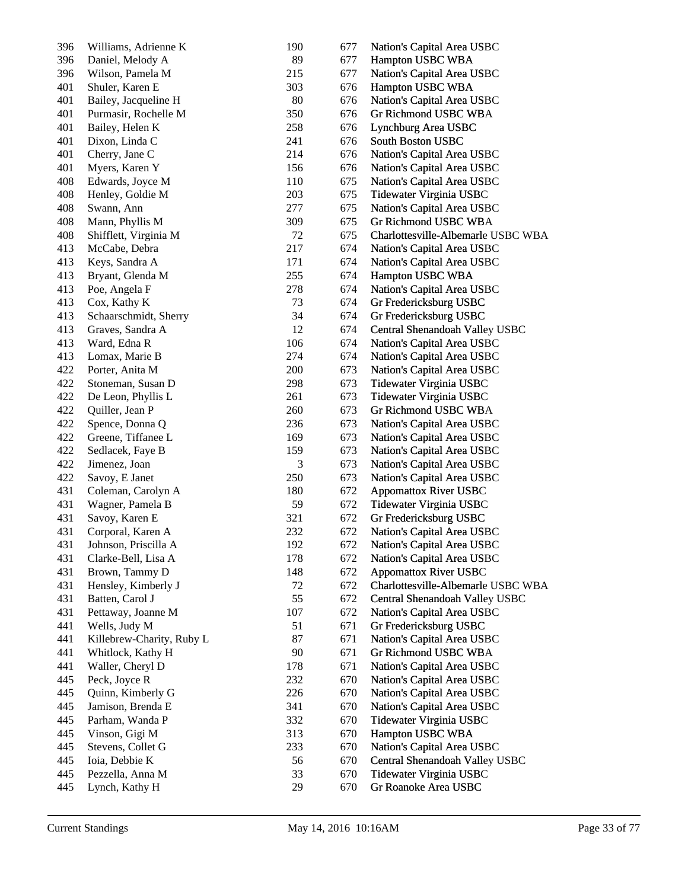| | | | | |
|---|---|---|---|---|
| 396 | Williams, Adrienne K | 190 | 677 | Nation's Capital Area USBC |
| 396 | Daniel, Melody A | 89 | 677 | Hampton USBC WBA |
| 396 | Wilson, Pamela M | 215 | 677 | Nation's Capital Area USBC |
| 401 | Shuler, Karen E | 303 | 676 | Hampton USBC WBA |
| 401 | Bailey, Jacqueline H | 80 | 676 | Nation's Capital Area USBC |
| 401 | Purmasir, Rochelle M | 350 | 676 | Gr Richmond USBC WBA |
| 401 | Bailey, Helen K | 258 | 676 | Lynchburg Area USBC |
| 401 | Dixon, Linda C | 241 | 676 | South Boston USBC |
| 401 | Cherry, Jane C | 214 | 676 | Nation's Capital Area USBC |
| 401 | Myers, Karen Y | 156 | 676 | Nation's Capital Area USBC |
| 408 | Edwards, Joyce M | 110 | 675 | Nation's Capital Area USBC |
| 408 | Henley, Goldie M | 203 | 675 | Tidewater Virginia USBC |
| 408 | Swann, Ann | 277 | 675 | Nation's Capital Area USBC |
| 408 | Mann, Phyllis M | 309 | 675 | Gr Richmond USBC WBA |
| 408 | Shifflett, Virginia M | 72 | 675 | Charlottesville-Albemarle USBC WBA |
| 413 | McCabe, Debra | 217 | 674 | Nation's Capital Area USBC |
| 413 | Keys, Sandra A | 171 | 674 | Nation's Capital Area USBC |
| 413 | Bryant, Glenda M | 255 | 674 | Hampton USBC WBA |
| 413 | Poe, Angela F | 278 | 674 | Nation's Capital Area USBC |
| 413 | Cox, Kathy K | 73 | 674 | Gr Fredericksburg USBC |
| 413 | Schaarschmidt, Sherry | 34 | 674 | Gr Fredericksburg USBC |
| 413 | Graves, Sandra A | 12 | 674 | Central Shenandoah Valley USBC |
| 413 | Ward, Edna R | 106 | 674 | Nation's Capital Area USBC |
| 413 | Lomax, Marie B | 274 | 674 | Nation's Capital Area USBC |
| 422 | Porter, Anita M | 200 | 673 | Nation's Capital Area USBC |
| 422 | Stoneman, Susan D | 298 | 673 | Tidewater Virginia USBC |
| 422 | De Leon, Phyllis L | 261 | 673 | Tidewater Virginia USBC |
| 422 | Quiller, Jean P | 260 | 673 | Gr Richmond USBC WBA |
| 422 | Spence, Donna Q | 236 | 673 | Nation's Capital Area USBC |
| 422 | Greene, Tiffanee L | 169 | 673 | Nation's Capital Area USBC |
| 422 | Sedlacek, Faye B | 159 | 673 | Nation's Capital Area USBC |
| 422 | Jimenez, Joan | 3 | 673 | Nation's Capital Area USBC |
| 422 | Savoy, E Janet | 250 | 673 | Nation's Capital Area USBC |
| 431 | Coleman, Carolyn A | 180 | 672 | Appomattox River USBC |
| 431 | Wagner, Pamela B | 59 | 672 | Tidewater Virginia USBC |
| 431 | Savoy, Karen E | 321 | 672 | Gr Fredericksburg USBC |
| 431 | Corporal, Karen A | 232 | 672 | Nation's Capital Area USBC |
| 431 | Johnson, Priscilla A | 192 | 672 | Nation's Capital Area USBC |
| 431 | Clarke-Bell, Lisa A | 178 | 672 | Nation's Capital Area USBC |
| 431 | Brown, Tammy D | 148 | 672 | Appomattox River USBC |
| 431 | Hensley, Kimberly J | 72 | 672 | Charlottesville-Albemarle USBC WBA |
| 431 | Batten, Carol J | 55 | 672 | Central Shenandoah Valley USBC |
| 431 | Pettaway, Joanne M | 107 | 672 | Nation's Capital Area USBC |
| 441 | Wells, Judy M | 51 | 671 | Gr Fredericksburg USBC |
| 441 | Killebrew-Charity, Ruby L | 87 | 671 | Nation's Capital Area USBC |
| 441 | Whitlock, Kathy H | 90 | 671 | Gr Richmond USBC WBA |
| 441 | Waller, Cheryl D | 178 | 671 | Nation's Capital Area USBC |
| 445 | Peck, Joyce R | 232 | 670 | Nation's Capital Area USBC |
| 445 | Quinn, Kimberly G | 226 | 670 | Nation's Capital Area USBC |
| 445 | Jamison, Brenda E | 341 | 670 | Nation's Capital Area USBC |
| 445 | Parham, Wanda P | 332 | 670 | Tidewater Virginia USBC |
| 445 | Vinson, Gigi M | 313 | 670 | Hampton USBC WBA |
| 445 | Stevens, Collet G | 233 | 670 | Nation's Capital Area USBC |
| 445 | Ioia, Debbie K | 56 | 670 | Central Shenandoah Valley USBC |
| 445 | Pezzella, Anna M | 33 | 670 | Tidewater Virginia USBC |
| 445 | Lynch, Kathy H | 29 | 670 | Gr Roanoke Area USBC |

Current Standings    May 14, 2016 10:16AM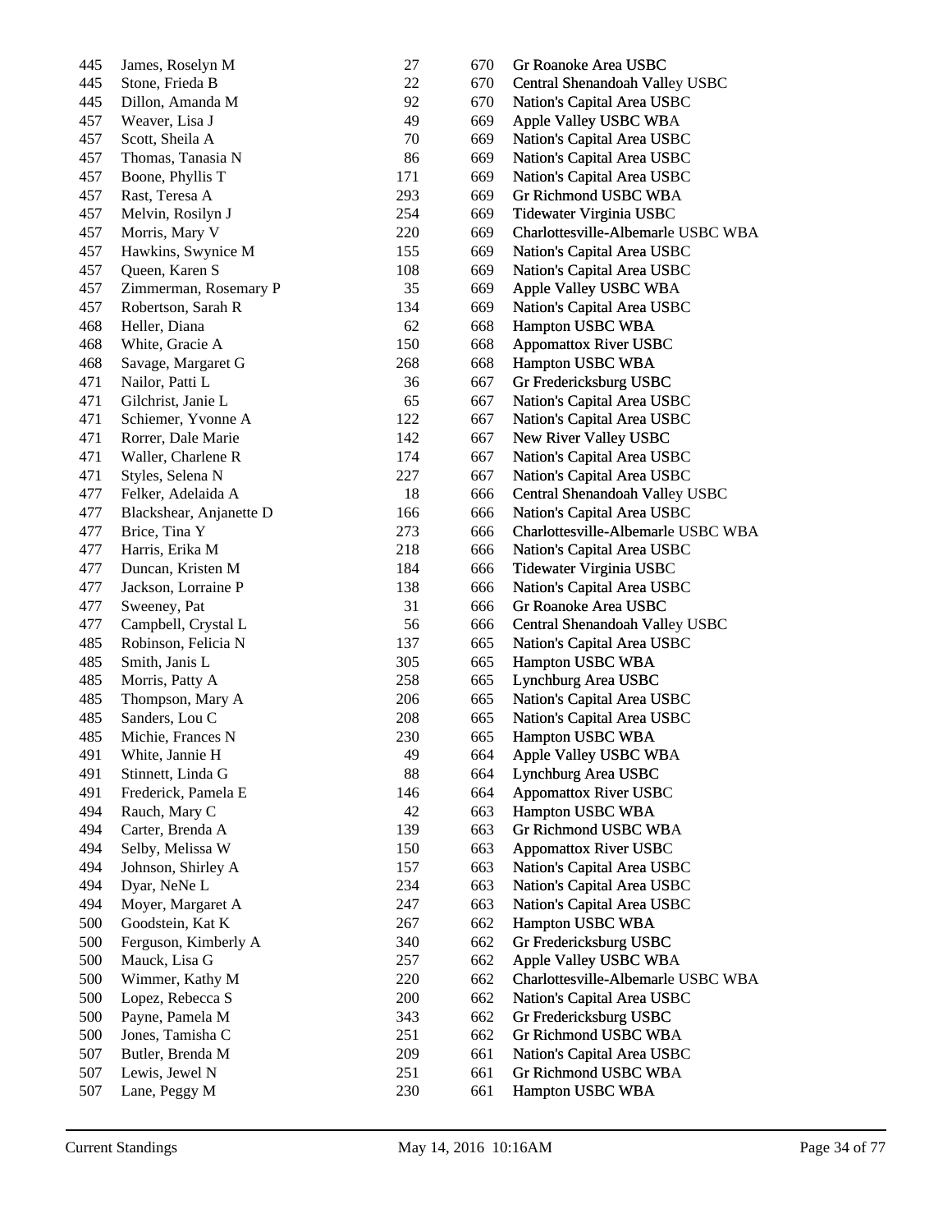| | | | | |
|---|---|---|---|---|
| 445 | James, Roselyn M | 27 | 670 | Gr Roanoke Area USBC |
| 445 | Stone, Frieda B | 22 | 670 | Central Shenandoah Valley USBC |
| 445 | Dillon, Amanda M | 92 | 670 | Nation's Capital Area USBC |
| 457 | Weaver, Lisa J | 49 | 669 | Apple Valley USBC WBA |
| 457 | Scott, Sheila A | 70 | 669 | Nation's Capital Area USBC |
| 457 | Thomas, Tanasia N | 86 | 669 | Nation's Capital Area USBC |
| 457 | Boone, Phyllis T | 171 | 669 | Nation's Capital Area USBC |
| 457 | Rast, Teresa A | 293 | 669 | Gr Richmond USBC WBA |
| 457 | Melvin, Rosilyn J | 254 | 669 | Tidewater Virginia USBC |
| 457 | Morris, Mary V | 220 | 669 | Charlottesville-Albemarle USBC WBA |
| 457 | Hawkins, Swynice M | 155 | 669 | Nation's Capital Area USBC |
| 457 | Queen, Karen S | 108 | 669 | Nation's Capital Area USBC |
| 457 | Zimmerman, Rosemary P | 35 | 669 | Apple Valley USBC WBA |
| 457 | Robertson, Sarah R | 134 | 669 | Nation's Capital Area USBC |
| 468 | Heller, Diana | 62 | 668 | Hampton USBC WBA |
| 468 | White, Gracie A | 150 | 668 | Appomattox River USBC |
| 468 | Savage, Margaret G | 268 | 668 | Hampton USBC WBA |
| 471 | Nailor, Patti L | 36 | 667 | Gr Fredericksburg USBC |
| 471 | Gilchrist, Janie L | 65 | 667 | Nation's Capital Area USBC |
| 471 | Schiemer, Yvonne A | 122 | 667 | Nation's Capital Area USBC |
| 471 | Rorrer, Dale Marie | 142 | 667 | New River Valley USBC |
| 471 | Waller, Charlene R | 174 | 667 | Nation's Capital Area USBC |
| 471 | Styles, Selena N | 227 | 667 | Nation's Capital Area USBC |
| 477 | Felker, Adelaida A | 18 | 666 | Central Shenandoah Valley USBC |
| 477 | Blackshear, Anjanette D | 166 | 666 | Nation's Capital Area USBC |
| 477 | Brice, Tina Y | 273 | 666 | Charlottesville-Albemarle USBC WBA |
| 477 | Harris, Erika M | 218 | 666 | Nation's Capital Area USBC |
| 477 | Duncan, Kristen M | 184 | 666 | Tidewater Virginia USBC |
| 477 | Jackson, Lorraine P | 138 | 666 | Nation's Capital Area USBC |
| 477 | Sweeney, Pat | 31 | 666 | Gr Roanoke Area USBC |
| 477 | Campbell, Crystal L | 56 | 666 | Central Shenandoah Valley USBC |
| 485 | Robinson, Felicia N | 137 | 665 | Nation's Capital Area USBC |
| 485 | Smith, Janis L | 305 | 665 | Hampton USBC WBA |
| 485 | Morris, Patty A | 258 | 665 | Lynchburg Area USBC |
| 485 | Thompson, Mary A | 206 | 665 | Nation's Capital Area USBC |
| 485 | Sanders, Lou C | 208 | 665 | Nation's Capital Area USBC |
| 485 | Michie, Frances N | 230 | 665 | Hampton USBC WBA |
| 491 | White, Jannie H | 49 | 664 | Apple Valley USBC WBA |
| 491 | Stinnett, Linda G | 88 | 664 | Lynchburg Area USBC |
| 491 | Frederick, Pamela E | 146 | 664 | Appomattox River USBC |
| 494 | Rauch, Mary C | 42 | 663 | Hampton USBC WBA |
| 494 | Carter, Brenda A | 139 | 663 | Gr Richmond USBC WBA |
| 494 | Selby, Melissa W | 150 | 663 | Appomattox River USBC |
| 494 | Johnson, Shirley A | 157 | 663 | Nation's Capital Area USBC |
| 494 | Dyar, NeNe L | 234 | 663 | Nation's Capital Area USBC |
| 494 | Moyer, Margaret A | 247 | 663 | Nation's Capital Area USBC |
| 500 | Goodstein, Kat K | 267 | 662 | Hampton USBC WBA |
| 500 | Ferguson, Kimberly A | 340 | 662 | Gr Fredericksburg USBC |
| 500 | Mauck, Lisa G | 257 | 662 | Apple Valley USBC WBA |
| 500 | Wimmer, Kathy M | 220 | 662 | Charlottesville-Albemarle USBC WBA |
| 500 | Lopez, Rebecca S | 200 | 662 | Nation's Capital Area USBC |
| 500 | Payne, Pamela M | 343 | 662 | Gr Fredericksburg USBC |
| 500 | Jones, Tamisha C | 251 | 662 | Gr Richmond USBC WBA |
| 507 | Butler, Brenda M | 209 | 661 | Nation's Capital Area USBC |
| 507 | Lewis, Jewel N | 251 | 661 | Gr Richmond USBC WBA |
| 507 | Lane, Peggy M | 230 | 661 | Hampton USBC WBA |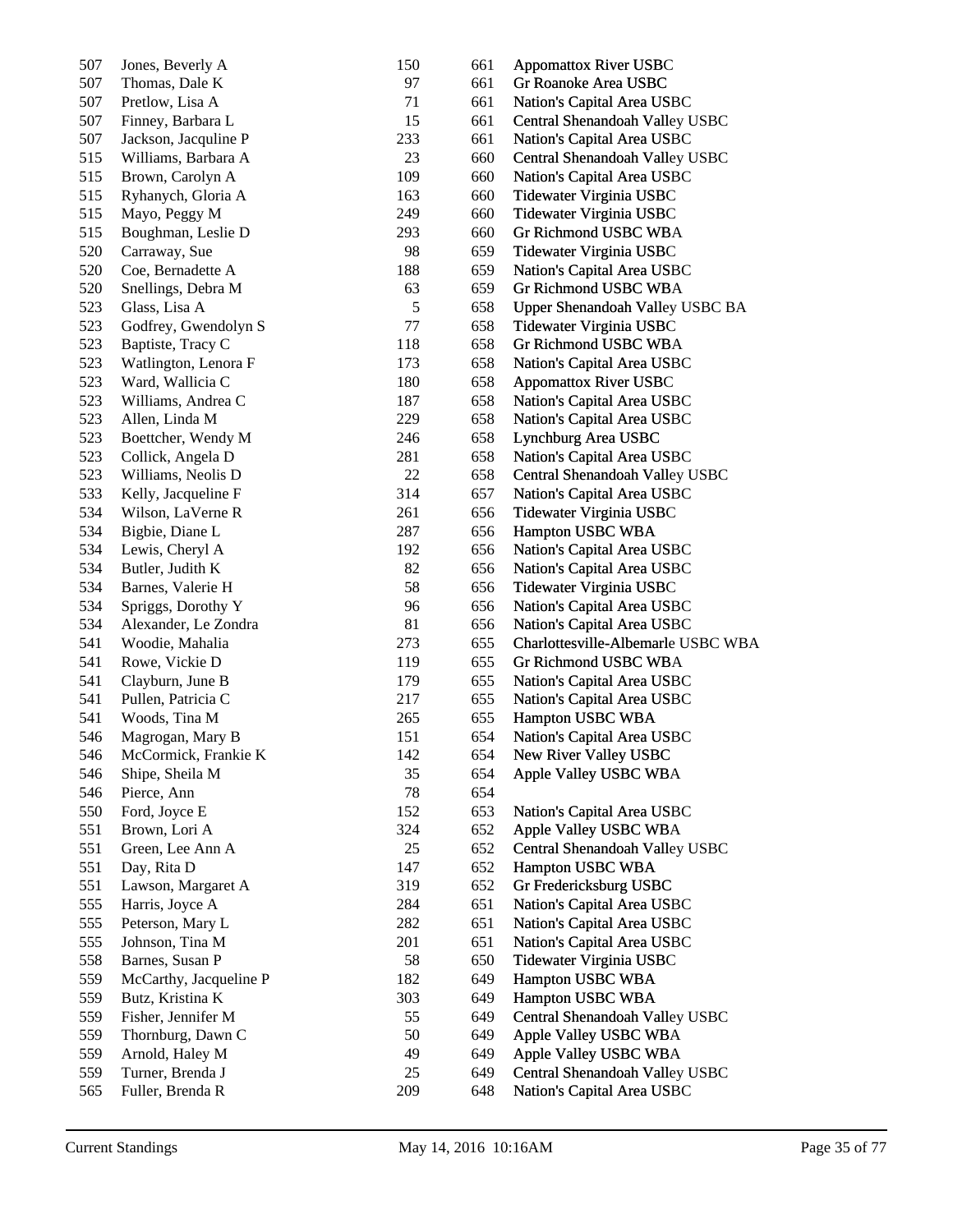| | | | | |
|---|---|---|---|---|
| 507 | Jones, Beverly A | 150 | 661 | Appomattox River USBC |
| 507 | Thomas, Dale K | 97 | 661 | Gr Roanoke Area USBC |
| 507 | Pretlow, Lisa A | 71 | 661 | Nation's Capital Area USBC |
| 507 | Finney, Barbara L | 15 | 661 | Central Shenandoah Valley USBC |
| 507 | Jackson, Jacquline P | 233 | 661 | Nation's Capital Area USBC |
| 515 | Williams, Barbara A | 23 | 660 | Central Shenandoah Valley USBC |
| 515 | Brown, Carolyn A | 109 | 660 | Nation's Capital Area USBC |
| 515 | Ryhanych, Gloria A | 163 | 660 | Tidewater Virginia USBC |
| 515 | Mayo, Peggy M | 249 | 660 | Tidewater Virginia USBC |
| 515 | Boughman, Leslie D | 293 | 660 | Gr Richmond USBC WBA |
| 520 | Carraway, Sue | 98 | 659 | Tidewater Virginia USBC |
| 520 | Coe, Bernadette A | 188 | 659 | Nation's Capital Area USBC |
| 520 | Snellings, Debra M | 63 | 659 | Gr Richmond USBC WBA |
| 523 | Glass, Lisa A | 5 | 658 | Upper Shenandoah Valley USBC BA |
| 523 | Godfrey, Gwendolyn S | 77 | 658 | Tidewater Virginia USBC |
| 523 | Baptiste, Tracy C | 118 | 658 | Gr Richmond USBC WBA |
| 523 | Watlington, Lenora F | 173 | 658 | Nation's Capital Area USBC |
| 523 | Ward, Wallicia C | 180 | 658 | Appomattox River USBC |
| 523 | Williams, Andrea C | 187 | 658 | Nation's Capital Area USBC |
| 523 | Allen, Linda M | 229 | 658 | Nation's Capital Area USBC |
| 523 | Boettcher, Wendy M | 246 | 658 | Lynchburg Area USBC |
| 523 | Collick, Angela D | 281 | 658 | Nation's Capital Area USBC |
| 523 | Williams, Neolis D | 22 | 658 | Central Shenandoah Valley USBC |
| 533 | Kelly, Jacqueline F | 314 | 657 | Nation's Capital Area USBC |
| 534 | Wilson, LaVerne R | 261 | 656 | Tidewater Virginia USBC |
| 534 | Bigbie, Diane L | 287 | 656 | Hampton USBC WBA |
| 534 | Lewis, Cheryl A | 192 | 656 | Nation's Capital Area USBC |
| 534 | Butler, Judith K | 82 | 656 | Nation's Capital Area USBC |
| 534 | Barnes, Valerie H | 58 | 656 | Tidewater Virginia USBC |
| 534 | Spriggs, Dorothy Y | 96 | 656 | Nation's Capital Area USBC |
| 534 | Alexander, Le Zondra | 81 | 656 | Nation's Capital Area USBC |
| 541 | Woodie, Mahalia | 273 | 655 | Charlottesville-Albemarle USBC WBA |
| 541 | Rowe, Vickie D | 119 | 655 | Gr Richmond USBC WBA |
| 541 | Clayburn, June B | 179 | 655 | Nation's Capital Area USBC |
| 541 | Pullen, Patricia C | 217 | 655 | Nation's Capital Area USBC |
| 541 | Woods, Tina M | 265 | 655 | Hampton USBC WBA |
| 546 | Magrogan, Mary B | 151 | 654 | Nation's Capital Area USBC |
| 546 | McCormick, Frankie K | 142 | 654 | New River Valley USBC |
| 546 | Shipe, Sheila M | 35 | 654 | Apple Valley USBC WBA |
| 546 | Pierce, Ann | 78 | 654 | |
| 550 | Ford, Joyce E | 152 | 653 | Nation's Capital Area USBC |
| 551 | Brown, Lori A | 324 | 652 | Apple Valley USBC WBA |
| 551 | Green, Lee Ann A | 25 | 652 | Central Shenandoah Valley USBC |
| 551 | Day, Rita D | 147 | 652 | Hampton USBC WBA |
| 551 | Lawson, Margaret A | 319 | 652 | Gr Fredericksburg USBC |
| 555 | Harris, Joyce A | 284 | 651 | Nation's Capital Area USBC |
| 555 | Peterson, Mary L | 282 | 651 | Nation's Capital Area USBC |
| 555 | Johnson, Tina M | 201 | 651 | Nation's Capital Area USBC |
| 558 | Barnes, Susan P | 58 | 650 | Tidewater Virginia USBC |
| 559 | McCarthy, Jacqueline P | 182 | 649 | Hampton USBC WBA |
| 559 | Butz, Kristina K | 303 | 649 | Hampton USBC WBA |
| 559 | Fisher, Jennifer M | 55 | 649 | Central Shenandoah Valley USBC |
| 559 | Thornburg, Dawn C | 50 | 649 | Apple Valley USBC WBA |
| 559 | Arnold, Haley M | 49 | 649 | Apple Valley USBC WBA |
| 559 | Turner, Brenda J | 25 | 649 | Central Shenandoah Valley USBC |
| 565 | Fuller, Brenda R | 209 | 648 | Nation's Capital Area USBC |

Current Standings May 14, 2016 10:16AM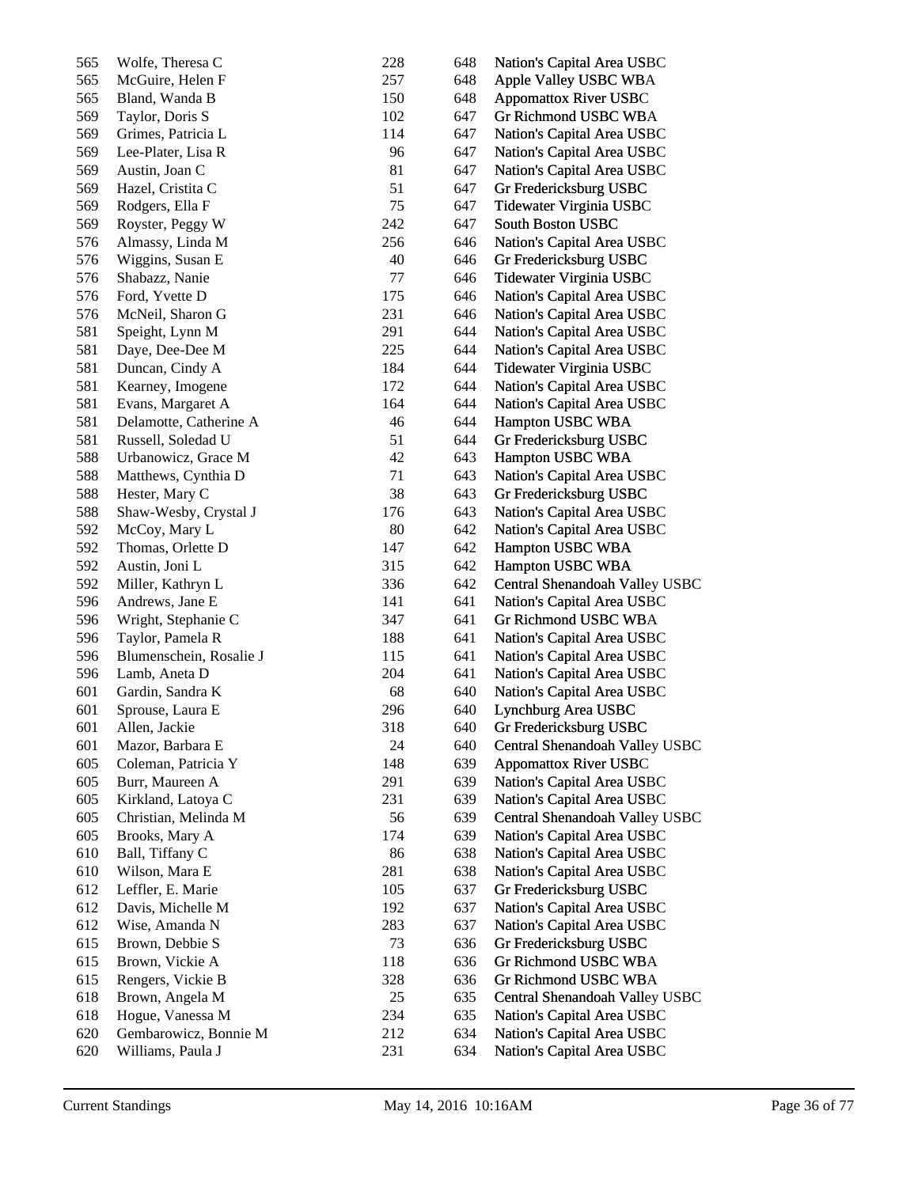| | | | | |
|---|---|---|---|---|
| 565 | Wolfe, Theresa C | 228 | 648 | Nation's Capital Area USBC |
| 565 | McGuire, Helen F | 257 | 648 | Apple Valley USBC WBA |
| 565 | Bland, Wanda B | 150 | 648 | Appomattox River USBC |
| 569 | Taylor, Doris S | 102 | 647 | Gr Richmond USBC WBA |
| 569 | Grimes, Patricia L | 114 | 647 | Nation's Capital Area USBC |
| 569 | Lee-Plater, Lisa R | 96 | 647 | Nation's Capital Area USBC |
| 569 | Austin, Joan C | 81 | 647 | Nation's Capital Area USBC |
| 569 | Hazel, Cristita C | 51 | 647 | Gr Fredericksburg USBC |
| 569 | Rodgers, Ella F | 75 | 647 | Tidewater Virginia USBC |
| 569 | Royster, Peggy W | 242 | 647 | South Boston USBC |
| 576 | Almassy, Linda M | 256 | 646 | Nation's Capital Area USBC |
| 576 | Wiggins, Susan E | 40 | 646 | Gr Fredericksburg USBC |
| 576 | Shabazz, Nanie | 77 | 646 | Tidewater Virginia USBC |
| 576 | Ford, Yvette D | 175 | 646 | Nation's Capital Area USBC |
| 576 | McNeil, Sharon G | 231 | 646 | Nation's Capital Area USBC |
| 581 | Speight, Lynn M | 291 | 644 | Nation's Capital Area USBC |
| 581 | Daye, Dee-Dee M | 225 | 644 | Nation's Capital Area USBC |
| 581 | Duncan, Cindy A | 184 | 644 | Tidewater Virginia USBC |
| 581 | Kearney, Imogene | 172 | 644 | Nation's Capital Area USBC |
| 581 | Evans, Margaret A | 164 | 644 | Nation's Capital Area USBC |
| 581 | Delamotte, Catherine A | 46 | 644 | Hampton USBC WBA |
| 581 | Russell, Soledad U | 51 | 644 | Gr Fredericksburg USBC |
| 588 | Urbanowicz, Grace M | 42 | 643 | Hampton USBC WBA |
| 588 | Matthews, Cynthia D | 71 | 643 | Nation's Capital Area USBC |
| 588 | Hester, Mary C | 38 | 643 | Gr Fredericksburg USBC |
| 588 | Shaw-Wesby, Crystal J | 176 | 643 | Nation's Capital Area USBC |
| 592 | McCoy, Mary L | 80 | 642 | Nation's Capital Area USBC |
| 592 | Thomas, Orlette D | 147 | 642 | Hampton USBC WBA |
| 592 | Austin, Joni L | 315 | 642 | Hampton USBC WBA |
| 592 | Miller, Kathryn L | 336 | 642 | Central Shenandoah Valley USBC |
| 596 | Andrews, Jane E | 141 | 641 | Nation's Capital Area USBC |
| 596 | Wright, Stephanie C | 347 | 641 | Gr Richmond USBC WBA |
| 596 | Taylor, Pamela R | 188 | 641 | Nation's Capital Area USBC |
| 596 | Blumenschein, Rosalie J | 115 | 641 | Nation's Capital Area USBC |
| 596 | Lamb, Aneta D | 204 | 641 | Nation's Capital Area USBC |
| 601 | Gardin, Sandra K | 68 | 640 | Nation's Capital Area USBC |
| 601 | Sprouse, Laura E | 296 | 640 | Lynchburg Area USBC |
| 601 | Allen, Jackie | 318 | 640 | Gr Fredericksburg USBC |
| 601 | Mazor, Barbara E | 24 | 640 | Central Shenandoah Valley USBC |
| 605 | Coleman, Patricia Y | 148 | 639 | Appomattox River USBC |
| 605 | Burr, Maureen A | 291 | 639 | Nation's Capital Area USBC |
| 605 | Kirkland, Latoya C | 231 | 639 | Nation's Capital Area USBC |
| 605 | Christian, Melinda M | 56 | 639 | Central Shenandoah Valley USBC |
| 605 | Brooks, Mary A | 174 | 639 | Nation's Capital Area USBC |
| 610 | Ball, Tiffany C | 86 | 638 | Nation's Capital Area USBC |
| 610 | Wilson, Mara E | 281 | 638 | Nation's Capital Area USBC |
| 612 | Leffler, E. Marie | 105 | 637 | Gr Fredericksburg USBC |
| 612 | Davis, Michelle M | 192 | 637 | Nation's Capital Area USBC |
| 612 | Wise, Amanda N | 283 | 637 | Nation's Capital Area USBC |
| 615 | Brown, Debbie S | 73 | 636 | Gr Fredericksburg USBC |
| 615 | Brown, Vickie A | 118 | 636 | Gr Richmond USBC WBA |
| 615 | Rengers, Vickie B | 328 | 636 | Gr Richmond USBC WBA |
| 618 | Brown, Angela M | 25 | 635 | Central Shenandoah Valley USBC |
| 618 | Hogue, Vanessa M | 234 | 635 | Nation's Capital Area USBC |
| 620 | Gembarowicz, Bonnie M | 212 | 634 | Nation's Capital Area USBC |
| 620 | Williams, Paula J | 231 | 634 | Nation's Capital Area USBC |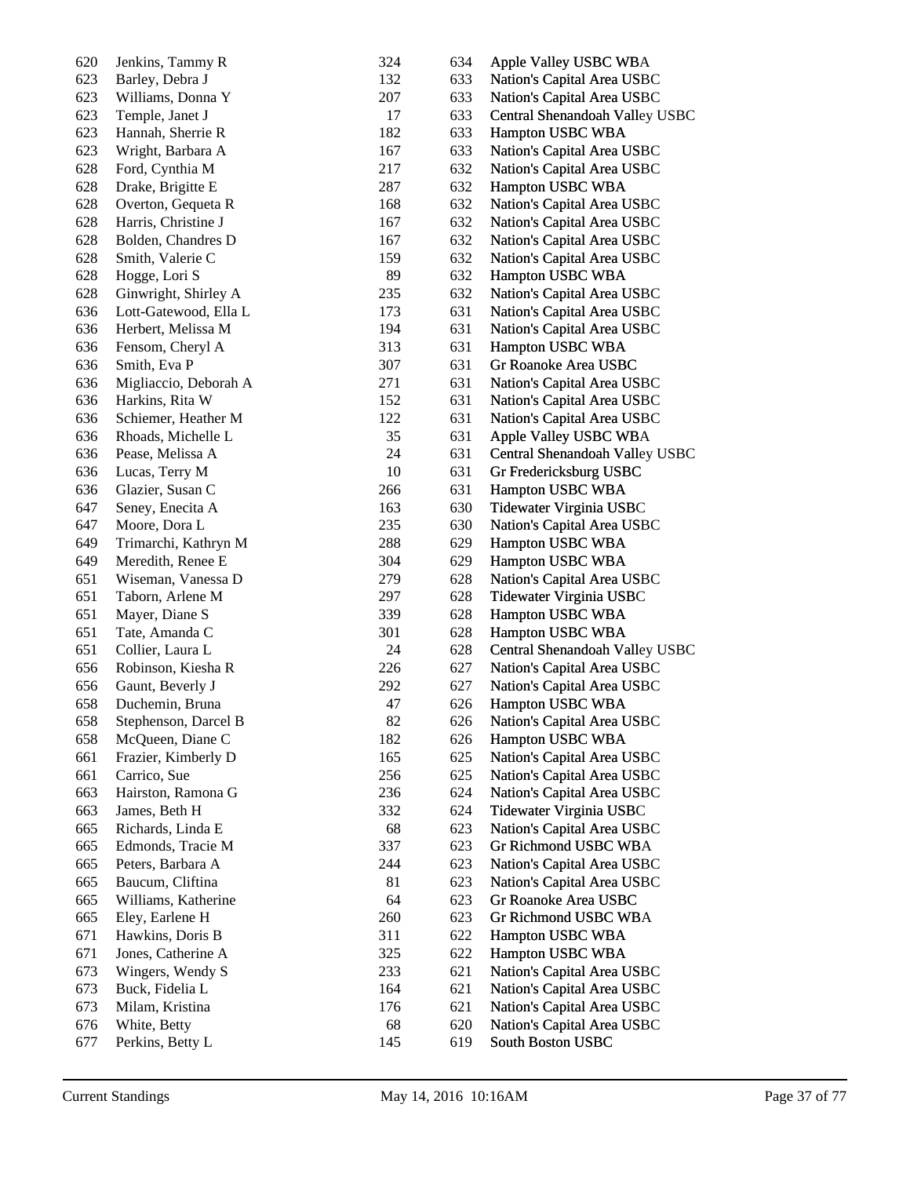| | | | | |
|---|---|---|---|---|
| 620 | Jenkins, Tammy R | 324 | 634 | Apple Valley USBC WBA |
| 623 | Barley, Debra J | 132 | 633 | Nation's Capital Area USBC |
| 623 | Williams, Donna Y | 207 | 633 | Nation's Capital Area USBC |
| 623 | Temple, Janet J | 17 | 633 | Central Shenandoah Valley USBC |
| 623 | Hannah, Sherrie R | 182 | 633 | Hampton USBC WBA |
| 623 | Wright, Barbara A | 167 | 633 | Nation's Capital Area USBC |
| 628 | Ford, Cynthia M | 217 | 632 | Nation's Capital Area USBC |
| 628 | Drake, Brigitte E | 287 | 632 | Hampton USBC WBA |
| 628 | Overton, Gequeta R | 168 | 632 | Nation's Capital Area USBC |
| 628 | Harris, Christine J | 167 | 632 | Nation's Capital Area USBC |
| 628 | Bolden, Chandres D | 167 | 632 | Nation's Capital Area USBC |
| 628 | Smith, Valerie C | 159 | 632 | Nation's Capital Area USBC |
| 628 | Hogge, Lori S | 89 | 632 | Hampton USBC WBA |
| 628 | Ginwright, Shirley A | 235 | 632 | Nation's Capital Area USBC |
| 636 | Lott-Gatewood, Ella L | 173 | 631 | Nation's Capital Area USBC |
| 636 | Herbert, Melissa M | 194 | 631 | Nation's Capital Area USBC |
| 636 | Fensom, Cheryl A | 313 | 631 | Hampton USBC WBA |
| 636 | Smith, Eva P | 307 | 631 | Gr Roanoke Area USBC |
| 636 | Migliaccio, Deborah A | 271 | 631 | Nation's Capital Area USBC |
| 636 | Harkins, Rita W | 152 | 631 | Nation's Capital Area USBC |
| 636 | Schiemer, Heather M | 122 | 631 | Nation's Capital Area USBC |
| 636 | Rhoads, Michelle L | 35 | 631 | Apple Valley USBC WBA |
| 636 | Pease, Melissa A | 24 | 631 | Central Shenandoah Valley USBC |
| 636 | Lucas, Terry M | 10 | 631 | Gr Fredericksburg USBC |
| 636 | Glazier, Susan C | 266 | 631 | Hampton USBC WBA |
| 647 | Seney, Enecita A | 163 | 630 | Tidewater Virginia USBC |
| 647 | Moore, Dora L | 235 | 630 | Nation's Capital Area USBC |
| 649 | Trimarchi, Kathryn M | 288 | 629 | Hampton USBC WBA |
| 649 | Meredith, Renee E | 304 | 629 | Hampton USBC WBA |
| 651 | Wiseman, Vanessa D | 279 | 628 | Nation's Capital Area USBC |
| 651 | Taborn, Arlene M | 297 | 628 | Tidewater Virginia USBC |
| 651 | Mayer, Diane S | 339 | 628 | Hampton USBC WBA |
| 651 | Tate, Amanda C | 301 | 628 | Hampton USBC WBA |
| 651 | Collier, Laura L | 24 | 628 | Central Shenandoah Valley USBC |
| 656 | Robinson, Kiesha R | 226 | 627 | Nation's Capital Area USBC |
| 656 | Gaunt, Beverly J | 292 | 627 | Nation's Capital Area USBC |
| 658 | Duchemin, Bruna | 47 | 626 | Hampton USBC WBA |
| 658 | Stephenson, Darcel B | 82 | 626 | Nation's Capital Area USBC |
| 658 | McQueen, Diane C | 182 | 626 | Hampton USBC WBA |
| 661 | Frazier, Kimberly D | 165 | 625 | Nation's Capital Area USBC |
| 661 | Carrico, Sue | 256 | 625 | Nation's Capital Area USBC |
| 663 | Hairston, Ramona G | 236 | 624 | Nation's Capital Area USBC |
| 663 | James, Beth H | 332 | 624 | Tidewater Virginia USBC |
| 665 | Richards, Linda E | 68 | 623 | Nation's Capital Area USBC |
| 665 | Edmonds, Tracie M | 337 | 623 | Gr Richmond USBC WBA |
| 665 | Peters, Barbara A | 244 | 623 | Nation's Capital Area USBC |
| 665 | Baucum, Cliftina | 81 | 623 | Nation's Capital Area USBC |
| 665 | Williams, Katherine | 64 | 623 | Gr Roanoke Area USBC |
| 665 | Eley, Earlene H | 260 | 623 | Gr Richmond USBC WBA |
| 671 | Hawkins, Doris B | 311 | 622 | Hampton USBC WBA |
| 671 | Jones, Catherine A | 325 | 622 | Hampton USBC WBA |
| 673 | Wingers, Wendy S | 233 | 621 | Nation's Capital Area USBC |
| 673 | Buck, Fidelia L | 164 | 621 | Nation's Capital Area USBC |
| 673 | Milam, Kristina | 176 | 621 | Nation's Capital Area USBC |
| 676 | White, Betty | 68 | 620 | Nation's Capital Area USBC |
| 677 | Perkins, Betty L | 145 | 619 | South Boston USBC |

Current Standings May 14, 2016 10:16AM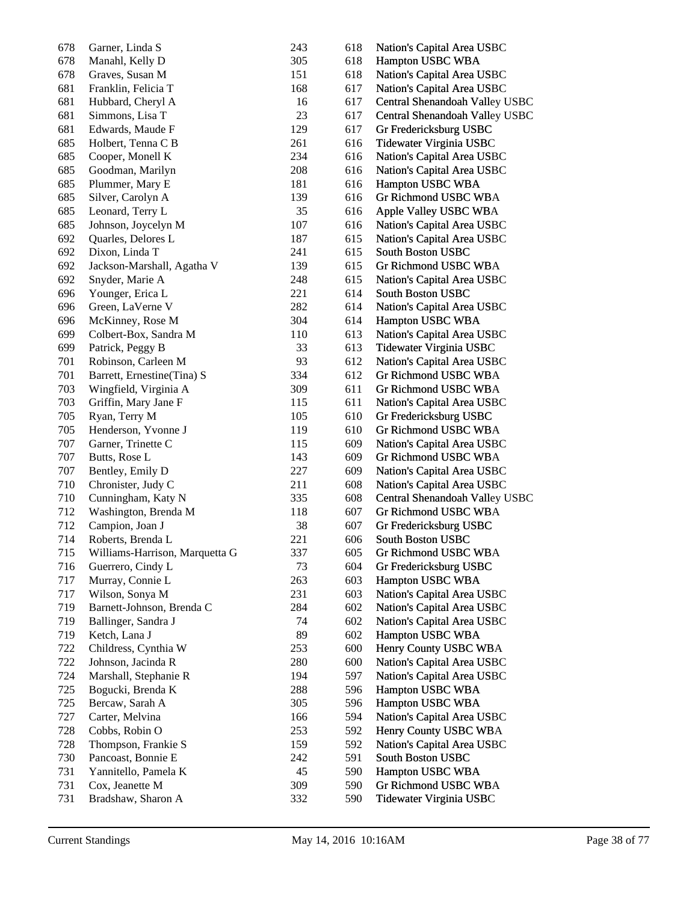| | | | | |
|---|---|---|---|---|
| 678 | Garner, Linda S | 243 | 618 | Nation's Capital Area USBC |
| 678 | Manahl, Kelly D | 305 | 618 | Hampton USBC WBA |
| 678 | Graves, Susan M | 151 | 618 | Nation's Capital Area USBC |
| 681 | Franklin, Felicia T | 168 | 617 | Nation's Capital Area USBC |
| 681 | Hubbard, Cheryl A | 16 | 617 | Central Shenandoah Valley USBC |
| 681 | Simmons, Lisa T | 23 | 617 | Central Shenandoah Valley USBC |
| 681 | Edwards, Maude F | 129 | 617 | Gr Fredericksburg USBC |
| 685 | Holbert, Tenna C B | 261 | 616 | Tidewater Virginia USBC |
| 685 | Cooper, Monell K | 234 | 616 | Nation's Capital Area USBC |
| 685 | Goodman, Marilyn | 208 | 616 | Nation's Capital Area USBC |
| 685 | Plummer, Mary E | 181 | 616 | Hampton USBC WBA |
| 685 | Silver, Carolyn A | 139 | 616 | Gr Richmond USBC WBA |
| 685 | Leonard, Terry L | 35 | 616 | Apple Valley USBC WBA |
| 685 | Johnson, Joycelyn M | 107 | 616 | Nation's Capital Area USBC |
| 692 | Quarles, Delores L | 187 | 615 | Nation's Capital Area USBC |
| 692 | Dixon, Linda T | 241 | 615 | South Boston USBC |
| 692 | Jackson-Marshall, Agatha V | 139 | 615 | Gr Richmond USBC WBA |
| 692 | Snyder, Marie A | 248 | 615 | Nation's Capital Area USBC |
| 696 | Younger, Erica L | 221 | 614 | South Boston USBC |
| 696 | Green, LaVerne V | 282 | 614 | Nation's Capital Area USBC |
| 696 | McKinney, Rose M | 304 | 614 | Hampton USBC WBA |
| 699 | Colbert-Box, Sandra M | 110 | 613 | Nation's Capital Area USBC |
| 699 | Patrick, Peggy B | 33 | 613 | Tidewater Virginia USBC |
| 701 | Robinson, Carleen M | 93 | 612 | Nation's Capital Area USBC |
| 701 | Barrett, Ernestine(Tina) S | 334 | 612 | Gr Richmond USBC WBA |
| 703 | Wingfield, Virginia A | 309 | 611 | Gr Richmond USBC WBA |
| 703 | Griffin, Mary Jane F | 115 | 611 | Nation's Capital Area USBC |
| 705 | Ryan, Terry M | 105 | 610 | Gr Fredericksburg USBC |
| 705 | Henderson, Yvonne J | 119 | 610 | Gr Richmond USBC WBA |
| 707 | Garner, Trinette C | 115 | 609 | Nation's Capital Area USBC |
| 707 | Butts, Rose L | 143 | 609 | Gr Richmond USBC WBA |
| 707 | Bentley, Emily D | 227 | 609 | Nation's Capital Area USBC |
| 710 | Chronister, Judy C | 211 | 608 | Nation's Capital Area USBC |
| 710 | Cunningham, Katy N | 335 | 608 | Central Shenandoah Valley USBC |
| 712 | Washington, Brenda M | 118 | 607 | Gr Richmond USBC WBA |
| 712 | Campion, Joan J | 38 | 607 | Gr Fredericksburg USBC |
| 714 | Roberts, Brenda L | 221 | 606 | South Boston USBC |
| 715 | Williams-Harrison, Marquetta G | 337 | 605 | Gr Richmond USBC WBA |
| 716 | Guerrero, Cindy L | 73 | 604 | Gr Fredericksburg USBC |
| 717 | Murray, Connie L | 263 | 603 | Hampton USBC WBA |
| 717 | Wilson, Sonya M | 231 | 603 | Nation's Capital Area USBC |
| 719 | Barnett-Johnson, Brenda C | 284 | 602 | Nation's Capital Area USBC |
| 719 | Ballinger, Sandra J | 74 | 602 | Nation's Capital Area USBC |
| 719 | Ketch, Lana J | 89 | 602 | Hampton USBC WBA |
| 722 | Childress, Cynthia W | 253 | 600 | Henry County USBC WBA |
| 722 | Johnson, Jacinda R | 280 | 600 | Nation's Capital Area USBC |
| 724 | Marshall, Stephanie R | 194 | 597 | Nation's Capital Area USBC |
| 725 | Bogucki, Brenda K | 288 | 596 | Hampton USBC WBA |
| 725 | Bercaw, Sarah A | 305 | 596 | Hampton USBC WBA |
| 727 | Carter, Melvina | 166 | 594 | Nation's Capital Area USBC |
| 728 | Cobbs, Robin O | 253 | 592 | Henry County USBC WBA |
| 728 | Thompson, Frankie S | 159 | 592 | Nation's Capital Area USBC |
| 730 | Pancoast, Bonnie E | 242 | 591 | South Boston USBC |
| 731 | Yannitello, Pamela K | 45 | 590 | Hampton USBC WBA |
| 731 | Cox, Jeanette M | 309 | 590 | Gr Richmond USBC WBA |
| 731 | Bradshaw, Sharon A | 332 | 590 | Tidewater Virginia USBC |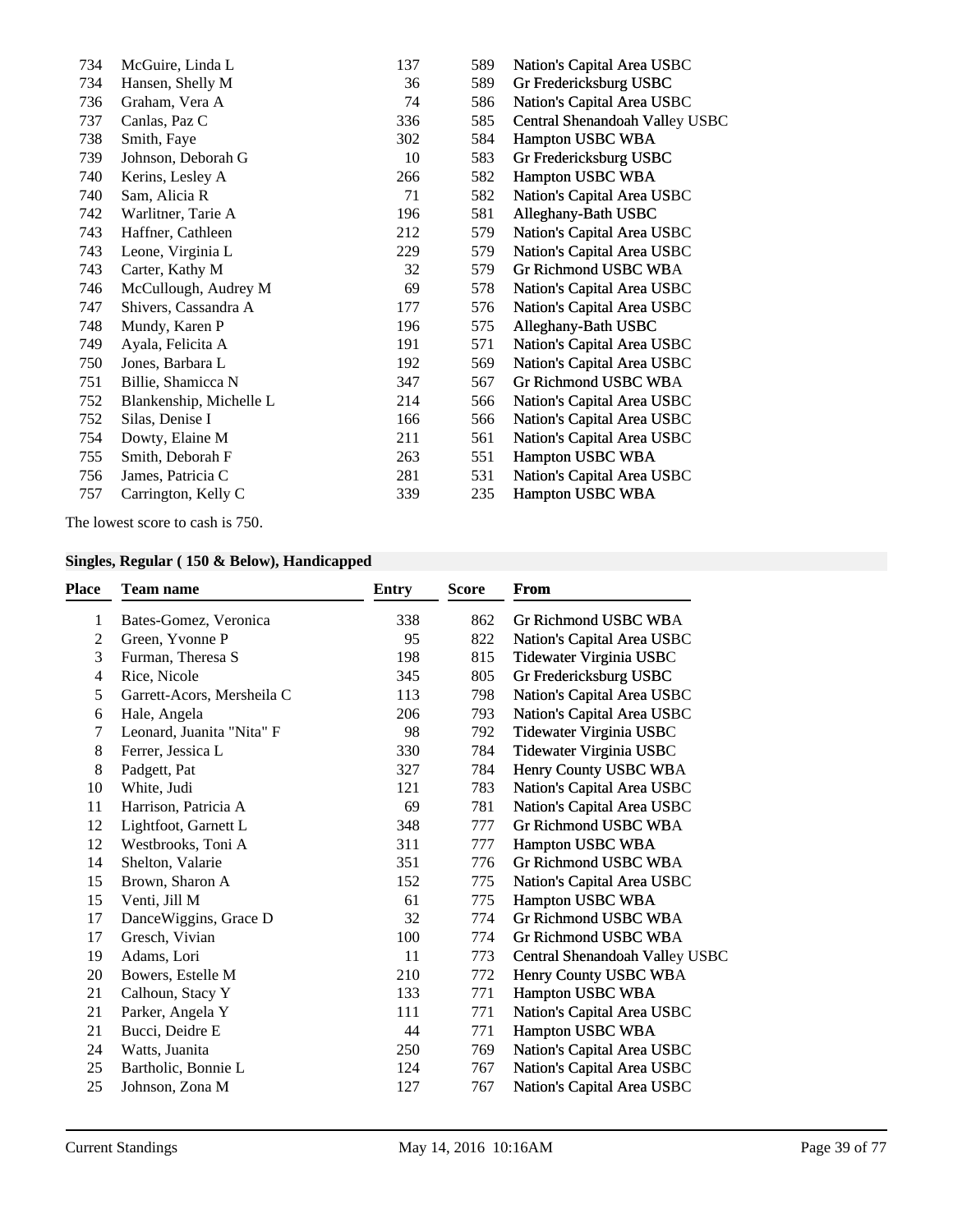| Place | Team name | Entry | Score | From |
|---|---|---|---|---|
| 734 | McGuire, Linda L | 137 | 589 | Nation's Capital Area USBC |
| 734 | Hansen, Shelly M | 36 | 589 | Gr Fredericksburg USBC |
| 736 | Graham, Vera A | 74 | 586 | Nation's Capital Area USBC |
| 737 | Canlas, Paz C | 336 | 585 | Central Shenandoah Valley USBC |
| 738 | Smith, Faye | 302 | 584 | Hampton USBC WBA |
| 739 | Johnson, Deborah G | 10 | 583 | Gr Fredericksburg USBC |
| 740 | Kerins, Lesley A | 266 | 582 | Hampton USBC WBA |
| 740 | Sam, Alicia R | 71 | 582 | Nation's Capital Area USBC |
| 742 | Warlitner, Tarie A | 196 | 581 | Alleghany-Bath USBC |
| 743 | Haffner, Cathleen | 212 | 579 | Nation's Capital Area USBC |
| 743 | Leone, Virginia L | 229 | 579 | Nation's Capital Area USBC |
| 743 | Carter, Kathy M | 32 | 579 | Gr Richmond USBC WBA |
| 746 | McCullough, Audrey M | 69 | 578 | Nation's Capital Area USBC |
| 747 | Shivers, Cassandra A | 177 | 576 | Nation's Capital Area USBC |
| 748 | Mundy, Karen P | 196 | 575 | Alleghany-Bath USBC |
| 749 | Ayala, Felicita A | 191 | 571 | Nation's Capital Area USBC |
| 750 | Jones, Barbara L | 192 | 569 | Nation's Capital Area USBC |
| 751 | Billie, Shamicca N | 347 | 567 | Gr Richmond USBC WBA |
| 752 | Blankenship, Michelle L | 214 | 566 | Nation's Capital Area USBC |
| 752 | Silas, Denise I | 166 | 566 | Nation's Capital Area USBC |
| 754 | Dowty, Elaine M | 211 | 561 | Nation's Capital Area USBC |
| 755 | Smith, Deborah F | 263 | 551 | Hampton USBC WBA |
| 756 | James, Patricia C | 281 | 531 | Nation's Capital Area USBC |
| 757 | Carrington, Kelly C | 339 | 235 | Hampton USBC WBA |

The lowest score to cash is 750.

### Singles, Regular ( 150 & Below), Handicapped

| Place | Team name | Entry | Score | From |
|---|---|---|---|---|
| 1 | Bates-Gomez, Veronica | 338 | 862 | Gr Richmond USBC WBA |
| 2 | Green, Yvonne P | 95 | 822 | Nation's Capital Area USBC |
| 3 | Furman, Theresa S | 198 | 815 | Tidewater Virginia USBC |
| 4 | Rice, Nicole | 345 | 805 | Gr Fredericksburg USBC |
| 5 | Garrett-Acors, Mersheila C | 113 | 798 | Nation's Capital Area USBC |
| 6 | Hale, Angela | 206 | 793 | Nation's Capital Area USBC |
| 7 | Leonard, Juanita "Nita" F | 98 | 792 | Tidewater Virginia USBC |
| 8 | Ferrer, Jessica L | 330 | 784 | Tidewater Virginia USBC |
| 8 | Padgett, Pat | 327 | 784 | Henry County USBC WBA |
| 10 | White, Judi | 121 | 783 | Nation's Capital Area USBC |
| 11 | Harrison, Patricia A | 69 | 781 | Nation's Capital Area USBC |
| 12 | Lightfoot, Garnett L | 348 | 777 | Gr Richmond USBC WBA |
| 12 | Westbrooks, Toni A | 311 | 777 | Hampton USBC WBA |
| 14 | Shelton, Valarie | 351 | 776 | Gr Richmond USBC WBA |
| 15 | Brown, Sharon A | 152 | 775 | Nation's Capital Area USBC |
| 15 | Venti, Jill M | 61 | 775 | Hampton USBC WBA |
| 17 | DanceWiggins, Grace D | 32 | 774 | Gr Richmond USBC WBA |
| 17 | Gresch, Vivian | 100 | 774 | Gr Richmond USBC WBA |
| 19 | Adams, Lori | 11 | 773 | Central Shenandoah Valley USBC |
| 20 | Bowers, Estelle M | 210 | 772 | Henry County USBC WBA |
| 21 | Calhoun, Stacy Y | 133 | 771 | Hampton USBC WBA |
| 21 | Parker, Angela Y | 111 | 771 | Nation's Capital Area USBC |
| 21 | Bucci, Deidre E | 44 | 771 | Hampton USBC WBA |
| 24 | Watts, Juanita | 250 | 769 | Nation's Capital Area USBC |
| 25 | Bartholic, Bonnie L | 124 | 767 | Nation's Capital Area USBC |
| 25 | Johnson, Zona M | 127 | 767 | Nation's Capital Area USBC |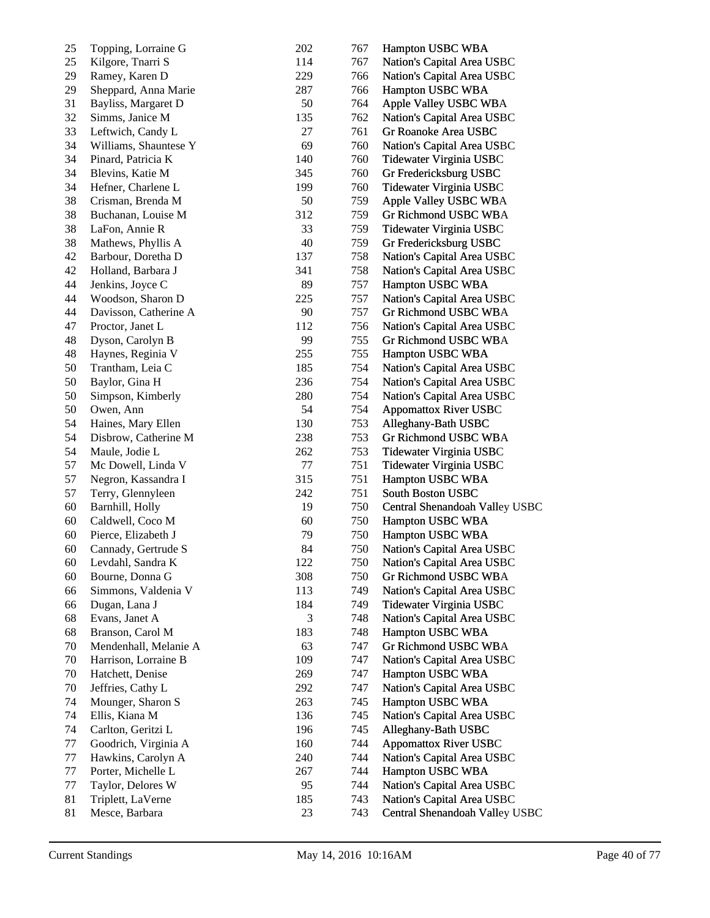| | | | | |
|---|---|---|---|---|
| 25 | Topping, Lorraine G | 202 | 767 | Hampton USBC WBA |
| 25 | Kilgore, Tnarri S | 114 | 767 | Nation's Capital Area USBC |
| 29 | Ramey, Karen D | 229 | 766 | Nation's Capital Area USBC |
| 29 | Sheppard, Anna Marie | 287 | 766 | Hampton USBC WBA |
| 31 | Bayliss, Margaret D | 50 | 764 | Apple Valley USBC WBA |
| 32 | Simms, Janice M | 135 | 762 | Nation's Capital Area USBC |
| 33 | Leftwich, Candy L | 27 | 761 | Gr Roanoke Area USBC |
| 34 | Williams, Shauntese Y | 69 | 760 | Nation's Capital Area USBC |
| 34 | Pinard, Patricia K | 140 | 760 | Tidewater Virginia USBC |
| 34 | Blevins, Katie M | 345 | 760 | Gr Fredericksburg USBC |
| 34 | Hefner, Charlene L | 199 | 760 | Tidewater Virginia USBC |
| 38 | Crisman, Brenda M | 50 | 759 | Apple Valley USBC WBA |
| 38 | Buchanan, Louise M | 312 | 759 | Gr Richmond USBC WBA |
| 38 | LaFon, Annie R | 33 | 759 | Tidewater Virginia USBC |
| 38 | Mathews, Phyllis A | 40 | 759 | Gr Fredericksburg USBC |
| 42 | Barbour, Doretha D | 137 | 758 | Nation's Capital Area USBC |
| 42 | Holland, Barbara J | 341 | 758 | Nation's Capital Area USBC |
| 44 | Jenkins, Joyce C | 89 | 757 | Hampton USBC WBA |
| 44 | Woodson, Sharon D | 225 | 757 | Nation's Capital Area USBC |
| 44 | Davisson, Catherine A | 90 | 757 | Gr Richmond USBC WBA |
| 47 | Proctor, Janet L | 112 | 756 | Nation's Capital Area USBC |
| 48 | Dyson, Carolyn B | 99 | 755 | Gr Richmond USBC WBA |
| 48 | Haynes, Reginia V | 255 | 755 | Hampton USBC WBA |
| 50 | Trantham, Leia C | 185 | 754 | Nation's Capital Area USBC |
| 50 | Baylor, Gina H | 236 | 754 | Nation's Capital Area USBC |
| 50 | Simpson, Kimberly | 280 | 754 | Nation's Capital Area USBC |
| 50 | Owen, Ann | 54 | 754 | Appomattox River USBC |
| 54 | Haines, Mary Ellen | 130 | 753 | Alleghany-Bath USBC |
| 54 | Disbrow, Catherine M | 238 | 753 | Gr Richmond USBC WBA |
| 54 | Maule, Jodie L | 262 | 753 | Tidewater Virginia USBC |
| 57 | Mc Dowell, Linda V | 77 | 751 | Tidewater Virginia USBC |
| 57 | Negron, Kassandra I | 315 | 751 | Hampton USBC WBA |
| 57 | Terry, Glennyleen | 242 | 751 | South Boston USBC |
| 60 | Barnhill, Holly | 19 | 750 | Central Shenandoah Valley USBC |
| 60 | Caldwell, Coco M | 60 | 750 | Hampton USBC WBA |
| 60 | Pierce, Elizabeth J | 79 | 750 | Hampton USBC WBA |
| 60 | Cannady, Gertrude S | 84 | 750 | Nation's Capital Area USBC |
| 60 | Levdahl, Sandra K | 122 | 750 | Nation's Capital Area USBC |
| 60 | Bourne, Donna G | 308 | 750 | Gr Richmond USBC WBA |
| 66 | Simmons, Valdenia V | 113 | 749 | Nation's Capital Area USBC |
| 66 | Dugan, Lana J | 184 | 749 | Tidewater Virginia USBC |
| 68 | Evans, Janet A | 3 | 748 | Nation's Capital Area USBC |
| 68 | Branson, Carol M | 183 | 748 | Hampton USBC WBA |
| 70 | Mendenhall, Melanie A | 63 | 747 | Gr Richmond USBC WBA |
| 70 | Harrison, Lorraine B | 109 | 747 | Nation's Capital Area USBC |
| 70 | Hatchett, Denise | 269 | 747 | Hampton USBC WBA |
| 70 | Jeffries, Cathy L | 292 | 747 | Nation's Capital Area USBC |
| 74 | Mounger, Sharon S | 263 | 745 | Hampton USBC WBA |
| 74 | Ellis, Kiana M | 136 | 745 | Nation's Capital Area USBC |
| 74 | Carlton, Geritzi L | 196 | 745 | Alleghany-Bath USBC |
| 77 | Goodrich, Virginia A | 160 | 744 | Appomattox River USBC |
| 77 | Hawkins, Carolyn A | 240 | 744 | Nation's Capital Area USBC |
| 77 | Porter, Michelle L | 267 | 744 | Hampton USBC WBA |
| 77 | Taylor, Delores W | 95 | 744 | Nation's Capital Area USBC |
| 81 | Triplett, LaVerne | 185 | 743 | Nation's Capital Area USBC |
| 81 | Mesce, Barbara | 23 | 743 | Central Shenandoah Valley USBC |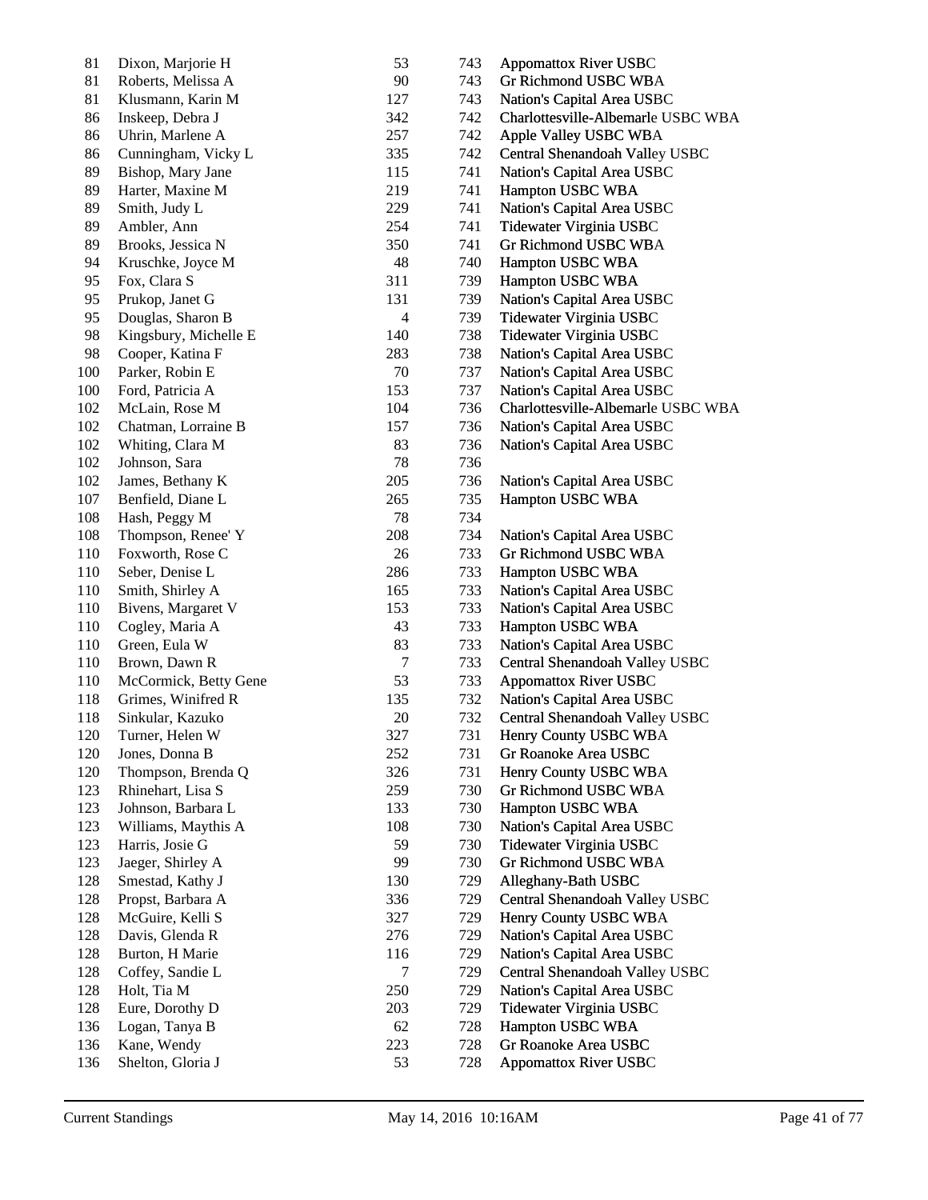| | | | | |
|---|---|---|---|---|
| 81 | Dixon, Marjorie H | 53 | 743 | Appomattox River USBC |
| 81 | Roberts, Melissa A | 90 | 743 | Gr Richmond USBC WBA |
| 81 | Klusmann, Karin M | 127 | 743 | Nation's Capital Area USBC |
| 86 | Inskeep, Debra J | 342 | 742 | Charlottesville-Albemarle USBC WBA |
| 86 | Uhrin, Marlene A | 257 | 742 | Apple Valley USBC WBA |
| 86 | Cunningham, Vicky L | 335 | 742 | Central Shenandoah Valley USBC |
| 89 | Bishop, Mary Jane | 115 | 741 | Nation's Capital Area USBC |
| 89 | Harter, Maxine M | 219 | 741 | Hampton USBC WBA |
| 89 | Smith, Judy L | 229 | 741 | Nation's Capital Area USBC |
| 89 | Ambler, Ann | 254 | 741 | Tidewater Virginia USBC |
| 89 | Brooks, Jessica N | 350 | 741 | Gr Richmond USBC WBA |
| 94 | Kruschke, Joyce M | 48 | 740 | Hampton USBC WBA |
| 95 | Fox, Clara S | 311 | 739 | Hampton USBC WBA |
| 95 | Prukop, Janet G | 131 | 739 | Nation's Capital Area USBC |
| 95 | Douglas, Sharon B | 4 | 739 | Tidewater Virginia USBC |
| 98 | Kingsbury, Michelle E | 140 | 738 | Tidewater Virginia USBC |
| 98 | Cooper, Katina F | 283 | 738 | Nation's Capital Area USBC |
| 100 | Parker, Robin E | 70 | 737 | Nation's Capital Area USBC |
| 100 | Ford, Patricia A | 153 | 737 | Nation's Capital Area USBC |
| 102 | McLain, Rose M | 104 | 736 | Charlottesville-Albemarle USBC WBA |
| 102 | Chatman, Lorraine B | 157 | 736 | Nation's Capital Area USBC |
| 102 | Whiting, Clara M | 83 | 736 | Nation's Capital Area USBC |
| 102 | Johnson, Sara | 78 | 736 | |
| 102 | James, Bethany K | 205 | 736 | Nation's Capital Area USBC |
| 107 | Benfield, Diane L | 265 | 735 | Hampton USBC WBA |
| 108 | Hash, Peggy M | 78 | 734 | |
| 108 | Thompson, Renee' Y | 208 | 734 | Nation's Capital Area USBC |
| 110 | Foxworth, Rose C | 26 | 733 | Gr Richmond USBC WBA |
| 110 | Seber, Denise L | 286 | 733 | Hampton USBC WBA |
| 110 | Smith, Shirley A | 165 | 733 | Nation's Capital Area USBC |
| 110 | Bivens, Margaret V | 153 | 733 | Nation's Capital Area USBC |
| 110 | Cogley, Maria A | 43 | 733 | Hampton USBC WBA |
| 110 | Green, Eula W | 83 | 733 | Nation's Capital Area USBC |
| 110 | Brown, Dawn R | 7 | 733 | Central Shenandoah Valley USBC |
| 110 | McCormick, Betty Gene | 53 | 733 | Appomattox River USBC |
| 118 | Grimes, Winifred R | 135 | 732 | Nation's Capital Area USBC |
| 118 | Sinkular, Kazuko | 20 | 732 | Central Shenandoah Valley USBC |
| 120 | Turner, Helen W | 327 | 731 | Henry County USBC WBA |
| 120 | Jones, Donna B | 252 | 731 | Gr Roanoke Area USBC |
| 120 | Thompson, Brenda Q | 326 | 731 | Henry County USBC WBA |
| 123 | Rhinehart, Lisa S | 259 | 730 | Gr Richmond USBC WBA |
| 123 | Johnson, Barbara L | 133 | 730 | Hampton USBC WBA |
| 123 | Williams, Maythis A | 108 | 730 | Nation's Capital Area USBC |
| 123 | Harris, Josie G | 59 | 730 | Tidewater Virginia USBC |
| 123 | Jaeger, Shirley A | 99 | 730 | Gr Richmond USBC WBA |
| 128 | Smestad, Kathy J | 130 | 729 | Alleghany-Bath USBC |
| 128 | Propst, Barbara A | 336 | 729 | Central Shenandoah Valley USBC |
| 128 | McGuire, Kelli S | 327 | 729 | Henry County USBC WBA |
| 128 | Davis, Glenda R | 276 | 729 | Nation's Capital Area USBC |
| 128 | Burton, H Marie | 116 | 729 | Nation's Capital Area USBC |
| 128 | Coffey, Sandie L | 7 | 729 | Central Shenandoah Valley USBC |
| 128 | Holt, Tia M | 250 | 729 | Nation's Capital Area USBC |
| 128 | Eure, Dorothy D | 203 | 729 | Tidewater Virginia USBC |
| 136 | Logan, Tanya B | 62 | 728 | Hampton USBC WBA |
| 136 | Kane, Wendy | 223 | 728 | Gr Roanoke Area USBC |
| 136 | Shelton, Gloria J | 53 | 728 | Appomattox River USBC |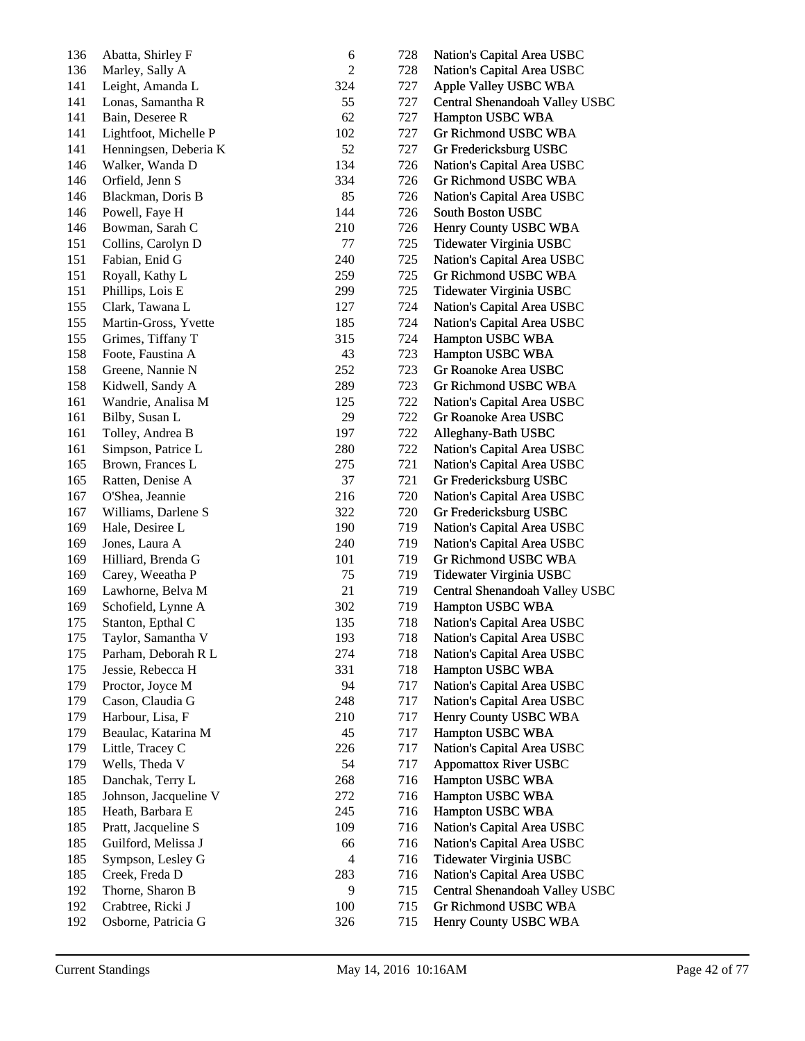| | | | | |
|---|---|---|---|---|
| 136 | Abatta, Shirley F | 6 | 728 | Nation's Capital Area USBC |
| 136 | Marley, Sally A | 2 | 728 | Nation's Capital Area USBC |
| 141 | Leight, Amanda L | 324 | 727 | Apple Valley USBC WBA |
| 141 | Lonas, Samantha R | 55 | 727 | Central Shenandoah Valley USBC |
| 141 | Bain, Deseree R | 62 | 727 | Hampton USBC WBA |
| 141 | Lightfoot, Michelle P | 102 | 727 | Gr Richmond USBC WBA |
| 141 | Henningsen, Deberia K | 52 | 727 | Gr Fredericksburg USBC |
| 146 | Walker, Wanda D | 134 | 726 | Nation's Capital Area USBC |
| 146 | Orfield, Jenn S | 334 | 726 | Gr Richmond USBC WBA |
| 146 | Blackman, Doris B | 85 | 726 | Nation's Capital Area USBC |
| 146 | Powell, Faye H | 144 | 726 | South Boston USBC |
| 146 | Bowman, Sarah C | 210 | 726 | Henry County USBC WBA |
| 151 | Collins, Carolyn D | 77 | 725 | Tidewater Virginia USBC |
| 151 | Fabian, Enid G | 240 | 725 | Nation's Capital Area USBC |
| 151 | Royall, Kathy L | 259 | 725 | Gr Richmond USBC WBA |
| 151 | Phillips, Lois E | 299 | 725 | Tidewater Virginia USBC |
| 155 | Clark, Tawana L | 127 | 724 | Nation's Capital Area USBC |
| 155 | Martin-Gross, Yvette | 185 | 724 | Nation's Capital Area USBC |
| 155 | Grimes, Tiffany T | 315 | 724 | Hampton USBC WBA |
| 158 | Foote, Faustina A | 43 | 723 | Hampton USBC WBA |
| 158 | Greene, Nannie N | 252 | 723 | Gr Roanoke Area USBC |
| 158 | Kidwell, Sandy A | 289 | 723 | Gr Richmond USBC WBA |
| 161 | Wandrie, Analisa M | 125 | 722 | Nation's Capital Area USBC |
| 161 | Bilby, Susan L | 29 | 722 | Gr Roanoke Area USBC |
| 161 | Tolley, Andrea B | 197 | 722 | Alleghany-Bath USBC |
| 161 | Simpson, Patrice L | 280 | 722 | Nation's Capital Area USBC |
| 165 | Brown, Frances L | 275 | 721 | Nation's Capital Area USBC |
| 165 | Ratten, Denise A | 37 | 721 | Gr Fredericksburg USBC |
| 167 | O'Shea, Jeannie | 216 | 720 | Nation's Capital Area USBC |
| 167 | Williams, Darlene S | 322 | 720 | Gr Fredericksburg USBC |
| 169 | Hale, Desiree L | 190 | 719 | Nation's Capital Area USBC |
| 169 | Jones, Laura A | 240 | 719 | Nation's Capital Area USBC |
| 169 | Hilliard, Brenda G | 101 | 719 | Gr Richmond USBC WBA |
| 169 | Carey, Weeatha P | 75 | 719 | Tidewater Virginia USBC |
| 169 | Lawhorne, Belva M | 21 | 719 | Central Shenandoah Valley USBC |
| 169 | Schofield, Lynne A | 302 | 719 | Hampton USBC WBA |
| 175 | Stanton, Epthal C | 135 | 718 | Nation's Capital Area USBC |
| 175 | Taylor, Samantha V | 193 | 718 | Nation's Capital Area USBC |
| 175 | Parham, Deborah R L | 274 | 718 | Nation's Capital Area USBC |
| 175 | Jessie, Rebecca H | 331 | 718 | Hampton USBC WBA |
| 179 | Proctor, Joyce M | 94 | 717 | Nation's Capital Area USBC |
| 179 | Cason, Claudia G | 248 | 717 | Nation's Capital Area USBC |
| 179 | Harbour, Lisa, F | 210 | 717 | Henry County USBC WBA |
| 179 | Beaulac, Katarina M | 45 | 717 | Hampton USBC WBA |
| 179 | Little, Tracey C | 226 | 717 | Nation's Capital Area USBC |
| 179 | Wells, Theda V | 54 | 717 | Appomattox River USBC |
| 185 | Danchak, Terry L | 268 | 716 | Hampton USBC WBA |
| 185 | Johnson, Jacqueline V | 272 | 716 | Hampton USBC WBA |
| 185 | Heath, Barbara E | 245 | 716 | Hampton USBC WBA |
| 185 | Pratt, Jacqueline S | 109 | 716 | Nation's Capital Area USBC |
| 185 | Guilford, Melissa J | 66 | 716 | Nation's Capital Area USBC |
| 185 | Sympson, Lesley G | 4 | 716 | Tidewater Virginia USBC |
| 185 | Creek, Freda D | 283 | 716 | Nation's Capital Area USBC |
| 192 | Thorne, Sharon B | 9 | 715 | Central Shenandoah Valley USBC |
| 192 | Crabtree, Ricki J | 100 | 715 | Gr Richmond USBC WBA |
| 192 | Osborne, Patricia G | 326 | 715 | Henry County USBC WBA |

Current Standings May 14, 2016 10:16AM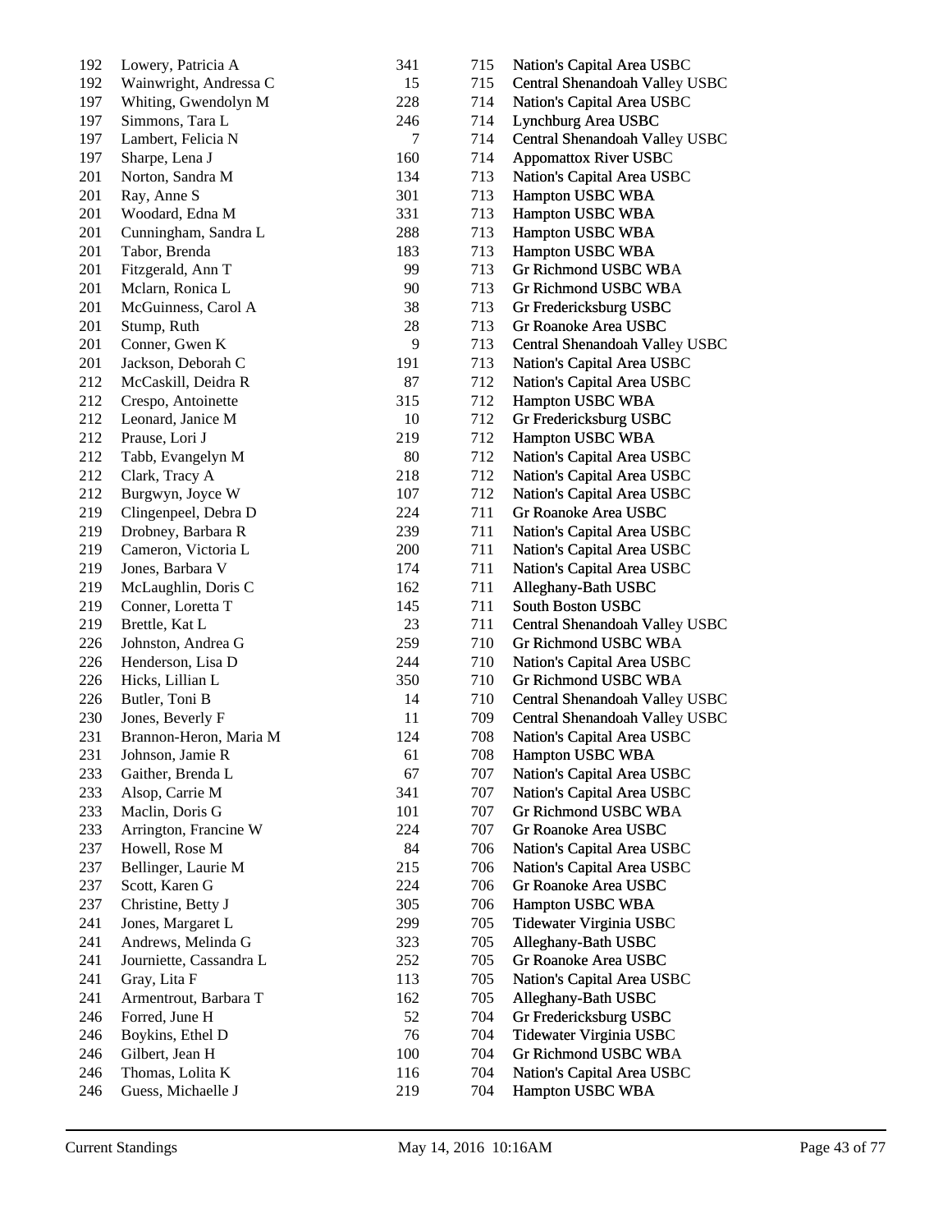| | | | | |
|---|---|---|---|---|
| 192 | Lowery, Patricia A | 341 | 715 | Nation's Capital Area USBC |
| 192 | Wainwright, Andressa C | 15 | 715 | Central Shenandoah Valley USBC |
| 197 | Whiting, Gwendolyn M | 228 | 714 | Nation's Capital Area USBC |
| 197 | Simmons, Tara L | 246 | 714 | Lynchburg Area USBC |
| 197 | Lambert, Felicia N | 7 | 714 | Central Shenandoah Valley USBC |
| 197 | Sharpe, Lena J | 160 | 714 | Appomattox River USBC |
| 201 | Norton, Sandra M | 134 | 713 | Nation's Capital Area USBC |
| 201 | Ray, Anne S | 301 | 713 | Hampton USBC WBA |
| 201 | Woodard, Edna M | 331 | 713 | Hampton USBC WBA |
| 201 | Cunningham, Sandra L | 288 | 713 | Hampton USBC WBA |
| 201 | Tabor, Brenda | 183 | 713 | Hampton USBC WBA |
| 201 | Fitzgerald, Ann T | 99 | 713 | Gr Richmond USBC WBA |
| 201 | Mclarn, Ronica L | 90 | 713 | Gr Richmond USBC WBA |
| 201 | McGuinness, Carol A | 38 | 713 | Gr Fredericksburg USBC |
| 201 | Stump, Ruth | 28 | 713 | Gr Roanoke Area USBC |
| 201 | Conner, Gwen K | 9 | 713 | Central Shenandoah Valley USBC |
| 201 | Jackson, Deborah C | 191 | 713 | Nation's Capital Area USBC |
| 212 | McCaskill, Deidra R | 87 | 712 | Nation's Capital Area USBC |
| 212 | Crespo, Antoinette | 315 | 712 | Hampton USBC WBA |
| 212 | Leonard, Janice M | 10 | 712 | Gr Fredericksburg USBC |
| 212 | Prause, Lori J | 219 | 712 | Hampton USBC WBA |
| 212 | Tabb, Evangelyn M | 80 | 712 | Nation's Capital Area USBC |
| 212 | Clark, Tracy A | 218 | 712 | Nation's Capital Area USBC |
| 212 | Burgwyn, Joyce W | 107 | 712 | Nation's Capital Area USBC |
| 219 | Clingenpeel, Debra D | 224 | 711 | Gr Roanoke Area USBC |
| 219 | Drobney, Barbara R | 239 | 711 | Nation's Capital Area USBC |
| 219 | Cameron, Victoria L | 200 | 711 | Nation's Capital Area USBC |
| 219 | Jones, Barbara V | 174 | 711 | Nation's Capital Area USBC |
| 219 | McLaughlin, Doris C | 162 | 711 | Alleghany-Bath USBC |
| 219 | Conner, Loretta T | 145 | 711 | South Boston USBC |
| 219 | Brettle, Kat L | 23 | 711 | Central Shenandoah Valley USBC |
| 226 | Johnston, Andrea G | 259 | 710 | Gr Richmond USBC WBA |
| 226 | Henderson, Lisa D | 244 | 710 | Nation's Capital Area USBC |
| 226 | Hicks, Lillian L | 350 | 710 | Gr Richmond USBC WBA |
| 226 | Butler, Toni B | 14 | 710 | Central Shenandoah Valley USBC |
| 230 | Jones, Beverly F | 11 | 709 | Central Shenandoah Valley USBC |
| 231 | Brannon-Heron, Maria M | 124 | 708 | Nation's Capital Area USBC |
| 231 | Johnson, Jamie R | 61 | 708 | Hampton USBC WBA |
| 233 | Gaither, Brenda L | 67 | 707 | Nation's Capital Area USBC |
| 233 | Alsop, Carrie M | 341 | 707 | Nation's Capital Area USBC |
| 233 | Maclin, Doris G | 101 | 707 | Gr Richmond USBC WBA |
| 233 | Arrington, Francine W | 224 | 707 | Gr Roanoke Area USBC |
| 237 | Howell, Rose M | 84 | 706 | Nation's Capital Area USBC |
| 237 | Bellinger, Laurie M | 215 | 706 | Nation's Capital Area USBC |
| 237 | Scott, Karen G | 224 | 706 | Gr Roanoke Area USBC |
| 237 | Christine, Betty J | 305 | 706 | Hampton USBC WBA |
| 241 | Jones, Margaret L | 299 | 705 | Tidewater Virginia USBC |
| 241 | Andrews, Melinda G | 323 | 705 | Alleghany-Bath USBC |
| 241 | Journiette, Cassandra L | 252 | 705 | Gr Roanoke Area USBC |
| 241 | Gray, Lita F | 113 | 705 | Nation's Capital Area USBC |
| 241 | Armentrout, Barbara T | 162 | 705 | Alleghany-Bath USBC |
| 246 | Forred, June H | 52 | 704 | Gr Fredericksburg USBC |
| 246 | Boykins, Ethel D | 76 | 704 | Tidewater Virginia USBC |
| 246 | Gilbert, Jean H | 100 | 704 | Gr Richmond USBC WBA |
| 246 | Thomas, Lolita K | 116 | 704 | Nation's Capital Area USBC |
| 246 | Guess, Michaelle J | 219 | 704 | Hampton USBC WBA |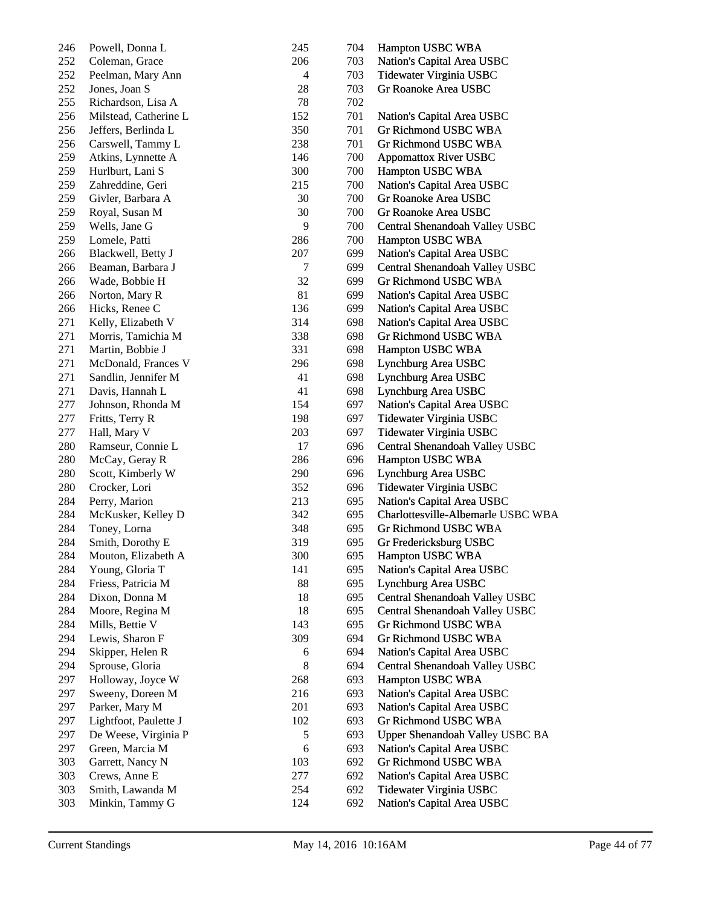| | | | | |
|---|---|---|---|---|
| 246 | Powell, Donna L | 245 | 704 | Hampton USBC WBA |
| 252 | Coleman, Grace | 206 | 703 | Nation's Capital Area USBC |
| 252 | Peelman, Mary Ann | 4 | 703 | Tidewater Virginia USBC |
| 252 | Jones, Joan S | 28 | 703 | Gr Roanoke Area USBC |
| 255 | Richardson, Lisa A | 78 | 702 | |
| 256 | Milstead, Catherine L | 152 | 701 | Nation's Capital Area USBC |
| 256 | Jeffers, Berlinda L | 350 | 701 | Gr Richmond USBC WBA |
| 256 | Carswell, Tammy L | 238 | 701 | Gr Richmond USBC WBA |
| 259 | Atkins, Lynnette A | 146 | 700 | Appomattox River USBC |
| 259 | Hurlburt, Lani S | 300 | 700 | Hampton USBC WBA |
| 259 | Zahreddine, Geri | 215 | 700 | Nation's Capital Area USBC |
| 259 | Givler, Barbara A | 30 | 700 | Gr Roanoke Area USBC |
| 259 | Royal, Susan M | 30 | 700 | Gr Roanoke Area USBC |
| 259 | Wells, Jane G | 9 | 700 | Central Shenandoah Valley USBC |
| 259 | Lomele, Patti | 286 | 700 | Hampton USBC WBA |
| 266 | Blackwell, Betty J | 207 | 699 | Nation's Capital Area USBC |
| 266 | Beaman, Barbara J | 7 | 699 | Central Shenandoah Valley USBC |
| 266 | Wade, Bobbie H | 32 | 699 | Gr Richmond USBC WBA |
| 266 | Norton, Mary R | 81 | 699 | Nation's Capital Area USBC |
| 266 | Hicks, Renee C | 136 | 699 | Nation's Capital Area USBC |
| 271 | Kelly, Elizabeth V | 314 | 698 | Nation's Capital Area USBC |
| 271 | Morris, Tamichia M | 338 | 698 | Gr Richmond USBC WBA |
| 271 | Martin, Bobbie J | 331 | 698 | Hampton USBC WBA |
| 271 | McDonald, Frances V | 296 | 698 | Lynchburg Area USBC |
| 271 | Sandlin, Jennifer M | 41 | 698 | Lynchburg Area USBC |
| 271 | Davis, Hannah L | 41 | 698 | Lynchburg Area USBC |
| 277 | Johnson, Rhonda M | 154 | 697 | Nation's Capital Area USBC |
| 277 | Fritts, Terry R | 198 | 697 | Tidewater Virginia USBC |
| 277 | Hall, Mary V | 203 | 697 | Tidewater Virginia USBC |
| 280 | Ramseur, Connie L | 17 | 696 | Central Shenandoah Valley USBC |
| 280 | McCay, Geray R | 286 | 696 | Hampton USBC WBA |
| 280 | Scott, Kimberly W | 290 | 696 | Lynchburg Area USBC |
| 280 | Crocker, Lori | 352 | 696 | Tidewater Virginia USBC |
| 284 | Perry, Marion | 213 | 695 | Nation's Capital Area USBC |
| 284 | McKusker, Kelley D | 342 | 695 | Charlottesville-Albemarle USBC WBA |
| 284 | Toney, Lorna | 348 | 695 | Gr Richmond USBC WBA |
| 284 | Smith, Dorothy E | 319 | 695 | Gr Fredericksburg USBC |
| 284 | Mouton, Elizabeth A | 300 | 695 | Hampton USBC WBA |
| 284 | Young, Gloria T | 141 | 695 | Nation's Capital Area USBC |
| 284 | Friess, Patricia M | 88 | 695 | Lynchburg Area USBC |
| 284 | Dixon, Donna M | 18 | 695 | Central Shenandoah Valley USBC |
| 284 | Moore, Regina M | 18 | 695 | Central Shenandoah Valley USBC |
| 284 | Mills, Bettie V | 143 | 695 | Gr Richmond USBC WBA |
| 294 | Lewis, Sharon F | 309 | 694 | Gr Richmond USBC WBA |
| 294 | Skipper, Helen R | 6 | 694 | Nation's Capital Area USBC |
| 294 | Sprouse, Gloria | 8 | 694 | Central Shenandoah Valley USBC |
| 297 | Holloway, Joyce W | 268 | 693 | Hampton USBC WBA |
| 297 | Sweeny, Doreen M | 216 | 693 | Nation's Capital Area USBC |
| 297 | Parker, Mary M | 201 | 693 | Nation's Capital Area USBC |
| 297 | Lightfoot, Paulette J | 102 | 693 | Gr Richmond USBC WBA |
| 297 | De Weese, Virginia P | 5 | 693 | Upper Shenandoah Valley USBC BA |
| 297 | Green, Marcia M | 6 | 693 | Nation's Capital Area USBC |
| 303 | Garrett, Nancy N | 103 | 692 | Gr Richmond USBC WBA |
| 303 | Crews, Anne E | 277 | 692 | Nation's Capital Area USBC |
| 303 | Smith, Lawanda M | 254 | 692 | Tidewater Virginia USBC |
| 303 | Minkin, Tammy G | 124 | 692 | Nation's Capital Area USBC |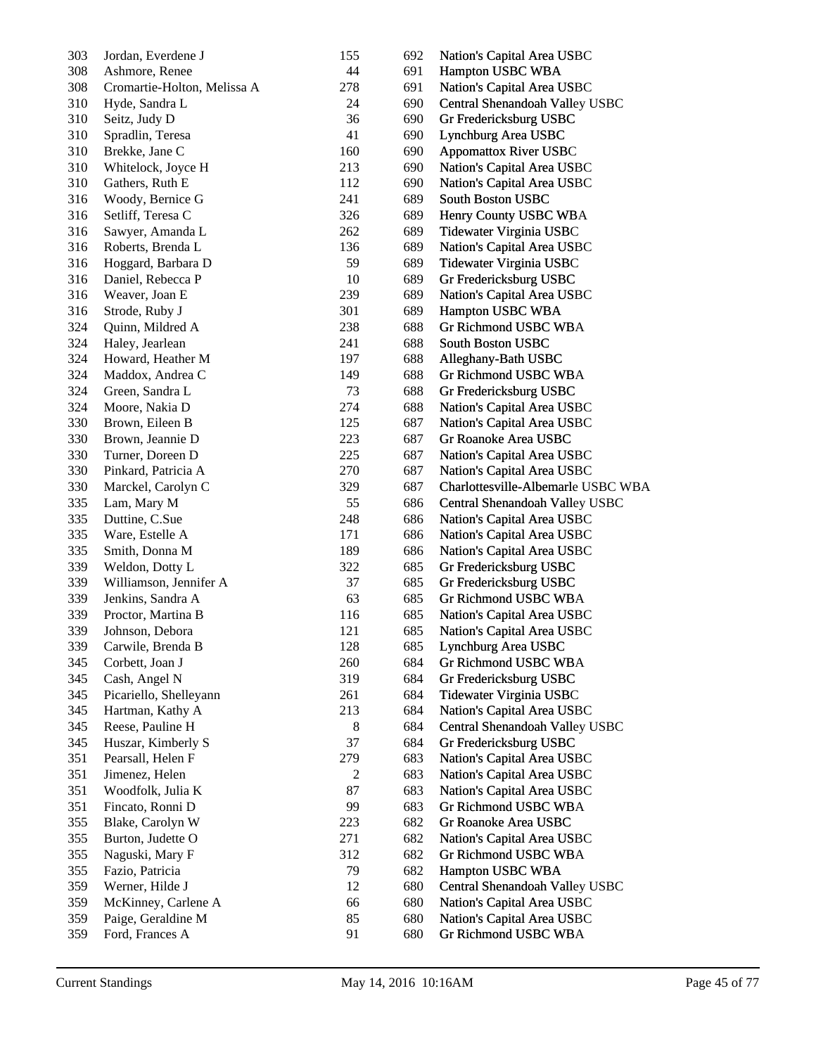| | | | | |
|---|---|---|---|---|
| 303 | Jordan, Everdene J | 155 | 692 | Nation's Capital Area USBC |
| 308 | Ashmore, Renee | 44 | 691 | Hampton USBC WBA |
| 308 | Cromartie-Holton, Melissa A | 278 | 691 | Nation's Capital Area USBC |
| 310 | Hyde, Sandra L | 24 | 690 | Central Shenandoah Valley USBC |
| 310 | Seitz, Judy D | 36 | 690 | Gr Fredericksburg USBC |
| 310 | Spradlin, Teresa | 41 | 690 | Lynchburg Area USBC |
| 310 | Brekke, Jane C | 160 | 690 | Appomattox River USBC |
| 310 | Whitelock, Joyce H | 213 | 690 | Nation's Capital Area USBC |
| 310 | Gathers, Ruth E | 112 | 690 | Nation's Capital Area USBC |
| 316 | Woody, Bernice G | 241 | 689 | South Boston USBC |
| 316 | Setliff, Teresa C | 326 | 689 | Henry County USBC WBA |
| 316 | Sawyer, Amanda L | 262 | 689 | Tidewater Virginia USBC |
| 316 | Roberts, Brenda L | 136 | 689 | Nation's Capital Area USBC |
| 316 | Hoggard, Barbara D | 59 | 689 | Tidewater Virginia USBC |
| 316 | Daniel, Rebecca P | 10 | 689 | Gr Fredericksburg USBC |
| 316 | Weaver, Joan E | 239 | 689 | Nation's Capital Area USBC |
| 316 | Strode, Ruby J | 301 | 689 | Hampton USBC WBA |
| 324 | Quinn, Mildred A | 238 | 688 | Gr Richmond USBC WBA |
| 324 | Haley, Jearlean | 241 | 688 | South Boston USBC |
| 324 | Howard, Heather M | 197 | 688 | Alleghany-Bath USBC |
| 324 | Maddox, Andrea C | 149 | 688 | Gr Richmond USBC WBA |
| 324 | Green, Sandra L | 73 | 688 | Gr Fredericksburg USBC |
| 324 | Moore, Nakia D | 274 | 688 | Nation's Capital Area USBC |
| 330 | Brown, Eileen B | 125 | 687 | Nation's Capital Area USBC |
| 330 | Brown, Jeannie D | 223 | 687 | Gr Roanoke Area USBC |
| 330 | Turner, Doreen D | 225 | 687 | Nation's Capital Area USBC |
| 330 | Pinkard, Patricia A | 270 | 687 | Nation's Capital Area USBC |
| 330 | Marckel, Carolyn C | 329 | 687 | Charlottesville-Albemarle USBC WBA |
| 335 | Lam, Mary M | 55 | 686 | Central Shenandoah Valley USBC |
| 335 | Duttine, C.Sue | 248 | 686 | Nation's Capital Area USBC |
| 335 | Ware, Estelle A | 171 | 686 | Nation's Capital Area USBC |
| 335 | Smith, Donna M | 189 | 686 | Nation's Capital Area USBC |
| 339 | Weldon, Dotty L | 322 | 685 | Gr Fredericksburg USBC |
| 339 | Williamson, Jennifer A | 37 | 685 | Gr Fredericksburg USBC |
| 339 | Jenkins, Sandra A | 63 | 685 | Gr Richmond USBC WBA |
| 339 | Proctor, Martina B | 116 | 685 | Nation's Capital Area USBC |
| 339 | Johnson, Debora | 121 | 685 | Nation's Capital Area USBC |
| 339 | Carwile, Brenda B | 128 | 685 | Lynchburg Area USBC |
| 345 | Corbett, Joan J | 260 | 684 | Gr Richmond USBC WBA |
| 345 | Cash, Angel N | 319 | 684 | Gr Fredericksburg USBC |
| 345 | Picariello, Shelleyann | 261 | 684 | Tidewater Virginia USBC |
| 345 | Hartman, Kathy A | 213 | 684 | Nation's Capital Area USBC |
| 345 | Reese, Pauline H | 8 | 684 | Central Shenandoah Valley USBC |
| 345 | Huszar, Kimberly S | 37 | 684 | Gr Fredericksburg USBC |
| 351 | Pearsall, Helen F | 279 | 683 | Nation's Capital Area USBC |
| 351 | Jimenez, Helen | 2 | 683 | Nation's Capital Area USBC |
| 351 | Woodfolk, Julia K | 87 | 683 | Nation's Capital Area USBC |
| 351 | Fincato, Ronni D | 99 | 683 | Gr Richmond USBC WBA |
| 355 | Blake, Carolyn W | 223 | 682 | Gr Roanoke Area USBC |
| 355 | Burton, Judette O | 271 | 682 | Nation's Capital Area USBC |
| 355 | Naguski, Mary F | 312 | 682 | Gr Richmond USBC WBA |
| 355 | Fazio, Patricia | 79 | 682 | Hampton USBC WBA |
| 359 | Werner, Hilde J | 12 | 680 | Central Shenandoah Valley USBC |
| 359 | McKinney, Carlene A | 66 | 680 | Nation's Capital Area USBC |
| 359 | Paige, Geraldine M | 85 | 680 | Nation's Capital Area USBC |
| 359 | Ford, Frances A | 91 | 680 | Gr Richmond USBC WBA |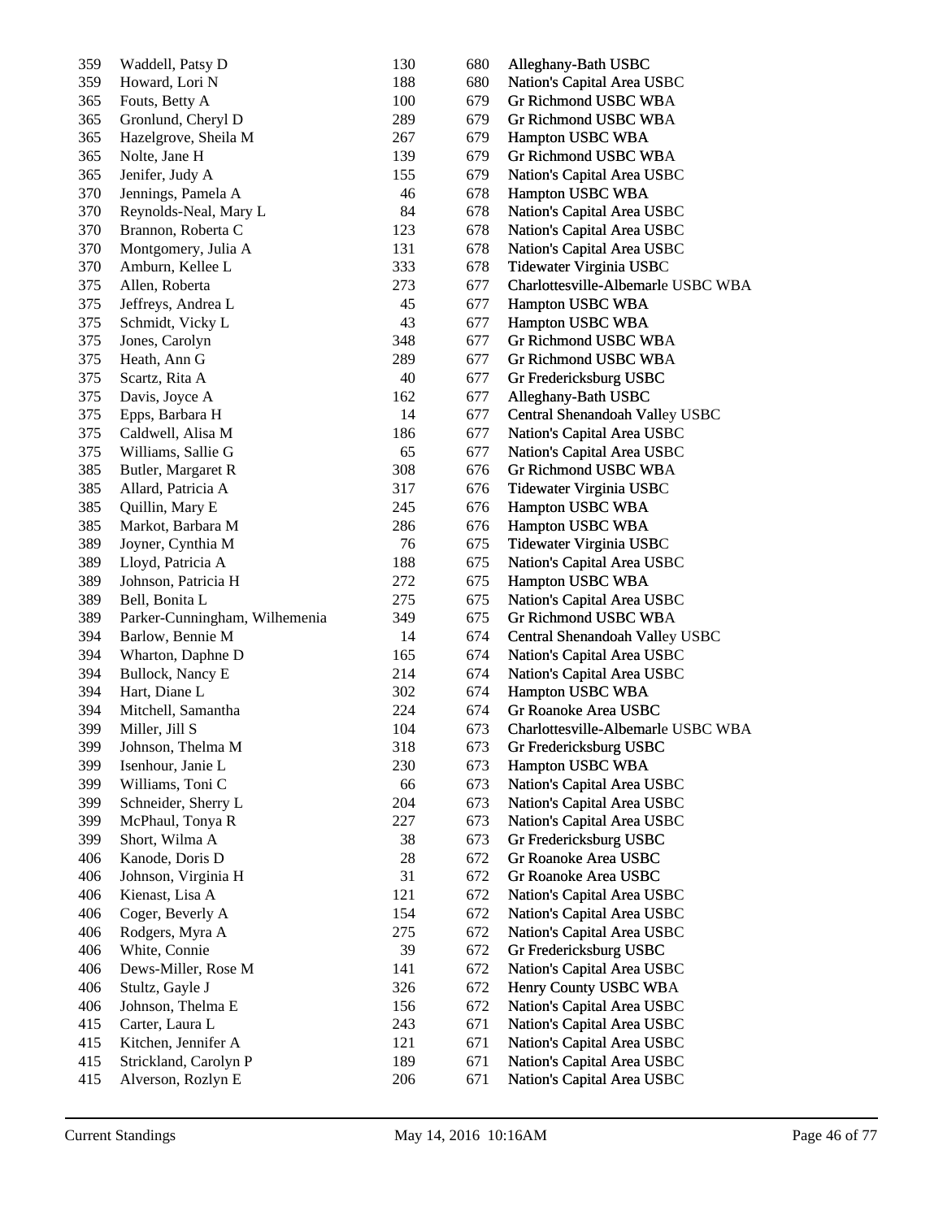| | | | | |
|---|---|---|---|---|
| 359 | Waddell, Patsy D | 130 | 680 | Alleghany-Bath USBC |
| 359 | Howard, Lori N | 188 | 680 | Nation's Capital Area USBC |
| 365 | Fouts, Betty A | 100 | 679 | Gr Richmond USBC WBA |
| 365 | Gronlund, Cheryl D | 289 | 679 | Gr Richmond USBC WBA |
| 365 | Hazelgrove, Sheila M | 267 | 679 | Hampton USBC WBA |
| 365 | Nolte, Jane H | 139 | 679 | Gr Richmond USBC WBA |
| 365 | Jenifer, Judy A | 155 | 679 | Nation's Capital Area USBC |
| 370 | Jennings, Pamela A | 46 | 678 | Hampton USBC WBA |
| 370 | Reynolds-Neal, Mary L | 84 | 678 | Nation's Capital Area USBC |
| 370 | Brannon, Roberta C | 123 | 678 | Nation's Capital Area USBC |
| 370 | Montgomery, Julia A | 131 | 678 | Nation's Capital Area USBC |
| 370 | Amburn, Kellee L | 333 | 678 | Tidewater Virginia USBC |
| 375 | Allen, Roberta | 273 | 677 | Charlottesville-Albemarle USBC WBA |
| 375 | Jeffreys, Andrea L | 45 | 677 | Hampton USBC WBA |
| 375 | Schmidt, Vicky L | 43 | 677 | Hampton USBC WBA |
| 375 | Jones, Carolyn | 348 | 677 | Gr Richmond USBC WBA |
| 375 | Heath, Ann G | 289 | 677 | Gr Richmond USBC WBA |
| 375 | Scartz, Rita A | 40 | 677 | Gr Fredericksburg USBC |
| 375 | Davis, Joyce A | 162 | 677 | Alleghany-Bath USBC |
| 375 | Epps, Barbara H | 14 | 677 | Central Shenandoah Valley USBC |
| 375 | Caldwell, Alisa M | 186 | 677 | Nation's Capital Area USBC |
| 375 | Williams, Sallie G | 65 | 677 | Nation's Capital Area USBC |
| 385 | Butler, Margaret R | 308 | 676 | Gr Richmond USBC WBA |
| 385 | Allard, Patricia A | 317 | 676 | Tidewater Virginia USBC |
| 385 | Quillin, Mary E | 245 | 676 | Hampton USBC WBA |
| 385 | Markot, Barbara M | 286 | 676 | Hampton USBC WBA |
| 389 | Joyner, Cynthia M | 76 | 675 | Tidewater Virginia USBC |
| 389 | Lloyd, Patricia A | 188 | 675 | Nation's Capital Area USBC |
| 389 | Johnson, Patricia H | 272 | 675 | Hampton USBC WBA |
| 389 | Bell, Bonita L | 275 | 675 | Nation's Capital Area USBC |
| 389 | Parker-Cunningham, Wilhemenia | 349 | 675 | Gr Richmond USBC WBA |
| 394 | Barlow, Bennie M | 14 | 674 | Central Shenandoah Valley USBC |
| 394 | Wharton, Daphne D | 165 | 674 | Nation's Capital Area USBC |
| 394 | Bullock, Nancy E | 214 | 674 | Nation's Capital Area USBC |
| 394 | Hart, Diane L | 302 | 674 | Hampton USBC WBA |
| 394 | Mitchell, Samantha | 224 | 674 | Gr Roanoke Area USBC |
| 399 | Miller, Jill S | 104 | 673 | Charlottesville-Albemarle USBC WBA |
| 399 | Johnson, Thelma M | 318 | 673 | Gr Fredericksburg USBC |
| 399 | Isenhour, Janie L | 230 | 673 | Hampton USBC WBA |
| 399 | Williams, Toni C | 66 | 673 | Nation's Capital Area USBC |
| 399 | Schneider, Sherry L | 204 | 673 | Nation's Capital Area USBC |
| 399 | McPhaul, Tonya R | 227 | 673 | Nation's Capital Area USBC |
| 399 | Short, Wilma A | 38 | 673 | Gr Fredericksburg USBC |
| 406 | Kanode, Doris D | 28 | 672 | Gr Roanoke Area USBC |
| 406 | Johnson, Virginia H | 31 | 672 | Gr Roanoke Area USBC |
| 406 | Kienast, Lisa A | 121 | 672 | Nation's Capital Area USBC |
| 406 | Coger, Beverly A | 154 | 672 | Nation's Capital Area USBC |
| 406 | Rodgers, Myra A | 275 | 672 | Nation's Capital Area USBC |
| 406 | White, Connie | 39 | 672 | Gr Fredericksburg USBC |
| 406 | Dews-Miller, Rose M | 141 | 672 | Nation's Capital Area USBC |
| 406 | Stultz, Gayle J | 326 | 672 | Henry County USBC WBA |
| 406 | Johnson, Thelma E | 156 | 672 | Nation's Capital Area USBC |
| 415 | Carter, Laura L | 243 | 671 | Nation's Capital Area USBC |
| 415 | Kitchen, Jennifer A | 121 | 671 | Nation's Capital Area USBC |
| 415 | Strickland, Carolyn P | 189 | 671 | Nation's Capital Area USBC |
| 415 | Alverson, Rozlyn E | 206 | 671 | Nation's Capital Area USBC |

Current Standings    May 14, 2016 10:16AM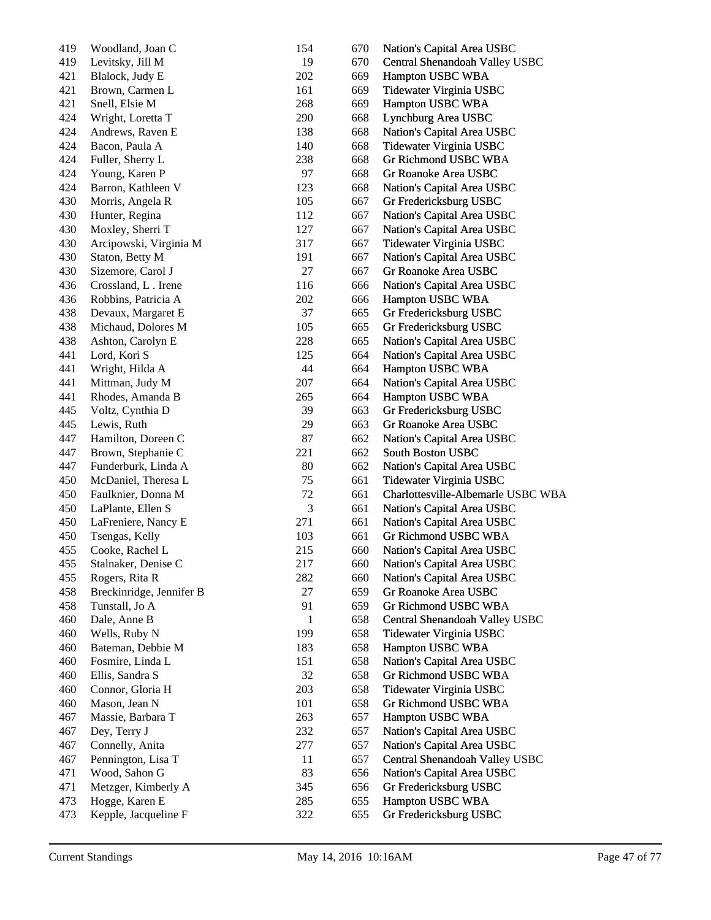| | | | | |
|---|---|---|---|---|
| 419 | Woodland, Joan C | 154 | 670 | Nation's Capital Area USBC |
| 419 | Levitsky, Jill M | 19 | 670 | Central Shenandoah Valley USBC |
| 421 | Blalock, Judy E | 202 | 669 | Hampton USBC WBA |
| 421 | Brown, Carmen L | 161 | 669 | Tidewater Virginia USBC |
| 421 | Snell, Elsie M | 268 | 669 | Hampton USBC WBA |
| 424 | Wright, Loretta T | 290 | 668 | Lynchburg Area USBC |
| 424 | Andrews, Raven E | 138 | 668 | Nation's Capital Area USBC |
| 424 | Bacon, Paula A | 140 | 668 | Tidewater Virginia USBC |
| 424 | Fuller, Sherry L | 238 | 668 | Gr Richmond USBC WBA |
| 424 | Young, Karen P | 97 | 668 | Gr Roanoke Area USBC |
| 424 | Barron, Kathleen V | 123 | 668 | Nation's Capital Area USBC |
| 430 | Morris, Angela R | 105 | 667 | Gr Fredericksburg USBC |
| 430 | Hunter, Regina | 112 | 667 | Nation's Capital Area USBC |
| 430 | Moxley, Sherri T | 127 | 667 | Nation's Capital Area USBC |
| 430 | Arcipowski, Virginia M | 317 | 667 | Tidewater Virginia USBC |
| 430 | Staton, Betty M | 191 | 667 | Nation's Capital Area USBC |
| 430 | Sizemore, Carol J | 27 | 667 | Gr Roanoke Area USBC |
| 436 | Crossland, L . Irene | 116 | 666 | Nation's Capital Area USBC |
| 436 | Robbins, Patricia A | 202 | 666 | Hampton USBC WBA |
| 438 | Devaux, Margaret E | 37 | 665 | Gr Fredericksburg USBC |
| 438 | Michaud, Dolores M | 105 | 665 | Gr Fredericksburg USBC |
| 438 | Ashton, Carolyn E | 228 | 665 | Nation's Capital Area USBC |
| 441 | Lord, Kori S | 125 | 664 | Nation's Capital Area USBC |
| 441 | Wright, Hilda A | 44 | 664 | Hampton USBC WBA |
| 441 | Mittman, Judy M | 207 | 664 | Nation's Capital Area USBC |
| 441 | Rhodes, Amanda B | 265 | 664 | Hampton USBC WBA |
| 445 | Voltz, Cynthia D | 39 | 663 | Gr Fredericksburg USBC |
| 445 | Lewis, Ruth | 29 | 663 | Gr Roanoke Area USBC |
| 447 | Hamilton, Doreen C | 87 | 662 | Nation's Capital Area USBC |
| 447 | Brown, Stephanie C | 221 | 662 | South Boston USBC |
| 447 | Funderburk, Linda A | 80 | 662 | Nation's Capital Area USBC |
| 450 | McDaniel, Theresa L | 75 | 661 | Tidewater Virginia USBC |
| 450 | Faulknier, Donna M | 72 | 661 | Charlottesville-Albemarle USBC WBA |
| 450 | LaPlante, Ellen S | 3 | 661 | Nation's Capital Area USBC |
| 450 | LaFreniere, Nancy E | 271 | 661 | Nation's Capital Area USBC |
| 450 | Tsengas, Kelly | 103 | 661 | Gr Richmond USBC WBA |
| 455 | Cooke, Rachel L | 215 | 660 | Nation's Capital Area USBC |
| 455 | Stalnaker, Denise C | 217 | 660 | Nation's Capital Area USBC |
| 455 | Rogers, Rita R | 282 | 660 | Nation's Capital Area USBC |
| 458 | Breckinridge, Jennifer B | 27 | 659 | Gr Roanoke Area USBC |
| 458 | Tunstall, Jo A | 91 | 659 | Gr Richmond USBC WBA |
| 460 | Dale, Anne B | 1 | 658 | Central Shenandoah Valley USBC |
| 460 | Wells, Ruby N | 199 | 658 | Tidewater Virginia USBC |
| 460 | Bateman, Debbie M | 183 | 658 | Hampton USBC WBA |
| 460 | Fosmire, Linda L | 151 | 658 | Nation's Capital Area USBC |
| 460 | Ellis, Sandra S | 32 | 658 | Gr Richmond USBC WBA |
| 460 | Connor, Gloria H | 203 | 658 | Tidewater Virginia USBC |
| 460 | Mason, Jean N | 101 | 658 | Gr Richmond USBC WBA |
| 467 | Massie, Barbara T | 263 | 657 | Hampton USBC WBA |
| 467 | Dey, Terry J | 232 | 657 | Nation's Capital Area USBC |
| 467 | Connelly, Anita | 277 | 657 | Nation's Capital Area USBC |
| 467 | Pennington, Lisa T | 11 | 657 | Central Shenandoah Valley USBC |
| 471 | Wood, Sahon G | 83 | 656 | Nation's Capital Area USBC |
| 471 | Metzger, Kimberly A | 345 | 656 | Gr Fredericksburg USBC |
| 473 | Hogge, Karen E | 285 | 655 | Hampton USBC WBA |
| 473 | Kepple, Jacqueline F | 322 | 655 | Gr Fredericksburg USBC |

Current Standings May 14, 2016 10:16AM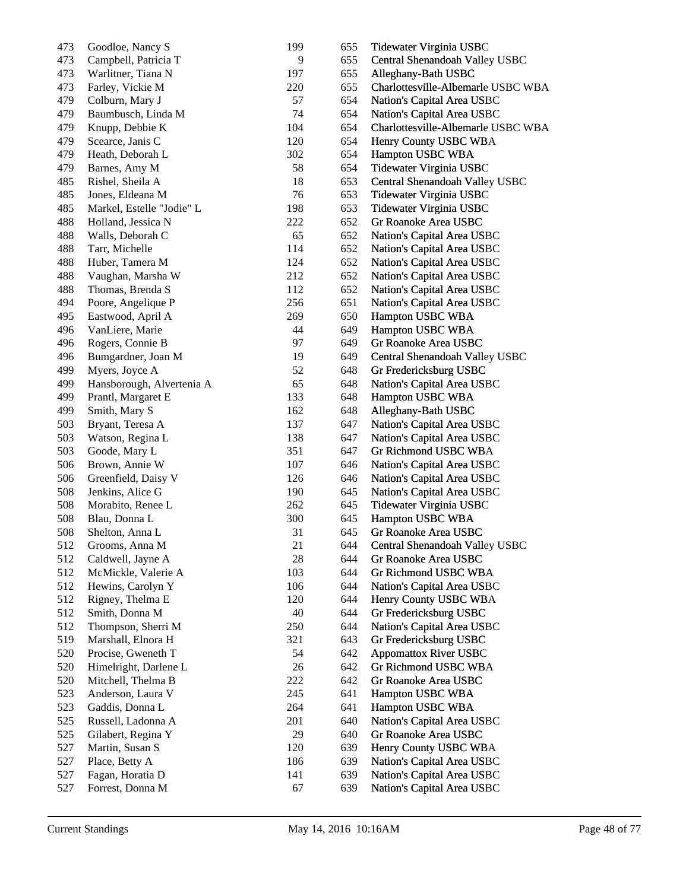| | | | | |
|---|---|---|---|---|
| 473 | Goodloe, Nancy S | 199 | 655 | Tidewater Virginia USBC |
| 473 | Campbell, Patricia T | 9 | 655 | Central Shenandoah Valley USBC |
| 473 | Warlitner, Tiana N | 197 | 655 | Alleghany-Bath USBC |
| 473 | Farley, Vickie M | 220 | 655 | Charlottesville-Albemarle USBC WBA |
| 479 | Colburn, Mary J | 57 | 654 | Nation's Capital Area USBC |
| 479 | Baumbusch, Linda M | 74 | 654 | Nation's Capital Area USBC |
| 479 | Knupp, Debbie K | 104 | 654 | Charlottesville-Albemarle USBC WBA |
| 479 | Scearce, Janis C | 120 | 654 | Henry County USBC WBA |
| 479 | Heath, Deborah L | 302 | 654 | Hampton USBC WBA |
| 479 | Barnes, Amy M | 58 | 654 | Tidewater Virginia USBC |
| 485 | Rishel, Sheila A | 18 | 653 | Central Shenandoah Valley USBC |
| 485 | Jones, Eldeana M | 76 | 653 | Tidewater Virginia USBC |
| 485 | Markel, Estelle "Jodie" L | 198 | 653 | Tidewater Virginia USBC |
| 488 | Holland, Jessica N | 222 | 652 | Gr Roanoke Area USBC |
| 488 | Walls, Deborah C | 65 | 652 | Nation's Capital Area USBC |
| 488 | Tarr, Michelle | 114 | 652 | Nation's Capital Area USBC |
| 488 | Huber, Tamera M | 124 | 652 | Nation's Capital Area USBC |
| 488 | Vaughan, Marsha W | 212 | 652 | Nation's Capital Area USBC |
| 488 | Thomas, Brenda S | 112 | 652 | Nation's Capital Area USBC |
| 494 | Poore, Angelique P | 256 | 651 | Nation's Capital Area USBC |
| 495 | Eastwood, April A | 269 | 650 | Hampton USBC WBA |
| 496 | VanLiere, Marie | 44 | 649 | Hampton USBC WBA |
| 496 | Rogers, Connie B | 97 | 649 | Gr Roanoke Area USBC |
| 496 | Bumgardner, Joan M | 19 | 649 | Central Shenandoah Valley USBC |
| 499 | Myers, Joyce A | 52 | 648 | Gr Fredericksburg USBC |
| 499 | Hansborough, Alvertenia A | 65 | 648 | Nation's Capital Area USBC |
| 499 | Prantl, Margaret E | 133 | 648 | Hampton USBC WBA |
| 499 | Smith, Mary S | 162 | 648 | Alleghany-Bath USBC |
| 503 | Bryant, Teresa A | 137 | 647 | Nation's Capital Area USBC |
| 503 | Watson, Regina L | 138 | 647 | Nation's Capital Area USBC |
| 503 | Goode, Mary L | 351 | 647 | Gr Richmond USBC WBA |
| 506 | Brown, Annie W | 107 | 646 | Nation's Capital Area USBC |
| 506 | Greenfield, Daisy V | 126 | 646 | Nation's Capital Area USBC |
| 508 | Jenkins, Alice G | 190 | 645 | Nation's Capital Area USBC |
| 508 | Morabito, Renee L | 262 | 645 | Tidewater Virginia USBC |
| 508 | Blau, Donna L | 300 | 645 | Hampton USBC WBA |
| 508 | Shelton, Anna L | 31 | 645 | Gr Roanoke Area USBC |
| 512 | Grooms, Anna M | 21 | 644 | Central Shenandoah Valley USBC |
| 512 | Caldwell, Jayne A | 28 | 644 | Gr Roanoke Area USBC |
| 512 | McMickle, Valerie A | 103 | 644 | Gr Richmond USBC WBA |
| 512 | Hewins, Carolyn Y | 106 | 644 | Nation's Capital Area USBC |
| 512 | Rigney, Thelma E | 120 | 644 | Henry County USBC WBA |
| 512 | Smith, Donna M | 40 | 644 | Gr Fredericksburg USBC |
| 512 | Thompson, Sherri M | 250 | 644 | Nation's Capital Area USBC |
| 519 | Marshall, Elnora H | 321 | 643 | Gr Fredericksburg USBC |
| 520 | Procise, Gweneth T | 54 | 642 | Appomattox River USBC |
| 520 | Himelright, Darlene L | 26 | 642 | Gr Richmond USBC WBA |
| 520 | Mitchell, Thelma B | 222 | 642 | Gr Roanoke Area USBC |
| 523 | Anderson, Laura V | 245 | 641 | Hampton USBC WBA |
| 523 | Gaddis, Donna L | 264 | 641 | Hampton USBC WBA |
| 525 | Russell, Ladonna A | 201 | 640 | Nation's Capital Area USBC |
| 525 | Gilabert, Regina Y | 29 | 640 | Gr Roanoke Area USBC |
| 527 | Martin, Susan S | 120 | 639 | Henry County USBC WBA |
| 527 | Place, Betty A | 186 | 639 | Nation's Capital Area USBC |
| 527 | Fagan, Horatia D | 141 | 639 | Nation's Capital Area USBC |
| 527 | Forrest, Donna M | 67 | 639 | Nation's Capital Area USBC |

Current Standings May 14, 2016 10:16AM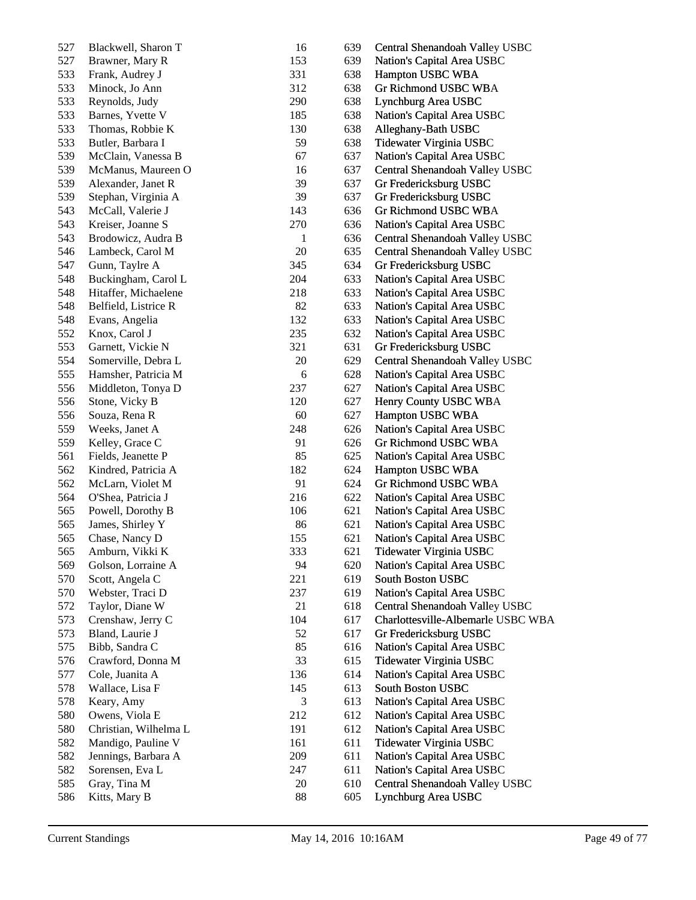| | | | | |
|---|---|---|---|---|
| 527 | Blackwell, Sharon T | 16 | 639 | Central Shenandoah Valley USBC |
| 527 | Brawner, Mary R | 153 | 639 | Nation's Capital Area USBC |
| 533 | Frank, Audrey J | 331 | 638 | Hampton USBC WBA |
| 533 | Minock, Jo Ann | 312 | 638 | Gr Richmond USBC WBA |
| 533 | Reynolds, Judy | 290 | 638 | Lynchburg Area USBC |
| 533 | Barnes, Yvette V | 185 | 638 | Nation's Capital Area USBC |
| 533 | Thomas, Robbie K | 130 | 638 | Alleghany-Bath USBC |
| 533 | Butler, Barbara I | 59 | 638 | Tidewater Virginia USBC |
| 539 | McClain, Vanessa B | 67 | 637 | Nation's Capital Area USBC |
| 539 | McManus, Maureen O | 16 | 637 | Central Shenandoah Valley USBC |
| 539 | Alexander, Janet R | 39 | 637 | Gr Fredericksburg USBC |
| 539 | Stephan, Virginia A | 39 | 637 | Gr Fredericksburg USBC |
| 543 | McCall, Valerie J | 143 | 636 | Gr Richmond USBC WBA |
| 543 | Kreiser, Joanne S | 270 | 636 | Nation's Capital Area USBC |
| 543 | Brodowicz, Audra B | 1 | 636 | Central Shenandoah Valley USBC |
| 546 | Lambeck, Carol M | 20 | 635 | Central Shenandoah Valley USBC |
| 547 | Gunn, Taylre A | 345 | 634 | Gr Fredericksburg USBC |
| 548 | Buckingham, Carol L | 204 | 633 | Nation's Capital Area USBC |
| 548 | Hitaffer, Michaelene | 218 | 633 | Nation's Capital Area USBC |
| 548 | Belfield, Listrice R | 82 | 633 | Nation's Capital Area USBC |
| 548 | Evans, Angelia | 132 | 633 | Nation's Capital Area USBC |
| 552 | Knox, Carol J | 235 | 632 | Nation's Capital Area USBC |
| 553 | Garnett, Vickie N | 321 | 631 | Gr Fredericksburg USBC |
| 554 | Somerville, Debra L | 20 | 629 | Central Shenandoah Valley USBC |
| 555 | Hamsher, Patricia M | 6 | 628 | Nation's Capital Area USBC |
| 556 | Middleton, Tonya D | 237 | 627 | Nation's Capital Area USBC |
| 556 | Stone, Vicky B | 120 | 627 | Henry County USBC WBA |
| 556 | Souza, Rena R | 60 | 627 | Hampton USBC WBA |
| 559 | Weeks, Janet A | 248 | 626 | Nation's Capital Area USBC |
| 559 | Kelley, Grace C | 91 | 626 | Gr Richmond USBC WBA |
| 561 | Fields, Jeanette P | 85 | 625 | Nation's Capital Area USBC |
| 562 | Kindred, Patricia A | 182 | 624 | Hampton USBC WBA |
| 562 | McLarn, Violet M | 91 | 624 | Gr Richmond USBC WBA |
| 564 | O'Shea, Patricia J | 216 | 622 | Nation's Capital Area USBC |
| 565 | Powell, Dorothy B | 106 | 621 | Nation's Capital Area USBC |
| 565 | James, Shirley Y | 86 | 621 | Nation's Capital Area USBC |
| 565 | Chase, Nancy D | 155 | 621 | Nation's Capital Area USBC |
| 565 | Amburn, Vikki K | 333 | 621 | Tidewater Virginia USBC |
| 569 | Golson, Lorraine A | 94 | 620 | Nation's Capital Area USBC |
| 570 | Scott, Angela C | 221 | 619 | South Boston USBC |
| 570 | Webster, Traci D | 237 | 619 | Nation's Capital Area USBC |
| 572 | Taylor, Diane W | 21 | 618 | Central Shenandoah Valley USBC |
| 573 | Crenshaw, Jerry C | 104 | 617 | Charlottesville-Albemarle USBC WBA |
| 573 | Bland, Laurie J | 52 | 617 | Gr Fredericksburg USBC |
| 575 | Bibb, Sandra C | 85 | 616 | Nation's Capital Area USBC |
| 576 | Crawford, Donna M | 33 | 615 | Tidewater Virginia USBC |
| 577 | Cole, Juanita A | 136 | 614 | Nation's Capital Area USBC |
| 578 | Wallace, Lisa F | 145 | 613 | South Boston USBC |
| 578 | Keary, Amy | 3 | 613 | Nation's Capital Area USBC |
| 580 | Owens, Viola E | 212 | 612 | Nation's Capital Area USBC |
| 580 | Christian, Wilhelma L | 191 | 612 | Nation's Capital Area USBC |
| 582 | Mandigo, Pauline V | 161 | 611 | Tidewater Virginia USBC |
| 582 | Jennings, Barbara A | 209 | 611 | Nation's Capital Area USBC |
| 582 | Sorensen, Eva L | 247 | 611 | Nation's Capital Area USBC |
| 585 | Gray, Tina M | 20 | 610 | Central Shenandoah Valley USBC |
| 586 | Kitts, Mary B | 88 | 605 | Lynchburg Area USBC |

Current Standings May 14, 2016 10:16AM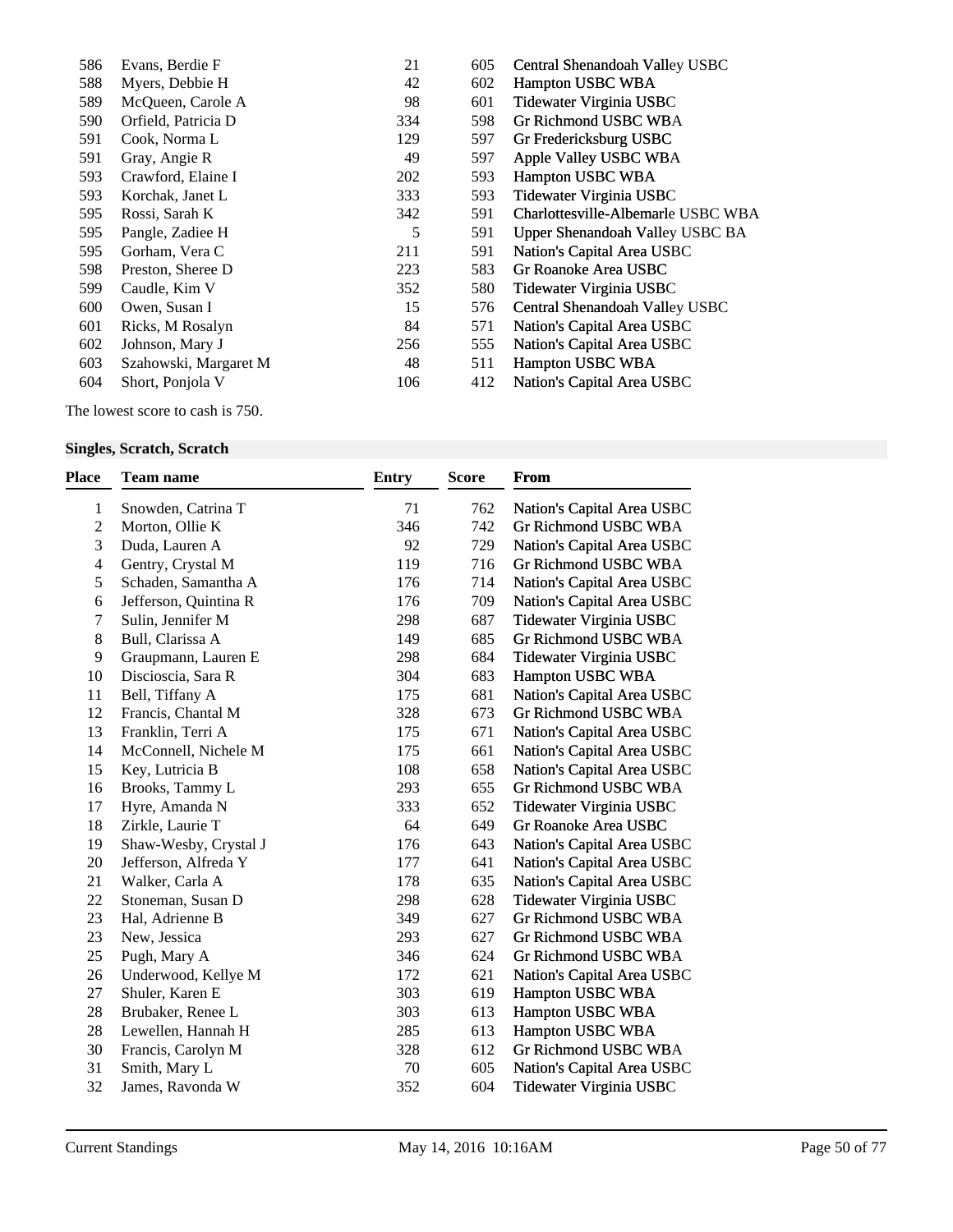| | | | | |
|---|---|---|---|---|
| 586 | Evans, Berdie F | 21 | 605 | Central Shenandoah Valley USBC |
| 588 | Myers, Debbie H | 42 | 602 | Hampton USBC WBA |
| 589 | McQueen, Carole A | 98 | 601 | Tidewater Virginia USBC |
| 590 | Orfield, Patricia D | 334 | 598 | Gr Richmond USBC WBA |
| 591 | Cook, Norma L | 129 | 597 | Gr Fredericksburg USBC |
| 591 | Gray, Angie R | 49 | 597 | Apple Valley USBC WBA |
| 593 | Crawford, Elaine I | 202 | 593 | Hampton USBC WBA |
| 593 | Korchak, Janet L | 333 | 593 | Tidewater Virginia USBC |
| 595 | Rossi, Sarah K | 342 | 591 | Charlottesville-Albemarle USBC WBA |
| 595 | Pangle, Zadiee H | 5 | 591 | Upper Shenandoah Valley USBC BA |
| 595 | Gorham, Vera C | 211 | 591 | Nation's Capital Area USBC |
| 598 | Preston, Sheree D | 223 | 583 | Gr Roanoke Area USBC |
| 599 | Caudle, Kim V | 352 | 580 | Tidewater Virginia USBC |
| 600 | Owen, Susan I | 15 | 576 | Central Shenandoah Valley USBC |
| 601 | Ricks, M Rosalyn | 84 | 571 | Nation's Capital Area USBC |
| 602 | Johnson, Mary J | 256 | 555 | Nation's Capital Area USBC |
| 603 | Szahowski, Margaret M | 48 | 511 | Hampton USBC WBA |
| 604 | Short, Ponjola V | 106 | 412 | Nation's Capital Area USBC |

The lowest score to cash is 750.

**Singles, Scratch, Scratch**

| Place | Team name | Entry | Score | From |
|---|---|---|---|---|
| 1 | Snowden, Catrina T | 71 | 762 | Nation's Capital Area USBC |
| 2 | Morton, Ollie K | 346 | 742 | Gr Richmond USBC WBA |
| 3 | Duda, Lauren A | 92 | 729 | Nation's Capital Area USBC |
| 4 | Gentry, Crystal M | 119 | 716 | Gr Richmond USBC WBA |
| 5 | Schaden, Samantha A | 176 | 714 | Nation's Capital Area USBC |
| 6 | Jefferson, Quintina R | 176 | 709 | Nation's Capital Area USBC |
| 7 | Sulin, Jennifer M | 298 | 687 | Tidewater Virginia USBC |
| 8 | Bull, Clarissa A | 149 | 685 | Gr Richmond USBC WBA |
| 9 | Graupmann, Lauren E | 298 | 684 | Tidewater Virginia USBC |
| 10 | Discioscia, Sara R | 304 | 683 | Hampton USBC WBA |
| 11 | Bell, Tiffany A | 175 | 681 | Nation's Capital Area USBC |
| 12 | Francis, Chantal M | 328 | 673 | Gr Richmond USBC WBA |
| 13 | Franklin, Terri A | 175 | 671 | Nation's Capital Area USBC |
| 14 | McConnell, Nichele M | 175 | 661 | Nation's Capital Area USBC |
| 15 | Key, Lutricia B | 108 | 658 | Nation's Capital Area USBC |
| 16 | Brooks, Tammy L | 293 | 655 | Gr Richmond USBC WBA |
| 17 | Hyre, Amanda N | 333 | 652 | Tidewater Virginia USBC |
| 18 | Zirkle, Laurie T | 64 | 649 | Gr Roanoke Area USBC |
| 19 | Shaw-Wesby, Crystal J | 176 | 643 | Nation's Capital Area USBC |
| 20 | Jefferson, Alfreda Y | 177 | 641 | Nation's Capital Area USBC |
| 21 | Walker, Carla A | 178 | 635 | Nation's Capital Area USBC |
| 22 | Stoneman, Susan D | 298 | 628 | Tidewater Virginia USBC |
| 23 | Hal, Adrienne B | 349 | 627 | Gr Richmond USBC WBA |
| 23 | New, Jessica | 293 | 627 | Gr Richmond USBC WBA |
| 25 | Pugh, Mary A | 346 | 624 | Gr Richmond USBC WBA |
| 26 | Underwood, Kellye M | 172 | 621 | Nation's Capital Area USBC |
| 27 | Shuler, Karen E | 303 | 619 | Hampton USBC WBA |
| 28 | Brubaker, Renee L | 303 | 613 | Hampton USBC WBA |
| 28 | Lewellen, Hannah H | 285 | 613 | Hampton USBC WBA |
| 30 | Francis, Carolyn M | 328 | 612 | Gr Richmond USBC WBA |
| 31 | Smith, Mary L | 70 | 605 | Nation's Capital Area USBC |
| 32 | James, Ravonda W | 352 | 604 | Tidewater Virginia USBC |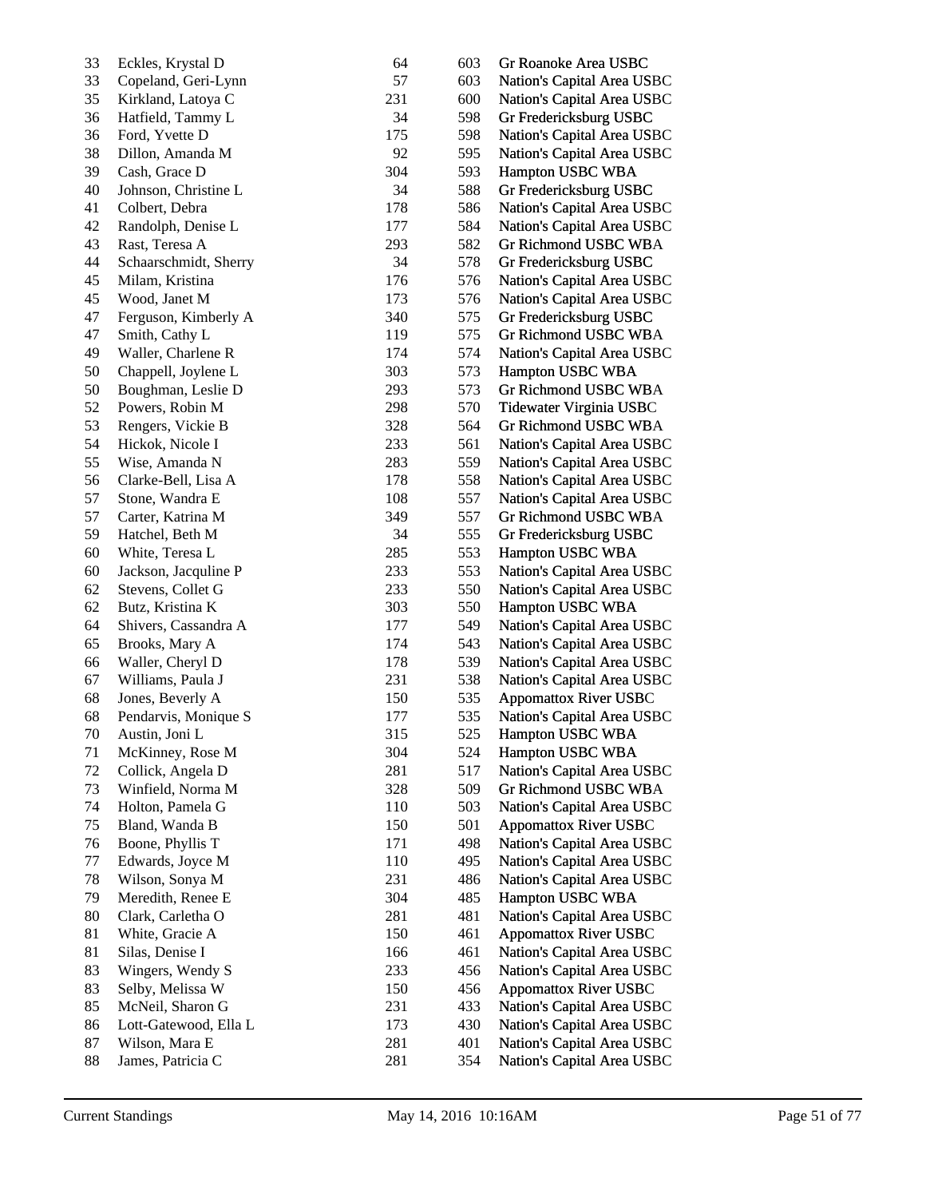| | | | | |
|---|---|---|---|---|
| 33 | Eckles, Krystal D | 64 | 603 | Gr Roanoke Area USBC |
| 33 | Copeland, Geri-Lynn | 57 | 603 | Nation's Capital Area USBC |
| 35 | Kirkland, Latoya C | 231 | 600 | Nation's Capital Area USBC |
| 36 | Hatfield, Tammy L | 34 | 598 | Gr Fredericksburg USBC |
| 36 | Ford, Yvette D | 175 | 598 | Nation's Capital Area USBC |
| 38 | Dillon, Amanda M | 92 | 595 | Nation's Capital Area USBC |
| 39 | Cash, Grace D | 304 | 593 | Hampton USBC WBA |
| 40 | Johnson, Christine L | 34 | 588 | Gr Fredericksburg USBC |
| 41 | Colbert, Debra | 178 | 586 | Nation's Capital Area USBC |
| 42 | Randolph, Denise L | 177 | 584 | Nation's Capital Area USBC |
| 43 | Rast, Teresa A | 293 | 582 | Gr Richmond USBC WBA |
| 44 | Schaarschmidt, Sherry | 34 | 578 | Gr Fredericksburg USBC |
| 45 | Milam, Kristina | 176 | 576 | Nation's Capital Area USBC |
| 45 | Wood, Janet M | 173 | 576 | Nation's Capital Area USBC |
| 47 | Ferguson, Kimberly A | 340 | 575 | Gr Fredericksburg USBC |
| 47 | Smith, Cathy L | 119 | 575 | Gr Richmond USBC WBA |
| 49 | Waller, Charlene R | 174 | 574 | Nation's Capital Area USBC |
| 50 | Chappell, Joylene L | 303 | 573 | Hampton USBC WBA |
| 50 | Boughman, Leslie D | 293 | 573 | Gr Richmond USBC WBA |
| 52 | Powers, Robin M | 298 | 570 | Tidewater Virginia USBC |
| 53 | Rengers, Vickie B | 328 | 564 | Gr Richmond USBC WBA |
| 54 | Hickok, Nicole I | 233 | 561 | Nation's Capital Area USBC |
| 55 | Wise, Amanda N | 283 | 559 | Nation's Capital Area USBC |
| 56 | Clarke-Bell, Lisa A | 178 | 558 | Nation's Capital Area USBC |
| 57 | Stone, Wandra E | 108 | 557 | Nation's Capital Area USBC |
| 57 | Carter, Katrina M | 349 | 557 | Gr Richmond USBC WBA |
| 59 | Hatchel, Beth M | 34 | 555 | Gr Fredericksburg USBC |
| 60 | White, Teresa L | 285 | 553 | Hampton USBC WBA |
| 60 | Jackson, Jacquline P | 233 | 553 | Nation's Capital Area USBC |
| 62 | Stevens, Collet G | 233 | 550 | Nation's Capital Area USBC |
| 62 | Butz, Kristina K | 303 | 550 | Hampton USBC WBA |
| 64 | Shivers, Cassandra A | 177 | 549 | Nation's Capital Area USBC |
| 65 | Brooks, Mary A | 174 | 543 | Nation's Capital Area USBC |
| 66 | Waller, Cheryl D | 178 | 539 | Nation's Capital Area USBC |
| 67 | Williams, Paula J | 231 | 538 | Nation's Capital Area USBC |
| 68 | Jones, Beverly A | 150 | 535 | Appomattox River USBC |
| 68 | Pendarvis, Monique S | 177 | 535 | Nation's Capital Area USBC |
| 70 | Austin, Joni L | 315 | 525 | Hampton USBC WBA |
| 71 | McKinney, Rose M | 304 | 524 | Hampton USBC WBA |
| 72 | Collick, Angela D | 281 | 517 | Nation's Capital Area USBC |
| 73 | Winfield, Norma M | 328 | 509 | Gr Richmond USBC WBA |
| 74 | Holton, Pamela G | 110 | 503 | Nation's Capital Area USBC |
| 75 | Bland, Wanda B | 150 | 501 | Appomattox River USBC |
| 76 | Boone, Phyllis T | 171 | 498 | Nation's Capital Area USBC |
| 77 | Edwards, Joyce M | 110 | 495 | Nation's Capital Area USBC |
| 78 | Wilson, Sonya M | 231 | 486 | Nation's Capital Area USBC |
| 79 | Meredith, Renee E | 304 | 485 | Hampton USBC WBA |
| 80 | Clark, Carletha O | 281 | 481 | Nation's Capital Area USBC |
| 81 | White, Gracie A | 150 | 461 | Appomattox River USBC |
| 81 | Silas, Denise I | 166 | 461 | Nation's Capital Area USBC |
| 83 | Wingers, Wendy S | 233 | 456 | Nation's Capital Area USBC |
| 83 | Selby, Melissa W | 150 | 456 | Appomattox River USBC |
| 85 | McNeil, Sharon G | 231 | 433 | Nation's Capital Area USBC |
| 86 | Lott-Gatewood, Ella L | 173 | 430 | Nation's Capital Area USBC |
| 87 | Wilson, Mara E | 281 | 401 | Nation's Capital Area USBC |
| 88 | James, Patricia C | 281 | 354 | Nation's Capital Area USBC |

Current Standings May 14, 2016 10:16AM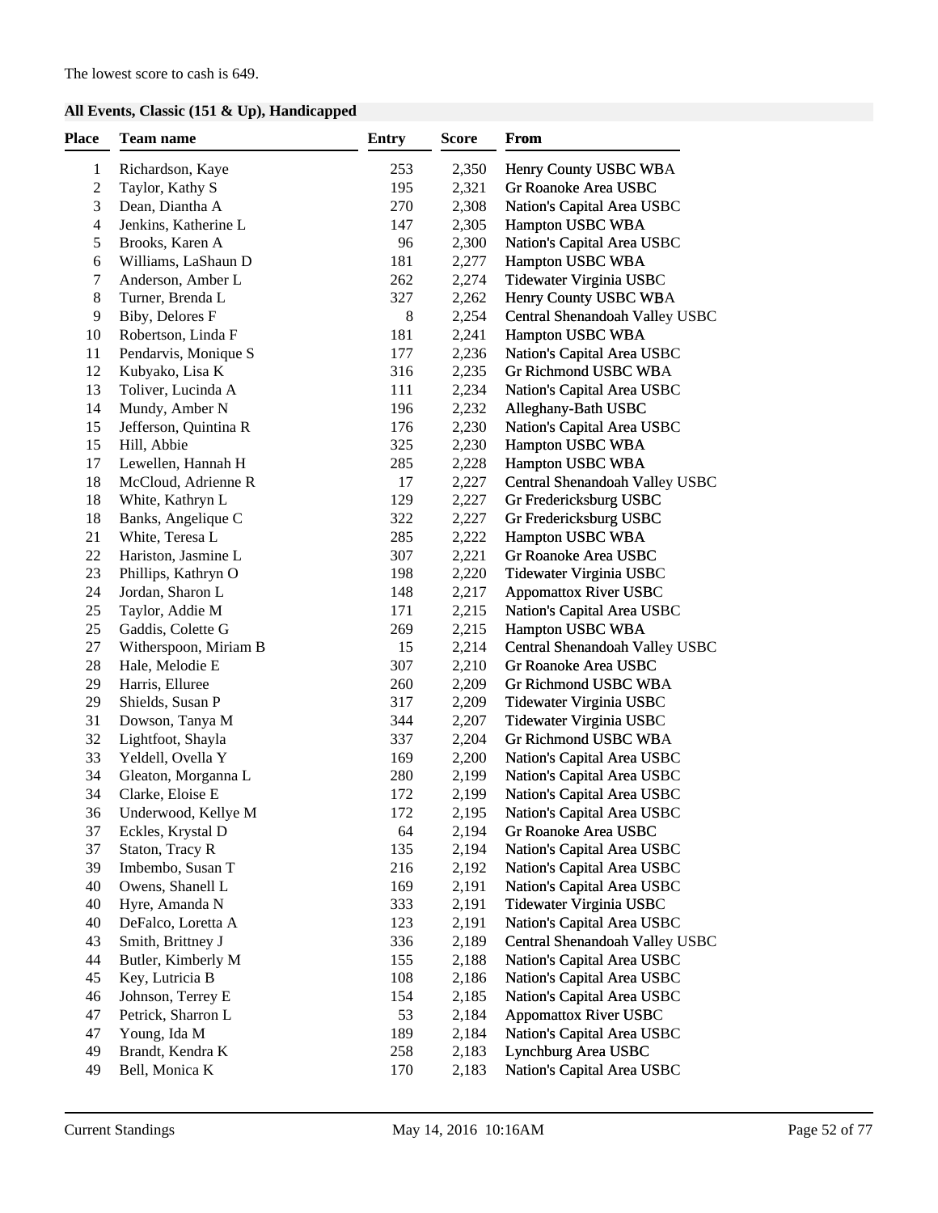The lowest score to cash is 649.

### All Events, Classic (151 & Up), Handicapped

| Place | Team name | Entry | Score | From |
|---|---|---|---|---|
| 1 | Richardson, Kaye | 253 | 2,350 | Henry County USBC WBA |
| 2 | Taylor, Kathy S | 195 | 2,321 | Gr Roanoke Area USBC |
| 3 | Dean, Diantha A | 270 | 2,308 | Nation's Capital Area USBC |
| 4 | Jenkins, Katherine L | 147 | 2,305 | Hampton USBC WBA |
| 5 | Brooks, Karen A | 96 | 2,300 | Nation's Capital Area USBC |
| 6 | Williams, LaShaun D | 181 | 2,277 | Hampton USBC WBA |
| 7 | Anderson, Amber L | 262 | 2,274 | Tidewater Virginia USBC |
| 8 | Turner, Brenda L | 327 | 2,262 | Henry County USBC WBA |
| 9 | Biby, Delores F | 8 | 2,254 | Central Shenandoah Valley USBC |
| 10 | Robertson, Linda F | 181 | 2,241 | Hampton USBC WBA |
| 11 | Pendarvis, Monique S | 177 | 2,236 | Nation's Capital Area USBC |
| 12 | Kubyako, Lisa K | 316 | 2,235 | Gr Richmond USBC WBA |
| 13 | Toliver, Lucinda A | 111 | 2,234 | Nation's Capital Area USBC |
| 14 | Mundy, Amber N | 196 | 2,232 | Alleghany-Bath USBC |
| 15 | Jefferson, Quintina R | 176 | 2,230 | Nation's Capital Area USBC |
| 15 | Hill, Abbie | 325 | 2,230 | Hampton USBC WBA |
| 17 | Lewellen, Hannah H | 285 | 2,228 | Hampton USBC WBA |
| 18 | McCloud, Adrienne R | 17 | 2,227 | Central Shenandoah Valley USBC |
| 18 | White, Kathryn L | 129 | 2,227 | Gr Fredericksburg USBC |
| 18 | Banks, Angelique C | 322 | 2,227 | Gr Fredericksburg USBC |
| 21 | White, Teresa L | 285 | 2,222 | Hampton USBC WBA |
| 22 | Hariston, Jasmine L | 307 | 2,221 | Gr Roanoke Area USBC |
| 23 | Phillips, Kathryn O | 198 | 2,220 | Tidewater Virginia USBC |
| 24 | Jordan, Sharon L | 148 | 2,217 | Appomattox River USBC |
| 25 | Taylor, Addie M | 171 | 2,215 | Nation's Capital Area USBC |
| 25 | Gaddis, Colette G | 269 | 2,215 | Hampton USBC WBA |
| 27 | Witherspoon, Miriam B | 15 | 2,214 | Central Shenandoah Valley USBC |
| 28 | Hale, Melodie E | 307 | 2,210 | Gr Roanoke Area USBC |
| 29 | Harris, Elluree | 260 | 2,209 | Gr Richmond USBC WBA |
| 29 | Shields, Susan P | 317 | 2,209 | Tidewater Virginia USBC |
| 31 | Dowson, Tanya M | 344 | 2,207 | Tidewater Virginia USBC |
| 32 | Lightfoot, Shayla | 337 | 2,204 | Gr Richmond USBC WBA |
| 33 | Yeldell, Ovella Y | 169 | 2,200 | Nation's Capital Area USBC |
| 34 | Gleaton, Morganna L | 280 | 2,199 | Nation's Capital Area USBC |
| 34 | Clarke, Eloise E | 172 | 2,199 | Nation's Capital Area USBC |
| 36 | Underwood, Kellye M | 172 | 2,195 | Nation's Capital Area USBC |
| 37 | Eckles, Krystal D | 64 | 2,194 | Gr Roanoke Area USBC |
| 37 | Staton, Tracy R | 135 | 2,194 | Nation's Capital Area USBC |
| 39 | Imbembo, Susan T | 216 | 2,192 | Nation's Capital Area USBC |
| 40 | Owens, Shanell L | 169 | 2,191 | Nation's Capital Area USBC |
| 40 | Hyre, Amanda N | 333 | 2,191 | Tidewater Virginia USBC |
| 40 | DeFalco, Loretta A | 123 | 2,191 | Nation's Capital Area USBC |
| 43 | Smith, Brittney J | 336 | 2,189 | Central Shenandoah Valley USBC |
| 44 | Butler, Kimberly M | 155 | 2,188 | Nation's Capital Area USBC |
| 45 | Key, Lutricia B | 108 | 2,186 | Nation's Capital Area USBC |
| 46 | Johnson, Terrey E | 154 | 2,185 | Nation's Capital Area USBC |
| 47 | Petrick, Sharron L | 53 | 2,184 | Appomattox River USBC |
| 47 | Young, Ida M | 189 | 2,184 | Nation's Capital Area USBC |
| 49 | Brandt, Kendra K | 258 | 2,183 | Lynchburg Area USBC |
| 49 | Bell, Monica K | 170 | 2,183 | Nation's Capital Area USBC |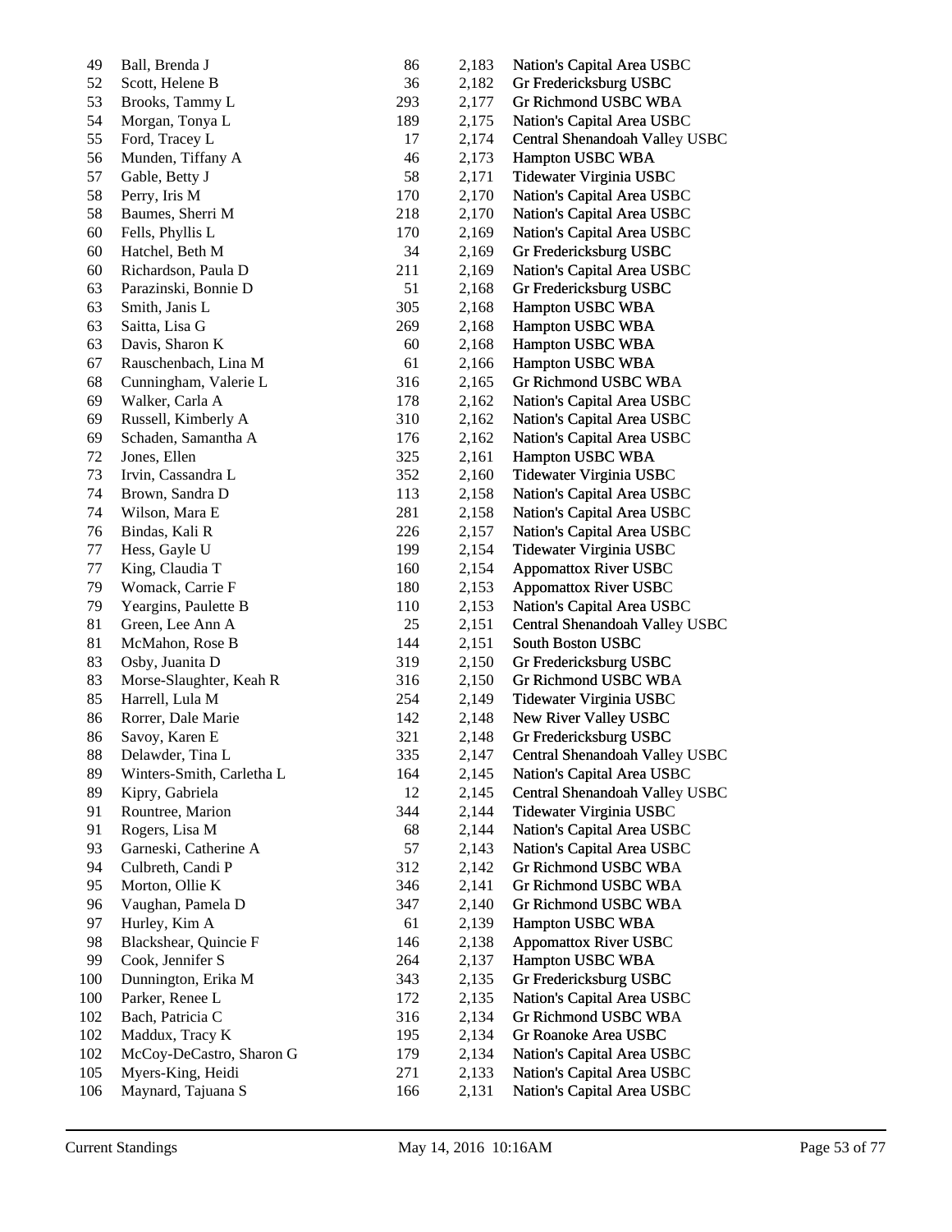| | | | | |
|---|---|---|---|---|
| 49 | Ball, Brenda J | 86 | 2,183 | Nation's Capital Area USBC |
| 52 | Scott, Helene B | 36 | 2,182 | Gr Fredericksburg USBC |
| 53 | Brooks, Tammy L | 293 | 2,177 | Gr Richmond USBC WBA |
| 54 | Morgan, Tonya L | 189 | 2,175 | Nation's Capital Area USBC |
| 55 | Ford, Tracey L | 17 | 2,174 | Central Shenandoah Valley USBC |
| 56 | Munden, Tiffany A | 46 | 2,173 | Hampton USBC WBA |
| 57 | Gable, Betty J | 58 | 2,171 | Tidewater Virginia USBC |
| 58 | Perry, Iris M | 170 | 2,170 | Nation's Capital Area USBC |
| 58 | Baumes, Sherri M | 218 | 2,170 | Nation's Capital Area USBC |
| 60 | Fells, Phyllis L | 170 | 2,169 | Nation's Capital Area USBC |
| 60 | Hatchel, Beth M | 34 | 2,169 | Gr Fredericksburg USBC |
| 60 | Richardson, Paula D | 211 | 2,169 | Nation's Capital Area USBC |
| 63 | Parazinski, Bonnie D | 51 | 2,168 | Gr Fredericksburg USBC |
| 63 | Smith, Janis L | 305 | 2,168 | Hampton USBC WBA |
| 63 | Saitta, Lisa G | 269 | 2,168 | Hampton USBC WBA |
| 63 | Davis, Sharon K | 60 | 2,168 | Hampton USBC WBA |
| 67 | Rauschenbach, Lina M | 61 | 2,166 | Hampton USBC WBA |
| 68 | Cunningham, Valerie L | 316 | 2,165 | Gr Richmond USBC WBA |
| 69 | Walker, Carla A | 178 | 2,162 | Nation's Capital Area USBC |
| 69 | Russell, Kimberly A | 310 | 2,162 | Nation's Capital Area USBC |
| 69 | Schaden, Samantha A | 176 | 2,162 | Nation's Capital Area USBC |
| 72 | Jones, Ellen | 325 | 2,161 | Hampton USBC WBA |
| 73 | Irvin, Cassandra L | 352 | 2,160 | Tidewater Virginia USBC |
| 74 | Brown, Sandra D | 113 | 2,158 | Nation's Capital Area USBC |
| 74 | Wilson, Mara E | 281 | 2,158 | Nation's Capital Area USBC |
| 76 | Bindas, Kali R | 226 | 2,157 | Nation's Capital Area USBC |
| 77 | Hess, Gayle U | 199 | 2,154 | Tidewater Virginia USBC |
| 77 | King, Claudia T | 160 | 2,154 | Appomattox River USBC |
| 79 | Womack, Carrie F | 180 | 2,153 | Appomattox River USBC |
| 79 | Yeargins, Paulette B | 110 | 2,153 | Nation's Capital Area USBC |
| 81 | Green, Lee Ann A | 25 | 2,151 | Central Shenandoah Valley USBC |
| 81 | McMahon, Rose B | 144 | 2,151 | South Boston USBC |
| 83 | Osby, Juanita D | 319 | 2,150 | Gr Fredericksburg USBC |
| 83 | Morse-Slaughter, Keah R | 316 | 2,150 | Gr Richmond USBC WBA |
| 85 | Harrell, Lula M | 254 | 2,149 | Tidewater Virginia USBC |
| 86 | Rorrer, Dale Marie | 142 | 2,148 | New River Valley USBC |
| 86 | Savoy, Karen E | 321 | 2,148 | Gr Fredericksburg USBC |
| 88 | Delawder, Tina L | 335 | 2,147 | Central Shenandoah Valley USBC |
| 89 | Winters-Smith, Carletha L | 164 | 2,145 | Nation's Capital Area USBC |
| 89 | Kipry, Gabriela | 12 | 2,145 | Central Shenandoah Valley USBC |
| 91 | Rountree, Marion | 344 | 2,144 | Tidewater Virginia USBC |
| 91 | Rogers, Lisa M | 68 | 2,144 | Nation's Capital Area USBC |
| 93 | Garneski, Catherine A | 57 | 2,143 | Nation's Capital Area USBC |
| 94 | Culbreth, Candi P | 312 | 2,142 | Gr Richmond USBC WBA |
| 95 | Morton, Ollie K | 346 | 2,141 | Gr Richmond USBC WBA |
| 96 | Vaughan, Pamela D | 347 | 2,140 | Gr Richmond USBC WBA |
| 97 | Hurley, Kim A | 61 | 2,139 | Hampton USBC WBA |
| 98 | Blackshear, Quincie F | 146 | 2,138 | Appomattox River USBC |
| 99 | Cook, Jennifer S | 264 | 2,137 | Hampton USBC WBA |
| 100 | Dunnington, Erika M | 343 | 2,135 | Gr Fredericksburg USBC |
| 100 | Parker, Renee L | 172 | 2,135 | Nation's Capital Area USBC |
| 102 | Bach, Patricia C | 316 | 2,134 | Gr Richmond USBC WBA |
| 102 | Maddux, Tracy K | 195 | 2,134 | Gr Roanoke Area USBC |
| 102 | McCoy-DeCastro, Sharon G | 179 | 2,134 | Nation's Capital Area USBC |
| 105 | Myers-King, Heidi | 271 | 2,133 | Nation's Capital Area USBC |
| 106 | Maynard, Tajuana S | 166 | 2,131 | Nation's Capital Area USBC |

Current Standings May 14, 2016 10:16AM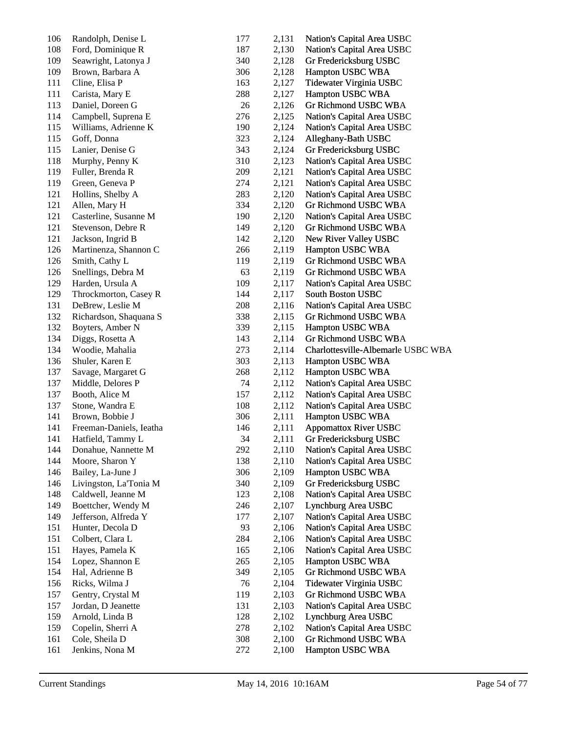| | | | | |
|---|---|---|---|---|
| 106 | Randolph, Denise L | 177 | 2,131 | Nation's Capital Area USBC |
| 108 | Ford, Dominique R | 187 | 2,130 | Nation's Capital Area USBC |
| 109 | Seawright, Latonya J | 340 | 2,128 | Gr Fredericksburg USBC |
| 109 | Brown, Barbara A | 306 | 2,128 | Hampton USBC WBA |
| 111 | Cline, Elisa P | 163 | 2,127 | Tidewater Virginia USBC |
| 111 | Carista, Mary E | 288 | 2,127 | Hampton USBC WBA |
| 113 | Daniel, Doreen G | 26 | 2,126 | Gr Richmond USBC WBA |
| 114 | Campbell, Suprena E | 276 | 2,125 | Nation's Capital Area USBC |
| 115 | Williams, Adrienne K | 190 | 2,124 | Nation's Capital Area USBC |
| 115 | Goff, Donna | 323 | 2,124 | Alleghany-Bath USBC |
| 115 | Lanier, Denise G | 343 | 2,124 | Gr Fredericksburg USBC |
| 118 | Murphy, Penny K | 310 | 2,123 | Nation's Capital Area USBC |
| 119 | Fuller, Brenda R | 209 | 2,121 | Nation's Capital Area USBC |
| 119 | Green, Geneva P | 274 | 2,121 | Nation's Capital Area USBC |
| 121 | Hollins, Shelby A | 283 | 2,120 | Nation's Capital Area USBC |
| 121 | Allen, Mary H | 334 | 2,120 | Gr Richmond USBC WBA |
| 121 | Casterline, Susanne M | 190 | 2,120 | Nation's Capital Area USBC |
| 121 | Stevenson, Debre R | 149 | 2,120 | Gr Richmond USBC WBA |
| 121 | Jackson, Ingrid B | 142 | 2,120 | New River Valley USBC |
| 126 | Martinenza, Shannon C | 266 | 2,119 | Hampton USBC WBA |
| 126 | Smith, Cathy L | 119 | 2,119 | Gr Richmond USBC WBA |
| 126 | Snellings, Debra M | 63 | 2,119 | Gr Richmond USBC WBA |
| 129 | Harden, Ursula A | 109 | 2,117 | Nation's Capital Area USBC |
| 129 | Throckmorton, Casey R | 144 | 2,117 | South Boston USBC |
| 131 | DeBrew, Leslie M | 208 | 2,116 | Nation's Capital Area USBC |
| 132 | Richardson, Shaquana S | 338 | 2,115 | Gr Richmond USBC WBA |
| 132 | Boyters, Amber N | 339 | 2,115 | Hampton USBC WBA |
| 134 | Diggs, Rosetta A | 143 | 2,114 | Gr Richmond USBC WBA |
| 134 | Woodie, Mahalia | 273 | 2,114 | Charlottesville-Albemarle USBC WBA |
| 136 | Shuler, Karen E | 303 | 2,113 | Hampton USBC WBA |
| 137 | Savage, Margaret G | 268 | 2,112 | Hampton USBC WBA |
| 137 | Middle, Delores P | 74 | 2,112 | Nation's Capital Area USBC |
| 137 | Booth, Alice M | 157 | 2,112 | Nation's Capital Area USBC |
| 137 | Stone, Wandra E | 108 | 2,112 | Nation's Capital Area USBC |
| 141 | Brown, Bobbie J | 306 | 2,111 | Hampton USBC WBA |
| 141 | Freeman-Daniels, Ieatha | 146 | 2,111 | Appomattox River USBC |
| 141 | Hatfield, Tammy L | 34 | 2,111 | Gr Fredericksburg USBC |
| 144 | Donahue, Nannette M | 292 | 2,110 | Nation's Capital Area USBC |
| 144 | Moore, Sharon Y | 138 | 2,110 | Nation's Capital Area USBC |
| 146 | Bailey, La-June J | 306 | 2,109 | Hampton USBC WBA |
| 146 | Livingston, La'Tonia M | 340 | 2,109 | Gr Fredericksburg USBC |
| 148 | Caldwell, Jeanne M | 123 | 2,108 | Nation's Capital Area USBC |
| 149 | Boettcher, Wendy M | 246 | 2,107 | Lynchburg Area USBC |
| 149 | Jefferson, Alfreda Y | 177 | 2,107 | Nation's Capital Area USBC |
| 151 | Hunter, Decola D | 93 | 2,106 | Nation's Capital Area USBC |
| 151 | Colbert, Clara L | 284 | 2,106 | Nation's Capital Area USBC |
| 151 | Hayes, Pamela K | 165 | 2,106 | Nation's Capital Area USBC |
| 154 | Lopez, Shannon E | 265 | 2,105 | Hampton USBC WBA |
| 154 | Hal, Adrienne B | 349 | 2,105 | Gr Richmond USBC WBA |
| 156 | Ricks, Wilma J | 76 | 2,104 | Tidewater Virginia USBC |
| 157 | Gentry, Crystal M | 119 | 2,103 | Gr Richmond USBC WBA |
| 157 | Jordan, D Jeanette | 131 | 2,103 | Nation's Capital Area USBC |
| 159 | Arnold, Linda B | 128 | 2,102 | Lynchburg Area USBC |
| 159 | Copelin, Sherri A | 278 | 2,102 | Nation's Capital Area USBC |
| 161 | Cole, Sheila D | 308 | 2,100 | Gr Richmond USBC WBA |
| 161 | Jenkins, Nona M | 272 | 2,100 | Hampton USBC WBA |

Current Standings May 14, 2016 10:16AM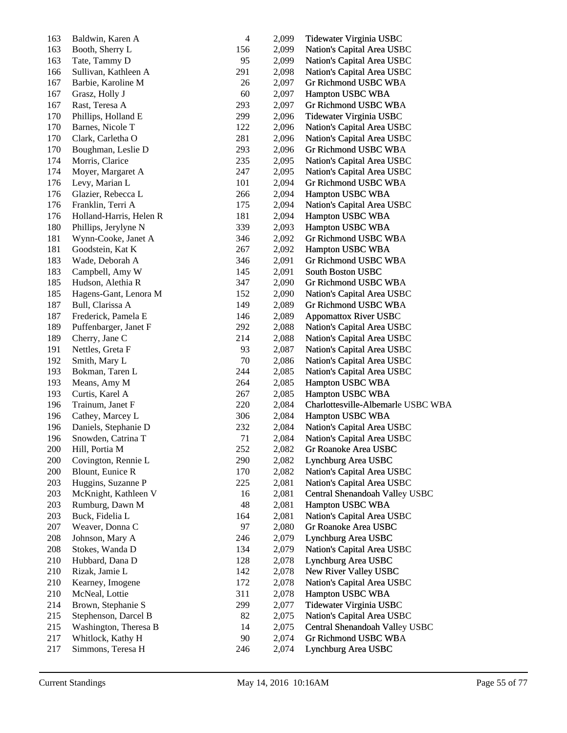| | | | | |
|---|---|---|---|---|
| 163 | Baldwin, Karen A | 4 | 2,099 | Tidewater Virginia USBC |
| 163 | Booth, Sherry L | 156 | 2,099 | Nation's Capital Area USBC |
| 163 | Tate, Tammy D | 95 | 2,099 | Nation's Capital Area USBC |
| 166 | Sullivan, Kathleen A | 291 | 2,098 | Nation's Capital Area USBC |
| 167 | Barbie, Karoline M | 26 | 2,097 | Gr Richmond USBC WBA |
| 167 | Grasz, Holly J | 60 | 2,097 | Hampton USBC WBA |
| 167 | Rast, Teresa A | 293 | 2,097 | Gr Richmond USBC WBA |
| 170 | Phillips, Holland E | 299 | 2,096 | Tidewater Virginia USBC |
| 170 | Barnes, Nicole T | 122 | 2,096 | Nation's Capital Area USBC |
| 170 | Clark, Carletha O | 281 | 2,096 | Nation's Capital Area USBC |
| 170 | Boughman, Leslie D | 293 | 2,096 | Gr Richmond USBC WBA |
| 174 | Morris, Clarice | 235 | 2,095 | Nation's Capital Area USBC |
| 174 | Moyer, Margaret A | 247 | 2,095 | Nation's Capital Area USBC |
| 176 | Levy, Marian L | 101 | 2,094 | Gr Richmond USBC WBA |
| 176 | Glazier, Rebecca L | 266 | 2,094 | Hampton USBC WBA |
| 176 | Franklin, Terri A | 175 | 2,094 | Nation's Capital Area USBC |
| 176 | Holland-Harris, Helen R | 181 | 2,094 | Hampton USBC WBA |
| 180 | Phillips, Jerylyne N | 339 | 2,093 | Hampton USBC WBA |
| 181 | Wynn-Cooke, Janet A | 346 | 2,092 | Gr Richmond USBC WBA |
| 181 | Goodstein, Kat K | 267 | 2,092 | Hampton USBC WBA |
| 183 | Wade, Deborah A | 346 | 2,091 | Gr Richmond USBC WBA |
| 183 | Campbell, Amy W | 145 | 2,091 | South Boston USBC |
| 185 | Hudson, Alethia R | 347 | 2,090 | Gr Richmond USBC WBA |
| 185 | Hagens-Gant, Lenora M | 152 | 2,090 | Nation's Capital Area USBC |
| 187 | Bull, Clarissa A | 149 | 2,089 | Gr Richmond USBC WBA |
| 187 | Frederick, Pamela E | 146 | 2,089 | Appomattox River USBC |
| 189 | Puffenbarger, Janet F | 292 | 2,088 | Nation's Capital Area USBC |
| 189 | Cherry, Jane C | 214 | 2,088 | Nation's Capital Area USBC |
| 191 | Nettles, Greta F | 93 | 2,087 | Nation's Capital Area USBC |
| 192 | Smith, Mary L | 70 | 2,086 | Nation's Capital Area USBC |
| 193 | Bokman, Taren L | 244 | 2,085 | Nation's Capital Area USBC |
| 193 | Means, Amy M | 264 | 2,085 | Hampton USBC WBA |
| 193 | Curtis, Karel A | 267 | 2,085 | Hampton USBC WBA |
| 196 | Trainum, Janet F | 220 | 2,084 | Charlottesville-Albemarle USBC WBA |
| 196 | Cathey, Marcey L | 306 | 2,084 | Hampton USBC WBA |
| 196 | Daniels, Stephanie D | 232 | 2,084 | Nation's Capital Area USBC |
| 196 | Snowden, Catrina T | 71 | 2,084 | Nation's Capital Area USBC |
| 200 | Hill, Portia M | 252 | 2,082 | Gr Roanoke Area USBC |
| 200 | Covington, Rennie L | 290 | 2,082 | Lynchburg Area USBC |
| 200 | Blount, Eunice R | 170 | 2,082 | Nation's Capital Area USBC |
| 203 | Huggins, Suzanne P | 225 | 2,081 | Nation's Capital Area USBC |
| 203 | McKnight, Kathleen V | 16 | 2,081 | Central Shenandoah Valley USBC |
| 203 | Rumburg, Dawn M | 48 | 2,081 | Hampton USBC WBA |
| 203 | Buck, Fidelia L | 164 | 2,081 | Nation's Capital Area USBC |
| 207 | Weaver, Donna C | 97 | 2,080 | Gr Roanoke Area USBC |
| 208 | Johnson, Mary A | 246 | 2,079 | Lynchburg Area USBC |
| 208 | Stokes, Wanda D | 134 | 2,079 | Nation's Capital Area USBC |
| 210 | Hubbard, Dana D | 128 | 2,078 | Lynchburg Area USBC |
| 210 | Rizak, Jamie L | 142 | 2,078 | New River Valley USBC |
| 210 | Kearney, Imogene | 172 | 2,078 | Nation's Capital Area USBC |
| 210 | McNeal, Lottie | 311 | 2,078 | Hampton USBC WBA |
| 214 | Brown, Stephanie S | 299 | 2,077 | Tidewater Virginia USBC |
| 215 | Stephenson, Darcel B | 82 | 2,075 | Nation's Capital Area USBC |
| 215 | Washington, Theresa B | 14 | 2,075 | Central Shenandoah Valley USBC |
| 217 | Whitlock, Kathy H | 90 | 2,074 | Gr Richmond USBC WBA |
| 217 | Simmons, Teresa H | 246 | 2,074 | Lynchburg Area USBC |

Current Standings May 14, 2016 10:16AM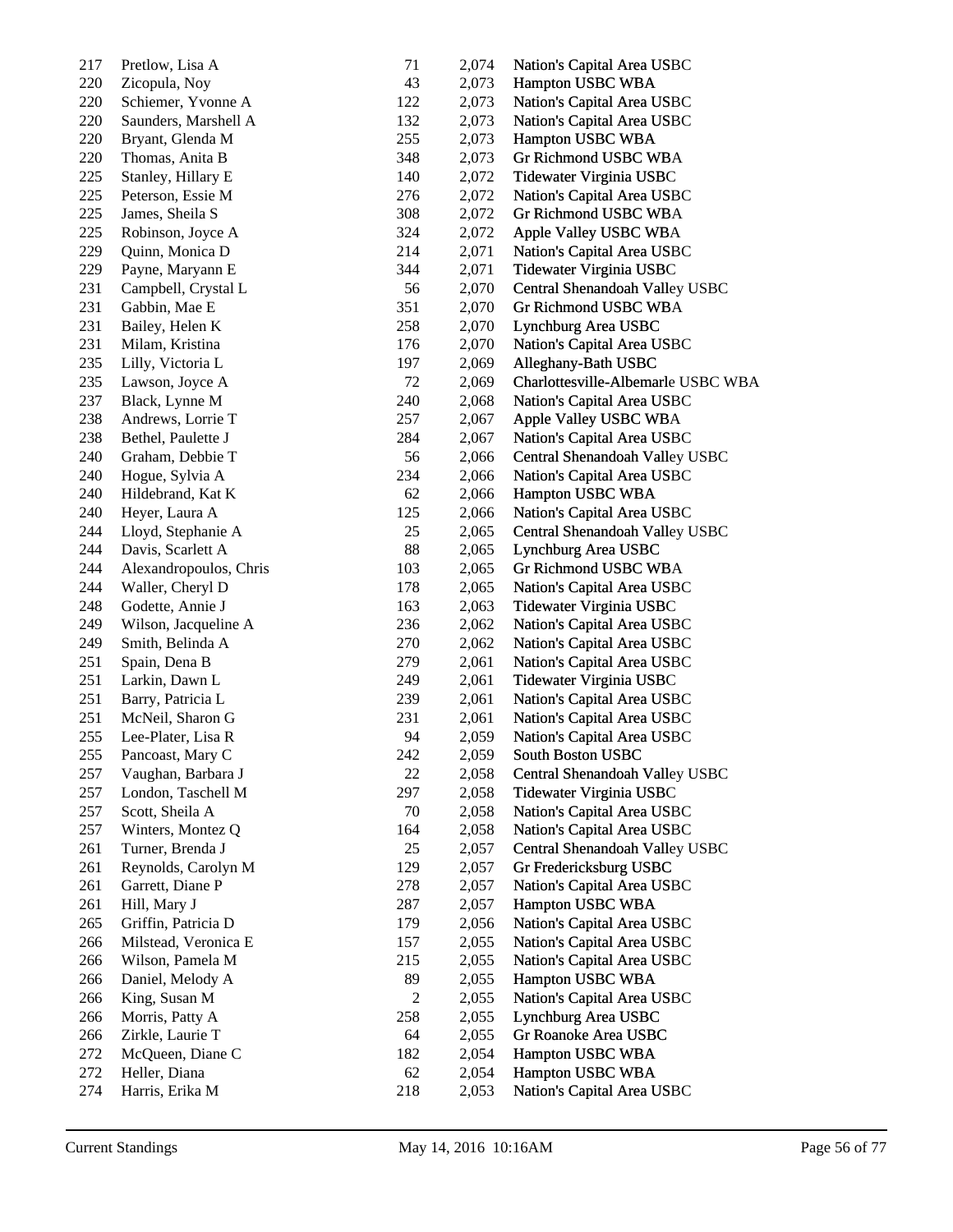| | | | | |
|---|---|---|---|---|
| 217 | Pretlow, Lisa A | 71 | 2,074 | Nation's Capital Area USBC |
| 220 | Zicopula, Noy | 43 | 2,073 | Hampton USBC WBA |
| 220 | Schiemer, Yvonne A | 122 | 2,073 | Nation's Capital Area USBC |
| 220 | Saunders, Marshell A | 132 | 2,073 | Nation's Capital Area USBC |
| 220 | Bryant, Glenda M | 255 | 2,073 | Hampton USBC WBA |
| 220 | Thomas, Anita B | 348 | 2,073 | Gr Richmond USBC WBA |
| 225 | Stanley, Hillary E | 140 | 2,072 | Tidewater Virginia USBC |
| 225 | Peterson, Essie M | 276 | 2,072 | Nation's Capital Area USBC |
| 225 | James, Sheila S | 308 | 2,072 | Gr Richmond USBC WBA |
| 225 | Robinson, Joyce A | 324 | 2,072 | Apple Valley USBC WBA |
| 229 | Quinn, Monica D | 214 | 2,071 | Nation's Capital Area USBC |
| 229 | Payne, Maryann E | 344 | 2,071 | Tidewater Virginia USBC |
| 231 | Campbell, Crystal L | 56 | 2,070 | Central Shenandoah Valley USBC |
| 231 | Gabbin, Mae E | 351 | 2,070 | Gr Richmond USBC WBA |
| 231 | Bailey, Helen K | 258 | 2,070 | Lynchburg Area USBC |
| 231 | Milam, Kristina | 176 | 2,070 | Nation's Capital Area USBC |
| 235 | Lilly, Victoria L | 197 | 2,069 | Alleghany-Bath USBC |
| 235 | Lawson, Joyce A | 72 | 2,069 | Charlottesville-Albemarle USBC WBA |
| 237 | Black, Lynne M | 240 | 2,068 | Nation's Capital Area USBC |
| 238 | Andrews, Lorrie T | 257 | 2,067 | Apple Valley USBC WBA |
| 238 | Bethel, Paulette J | 284 | 2,067 | Nation's Capital Area USBC |
| 240 | Graham, Debbie T | 56 | 2,066 | Central Shenandoah Valley USBC |
| 240 | Hogue, Sylvia A | 234 | 2,066 | Nation's Capital Area USBC |
| 240 | Hildebrand, Kat K | 62 | 2,066 | Hampton USBC WBA |
| 240 | Heyer, Laura A | 125 | 2,066 | Nation's Capital Area USBC |
| 244 | Lloyd, Stephanie A | 25 | 2,065 | Central Shenandoah Valley USBC |
| 244 | Davis, Scarlett A | 88 | 2,065 | Lynchburg Area USBC |
| 244 | Alexandropoulos, Chris | 103 | 2,065 | Gr Richmond USBC WBA |
| 244 | Waller, Cheryl D | 178 | 2,065 | Nation's Capital Area USBC |
| 248 | Godette, Annie J | 163 | 2,063 | Tidewater Virginia USBC |
| 249 | Wilson, Jacqueline A | 236 | 2,062 | Nation's Capital Area USBC |
| 249 | Smith, Belinda A | 270 | 2,062 | Nation's Capital Area USBC |
| 251 | Spain, Dena B | 279 | 2,061 | Nation's Capital Area USBC |
| 251 | Larkin, Dawn L | 249 | 2,061 | Tidewater Virginia USBC |
| 251 | Barry, Patricia L | 239 | 2,061 | Nation's Capital Area USBC |
| 251 | McNeil, Sharon G | 231 | 2,061 | Nation's Capital Area USBC |
| 255 | Lee-Plater, Lisa R | 94 | 2,059 | Nation's Capital Area USBC |
| 255 | Pancoast, Mary C | 242 | 2,059 | South Boston USBC |
| 257 | Vaughan, Barbara J | 22 | 2,058 | Central Shenandoah Valley USBC |
| 257 | London, Taschell M | 297 | 2,058 | Tidewater Virginia USBC |
| 257 | Scott, Sheila A | 70 | 2,058 | Nation's Capital Area USBC |
| 257 | Winters, Montez Q | 164 | 2,058 | Nation's Capital Area USBC |
| 261 | Turner, Brenda J | 25 | 2,057 | Central Shenandoah Valley USBC |
| 261 | Reynolds, Carolyn M | 129 | 2,057 | Gr Fredericksburg USBC |
| 261 | Garrett, Diane P | 278 | 2,057 | Nation's Capital Area USBC |
| 261 | Hill, Mary J | 287 | 2,057 | Hampton USBC WBA |
| 265 | Griffin, Patricia D | 179 | 2,056 | Nation's Capital Area USBC |
| 266 | Milstead, Veronica E | 157 | 2,055 | Nation's Capital Area USBC |
| 266 | Wilson, Pamela M | 215 | 2,055 | Nation's Capital Area USBC |
| 266 | Daniel, Melody A | 89 | 2,055 | Hampton USBC WBA |
| 266 | King, Susan M | 2 | 2,055 | Nation's Capital Area USBC |
| 266 | Morris, Patty A | 258 | 2,055 | Lynchburg Area USBC |
| 266 | Zirkle, Laurie T | 64 | 2,055 | Gr Roanoke Area USBC |
| 272 | McQueen, Diane C | 182 | 2,054 | Hampton USBC WBA |
| 272 | Heller, Diana | 62 | 2,054 | Hampton USBC WBA |
| 274 | Harris, Erika M | 218 | 2,053 | Nation's Capital Area USBC |

Current Standings May 14, 2016 10:16AM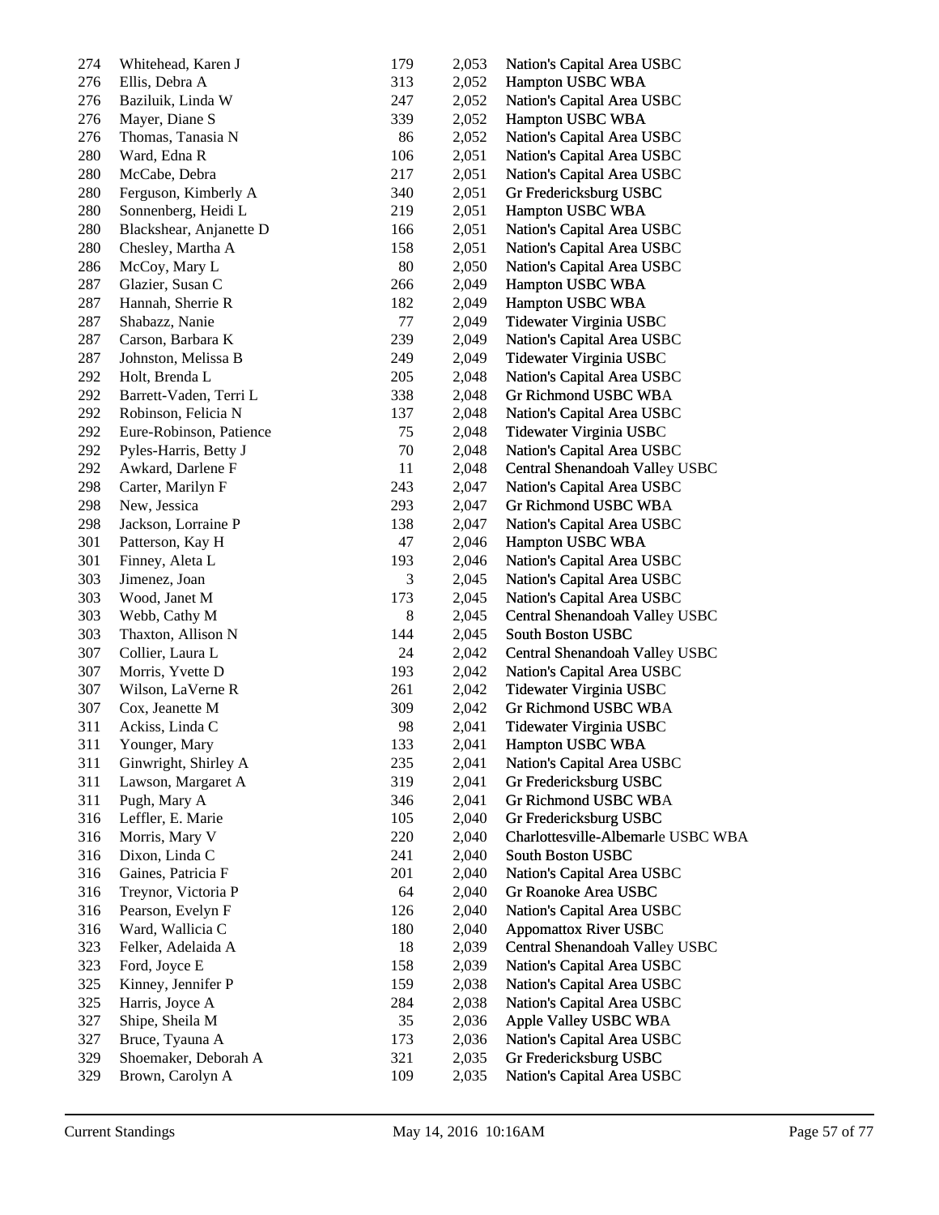| | | | | |
|---|---|---|---|---|
| 274 | Whitehead, Karen J | 179 | 2,053 | Nation's Capital Area USBC |
| 276 | Ellis, Debra A | 313 | 2,052 | Hampton USBC WBA |
| 276 | Baziluik, Linda W | 247 | 2,052 | Nation's Capital Area USBC |
| 276 | Mayer, Diane S | 339 | 2,052 | Hampton USBC WBA |
| 276 | Thomas, Tanasia N | 86 | 2,052 | Nation's Capital Area USBC |
| 280 | Ward, Edna R | 106 | 2,051 | Nation's Capital Area USBC |
| 280 | McCabe, Debra | 217 | 2,051 | Nation's Capital Area USBC |
| 280 | Ferguson, Kimberly A | 340 | 2,051 | Gr Fredericksburg USBC |
| 280 | Sonnenberg, Heidi L | 219 | 2,051 | Hampton USBC WBA |
| 280 | Blackshear, Anjanette D | 166 | 2,051 | Nation's Capital Area USBC |
| 280 | Chesley, Martha A | 158 | 2,051 | Nation's Capital Area USBC |
| 286 | McCoy, Mary L | 80 | 2,050 | Nation's Capital Area USBC |
| 287 | Glazier, Susan C | 266 | 2,049 | Hampton USBC WBA |
| 287 | Hannah, Sherrie R | 182 | 2,049 | Hampton USBC WBA |
| 287 | Shabazz, Nanie | 77 | 2,049 | Tidewater Virginia USBC |
| 287 | Carson, Barbara K | 239 | 2,049 | Nation's Capital Area USBC |
| 287 | Johnston, Melissa B | 249 | 2,049 | Tidewater Virginia USBC |
| 292 | Holt, Brenda L | 205 | 2,048 | Nation's Capital Area USBC |
| 292 | Barrett-Vaden, Terri L | 338 | 2,048 | Gr Richmond USBC WBA |
| 292 | Robinson, Felicia N | 137 | 2,048 | Nation's Capital Area USBC |
| 292 | Eure-Robinson, Patience | 75 | 2,048 | Tidewater Virginia USBC |
| 292 | Pyles-Harris, Betty J | 70 | 2,048 | Nation's Capital Area USBC |
| 292 | Awkard, Darlene F | 11 | 2,048 | Central Shenandoah Valley USBC |
| 298 | Carter, Marilyn F | 243 | 2,047 | Nation's Capital Area USBC |
| 298 | New, Jessica | 293 | 2,047 | Gr Richmond USBC WBA |
| 298 | Jackson, Lorraine P | 138 | 2,047 | Nation's Capital Area USBC |
| 301 | Patterson, Kay H | 47 | 2,046 | Hampton USBC WBA |
| 301 | Finney, Aleta L | 193 | 2,046 | Nation's Capital Area USBC |
| 303 | Jimenez, Joan | 3 | 2,045 | Nation's Capital Area USBC |
| 303 | Wood, Janet M | 173 | 2,045 | Nation's Capital Area USBC |
| 303 | Webb, Cathy M | 8 | 2,045 | Central Shenandoah Valley USBC |
| 303 | Thaxton, Allison N | 144 | 2,045 | South Boston USBC |
| 307 | Collier, Laura L | 24 | 2,042 | Central Shenandoah Valley USBC |
| 307 | Morris, Yvette D | 193 | 2,042 | Nation's Capital Area USBC |
| 307 | Wilson, LaVerne R | 261 | 2,042 | Tidewater Virginia USBC |
| 307 | Cox, Jeanette M | 309 | 2,042 | Gr Richmond USBC WBA |
| 311 | Ackiss, Linda C | 98 | 2,041 | Tidewater Virginia USBC |
| 311 | Younger, Mary | 133 | 2,041 | Hampton USBC WBA |
| 311 | Ginwright, Shirley A | 235 | 2,041 | Nation's Capital Area USBC |
| 311 | Lawson, Margaret A | 319 | 2,041 | Gr Fredericksburg USBC |
| 311 | Pugh, Mary A | 346 | 2,041 | Gr Richmond USBC WBA |
| 316 | Leffler, E. Marie | 105 | 2,040 | Gr Fredericksburg USBC |
| 316 | Morris, Mary V | 220 | 2,040 | Charlottesville-Albemarle USBC WBA |
| 316 | Dixon, Linda C | 241 | 2,040 | South Boston USBC |
| 316 | Gaines, Patricia F | 201 | 2,040 | Nation's Capital Area USBC |
| 316 | Treynor, Victoria P | 64 | 2,040 | Gr Roanoke Area USBC |
| 316 | Pearson, Evelyn F | 126 | 2,040 | Nation's Capital Area USBC |
| 316 | Ward, Wallicia C | 180 | 2,040 | Appomattox River USBC |
| 323 | Felker, Adelaida A | 18 | 2,039 | Central Shenandoah Valley USBC |
| 323 | Ford, Joyce E | 158 | 2,039 | Nation's Capital Area USBC |
| 325 | Kinney, Jennifer P | 159 | 2,038 | Nation's Capital Area USBC |
| 325 | Harris, Joyce A | 284 | 2,038 | Nation's Capital Area USBC |
| 327 | Shipe, Sheila M | 35 | 2,036 | Apple Valley USBC WBA |
| 327 | Bruce, Tyauna A | 173 | 2,036 | Nation's Capital Area USBC |
| 329 | Shoemaker, Deborah A | 321 | 2,035 | Gr Fredericksburg USBC |
| 329 | Brown, Carolyn A | 109 | 2,035 | Nation's Capital Area USBC |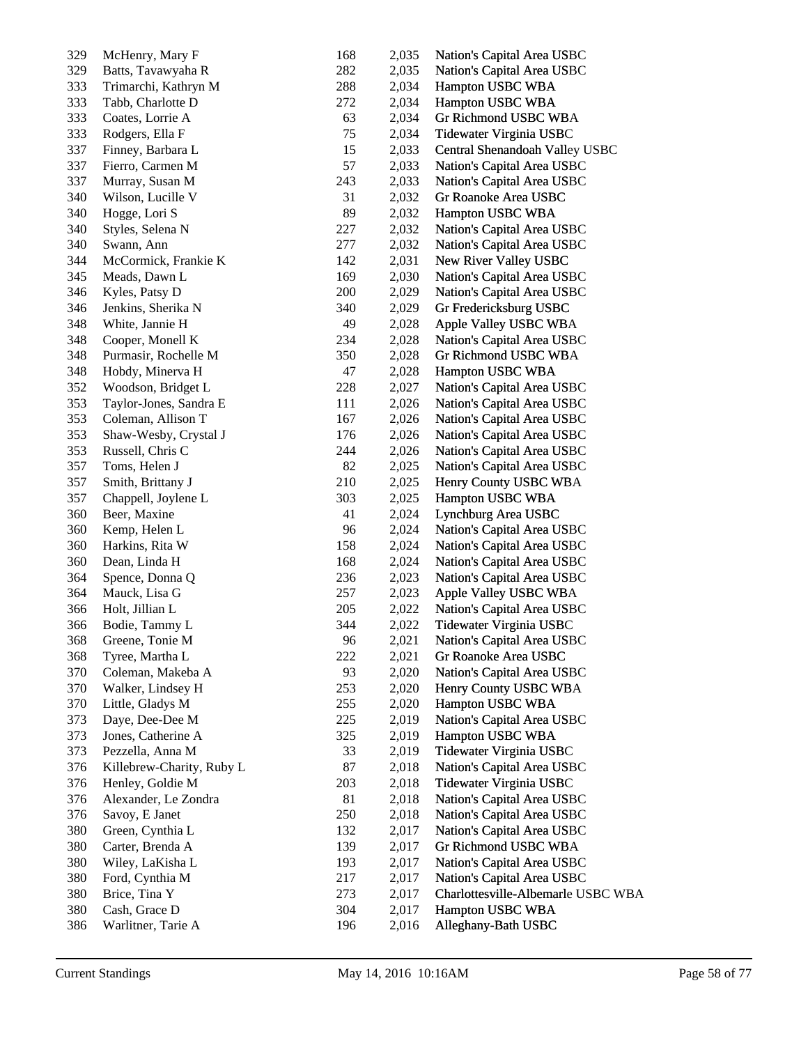| Rank | Name | No. | Score | Association |
|---|---|---|---|---|
| 329 | McHenry, Mary F | 168 | 2,035 | Nation's Capital Area USBC |
| 329 | Batts, Tavawyaha R | 282 | 2,035 | Nation's Capital Area USBC |
| 333 | Trimarchi, Kathryn M | 288 | 2,034 | Hampton USBC WBA |
| 333 | Tabb, Charlotte D | 272 | 2,034 | Hampton USBC WBA |
| 333 | Coates, Lorrie A | 63 | 2,034 | Gr Richmond USBC WBA |
| 333 | Rodgers, Ella F | 75 | 2,034 | Tidewater Virginia USBC |
| 337 | Finney, Barbara L | 15 | 2,033 | Central Shenandoah Valley USBC |
| 337 | Fierro, Carmen M | 57 | 2,033 | Nation's Capital Area USBC |
| 337 | Murray, Susan M | 243 | 2,033 | Nation's Capital Area USBC |
| 340 | Wilson, Lucille V | 31 | 2,032 | Gr Roanoke Area USBC |
| 340 | Hogge, Lori S | 89 | 2,032 | Hampton USBC WBA |
| 340 | Styles, Selena N | 227 | 2,032 | Nation's Capital Area USBC |
| 340 | Swann, Ann | 277 | 2,032 | Nation's Capital Area USBC |
| 344 | McCormick, Frankie K | 142 | 2,031 | New River Valley USBC |
| 345 | Meads, Dawn L | 169 | 2,030 | Nation's Capital Area USBC |
| 346 | Kyles, Patsy D | 200 | 2,029 | Nation's Capital Area USBC |
| 346 | Jenkins, Sherika N | 340 | 2,029 | Gr Fredericksburg USBC |
| 348 | White, Jannie H | 49 | 2,028 | Apple Valley USBC WBA |
| 348 | Cooper, Monell K | 234 | 2,028 | Nation's Capital Area USBC |
| 348 | Purmasir, Rochelle M | 350 | 2,028 | Gr Richmond USBC WBA |
| 348 | Hobdy, Minerva H | 47 | 2,028 | Hampton USBC WBA |
| 352 | Woodson, Bridget L | 228 | 2,027 | Nation's Capital Area USBC |
| 353 | Taylor-Jones, Sandra E | 111 | 2,026 | Nation's Capital Area USBC |
| 353 | Coleman, Allison T | 167 | 2,026 | Nation's Capital Area USBC |
| 353 | Shaw-Wesby, Crystal J | 176 | 2,026 | Nation's Capital Area USBC |
| 353 | Russell, Chris C | 244 | 2,026 | Nation's Capital Area USBC |
| 357 | Toms, Helen J | 82 | 2,025 | Nation's Capital Area USBC |
| 357 | Smith, Brittany J | 210 | 2,025 | Henry County USBC WBA |
| 357 | Chappell, Joylene L | 303 | 2,025 | Hampton USBC WBA |
| 360 | Beer, Maxine | 41 | 2,024 | Lynchburg Area USBC |
| 360 | Kemp, Helen L | 96 | 2,024 | Nation's Capital Area USBC |
| 360 | Harkins, Rita W | 158 | 2,024 | Nation's Capital Area USBC |
| 360 | Dean, Linda H | 168 | 2,024 | Nation's Capital Area USBC |
| 364 | Spence, Donna Q | 236 | 2,023 | Nation's Capital Area USBC |
| 364 | Mauck, Lisa G | 257 | 2,023 | Apple Valley USBC WBA |
| 366 | Holt, Jillian L | 205 | 2,022 | Nation's Capital Area USBC |
| 366 | Bodie, Tammy L | 344 | 2,022 | Tidewater Virginia USBC |
| 368 | Greene, Tonie M | 96 | 2,021 | Nation's Capital Area USBC |
| 368 | Tyree, Martha L | 222 | 2,021 | Gr Roanoke Area USBC |
| 370 | Coleman, Makeba A | 93 | 2,020 | Nation's Capital Area USBC |
| 370 | Walker, Lindsey H | 253 | 2,020 | Henry County USBC WBA |
| 370 | Little, Gladys M | 255 | 2,020 | Hampton USBC WBA |
| 373 | Daye, Dee-Dee M | 225 | 2,019 | Nation's Capital Area USBC |
| 373 | Jones, Catherine A | 325 | 2,019 | Hampton USBC WBA |
| 373 | Pezzella, Anna M | 33 | 2,019 | Tidewater Virginia USBC |
| 376 | Killebrew-Charity, Ruby L | 87 | 2,018 | Nation's Capital Area USBC |
| 376 | Henley, Goldie M | 203 | 2,018 | Tidewater Virginia USBC |
| 376 | Alexander, Le Zondra | 81 | 2,018 | Nation's Capital Area USBC |
| 376 | Savoy, E Janet | 250 | 2,018 | Nation's Capital Area USBC |
| 380 | Green, Cynthia L | 132 | 2,017 | Nation's Capital Area USBC |
| 380 | Carter, Brenda A | 139 | 2,017 | Gr Richmond USBC WBA |
| 380 | Wiley, LaKisha L | 193 | 2,017 | Nation's Capital Area USBC |
| 380 | Ford, Cynthia M | 217 | 2,017 | Nation's Capital Area USBC |
| 380 | Brice, Tina Y | 273 | 2,017 | Charlottesville-Albemarle USBC WBA |
| 380 | Cash, Grace D | 304 | 2,017 | Hampton USBC WBA |
| 386 | Warlitner, Tarie A | 196 | 2,016 | Alleghany-Bath USBC |

Current Standings — May 14, 2016 10:16AM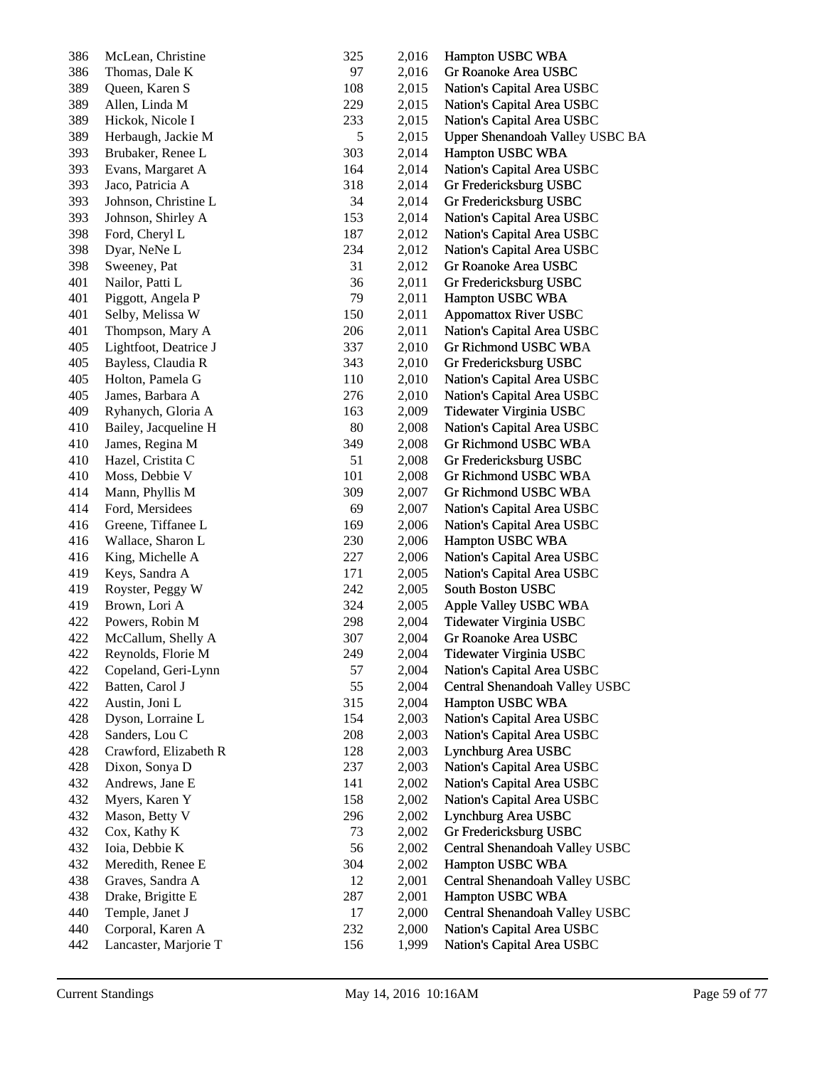| | | | | |
|---|---|---|---|---|
| 386 | McLean, Christine | 325 | 2,016 | Hampton USBC WBA |
| 386 | Thomas, Dale K | 97 | 2,016 | Gr Roanoke Area USBC |
| 389 | Queen, Karen S | 108 | 2,015 | Nation's Capital Area USBC |
| 389 | Allen, Linda M | 229 | 2,015 | Nation's Capital Area USBC |
| 389 | Hickok, Nicole I | 233 | 2,015 | Nation's Capital Area USBC |
| 389 | Herbaugh, Jackie M | 5 | 2,015 | Upper Shenandoah Valley USBC BA |
| 393 | Brubaker, Renee L | 303 | 2,014 | Hampton USBC WBA |
| 393 | Evans, Margaret A | 164 | 2,014 | Nation's Capital Area USBC |
| 393 | Jaco, Patricia A | 318 | 2,014 | Gr Fredericksburg USBC |
| 393 | Johnson, Christine L | 34 | 2,014 | Gr Fredericksburg USBC |
| 393 | Johnson, Shirley A | 153 | 2,014 | Nation's Capital Area USBC |
| 398 | Ford, Cheryl L | 187 | 2,012 | Nation's Capital Area USBC |
| 398 | Dyar, NeNe L | 234 | 2,012 | Nation's Capital Area USBC |
| 398 | Sweeney, Pat | 31 | 2,012 | Gr Roanoke Area USBC |
| 401 | Nailor, Patti L | 36 | 2,011 | Gr Fredericksburg USBC |
| 401 | Piggott, Angela P | 79 | 2,011 | Hampton USBC WBA |
| 401 | Selby, Melissa W | 150 | 2,011 | Appomattox River USBC |
| 401 | Thompson, Mary A | 206 | 2,011 | Nation's Capital Area USBC |
| 405 | Lightfoot, Deatrice J | 337 | 2,010 | Gr Richmond USBC WBA |
| 405 | Bayless, Claudia R | 343 | 2,010 | Gr Fredericksburg USBC |
| 405 | Holton, Pamela G | 110 | 2,010 | Nation's Capital Area USBC |
| 405 | James, Barbara A | 276 | 2,010 | Nation's Capital Area USBC |
| 409 | Ryhanych, Gloria A | 163 | 2,009 | Tidewater Virginia USBC |
| 410 | Bailey, Jacqueline H | 80 | 2,008 | Nation's Capital Area USBC |
| 410 | James, Regina M | 349 | 2,008 | Gr Richmond USBC WBA |
| 410 | Hazel, Cristita C | 51 | 2,008 | Gr Fredericksburg USBC |
| 410 | Moss, Debbie V | 101 | 2,008 | Gr Richmond USBC WBA |
| 414 | Mann, Phyllis M | 309 | 2,007 | Gr Richmond USBC WBA |
| 414 | Ford, Mersidees | 69 | 2,007 | Nation's Capital Area USBC |
| 416 | Greene, Tiffanee L | 169 | 2,006 | Nation's Capital Area USBC |
| 416 | Wallace, Sharon L | 230 | 2,006 | Hampton USBC WBA |
| 416 | King, Michelle A | 227 | 2,006 | Nation's Capital Area USBC |
| 419 | Keys, Sandra A | 171 | 2,005 | Nation's Capital Area USBC |
| 419 | Royster, Peggy W | 242 | 2,005 | South Boston USBC |
| 419 | Brown, Lori A | 324 | 2,005 | Apple Valley USBC WBA |
| 422 | Powers, Robin M | 298 | 2,004 | Tidewater Virginia USBC |
| 422 | McCallum, Shelly A | 307 | 2,004 | Gr Roanoke Area USBC |
| 422 | Reynolds, Florie M | 249 | 2,004 | Tidewater Virginia USBC |
| 422 | Copeland, Geri-Lynn | 57 | 2,004 | Nation's Capital Area USBC |
| 422 | Batten, Carol J | 55 | 2,004 | Central Shenandoah Valley USBC |
| 422 | Austin, Joni L | 315 | 2,004 | Hampton USBC WBA |
| 428 | Dyson, Lorraine L | 154 | 2,003 | Nation's Capital Area USBC |
| 428 | Sanders, Lou C | 208 | 2,003 | Nation's Capital Area USBC |
| 428 | Crawford, Elizabeth R | 128 | 2,003 | Lynchburg Area USBC |
| 428 | Dixon, Sonya D | 237 | 2,003 | Nation's Capital Area USBC |
| 432 | Andrews, Jane E | 141 | 2,002 | Nation's Capital Area USBC |
| 432 | Myers, Karen Y | 158 | 2,002 | Nation's Capital Area USBC |
| 432 | Mason, Betty V | 296 | 2,002 | Lynchburg Area USBC |
| 432 | Cox, Kathy K | 73 | 2,002 | Gr Fredericksburg USBC |
| 432 | Ioia, Debbie K | 56 | 2,002 | Central Shenandoah Valley USBC |
| 432 | Meredith, Renee E | 304 | 2,002 | Hampton USBC WBA |
| 438 | Graves, Sandra A | 12 | 2,001 | Central Shenandoah Valley USBC |
| 438 | Drake, Brigitte E | 287 | 2,001 | Hampton USBC WBA |
| 440 | Temple, Janet J | 17 | 2,000 | Central Shenandoah Valley USBC |
| 440 | Corporal, Karen A | 232 | 2,000 | Nation's Capital Area USBC |
| 442 | Lancaster, Marjorie T | 156 | 1,999 | Nation's Capital Area USBC |

Current Standings May 14, 2016 10:16AM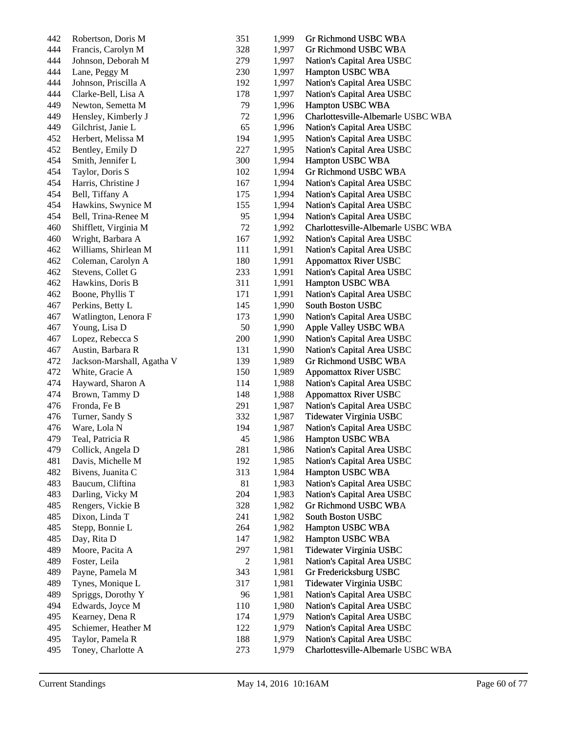| | | | | |
|---|---|---|---|---|
| 442 | Robertson, Doris M | 351 | 1,999 | Gr Richmond USBC WBA |
| 444 | Francis, Carolyn M | 328 | 1,997 | Gr Richmond USBC WBA |
| 444 | Johnson, Deborah M | 279 | 1,997 | Nation's Capital Area USBC |
| 444 | Lane, Peggy M | 230 | 1,997 | Hampton USBC WBA |
| 444 | Johnson, Priscilla A | 192 | 1,997 | Nation's Capital Area USBC |
| 444 | Clarke-Bell, Lisa A | 178 | 1,997 | Nation's Capital Area USBC |
| 449 | Newton, Semetta M | 79 | 1,996 | Hampton USBC WBA |
| 449 | Hensley, Kimberly J | 72 | 1,996 | Charlottesville-Albemarle USBC WBA |
| 449 | Gilchrist, Janie L | 65 | 1,996 | Nation's Capital Area USBC |
| 452 | Herbert, Melissa M | 194 | 1,995 | Nation's Capital Area USBC |
| 452 | Bentley, Emily D | 227 | 1,995 | Nation's Capital Area USBC |
| 454 | Smith, Jennifer L | 300 | 1,994 | Hampton USBC WBA |
| 454 | Taylor, Doris S | 102 | 1,994 | Gr Richmond USBC WBA |
| 454 | Harris, Christine J | 167 | 1,994 | Nation's Capital Area USBC |
| 454 | Bell, Tiffany A | 175 | 1,994 | Nation's Capital Area USBC |
| 454 | Hawkins, Swynice M | 155 | 1,994 | Nation's Capital Area USBC |
| 454 | Bell, Trina-Renee M | 95 | 1,994 | Nation's Capital Area USBC |
| 460 | Shifflett, Virginia M | 72 | 1,992 | Charlottesville-Albemarle USBC WBA |
| 460 | Wright, Barbara A | 167 | 1,992 | Nation's Capital Area USBC |
| 462 | Williams, Shirlean M | 111 | 1,991 | Nation's Capital Area USBC |
| 462 | Coleman, Carolyn A | 180 | 1,991 | Appomattox River USBC |
| 462 | Stevens, Collet G | 233 | 1,991 | Nation's Capital Area USBC |
| 462 | Hawkins, Doris B | 311 | 1,991 | Hampton USBC WBA |
| 462 | Boone, Phyllis T | 171 | 1,991 | Nation's Capital Area USBC |
| 467 | Perkins, Betty L | 145 | 1,990 | South Boston USBC |
| 467 | Watlington, Lenora F | 173 | 1,990 | Nation's Capital Area USBC |
| 467 | Young, Lisa D | 50 | 1,990 | Apple Valley USBC WBA |
| 467 | Lopez, Rebecca S | 200 | 1,990 | Nation's Capital Area USBC |
| 467 | Austin, Barbara R | 131 | 1,990 | Nation's Capital Area USBC |
| 472 | Jackson-Marshall, Agatha V | 139 | 1,989 | Gr Richmond USBC WBA |
| 472 | White, Gracie A | 150 | 1,989 | Appomattox River USBC |
| 474 | Hayward, Sharon A | 114 | 1,988 | Nation's Capital Area USBC |
| 474 | Brown, Tammy D | 148 | 1,988 | Appomattox River USBC |
| 476 | Fronda, Fe B | 291 | 1,987 | Nation's Capital Area USBC |
| 476 | Turner, Sandy S | 332 | 1,987 | Tidewater Virginia USBC |
| 476 | Ware, Lola N | 194 | 1,987 | Nation's Capital Area USBC |
| 479 | Teal, Patricia R | 45 | 1,986 | Hampton USBC WBA |
| 479 | Collick, Angela D | 281 | 1,986 | Nation's Capital Area USBC |
| 481 | Davis, Michelle M | 192 | 1,985 | Nation's Capital Area USBC |
| 482 | Bivens, Juanita C | 313 | 1,984 | Hampton USBC WBA |
| 483 | Baucum, Cliftina | 81 | 1,983 | Nation's Capital Area USBC |
| 483 | Darling, Vicky M | 204 | 1,983 | Nation's Capital Area USBC |
| 485 | Rengers, Vickie B | 328 | 1,982 | Gr Richmond USBC WBA |
| 485 | Dixon, Linda T | 241 | 1,982 | South Boston USBC |
| 485 | Stepp, Bonnie L | 264 | 1,982 | Hampton USBC WBA |
| 485 | Day, Rita D | 147 | 1,982 | Hampton USBC WBA |
| 489 | Moore, Pacita A | 297 | 1,981 | Tidewater Virginia USBC |
| 489 | Foster, Leila | 2 | 1,981 | Nation's Capital Area USBC |
| 489 | Payne, Pamela M | 343 | 1,981 | Gr Fredericksburg USBC |
| 489 | Tynes, Monique L | 317 | 1,981 | Tidewater Virginia USBC |
| 489 | Spriggs, Dorothy Y | 96 | 1,981 | Nation's Capital Area USBC |
| 494 | Edwards, Joyce M | 110 | 1,980 | Nation's Capital Area USBC |
| 495 | Kearney, Dena R | 174 | 1,979 | Nation's Capital Area USBC |
| 495 | Schiemer, Heather M | 122 | 1,979 | Nation's Capital Area USBC |
| 495 | Taylor, Pamela R | 188 | 1,979 | Nation's Capital Area USBC |
| 495 | Toney, Charlotte A | 273 | 1,979 | Charlottesville-Albemarle USBC WBA |

Current Standings May 14, 2016 10:16AM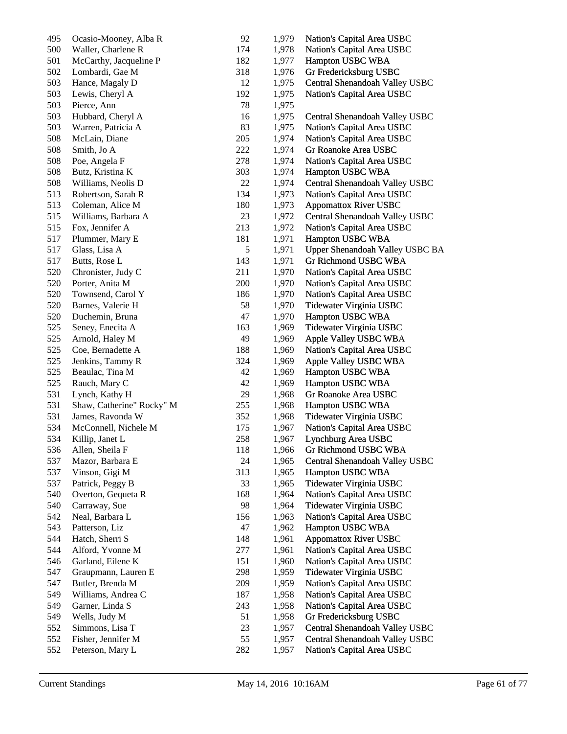| | | | | |
|---|---|---|---|---|
| 495 | Ocasio-Mooney, Alba R | 92 | 1,979 | Nation's Capital Area USBC |
| 500 | Waller, Charlene R | 174 | 1,978 | Nation's Capital Area USBC |
| 501 | McCarthy, Jacqueline P | 182 | 1,977 | Hampton USBC WBA |
| 502 | Lombardi, Gae M | 318 | 1,976 | Gr Fredericksburg USBC |
| 503 | Hance, Magaly D | 12 | 1,975 | Central Shenandoah Valley USBC |
| 503 | Lewis, Cheryl A | 192 | 1,975 | Nation's Capital Area USBC |
| 503 | Pierce, Ann | 78 | 1,975 | |
| 503 | Hubbard, Cheryl A | 16 | 1,975 | Central Shenandoah Valley USBC |
| 503 | Warren, Patricia A | 83 | 1,975 | Nation's Capital Area USBC |
| 508 | McLain, Diane | 205 | 1,974 | Nation's Capital Area USBC |
| 508 | Smith, Jo A | 222 | 1,974 | Gr Roanoke Area USBC |
| 508 | Poe, Angela F | 278 | 1,974 | Nation's Capital Area USBC |
| 508 | Butz, Kristina K | 303 | 1,974 | Hampton USBC WBA |
| 508 | Williams, Neolis D | 22 | 1,974 | Central Shenandoah Valley USBC |
| 513 | Robertson, Sarah R | 134 | 1,973 | Nation's Capital Area USBC |
| 513 | Coleman, Alice M | 180 | 1,973 | Appomattox River USBC |
| 515 | Williams, Barbara A | 23 | 1,972 | Central Shenandoah Valley USBC |
| 515 | Fox, Jennifer A | 213 | 1,972 | Nation's Capital Area USBC |
| 517 | Plummer, Mary E | 181 | 1,971 | Hampton USBC WBA |
| 517 | Glass, Lisa A | 5 | 1,971 | Upper Shenandoah Valley USBC BA |
| 517 | Butts, Rose L | 143 | 1,971 | Gr Richmond USBC WBA |
| 520 | Chronister, Judy C | 211 | 1,970 | Nation's Capital Area USBC |
| 520 | Porter, Anita M | 200 | 1,970 | Nation's Capital Area USBC |
| 520 | Townsend, Carol Y | 186 | 1,970 | Nation's Capital Area USBC |
| 520 | Barnes, Valerie H | 58 | 1,970 | Tidewater Virginia USBC |
| 520 | Duchemin, Bruna | 47 | 1,970 | Hampton USBC WBA |
| 525 | Seney, Enecita A | 163 | 1,969 | Tidewater Virginia USBC |
| 525 | Arnold, Haley M | 49 | 1,969 | Apple Valley USBC WBA |
| 525 | Coe, Bernadette A | 188 | 1,969 | Nation's Capital Area USBC |
| 525 | Jenkins, Tammy R | 324 | 1,969 | Apple Valley USBC WBA |
| 525 | Beaulac, Tina M | 42 | 1,969 | Hampton USBC WBA |
| 525 | Rauch, Mary C | 42 | 1,969 | Hampton USBC WBA |
| 531 | Lynch, Kathy H | 29 | 1,968 | Gr Roanoke Area USBC |
| 531 | Shaw, Catherine" Rocky" M | 255 | 1,968 | Hampton USBC WBA |
| 531 | James, Ravonda W | 352 | 1,968 | Tidewater Virginia USBC |
| 534 | McConnell, Nichele M | 175 | 1,967 | Nation's Capital Area USBC |
| 534 | Killip, Janet L | 258 | 1,967 | Lynchburg Area USBC |
| 536 | Allen, Sheila F | 118 | 1,966 | Gr Richmond USBC WBA |
| 537 | Mazor, Barbara E | 24 | 1,965 | Central Shenandoah Valley USBC |
| 537 | Vinson, Gigi M | 313 | 1,965 | Hampton USBC WBA |
| 537 | Patrick, Peggy B | 33 | 1,965 | Tidewater Virginia USBC |
| 540 | Overton, Gequeta R | 168 | 1,964 | Nation's Capital Area USBC |
| 540 | Carraway, Sue | 98 | 1,964 | Tidewater Virginia USBC |
| 542 | Neal, Barbara L | 156 | 1,963 | Nation's Capital Area USBC |
| 543 | Patterson, Liz | 47 | 1,962 | Hampton USBC WBA |
| 544 | Hatch, Sherri S | 148 | 1,961 | Appomattox River USBC |
| 544 | Alford, Yvonne M | 277 | 1,961 | Nation's Capital Area USBC |
| 546 | Garland, Eilene K | 151 | 1,960 | Nation's Capital Area USBC |
| 547 | Graupmann, Lauren E | 298 | 1,959 | Tidewater Virginia USBC |
| 547 | Butler, Brenda M | 209 | 1,959 | Nation's Capital Area USBC |
| 549 | Williams, Andrea C | 187 | 1,958 | Nation's Capital Area USBC |
| 549 | Garner, Linda S | 243 | 1,958 | Nation's Capital Area USBC |
| 549 | Wells, Judy M | 51 | 1,958 | Gr Fredericksburg USBC |
| 552 | Simmons, Lisa T | 23 | 1,957 | Central Shenandoah Valley USBC |
| 552 | Fisher, Jennifer M | 55 | 1,957 | Central Shenandoah Valley USBC |
| 552 | Peterson, Mary L | 282 | 1,957 | Nation's Capital Area USBC |

Current Standings May 14, 2016 10:16AM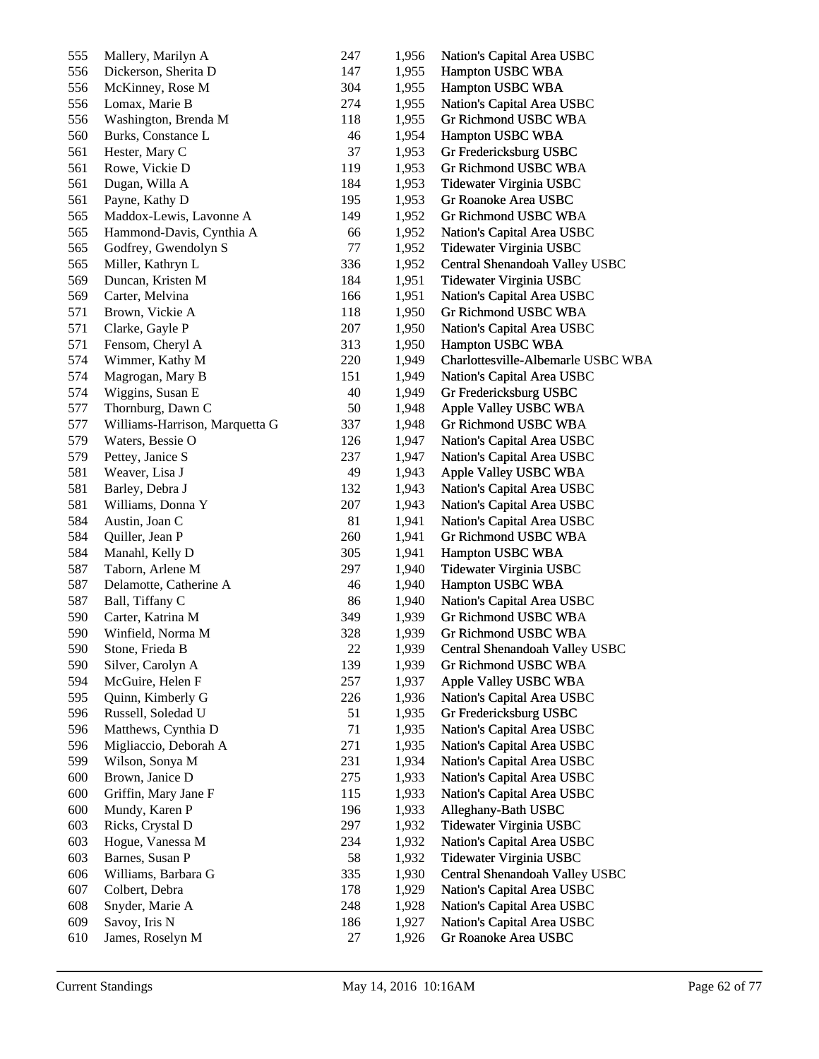| | | | | |
|---|---|---|---|---|
| 555 | Mallery, Marilyn A | 247 | 1,956 | Nation's Capital Area USBC |
| 556 | Dickerson, Sherita D | 147 | 1,955 | Hampton USBC WBA |
| 556 | McKinney, Rose M | 304 | 1,955 | Hampton USBC WBA |
| 556 | Lomax, Marie B | 274 | 1,955 | Nation's Capital Area USBC |
| 556 | Washington, Brenda M | 118 | 1,955 | Gr Richmond USBC WBA |
| 560 | Burks, Constance L | 46 | 1,954 | Hampton USBC WBA |
| 561 | Hester, Mary C | 37 | 1,953 | Gr Fredericksburg USBC |
| 561 | Rowe, Vickie D | 119 | 1,953 | Gr Richmond USBC WBA |
| 561 | Dugan, Willa A | 184 | 1,953 | Tidewater Virginia USBC |
| 561 | Payne, Kathy D | 195 | 1,953 | Gr Roanoke Area USBC |
| 565 | Maddox-Lewis, Lavonne A | 149 | 1,952 | Gr Richmond USBC WBA |
| 565 | Hammond-Davis, Cynthia A | 66 | 1,952 | Nation's Capital Area USBC |
| 565 | Godfrey, Gwendolyn S | 77 | 1,952 | Tidewater Virginia USBC |
| 565 | Miller, Kathryn L | 336 | 1,952 | Central Shenandoah Valley USBC |
| 569 | Duncan, Kristen M | 184 | 1,951 | Tidewater Virginia USBC |
| 569 | Carter, Melvina | 166 | 1,951 | Nation's Capital Area USBC |
| 571 | Brown, Vickie A | 118 | 1,950 | Gr Richmond USBC WBA |
| 571 | Clarke, Gayle P | 207 | 1,950 | Nation's Capital Area USBC |
| 571 | Fensom, Cheryl A | 313 | 1,950 | Hampton USBC WBA |
| 574 | Wimmer, Kathy M | 220 | 1,949 | Charlottesville-Albemarle USBC WBA |
| 574 | Magrogan, Mary B | 151 | 1,949 | Nation's Capital Area USBC |
| 574 | Wiggins, Susan E | 40 | 1,949 | Gr Fredericksburg USBC |
| 577 | Thornburg, Dawn C | 50 | 1,948 | Apple Valley USBC WBA |
| 577 | Williams-Harrison, Marquetta G | 337 | 1,948 | Gr Richmond USBC WBA |
| 579 | Waters, Bessie O | 126 | 1,947 | Nation's Capital Area USBC |
| 579 | Pettey, Janice S | 237 | 1,947 | Nation's Capital Area USBC |
| 581 | Weaver, Lisa J | 49 | 1,943 | Apple Valley USBC WBA |
| 581 | Barley, Debra J | 132 | 1,943 | Nation's Capital Area USBC |
| 581 | Williams, Donna Y | 207 | 1,943 | Nation's Capital Area USBC |
| 584 | Austin, Joan C | 81 | 1,941 | Nation's Capital Area USBC |
| 584 | Quiller, Jean P | 260 | 1,941 | Gr Richmond USBC WBA |
| 584 | Manahl, Kelly D | 305 | 1,941 | Hampton USBC WBA |
| 587 | Taborn, Arlene M | 297 | 1,940 | Tidewater Virginia USBC |
| 587 | Delamotte, Catherine A | 46 | 1,940 | Hampton USBC WBA |
| 587 | Ball, Tiffany C | 86 | 1,940 | Nation's Capital Area USBC |
| 590 | Carter, Katrina M | 349 | 1,939 | Gr Richmond USBC WBA |
| 590 | Winfield, Norma M | 328 | 1,939 | Gr Richmond USBC WBA |
| 590 | Stone, Frieda B | 22 | 1,939 | Central Shenandoah Valley USBC |
| 590 | Silver, Carolyn A | 139 | 1,939 | Gr Richmond USBC WBA |
| 594 | McGuire, Helen F | 257 | 1,937 | Apple Valley USBC WBA |
| 595 | Quinn, Kimberly G | 226 | 1,936 | Nation's Capital Area USBC |
| 596 | Russell, Soledad U | 51 | 1,935 | Gr Fredericksburg USBC |
| 596 | Matthews, Cynthia D | 71 | 1,935 | Nation's Capital Area USBC |
| 596 | Migliaccio, Deborah A | 271 | 1,935 | Nation's Capital Area USBC |
| 599 | Wilson, Sonya M | 231 | 1,934 | Nation's Capital Area USBC |
| 600 | Brown, Janice D | 275 | 1,933 | Nation's Capital Area USBC |
| 600 | Griffin, Mary Jane F | 115 | 1,933 | Nation's Capital Area USBC |
| 600 | Mundy, Karen P | 196 | 1,933 | Alleghany-Bath USBC |
| 603 | Ricks, Crystal D | 297 | 1,932 | Tidewater Virginia USBC |
| 603 | Hogue, Vanessa M | 234 | 1,932 | Nation's Capital Area USBC |
| 603 | Barnes, Susan P | 58 | 1,932 | Tidewater Virginia USBC |
| 606 | Williams, Barbara G | 335 | 1,930 | Central Shenandoah Valley USBC |
| 607 | Colbert, Debra | 178 | 1,929 | Nation's Capital Area USBC |
| 608 | Snyder, Marie A | 248 | 1,928 | Nation's Capital Area USBC |
| 609 | Savoy, Iris N | 186 | 1,927 | Nation's Capital Area USBC |
| 610 | James, Roselyn M | 27 | 1,926 | Gr Roanoke Area USBC |

Current Standings May 14, 2016 10:16AM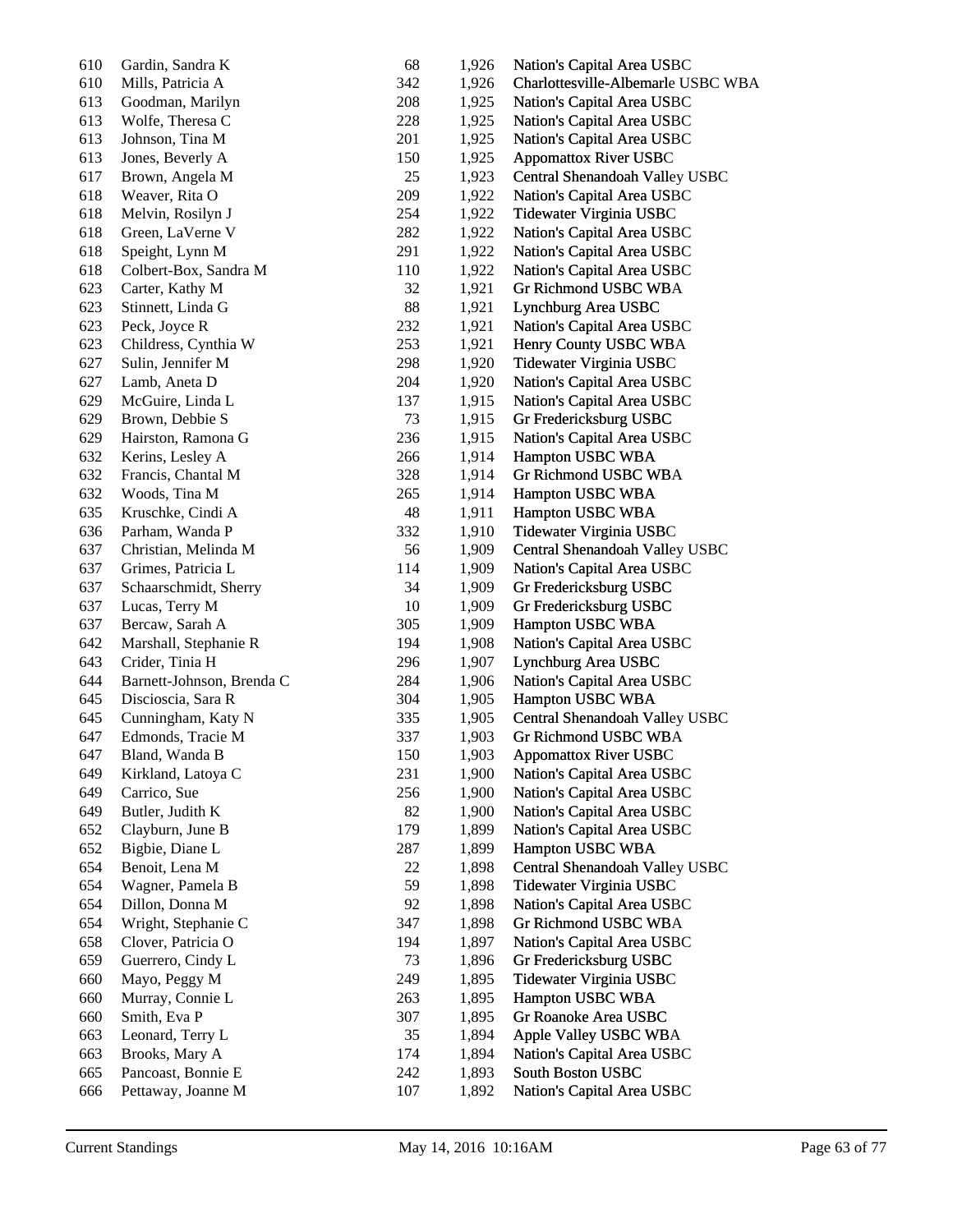| | | | | |
|---|---|---|---|---|
| 610 | Gardin, Sandra K | 68 | 1,926 | Nation's Capital Area USBC |
| 610 | Mills, Patricia A | 342 | 1,926 | Charlottesville-Albemarle USBC WBA |
| 613 | Goodman, Marilyn | 208 | 1,925 | Nation's Capital Area USBC |
| 613 | Wolfe, Theresa C | 228 | 1,925 | Nation's Capital Area USBC |
| 613 | Johnson, Tina M | 201 | 1,925 | Nation's Capital Area USBC |
| 613 | Jones, Beverly A | 150 | 1,925 | Appomattox River USBC |
| 617 | Brown, Angela M | 25 | 1,923 | Central Shenandoah Valley USBC |
| 618 | Weaver, Rita O | 209 | 1,922 | Nation's Capital Area USBC |
| 618 | Melvin, Rosilyn J | 254 | 1,922 | Tidewater Virginia USBC |
| 618 | Green, LaVerne V | 282 | 1,922 | Nation's Capital Area USBC |
| 618 | Speight, Lynn M | 291 | 1,922 | Nation's Capital Area USBC |
| 618 | Colbert-Box, Sandra M | 110 | 1,922 | Nation's Capital Area USBC |
| 623 | Carter, Kathy M | 32 | 1,921 | Gr Richmond USBC WBA |
| 623 | Stinnett, Linda G | 88 | 1,921 | Lynchburg Area USBC |
| 623 | Peck, Joyce R | 232 | 1,921 | Nation's Capital Area USBC |
| 623 | Childress, Cynthia W | 253 | 1,921 | Henry County USBC WBA |
| 627 | Sulin, Jennifer M | 298 | 1,920 | Tidewater Virginia USBC |
| 627 | Lamb, Aneta D | 204 | 1,920 | Nation's Capital Area USBC |
| 629 | McGuire, Linda L | 137 | 1,915 | Nation's Capital Area USBC |
| 629 | Brown, Debbie S | 73 | 1,915 | Gr Fredericksburg USBC |
| 629 | Hairston, Ramona G | 236 | 1,915 | Nation's Capital Area USBC |
| 632 | Kerins, Lesley A | 266 | 1,914 | Hampton USBC WBA |
| 632 | Francis, Chantal M | 328 | 1,914 | Gr Richmond USBC WBA |
| 632 | Woods, Tina M | 265 | 1,914 | Hampton USBC WBA |
| 635 | Kruschke, Cindi A | 48 | 1,911 | Hampton USBC WBA |
| 636 | Parham, Wanda P | 332 | 1,910 | Tidewater Virginia USBC |
| 637 | Christian, Melinda M | 56 | 1,909 | Central Shenandoah Valley USBC |
| 637 | Grimes, Patricia L | 114 | 1,909 | Nation's Capital Area USBC |
| 637 | Schaarschmidt, Sherry | 34 | 1,909 | Gr Fredericksburg USBC |
| 637 | Lucas, Terry M | 10 | 1,909 | Gr Fredericksburg USBC |
| 637 | Bercaw, Sarah A | 305 | 1,909 | Hampton USBC WBA |
| 642 | Marshall, Stephanie R | 194 | 1,908 | Nation's Capital Area USBC |
| 643 | Crider, Tinia H | 296 | 1,907 | Lynchburg Area USBC |
| 644 | Barnett-Johnson, Brenda C | 284 | 1,906 | Nation's Capital Area USBC |
| 645 | Discioscia, Sara R | 304 | 1,905 | Hampton USBC WBA |
| 645 | Cunningham, Katy N | 335 | 1,905 | Central Shenandoah Valley USBC |
| 647 | Edmonds, Tracie M | 337 | 1,903 | Gr Richmond USBC WBA |
| 647 | Bland, Wanda B | 150 | 1,903 | Appomattox River USBC |
| 649 | Kirkland, Latoya C | 231 | 1,900 | Nation's Capital Area USBC |
| 649 | Carrico, Sue | 256 | 1,900 | Nation's Capital Area USBC |
| 649 | Butler, Judith K | 82 | 1,900 | Nation's Capital Area USBC |
| 652 | Clayburn, June B | 179 | 1,899 | Nation's Capital Area USBC |
| 652 | Bigbie, Diane L | 287 | 1,899 | Hampton USBC WBA |
| 654 | Benoit, Lena M | 22 | 1,898 | Central Shenandoah Valley USBC |
| 654 | Wagner, Pamela B | 59 | 1,898 | Tidewater Virginia USBC |
| 654 | Dillon, Donna M | 92 | 1,898 | Nation's Capital Area USBC |
| 654 | Wright, Stephanie C | 347 | 1,898 | Gr Richmond USBC WBA |
| 658 | Clover, Patricia O | 194 | 1,897 | Nation's Capital Area USBC |
| 659 | Guerrero, Cindy L | 73 | 1,896 | Gr Fredericksburg USBC |
| 660 | Mayo, Peggy M | 249 | 1,895 | Tidewater Virginia USBC |
| 660 | Murray, Connie L | 263 | 1,895 | Hampton USBC WBA |
| 660 | Smith, Eva P | 307 | 1,895 | Gr Roanoke Area USBC |
| 663 | Leonard, Terry L | 35 | 1,894 | Apple Valley USBC WBA |
| 663 | Brooks, Mary A | 174 | 1,894 | Nation's Capital Area USBC |
| 665 | Pancoast, Bonnie E | 242 | 1,893 | South Boston USBC |
| 666 | Pettaway, Joanne M | 107 | 1,892 | Nation's Capital Area USBC |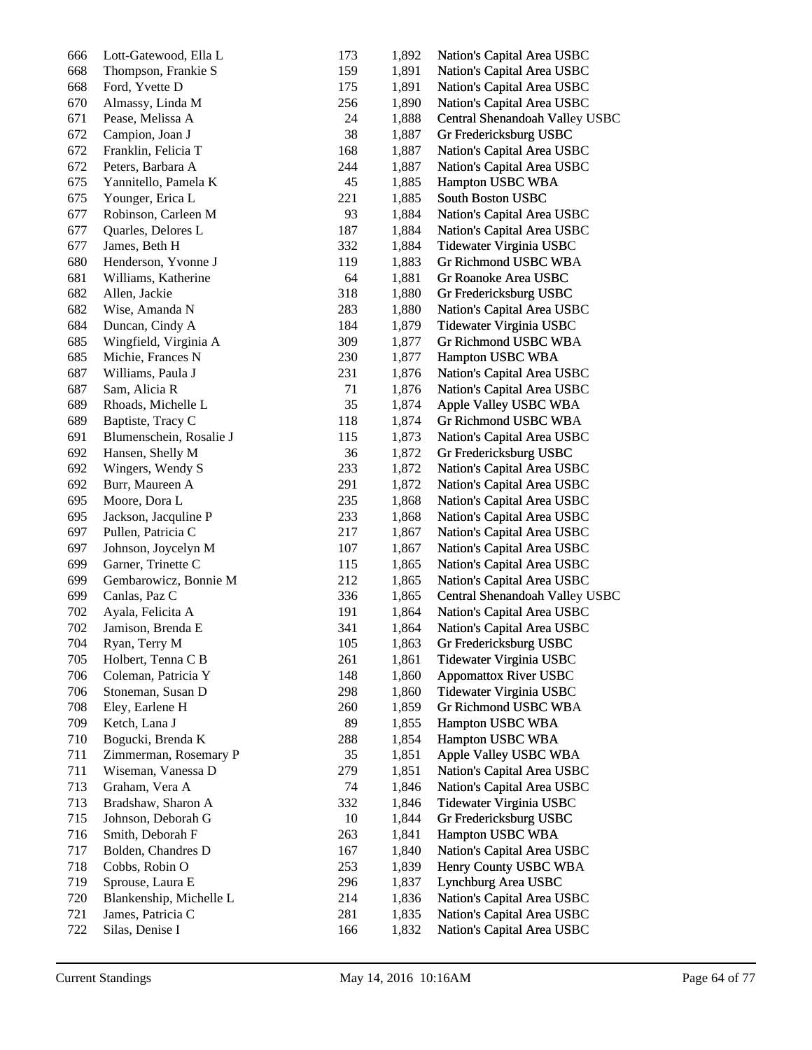| | | | | |
|---|---|---|---|---|
| 666 | Lott-Gatewood, Ella L | 173 | 1,892 | Nation's Capital Area USBC |
| 668 | Thompson, Frankie S | 159 | 1,891 | Nation's Capital Area USBC |
| 668 | Ford, Yvette D | 175 | 1,891 | Nation's Capital Area USBC |
| 670 | Almassy, Linda M | 256 | 1,890 | Nation's Capital Area USBC |
| 671 | Pease, Melissa A | 24 | 1,888 | Central Shenandoah Valley USBC |
| 672 | Campion, Joan J | 38 | 1,887 | Gr Fredericksburg USBC |
| 672 | Franklin, Felicia T | 168 | 1,887 | Nation's Capital Area USBC |
| 672 | Peters, Barbara A | 244 | 1,887 | Nation's Capital Area USBC |
| 675 | Yannitello, Pamela K | 45 | 1,885 | Hampton USBC WBA |
| 675 | Younger, Erica L | 221 | 1,885 | South Boston USBC |
| 677 | Robinson, Carleen M | 93 | 1,884 | Nation's Capital Area USBC |
| 677 | Quarles, Delores L | 187 | 1,884 | Nation's Capital Area USBC |
| 677 | James, Beth H | 332 | 1,884 | Tidewater Virginia USBC |
| 680 | Henderson, Yvonne J | 119 | 1,883 | Gr Richmond USBC WBA |
| 681 | Williams, Katherine | 64 | 1,881 | Gr Roanoke Area USBC |
| 682 | Allen, Jackie | 318 | 1,880 | Gr Fredericksburg USBC |
| 682 | Wise, Amanda N | 283 | 1,880 | Nation's Capital Area USBC |
| 684 | Duncan, Cindy A | 184 | 1,879 | Tidewater Virginia USBC |
| 685 | Wingfield, Virginia A | 309 | 1,877 | Gr Richmond USBC WBA |
| 685 | Michie, Frances N | 230 | 1,877 | Hampton USBC WBA |
| 687 | Williams, Paula J | 231 | 1,876 | Nation's Capital Area USBC |
| 687 | Sam, Alicia R | 71 | 1,876 | Nation's Capital Area USBC |
| 689 | Rhoads, Michelle L | 35 | 1,874 | Apple Valley USBC WBA |
| 689 | Baptiste, Tracy C | 118 | 1,874 | Gr Richmond USBC WBA |
| 691 | Blumenschein, Rosalie J | 115 | 1,873 | Nation's Capital Area USBC |
| 692 | Hansen, Shelly M | 36 | 1,872 | Gr Fredericksburg USBC |
| 692 | Wingers, Wendy S | 233 | 1,872 | Nation's Capital Area USBC |
| 692 | Burr, Maureen A | 291 | 1,872 | Nation's Capital Area USBC |
| 695 | Moore, Dora L | 235 | 1,868 | Nation's Capital Area USBC |
| 695 | Jackson, Jacquline P | 233 | 1,868 | Nation's Capital Area USBC |
| 697 | Pullen, Patricia C | 217 | 1,867 | Nation's Capital Area USBC |
| 697 | Johnson, Joycelyn M | 107 | 1,867 | Nation's Capital Area USBC |
| 699 | Garner, Trinette C | 115 | 1,865 | Nation's Capital Area USBC |
| 699 | Gembarowicz, Bonnie M | 212 | 1,865 | Nation's Capital Area USBC |
| 699 | Canlas, Paz C | 336 | 1,865 | Central Shenandoah Valley USBC |
| 702 | Ayala, Felicita A | 191 | 1,864 | Nation's Capital Area USBC |
| 702 | Jamison, Brenda E | 341 | 1,864 | Nation's Capital Area USBC |
| 704 | Ryan, Terry M | 105 | 1,863 | Gr Fredericksburg USBC |
| 705 | Holbert, Tenna C B | 261 | 1,861 | Tidewater Virginia USBC |
| 706 | Coleman, Patricia Y | 148 | 1,860 | Appomattox River USBC |
| 706 | Stoneman, Susan D | 298 | 1,860 | Tidewater Virginia USBC |
| 708 | Eley, Earlene H | 260 | 1,859 | Gr Richmond USBC WBA |
| 709 | Ketch, Lana J | 89 | 1,855 | Hampton USBC WBA |
| 710 | Bogucki, Brenda K | 288 | 1,854 | Hampton USBC WBA |
| 711 | Zimmerman, Rosemary P | 35 | 1,851 | Apple Valley USBC WBA |
| 711 | Wiseman, Vanessa D | 279 | 1,851 | Nation's Capital Area USBC |
| 713 | Graham, Vera A | 74 | 1,846 | Nation's Capital Area USBC |
| 713 | Bradshaw, Sharon A | 332 | 1,846 | Tidewater Virginia USBC |
| 715 | Johnson, Deborah G | 10 | 1,844 | Gr Fredericksburg USBC |
| 716 | Smith, Deborah F | 263 | 1,841 | Hampton USBC WBA |
| 717 | Bolden, Chandres D | 167 | 1,840 | Nation's Capital Area USBC |
| 718 | Cobbs, Robin O | 253 | 1,839 | Henry County USBC WBA |
| 719 | Sprouse, Laura E | 296 | 1,837 | Lynchburg Area USBC |
| 720 | Blankenship, Michelle L | 214 | 1,836 | Nation's Capital Area USBC |
| 721 | James, Patricia C | 281 | 1,835 | Nation's Capital Area USBC |
| 722 | Silas, Denise I | 166 | 1,832 | Nation's Capital Area USBC |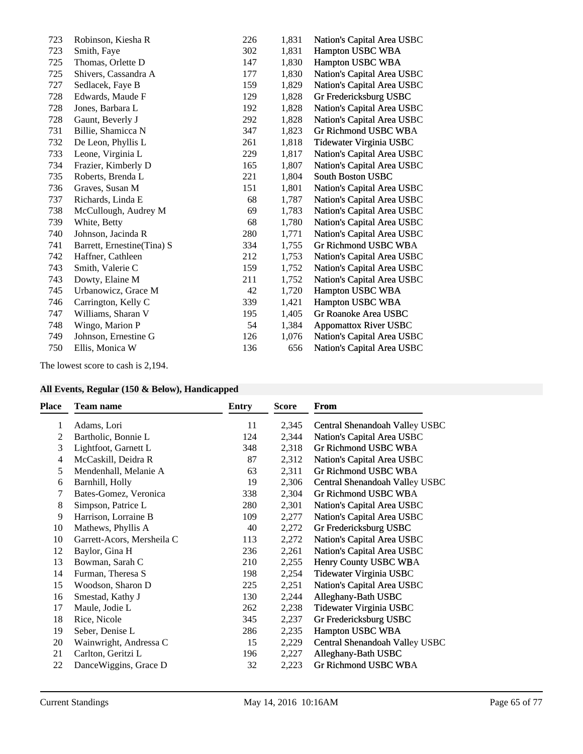| Place | Team name | Entry | Score | From |
|---|---|---|---|---|
| 723 | Robinson, Kiesha R | 226 | 1,831 | Nation's Capital Area USBC |
| 723 | Smith, Faye | 302 | 1,831 | Hampton USBC WBA |
| 725 | Thomas, Orlette D | 147 | 1,830 | Hampton USBC WBA |
| 725 | Shivers, Cassandra A | 177 | 1,830 | Nation's Capital Area USBC |
| 727 | Sedlacek, Faye B | 159 | 1,829 | Nation's Capital Area USBC |
| 728 | Edwards, Maude F | 129 | 1,828 | Gr Fredericksburg USBC |
| 728 | Jones, Barbara L | 192 | 1,828 | Nation's Capital Area USBC |
| 728 | Gaunt, Beverly J | 292 | 1,828 | Nation's Capital Area USBC |
| 731 | Billie, Shamicca N | 347 | 1,823 | Gr Richmond USBC WBA |
| 732 | De Leon, Phyllis L | 261 | 1,818 | Tidewater Virginia USBC |
| 733 | Leone, Virginia L | 229 | 1,817 | Nation's Capital Area USBC |
| 734 | Frazier, Kimberly D | 165 | 1,807 | Nation's Capital Area USBC |
| 735 | Roberts, Brenda L | 221 | 1,804 | South Boston USBC |
| 736 | Graves, Susan M | 151 | 1,801 | Nation's Capital Area USBC |
| 737 | Richards, Linda E | 68 | 1,787 | Nation's Capital Area USBC |
| 738 | McCullough, Audrey M | 69 | 1,783 | Nation's Capital Area USBC |
| 739 | White, Betty | 68 | 1,780 | Nation's Capital Area USBC |
| 740 | Johnson, Jacinda R | 280 | 1,771 | Nation's Capital Area USBC |
| 741 | Barrett, Ernestine(Tina) S | 334 | 1,755 | Gr Richmond USBC WBA |
| 742 | Haffner, Cathleen | 212 | 1,753 | Nation's Capital Area USBC |
| 743 | Smith, Valerie C | 159 | 1,752 | Nation's Capital Area USBC |
| 743 | Dowty, Elaine M | 211 | 1,752 | Nation's Capital Area USBC |
| 745 | Urbanowicz, Grace M | 42 | 1,720 | Hampton USBC WBA |
| 746 | Carrington, Kelly C | 339 | 1,421 | Hampton USBC WBA |
| 747 | Williams, Sharan V | 195 | 1,405 | Gr Roanoke Area USBC |
| 748 | Wingo, Marion P | 54 | 1,384 | Appomattox River USBC |
| 749 | Johnson, Ernestine G | 126 | 1,076 | Nation's Capital Area USBC |
| 750 | Ellis, Monica W | 136 | 656 | Nation's Capital Area USBC |

The lowest score to cash is 2,194.

### All Events, Regular (150 & Below), Handicapped

| Place | Team name | Entry | Score | From |
|---|---|---|---|---|
| 1 | Adams, Lori | 11 | 2,345 | Central Shenandoah Valley USBC |
| 2 | Bartholic, Bonnie L | 124 | 2,344 | Nation's Capital Area USBC |
| 3 | Lightfoot, Garnett L | 348 | 2,318 | Gr Richmond USBC WBA |
| 4 | McCaskill, Deidra R | 87 | 2,312 | Nation's Capital Area USBC |
| 5 | Mendenhall, Melanie A | 63 | 2,311 | Gr Richmond USBC WBA |
| 6 | Barnhill, Holly | 19 | 2,306 | Central Shenandoah Valley USBC |
| 7 | Bates-Gomez, Veronica | 338 | 2,304 | Gr Richmond USBC WBA |
| 8 | Simpson, Patrice L | 280 | 2,301 | Nation's Capital Area USBC |
| 9 | Harrison, Lorraine B | 109 | 2,277 | Nation's Capital Area USBC |
| 10 | Mathews, Phyllis A | 40 | 2,272 | Gr Fredericksburg USBC |
| 10 | Garrett-Acors, Mersheila C | 113 | 2,272 | Nation's Capital Area USBC |
| 12 | Baylor, Gina H | 236 | 2,261 | Nation's Capital Area USBC |
| 13 | Bowman, Sarah C | 210 | 2,255 | Henry County USBC WBA |
| 14 | Furman, Theresa S | 198 | 2,254 | Tidewater Virginia USBC |
| 15 | Woodson, Sharon D | 225 | 2,251 | Nation's Capital Area USBC |
| 16 | Smestad, Kathy J | 130 | 2,244 | Alleghany-Bath USBC |
| 17 | Maule, Jodie L | 262 | 2,238 | Tidewater Virginia USBC |
| 18 | Rice, Nicole | 345 | 2,237 | Gr Fredericksburg USBC |
| 19 | Seber, Denise L | 286 | 2,235 | Hampton USBC WBA |
| 20 | Wainwright, Andressa C | 15 | 2,229 | Central Shenandoah Valley USBC |
| 21 | Carlton, Geritzi L | 196 | 2,227 | Alleghany-Bath USBC |
| 22 | DanceWiggins, Grace D | 32 | 2,223 | Gr Richmond USBC WBA |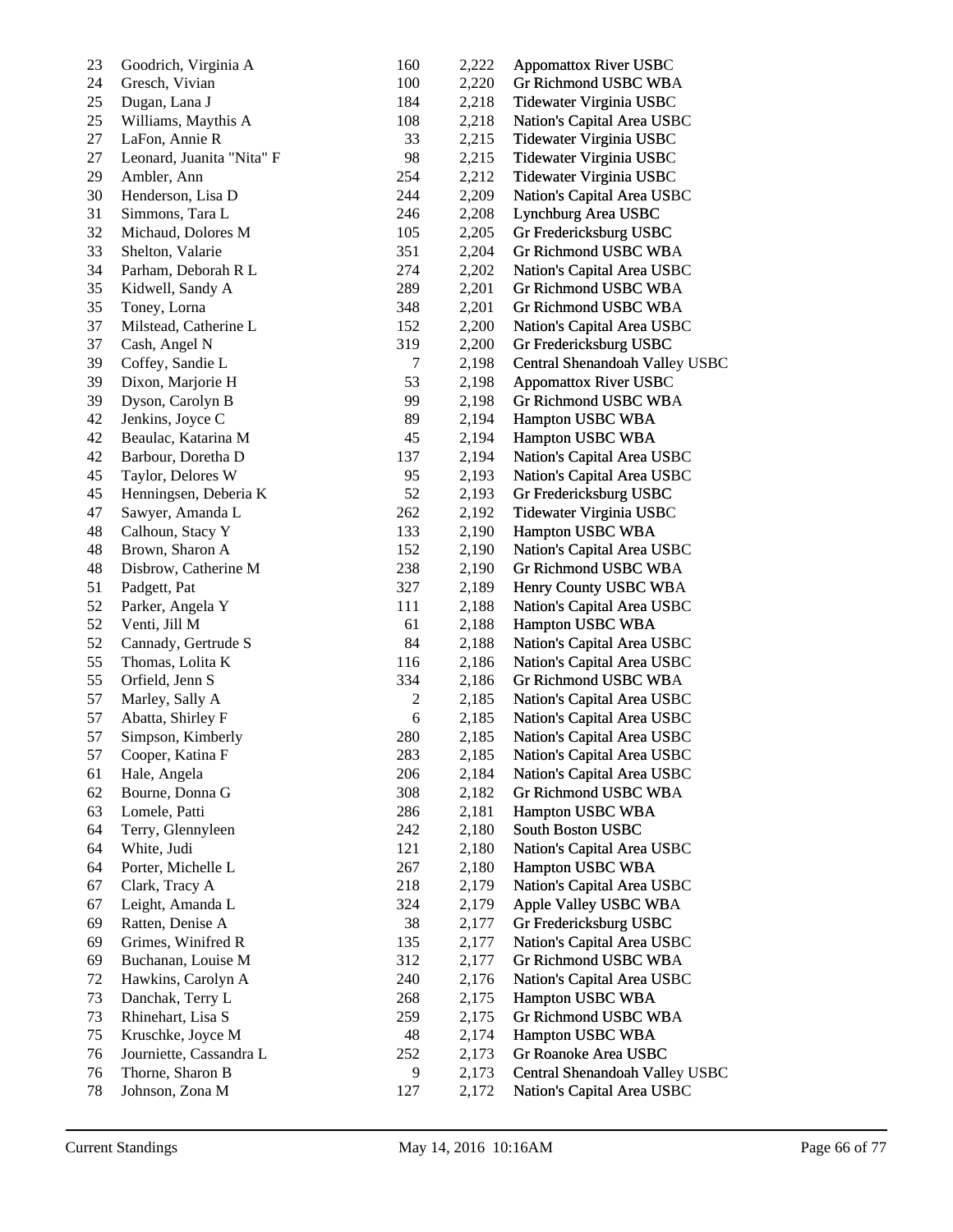| | | | | |
|---|---|---|---|---|
| 23 | Goodrich, Virginia A | 160 | 2,222 | Appomattox River USBC |
| 24 | Gresch, Vivian | 100 | 2,220 | Gr Richmond USBC WBA |
| 25 | Dugan, Lana J | 184 | 2,218 | Tidewater Virginia USBC |
| 25 | Williams, Maythis A | 108 | 2,218 | Nation's Capital Area USBC |
| 27 | LaFon, Annie R | 33 | 2,215 | Tidewater Virginia USBC |
| 27 | Leonard, Juanita "Nita" F | 98 | 2,215 | Tidewater Virginia USBC |
| 29 | Ambler, Ann | 254 | 2,212 | Tidewater Virginia USBC |
| 30 | Henderson, Lisa D | 244 | 2,209 | Nation's Capital Area USBC |
| 31 | Simmons, Tara L | 246 | 2,208 | Lynchburg Area USBC |
| 32 | Michaud, Dolores M | 105 | 2,205 | Gr Fredericksburg USBC |
| 33 | Shelton, Valarie | 351 | 2,204 | Gr Richmond USBC WBA |
| 34 | Parham, Deborah R L | 274 | 2,202 | Nation's Capital Area USBC |
| 35 | Kidwell, Sandy A | 289 | 2,201 | Gr Richmond USBC WBA |
| 35 | Toney, Lorna | 348 | 2,201 | Gr Richmond USBC WBA |
| 37 | Milstead, Catherine L | 152 | 2,200 | Nation's Capital Area USBC |
| 37 | Cash, Angel N | 319 | 2,200 | Gr Fredericksburg USBC |
| 39 | Coffey, Sandie L | 7 | 2,198 | Central Shenandoah Valley USBC |
| 39 | Dixon, Marjorie H | 53 | 2,198 | Appomattox River USBC |
| 39 | Dyson, Carolyn B | 99 | 2,198 | Gr Richmond USBC WBA |
| 42 | Jenkins, Joyce C | 89 | 2,194 | Hampton USBC WBA |
| 42 | Beaulac, Katarina M | 45 | 2,194 | Hampton USBC WBA |
| 42 | Barbour, Doretha D | 137 | 2,194 | Nation's Capital Area USBC |
| 45 | Taylor, Delores W | 95 | 2,193 | Nation's Capital Area USBC |
| 45 | Henningsen, Deberia K | 52 | 2,193 | Gr Fredericksburg USBC |
| 47 | Sawyer, Amanda L | 262 | 2,192 | Tidewater Virginia USBC |
| 48 | Calhoun, Stacy Y | 133 | 2,190 | Hampton USBC WBA |
| 48 | Brown, Sharon A | 152 | 2,190 | Nation's Capital Area USBC |
| 48 | Disbrow, Catherine M | 238 | 2,190 | Gr Richmond USBC WBA |
| 51 | Padgett, Pat | 327 | 2,189 | Henry County USBC WBA |
| 52 | Parker, Angela Y | 111 | 2,188 | Nation's Capital Area USBC |
| 52 | Venti, Jill M | 61 | 2,188 | Hampton USBC WBA |
| 52 | Cannady, Gertrude S | 84 | 2,188 | Nation's Capital Area USBC |
| 55 | Thomas, Lolita K | 116 | 2,186 | Nation's Capital Area USBC |
| 55 | Orfield, Jenn S | 334 | 2,186 | Gr Richmond USBC WBA |
| 57 | Marley, Sally A | 2 | 2,185 | Nation's Capital Area USBC |
| 57 | Abatta, Shirley F | 6 | 2,185 | Nation's Capital Area USBC |
| 57 | Simpson, Kimberly | 280 | 2,185 | Nation's Capital Area USBC |
| 57 | Cooper, Katina F | 283 | 2,185 | Nation's Capital Area USBC |
| 61 | Hale, Angela | 206 | 2,184 | Nation's Capital Area USBC |
| 62 | Bourne, Donna G | 308 | 2,182 | Gr Richmond USBC WBA |
| 63 | Lomele, Patti | 286 | 2,181 | Hampton USBC WBA |
| 64 | Terry, Glennyleen | 242 | 2,180 | South Boston USBC |
| 64 | White, Judi | 121 | 2,180 | Nation's Capital Area USBC |
| 64 | Porter, Michelle L | 267 | 2,180 | Hampton USBC WBA |
| 67 | Clark, Tracy A | 218 | 2,179 | Nation's Capital Area USBC |
| 67 | Leight, Amanda L | 324 | 2,179 | Apple Valley USBC WBA |
| 69 | Ratten, Denise A | 38 | 2,177 | Gr Fredericksburg USBC |
| 69 | Grimes, Winifred R | 135 | 2,177 | Nation's Capital Area USBC |
| 69 | Buchanan, Louise M | 312 | 2,177 | Gr Richmond USBC WBA |
| 72 | Hawkins, Carolyn A | 240 | 2,176 | Nation's Capital Area USBC |
| 73 | Danchak, Terry L | 268 | 2,175 | Hampton USBC WBA |
| 73 | Rhinehart, Lisa S | 259 | 2,175 | Gr Richmond USBC WBA |
| 75 | Kruschke, Joyce M | 48 | 2,174 | Hampton USBC WBA |
| 76 | Journiette, Cassandra L | 252 | 2,173 | Gr Roanoke Area USBC |
| 76 | Thorne, Sharon B | 9 | 2,173 | Central Shenandoah Valley USBC |
| 78 | Johnson, Zona M | 127 | 2,172 | Nation's Capital Area USBC |

Current Standings May 14, 2016 10:16AM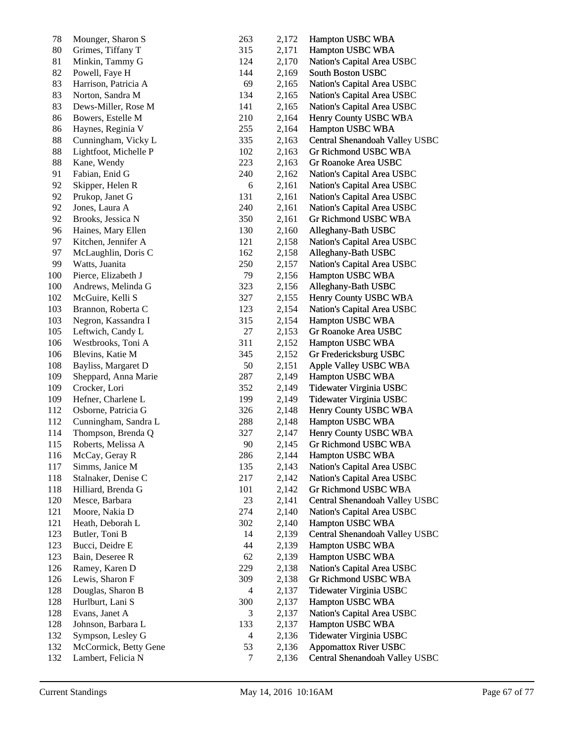| | | | | |
|---|---|---|---|---|
| 78 | Mounger, Sharon S | 263 | 2,172 | Hampton USBC WBA |
| 80 | Grimes, Tiffany T | 315 | 2,171 | Hampton USBC WBA |
| 81 | Minkin, Tammy G | 124 | 2,170 | Nation's Capital Area USBC |
| 82 | Powell, Faye H | 144 | 2,169 | South Boston USBC |
| 83 | Harrison, Patricia A | 69 | 2,165 | Nation's Capital Area USBC |
| 83 | Norton, Sandra M | 134 | 2,165 | Nation's Capital Area USBC |
| 83 | Dews-Miller, Rose M | 141 | 2,165 | Nation's Capital Area USBC |
| 86 | Bowers, Estelle M | 210 | 2,164 | Henry County USBC WBA |
| 86 | Haynes, Reginia V | 255 | 2,164 | Hampton USBC WBA |
| 88 | Cunningham, Vicky L | 335 | 2,163 | Central Shenandoah Valley USBC |
| 88 | Lightfoot, Michelle P | 102 | 2,163 | Gr Richmond USBC WBA |
| 88 | Kane, Wendy | 223 | 2,163 | Gr Roanoke Area USBC |
| 91 | Fabian, Enid G | 240 | 2,162 | Nation's Capital Area USBC |
| 92 | Skipper, Helen R | 6 | 2,161 | Nation's Capital Area USBC |
| 92 | Prukop, Janet G | 131 | 2,161 | Nation's Capital Area USBC |
| 92 | Jones, Laura A | 240 | 2,161 | Nation's Capital Area USBC |
| 92 | Brooks, Jessica N | 350 | 2,161 | Gr Richmond USBC WBA |
| 96 | Haines, Mary Ellen | 130 | 2,160 | Alleghany-Bath USBC |
| 97 | Kitchen, Jennifer A | 121 | 2,158 | Nation's Capital Area USBC |
| 97 | McLaughlin, Doris C | 162 | 2,158 | Alleghany-Bath USBC |
| 99 | Watts, Juanita | 250 | 2,157 | Nation's Capital Area USBC |
| 100 | Pierce, Elizabeth J | 79 | 2,156 | Hampton USBC WBA |
| 100 | Andrews, Melinda G | 323 | 2,156 | Alleghany-Bath USBC |
| 102 | McGuire, Kelli S | 327 | 2,155 | Henry County USBC WBA |
| 103 | Brannon, Roberta C | 123 | 2,154 | Nation's Capital Area USBC |
| 103 | Negron, Kassandra I | 315 | 2,154 | Hampton USBC WBA |
| 105 | Leftwich, Candy L | 27 | 2,153 | Gr Roanoke Area USBC |
| 106 | Westbrooks, Toni A | 311 | 2,152 | Hampton USBC WBA |
| 106 | Blevins, Katie M | 345 | 2,152 | Gr Fredericksburg USBC |
| 108 | Bayliss, Margaret D | 50 | 2,151 | Apple Valley USBC WBA |
| 109 | Sheppard, Anna Marie | 287 | 2,149 | Hampton USBC WBA |
| 109 | Crocker, Lori | 352 | 2,149 | Tidewater Virginia USBC |
| 109 | Hefner, Charlene L | 199 | 2,149 | Tidewater Virginia USBC |
| 112 | Osborne, Patricia G | 326 | 2,148 | Henry County USBC WBA |
| 112 | Cunningham, Sandra L | 288 | 2,148 | Hampton USBC WBA |
| 114 | Thompson, Brenda Q | 327 | 2,147 | Henry County USBC WBA |
| 115 | Roberts, Melissa A | 90 | 2,145 | Gr Richmond USBC WBA |
| 116 | McCay, Geray R | 286 | 2,144 | Hampton USBC WBA |
| 117 | Simms, Janice M | 135 | 2,143 | Nation's Capital Area USBC |
| 118 | Stalnaker, Denise C | 217 | 2,142 | Nation's Capital Area USBC |
| 118 | Hilliard, Brenda G | 101 | 2,142 | Gr Richmond USBC WBA |
| 120 | Mesce, Barbara | 23 | 2,141 | Central Shenandoah Valley USBC |
| 121 | Moore, Nakia D | 274 | 2,140 | Nation's Capital Area USBC |
| 121 | Heath, Deborah L | 302 | 2,140 | Hampton USBC WBA |
| 123 | Butler, Toni B | 14 | 2,139 | Central Shenandoah Valley USBC |
| 123 | Bucci, Deidre E | 44 | 2,139 | Hampton USBC WBA |
| 123 | Bain, Deseree R | 62 | 2,139 | Hampton USBC WBA |
| 126 | Ramey, Karen D | 229 | 2,138 | Nation's Capital Area USBC |
| 126 | Lewis, Sharon F | 309 | 2,138 | Gr Richmond USBC WBA |
| 128 | Douglas, Sharon B | 4 | 2,137 | Tidewater Virginia USBC |
| 128 | Hurlburt, Lani S | 300 | 2,137 | Hampton USBC WBA |
| 128 | Evans, Janet A | 3 | 2,137 | Nation's Capital Area USBC |
| 128 | Johnson, Barbara L | 133 | 2,137 | Hampton USBC WBA |
| 132 | Sympson, Lesley G | 4 | 2,136 | Tidewater Virginia USBC |
| 132 | McCormick, Betty Gene | 53 | 2,136 | Appomattox River USBC |
| 132 | Lambert, Felicia N | 7 | 2,136 | Central Shenandoah Valley USBC |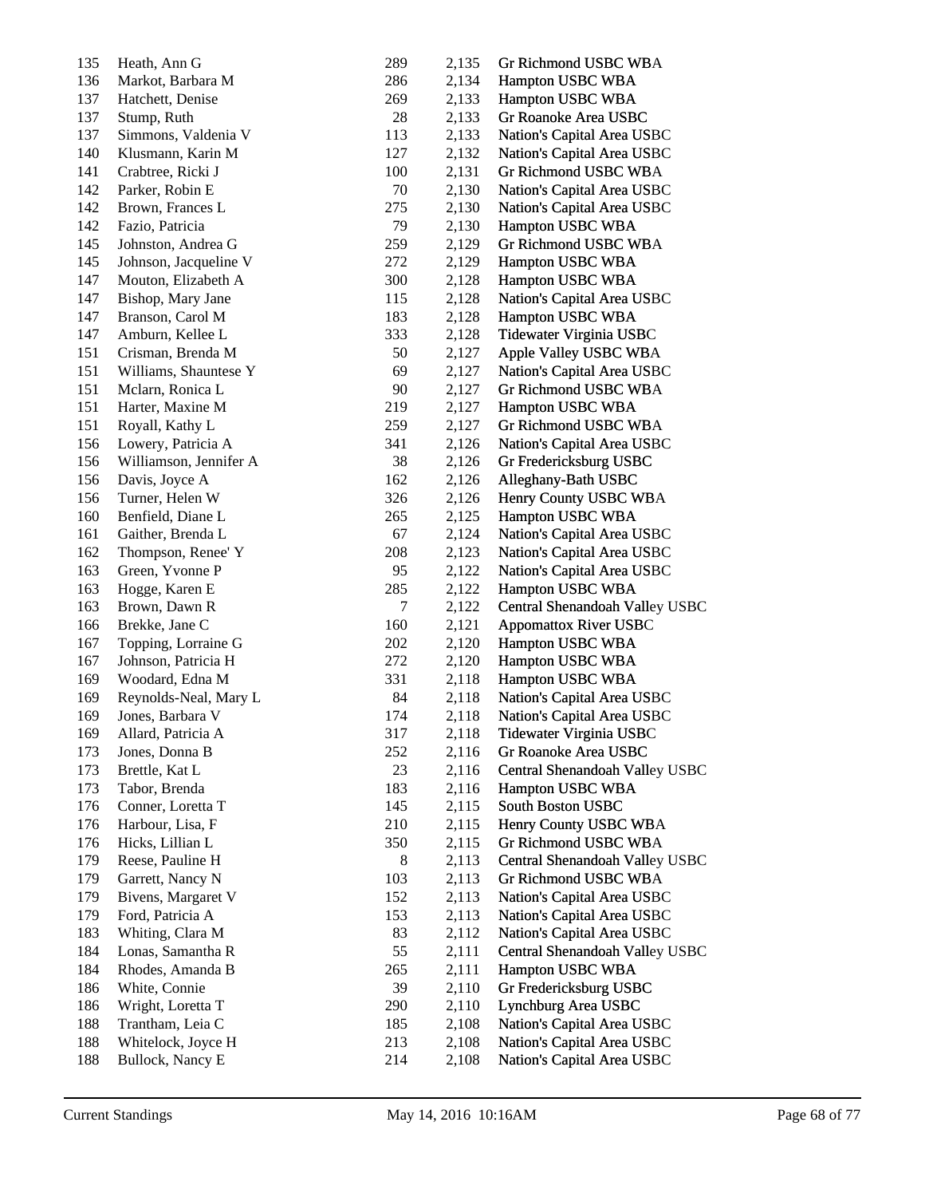| | | | | |
|---|---|---|---|---|
| 135 | Heath, Ann G | 289 | 2,135 | Gr Richmond USBC WBA |
| 136 | Markot, Barbara M | 286 | 2,134 | Hampton USBC WBA |
| 137 | Hatchett, Denise | 269 | 2,133 | Hampton USBC WBA |
| 137 | Stump, Ruth | 28 | 2,133 | Gr Roanoke Area USBC |
| 137 | Simmons, Valdenia V | 113 | 2,133 | Nation's Capital Area USBC |
| 140 | Klusmann, Karin M | 127 | 2,132 | Nation's Capital Area USBC |
| 141 | Crabtree, Ricki J | 100 | 2,131 | Gr Richmond USBC WBA |
| 142 | Parker, Robin E | 70 | 2,130 | Nation's Capital Area USBC |
| 142 | Brown, Frances L | 275 | 2,130 | Nation's Capital Area USBC |
| 142 | Fazio, Patricia | 79 | 2,130 | Hampton USBC WBA |
| 145 | Johnston, Andrea G | 259 | 2,129 | Gr Richmond USBC WBA |
| 145 | Johnson, Jacqueline V | 272 | 2,129 | Hampton USBC WBA |
| 147 | Mouton, Elizabeth A | 300 | 2,128 | Hampton USBC WBA |
| 147 | Bishop, Mary Jane | 115 | 2,128 | Nation's Capital Area USBC |
| 147 | Branson, Carol M | 183 | 2,128 | Hampton USBC WBA |
| 147 | Amburn, Kellee L | 333 | 2,128 | Tidewater Virginia USBC |
| 151 | Crisman, Brenda M | 50 | 2,127 | Apple Valley USBC WBA |
| 151 | Williams, Shauntese Y | 69 | 2,127 | Nation's Capital Area USBC |
| 151 | Mclarn, Ronica L | 90 | 2,127 | Gr Richmond USBC WBA |
| 151 | Harter, Maxine M | 219 | 2,127 | Hampton USBC WBA |
| 151 | Royall, Kathy L | 259 | 2,127 | Gr Richmond USBC WBA |
| 156 | Lowery, Patricia A | 341 | 2,126 | Nation's Capital Area USBC |
| 156 | Williamson, Jennifer A | 38 | 2,126 | Gr Fredericksburg USBC |
| 156 | Davis, Joyce A | 162 | 2,126 | Alleghany-Bath USBC |
| 156 | Turner, Helen W | 326 | 2,126 | Henry County USBC WBA |
| 160 | Benfield, Diane L | 265 | 2,125 | Hampton USBC WBA |
| 161 | Gaither, Brenda L | 67 | 2,124 | Nation's Capital Area USBC |
| 162 | Thompson, Renee' Y | 208 | 2,123 | Nation's Capital Area USBC |
| 163 | Green, Yvonne P | 95 | 2,122 | Nation's Capital Area USBC |
| 163 | Hogge, Karen E | 285 | 2,122 | Hampton USBC WBA |
| 163 | Brown, Dawn R | 7 | 2,122 | Central Shenandoah Valley USBC |
| 166 | Brekke, Jane C | 160 | 2,121 | Appomattox River USBC |
| 167 | Topping, Lorraine G | 202 | 2,120 | Hampton USBC WBA |
| 167 | Johnson, Patricia H | 272 | 2,120 | Hampton USBC WBA |
| 169 | Woodard, Edna M | 331 | 2,118 | Hampton USBC WBA |
| 169 | Reynolds-Neal, Mary L | 84 | 2,118 | Nation's Capital Area USBC |
| 169 | Jones, Barbara V | 174 | 2,118 | Nation's Capital Area USBC |
| 169 | Allard, Patricia A | 317 | 2,118 | Tidewater Virginia USBC |
| 173 | Jones, Donna B | 252 | 2,116 | Gr Roanoke Area USBC |
| 173 | Brettle, Kat L | 23 | 2,116 | Central Shenandoah Valley USBC |
| 173 | Tabor, Brenda | 183 | 2,116 | Hampton USBC WBA |
| 176 | Conner, Loretta T | 145 | 2,115 | South Boston USBC |
| 176 | Harbour, Lisa, F | 210 | 2,115 | Henry County USBC WBA |
| 176 | Hicks, Lillian L | 350 | 2,115 | Gr Richmond USBC WBA |
| 179 | Reese, Pauline H | 8 | 2,113 | Central Shenandoah Valley USBC |
| 179 | Garrett, Nancy N | 103 | 2,113 | Gr Richmond USBC WBA |
| 179 | Bivens, Margaret V | 152 | 2,113 | Nation's Capital Area USBC |
| 179 | Ford, Patricia A | 153 | 2,113 | Nation's Capital Area USBC |
| 183 | Whiting, Clara M | 83 | 2,112 | Nation's Capital Area USBC |
| 184 | Lonas, Samantha R | 55 | 2,111 | Central Shenandoah Valley USBC |
| 184 | Rhodes, Amanda B | 265 | 2,111 | Hampton USBC WBA |
| 186 | White, Connie | 39 | 2,110 | Gr Fredericksburg USBC |
| 186 | Wright, Loretta T | 290 | 2,110 | Lynchburg Area USBC |
| 188 | Trantham, Leia C | 185 | 2,108 | Nation's Capital Area USBC |
| 188 | Whitelock, Joyce H | 213 | 2,108 | Nation's Capital Area USBC |
| 188 | Bullock, Nancy E | 214 | 2,108 | Nation's Capital Area USBC |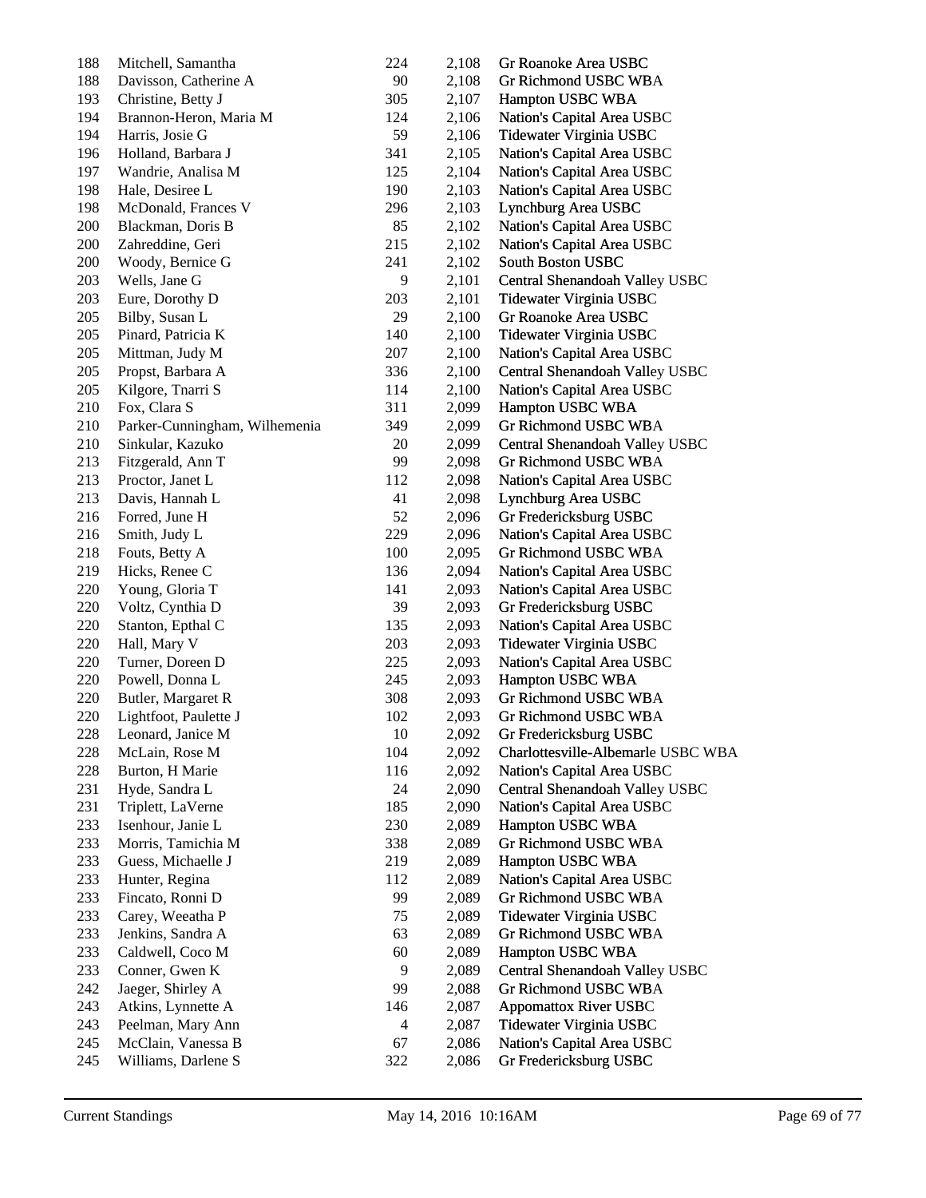| | | | | |
|---|---|---|---|---|
| 188 | Mitchell, Samantha | 224 | 2,108 | Gr Roanoke Area USBC |
| 188 | Davisson, Catherine A | 90 | 2,108 | Gr Richmond USBC WBA |
| 193 | Christine, Betty J | 305 | 2,107 | Hampton USBC WBA |
| 194 | Brannon-Heron, Maria M | 124 | 2,106 | Nation's Capital Area USBC |
| 194 | Harris, Josie G | 59 | 2,106 | Tidewater Virginia USBC |
| 196 | Holland, Barbara J | 341 | 2,105 | Nation's Capital Area USBC |
| 197 | Wandrie, Analisa M | 125 | 2,104 | Nation's Capital Area USBC |
| 198 | Hale, Desiree L | 190 | 2,103 | Nation's Capital Area USBC |
| 198 | McDonald, Frances V | 296 | 2,103 | Lynchburg Area USBC |
| 200 | Blackman, Doris B | 85 | 2,102 | Nation's Capital Area USBC |
| 200 | Zahreddine, Geri | 215 | 2,102 | Nation's Capital Area USBC |
| 200 | Woody, Bernice G | 241 | 2,102 | South Boston USBC |
| 203 | Wells, Jane G | 9 | 2,101 | Central Shenandoah Valley USBC |
| 203 | Eure, Dorothy D | 203 | 2,101 | Tidewater Virginia USBC |
| 205 | Bilby, Susan L | 29 | 2,100 | Gr Roanoke Area USBC |
| 205 | Pinard, Patricia K | 140 | 2,100 | Tidewater Virginia USBC |
| 205 | Mittman, Judy M | 207 | 2,100 | Nation's Capital Area USBC |
| 205 | Propst, Barbara A | 336 | 2,100 | Central Shenandoah Valley USBC |
| 205 | Kilgore, Tnarri S | 114 | 2,100 | Nation's Capital Area USBC |
| 210 | Fox, Clara S | 311 | 2,099 | Hampton USBC WBA |
| 210 | Parker-Cunningham, Wilhemenia | 349 | 2,099 | Gr Richmond USBC WBA |
| 210 | Sinkular, Kazuko | 20 | 2,099 | Central Shenandoah Valley USBC |
| 213 | Fitzgerald, Ann T | 99 | 2,098 | Gr Richmond USBC WBA |
| 213 | Proctor, Janet L | 112 | 2,098 | Nation's Capital Area USBC |
| 213 | Davis, Hannah L | 41 | 2,098 | Lynchburg Area USBC |
| 216 | Forred, June H | 52 | 2,096 | Gr Fredericksburg USBC |
| 216 | Smith, Judy L | 229 | 2,096 | Nation's Capital Area USBC |
| 218 | Fouts, Betty A | 100 | 2,095 | Gr Richmond USBC WBA |
| 219 | Hicks, Renee C | 136 | 2,094 | Nation's Capital Area USBC |
| 220 | Young, Gloria T | 141 | 2,093 | Nation's Capital Area USBC |
| 220 | Voltz, Cynthia D | 39 | 2,093 | Gr Fredericksburg USBC |
| 220 | Stanton, Epthal C | 135 | 2,093 | Nation's Capital Area USBC |
| 220 | Hall, Mary V | 203 | 2,093 | Tidewater Virginia USBC |
| 220 | Turner, Doreen D | 225 | 2,093 | Nation's Capital Area USBC |
| 220 | Powell, Donna L | 245 | 2,093 | Hampton USBC WBA |
| 220 | Butler, Margaret R | 308 | 2,093 | Gr Richmond USBC WBA |
| 220 | Lightfoot, Paulette J | 102 | 2,093 | Gr Richmond USBC WBA |
| 228 | Leonard, Janice M | 10 | 2,092 | Gr Fredericksburg USBC |
| 228 | McLain, Rose M | 104 | 2,092 | Charlottesville-Albemarle USBC WBA |
| 228 | Burton, H Marie | 116 | 2,092 | Nation's Capital Area USBC |
| 231 | Hyde, Sandra L | 24 | 2,090 | Central Shenandoah Valley USBC |
| 231 | Triplett, LaVerne | 185 | 2,090 | Nation's Capital Area USBC |
| 233 | Isenhour, Janie L | 230 | 2,089 | Hampton USBC WBA |
| 233 | Morris, Tamichia M | 338 | 2,089 | Gr Richmond USBC WBA |
| 233 | Guess, Michaelle J | 219 | 2,089 | Hampton USBC WBA |
| 233 | Hunter, Regina | 112 | 2,089 | Nation's Capital Area USBC |
| 233 | Fincato, Ronni D | 99 | 2,089 | Gr Richmond USBC WBA |
| 233 | Carey, Weeatha P | 75 | 2,089 | Tidewater Virginia USBC |
| 233 | Jenkins, Sandra A | 63 | 2,089 | Gr Richmond USBC WBA |
| 233 | Caldwell, Coco M | 60 | 2,089 | Hampton USBC WBA |
| 233 | Conner, Gwen K | 9 | 2,089 | Central Shenandoah Valley USBC |
| 242 | Jaeger, Shirley A | 99 | 2,088 | Gr Richmond USBC WBA |
| 243 | Atkins, Lynnette A | 146 | 2,087 | Appomattox River USBC |
| 243 | Peelman, Mary Ann | 4 | 2,087 | Tidewater Virginia USBC |
| 245 | McClain, Vanessa B | 67 | 2,086 | Nation's Capital Area USBC |
| 245 | Williams, Darlene S | 322 | 2,086 | Gr Fredericksburg USBC |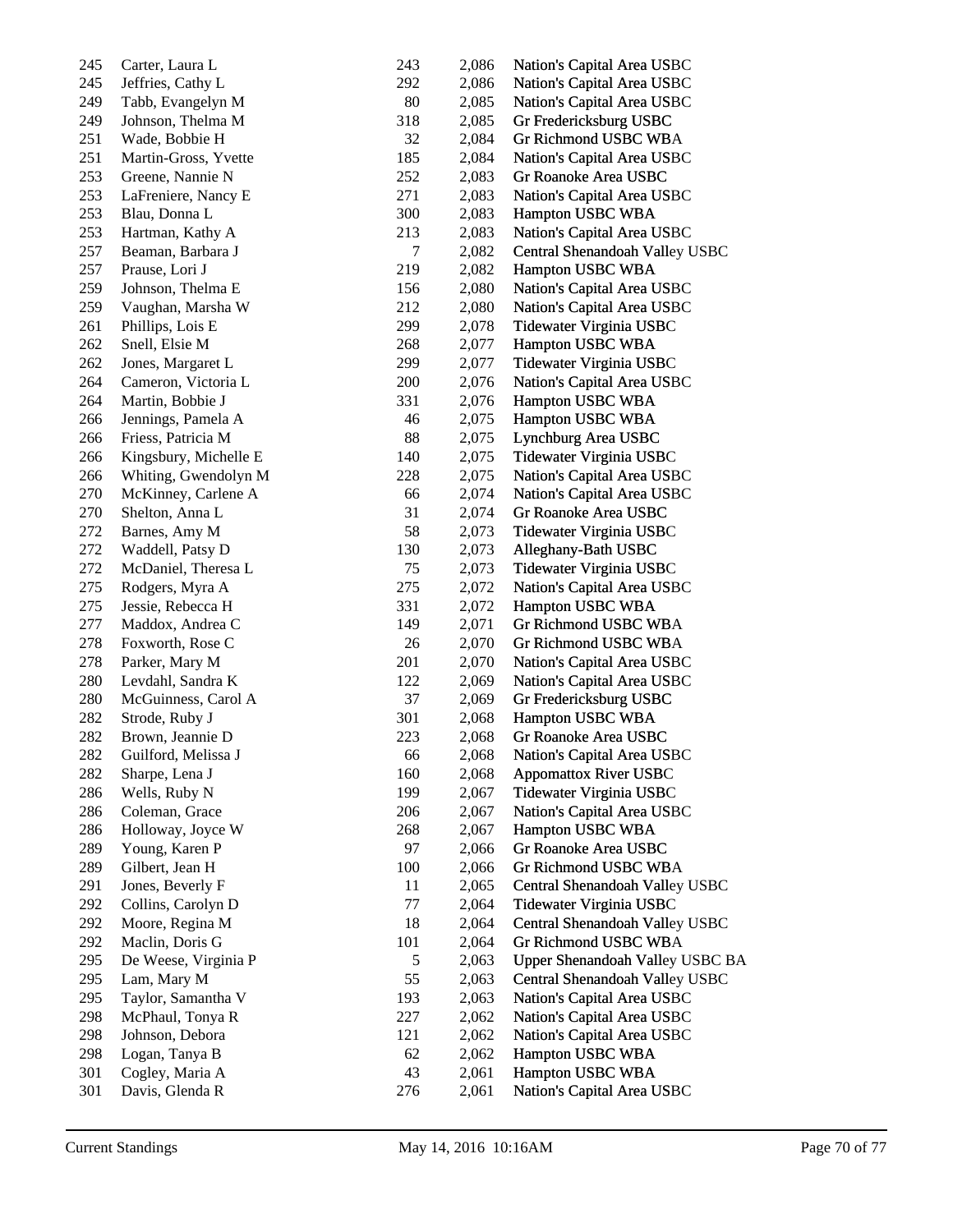| | | | | |
|---|---|---|---|---|
| 245 | Carter, Laura L | 243 | 2,086 | Nation's Capital Area USBC |
| 245 | Jeffries, Cathy L | 292 | 2,086 | Nation's Capital Area USBC |
| 249 | Tabb, Evangelyn M | 80 | 2,085 | Nation's Capital Area USBC |
| 249 | Johnson, Thelma M | 318 | 2,085 | Gr Fredericksburg USBC |
| 251 | Wade, Bobbie H | 32 | 2,084 | Gr Richmond USBC WBA |
| 251 | Martin-Gross, Yvette | 185 | 2,084 | Nation's Capital Area USBC |
| 253 | Greene, Nannie N | 252 | 2,083 | Gr Roanoke Area USBC |
| 253 | LaFreniere, Nancy E | 271 | 2,083 | Nation's Capital Area USBC |
| 253 | Blau, Donna L | 300 | 2,083 | Hampton USBC WBA |
| 253 | Hartman, Kathy A | 213 | 2,083 | Nation's Capital Area USBC |
| 257 | Beaman, Barbara J | 7 | 2,082 | Central Shenandoah Valley USBC |
| 257 | Prause, Lori J | 219 | 2,082 | Hampton USBC WBA |
| 259 | Johnson, Thelma E | 156 | 2,080 | Nation's Capital Area USBC |
| 259 | Vaughan, Marsha W | 212 | 2,080 | Nation's Capital Area USBC |
| 261 | Phillips, Lois E | 299 | 2,078 | Tidewater Virginia USBC |
| 262 | Snell, Elsie M | 268 | 2,077 | Hampton USBC WBA |
| 262 | Jones, Margaret L | 299 | 2,077 | Tidewater Virginia USBC |
| 264 | Cameron, Victoria L | 200 | 2,076 | Nation's Capital Area USBC |
| 264 | Martin, Bobbie J | 331 | 2,076 | Hampton USBC WBA |
| 266 | Jennings, Pamela A | 46 | 2,075 | Hampton USBC WBA |
| 266 | Friess, Patricia M | 88 | 2,075 | Lynchburg Area USBC |
| 266 | Kingsbury, Michelle E | 140 | 2,075 | Tidewater Virginia USBC |
| 266 | Whiting, Gwendolyn M | 228 | 2,075 | Nation's Capital Area USBC |
| 270 | McKinney, Carlene A | 66 | 2,074 | Nation's Capital Area USBC |
| 270 | Shelton, Anna L | 31 | 2,074 | Gr Roanoke Area USBC |
| 272 | Barnes, Amy M | 58 | 2,073 | Tidewater Virginia USBC |
| 272 | Waddell, Patsy D | 130 | 2,073 | Alleghany-Bath USBC |
| 272 | McDaniel, Theresa L | 75 | 2,073 | Tidewater Virginia USBC |
| 275 | Rodgers, Myra A | 275 | 2,072 | Nation's Capital Area USBC |
| 275 | Jessie, Rebecca H | 331 | 2,072 | Hampton USBC WBA |
| 277 | Maddox, Andrea C | 149 | 2,071 | Gr Richmond USBC WBA |
| 278 | Foxworth, Rose C | 26 | 2,070 | Gr Richmond USBC WBA |
| 278 | Parker, Mary M | 201 | 2,070 | Nation's Capital Area USBC |
| 280 | Levdahl, Sandra K | 122 | 2,069 | Nation's Capital Area USBC |
| 280 | McGuinness, Carol A | 37 | 2,069 | Gr Fredericksburg USBC |
| 282 | Strode, Ruby J | 301 | 2,068 | Hampton USBC WBA |
| 282 | Brown, Jeannie D | 223 | 2,068 | Gr Roanoke Area USBC |
| 282 | Guilford, Melissa J | 66 | 2,068 | Nation's Capital Area USBC |
| 282 | Sharpe, Lena J | 160 | 2,068 | Appomattox River USBC |
| 286 | Wells, Ruby N | 199 | 2,067 | Tidewater Virginia USBC |
| 286 | Coleman, Grace | 206 | 2,067 | Nation's Capital Area USBC |
| 286 | Holloway, Joyce W | 268 | 2,067 | Hampton USBC WBA |
| 289 | Young, Karen P | 97 | 2,066 | Gr Roanoke Area USBC |
| 289 | Gilbert, Jean H | 100 | 2,066 | Gr Richmond USBC WBA |
| 291 | Jones, Beverly F | 11 | 2,065 | Central Shenandoah Valley USBC |
| 292 | Collins, Carolyn D | 77 | 2,064 | Tidewater Virginia USBC |
| 292 | Moore, Regina M | 18 | 2,064 | Central Shenandoah Valley USBC |
| 292 | Maclin, Doris G | 101 | 2,064 | Gr Richmond USBC WBA |
| 295 | De Weese, Virginia P | 5 | 2,063 | Upper Shenandoah Valley USBC BA |
| 295 | Lam, Mary M | 55 | 2,063 | Central Shenandoah Valley USBC |
| 295 | Taylor, Samantha V | 193 | 2,063 | Nation's Capital Area USBC |
| 298 | McPhaul, Tonya R | 227 | 2,062 | Nation's Capital Area USBC |
| 298 | Johnson, Debora | 121 | 2,062 | Nation's Capital Area USBC |
| 298 | Logan, Tanya B | 62 | 2,062 | Hampton USBC WBA |
| 301 | Cogley, Maria A | 43 | 2,061 | Hampton USBC WBA |
| 301 | Davis, Glenda R | 276 | 2,061 | Nation's Capital Area USBC |

Current Standings May 14, 2016 10:16AM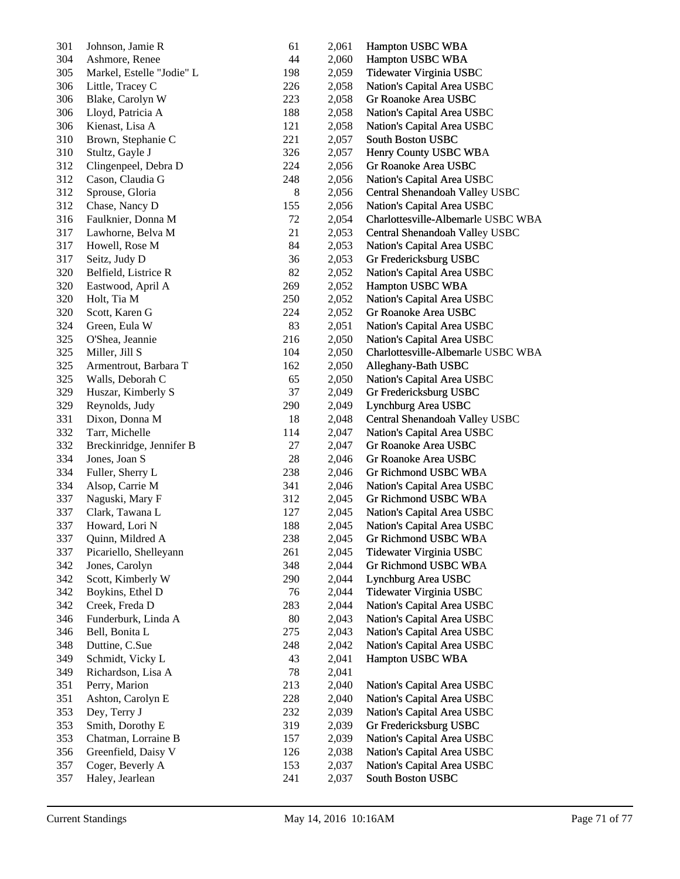| | | | | |
|---|---|---|---|---|
| 301 | Johnson, Jamie R | 61 | 2,061 | Hampton USBC WBA |
| 304 | Ashmore, Renee | 44 | 2,060 | Hampton USBC WBA |
| 305 | Markel, Estelle "Jodie" L | 198 | 2,059 | Tidewater Virginia USBC |
| 306 | Little, Tracey C | 226 | 2,058 | Nation's Capital Area USBC |
| 306 | Blake, Carolyn W | 223 | 2,058 | Gr Roanoke Area USBC |
| 306 | Lloyd, Patricia A | 188 | 2,058 | Nation's Capital Area USBC |
| 306 | Kienast, Lisa A | 121 | 2,058 | Nation's Capital Area USBC |
| 310 | Brown, Stephanie C | 221 | 2,057 | South Boston USBC |
| 310 | Stultz, Gayle J | 326 | 2,057 | Henry County USBC WBA |
| 312 | Clingenpeel, Debra D | 224 | 2,056 | Gr Roanoke Area USBC |
| 312 | Cason, Claudia G | 248 | 2,056 | Nation's Capital Area USBC |
| 312 | Sprouse, Gloria | 8 | 2,056 | Central Shenandoah Valley USBC |
| 312 | Chase, Nancy D | 155 | 2,056 | Nation's Capital Area USBC |
| 316 | Faulknier, Donna M | 72 | 2,054 | Charlottesville-Albemarle USBC WBA |
| 317 | Lawhorne, Belva M | 21 | 2,053 | Central Shenandoah Valley USBC |
| 317 | Howell, Rose M | 84 | 2,053 | Nation's Capital Area USBC |
| 317 | Seitz, Judy D | 36 | 2,053 | Gr Fredericksburg USBC |
| 320 | Belfield, Listrice R | 82 | 2,052 | Nation's Capital Area USBC |
| 320 | Eastwood, April A | 269 | 2,052 | Hampton USBC WBA |
| 320 | Holt, Tia M | 250 | 2,052 | Nation's Capital Area USBC |
| 320 | Scott, Karen G | 224 | 2,052 | Gr Roanoke Area USBC |
| 324 | Green, Eula W | 83 | 2,051 | Nation's Capital Area USBC |
| 325 | O'Shea, Jeannie | 216 | 2,050 | Nation's Capital Area USBC |
| 325 | Miller, Jill S | 104 | 2,050 | Charlottesville-Albemarle USBC WBA |
| 325 | Armentrout, Barbara T | 162 | 2,050 | Alleghany-Bath USBC |
| 325 | Walls, Deborah C | 65 | 2,050 | Nation's Capital Area USBC |
| 329 | Huszar, Kimberly S | 37 | 2,049 | Gr Fredericksburg USBC |
| 329 | Reynolds, Judy | 290 | 2,049 | Lynchburg Area USBC |
| 331 | Dixon, Donna M | 18 | 2,048 | Central Shenandoah Valley USBC |
| 332 | Tarr, Michelle | 114 | 2,047 | Nation's Capital Area USBC |
| 332 | Breckinridge, Jennifer B | 27 | 2,047 | Gr Roanoke Area USBC |
| 334 | Jones, Joan S | 28 | 2,046 | Gr Roanoke Area USBC |
| 334 | Fuller, Sherry L | 238 | 2,046 | Gr Richmond USBC WBA |
| 334 | Alsop, Carrie M | 341 | 2,046 | Nation's Capital Area USBC |
| 337 | Naguski, Mary F | 312 | 2,045 | Gr Richmond USBC WBA |
| 337 | Clark, Tawana L | 127 | 2,045 | Nation's Capital Area USBC |
| 337 | Howard, Lori N | 188 | 2,045 | Nation's Capital Area USBC |
| 337 | Quinn, Mildred A | 238 | 2,045 | Gr Richmond USBC WBA |
| 337 | Picariello, Shelleyann | 261 | 2,045 | Tidewater Virginia USBC |
| 342 | Jones, Carolyn | 348 | 2,044 | Gr Richmond USBC WBA |
| 342 | Scott, Kimberly W | 290 | 2,044 | Lynchburg Area USBC |
| 342 | Boykins, Ethel D | 76 | 2,044 | Tidewater Virginia USBC |
| 342 | Creek, Freda D | 283 | 2,044 | Nation's Capital Area USBC |
| 346 | Funderburk, Linda A | 80 | 2,043 | Nation's Capital Area USBC |
| 346 | Bell, Bonita L | 275 | 2,043 | Nation's Capital Area USBC |
| 348 | Duttine, C.Sue | 248 | 2,042 | Nation's Capital Area USBC |
| 349 | Schmidt, Vicky L | 43 | 2,041 | Hampton USBC WBA |
| 349 | Richardson, Lisa A | 78 | 2,041 | |
| 351 | Perry, Marion | 213 | 2,040 | Nation's Capital Area USBC |
| 351 | Ashton, Carolyn E | 228 | 2,040 | Nation's Capital Area USBC |
| 353 | Dey, Terry J | 232 | 2,039 | Nation's Capital Area USBC |
| 353 | Smith, Dorothy E | 319 | 2,039 | Gr Fredericksburg USBC |
| 353 | Chatman, Lorraine B | 157 | 2,039 | Nation's Capital Area USBC |
| 356 | Greenfield, Daisy V | 126 | 2,038 | Nation's Capital Area USBC |
| 357 | Coger, Beverly A | 153 | 2,037 | Nation's Capital Area USBC |
| 357 | Haley, Jearlean | 241 | 2,037 | South Boston USBC |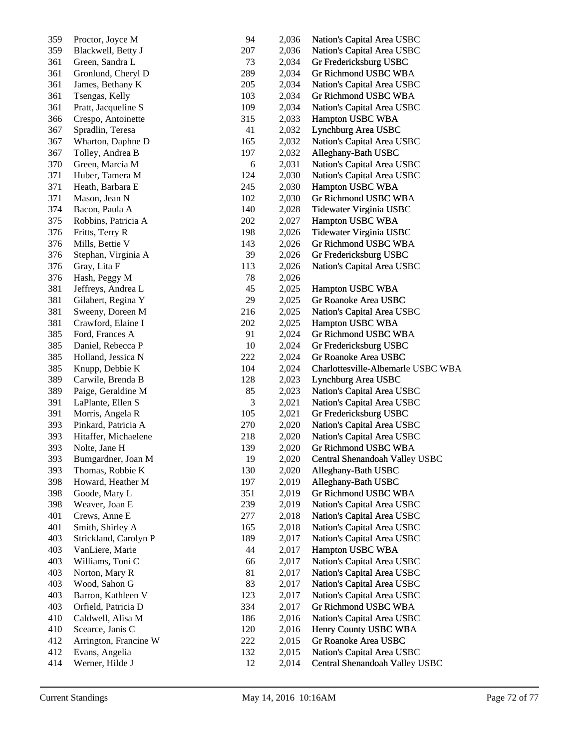| | | | | |
|---|---|---|---|---|
| 359 | Proctor, Joyce M | 94 | 2,036 | Nation's Capital Area USBC |
| 359 | Blackwell, Betty J | 207 | 2,036 | Nation's Capital Area USBC |
| 361 | Green, Sandra L | 73 | 2,034 | Gr Fredericksburg USBC |
| 361 | Gronlund, Cheryl D | 289 | 2,034 | Gr Richmond USBC WBA |
| 361 | James, Bethany K | 205 | 2,034 | Nation's Capital Area USBC |
| 361 | Tsengas, Kelly | 103 | 2,034 | Gr Richmond USBC WBA |
| 361 | Pratt, Jacqueline S | 109 | 2,034 | Nation's Capital Area USBC |
| 366 | Crespo, Antoinette | 315 | 2,033 | Hampton USBC WBA |
| 367 | Spradlin, Teresa | 41 | 2,032 | Lynchburg Area USBC |
| 367 | Wharton, Daphne D | 165 | 2,032 | Nation's Capital Area USBC |
| 367 | Tolley, Andrea B | 197 | 2,032 | Alleghany-Bath USBC |
| 370 | Green, Marcia M | 6 | 2,031 | Nation's Capital Area USBC |
| 371 | Huber, Tamera M | 124 | 2,030 | Nation's Capital Area USBC |
| 371 | Heath, Barbara E | 245 | 2,030 | Hampton USBC WBA |
| 371 | Mason, Jean N | 102 | 2,030 | Gr Richmond USBC WBA |
| 374 | Bacon, Paula A | 140 | 2,028 | Tidewater Virginia USBC |
| 375 | Robbins, Patricia A | 202 | 2,027 | Hampton USBC WBA |
| 376 | Fritts, Terry R | 198 | 2,026 | Tidewater Virginia USBC |
| 376 | Mills, Bettie V | 143 | 2,026 | Gr Richmond USBC WBA |
| 376 | Stephan, Virginia A | 39 | 2,026 | Gr Fredericksburg USBC |
| 376 | Gray, Lita F | 113 | 2,026 | Nation's Capital Area USBC |
| 376 | Hash, Peggy M | 78 | 2,026 | |
| 381 | Jeffreys, Andrea L | 45 | 2,025 | Hampton USBC WBA |
| 381 | Gilabert, Regina Y | 29 | 2,025 | Gr Roanoke Area USBC |
| 381 | Sweeny, Doreen M | 216 | 2,025 | Nation's Capital Area USBC |
| 381 | Crawford, Elaine I | 202 | 2,025 | Hampton USBC WBA |
| 385 | Ford, Frances A | 91 | 2,024 | Gr Richmond USBC WBA |
| 385 | Daniel, Rebecca P | 10 | 2,024 | Gr Fredericksburg USBC |
| 385 | Holland, Jessica N | 222 | 2,024 | Gr Roanoke Area USBC |
| 385 | Knupp, Debbie K | 104 | 2,024 | Charlottesville-Albemarle USBC WBA |
| 389 | Carwile, Brenda B | 128 | 2,023 | Lynchburg Area USBC |
| 389 | Paige, Geraldine M | 85 | 2,023 | Nation's Capital Area USBC |
| 391 | LaPlante, Ellen S | 3 | 2,021 | Nation's Capital Area USBC |
| 391 | Morris, Angela R | 105 | 2,021 | Gr Fredericksburg USBC |
| 393 | Pinkard, Patricia A | 270 | 2,020 | Nation's Capital Area USBC |
| 393 | Hitaffer, Michaelene | 218 | 2,020 | Nation's Capital Area USBC |
| 393 | Nolte, Jane H | 139 | 2,020 | Gr Richmond USBC WBA |
| 393 | Bumgardner, Joan M | 19 | 2,020 | Central Shenandoah Valley USBC |
| 393 | Thomas, Robbie K | 130 | 2,020 | Alleghany-Bath USBC |
| 398 | Howard, Heather M | 197 | 2,019 | Alleghany-Bath USBC |
| 398 | Goode, Mary L | 351 | 2,019 | Gr Richmond USBC WBA |
| 398 | Weaver, Joan E | 239 | 2,019 | Nation's Capital Area USBC |
| 401 | Crews, Anne E | 277 | 2,018 | Nation's Capital Area USBC |
| 401 | Smith, Shirley A | 165 | 2,018 | Nation's Capital Area USBC |
| 403 | Strickland, Carolyn P | 189 | 2,017 | Nation's Capital Area USBC |
| 403 | VanLiere, Marie | 44 | 2,017 | Hampton USBC WBA |
| 403 | Williams, Toni C | 66 | 2,017 | Nation's Capital Area USBC |
| 403 | Norton, Mary R | 81 | 2,017 | Nation's Capital Area USBC |
| 403 | Wood, Sahon G | 83 | 2,017 | Nation's Capital Area USBC |
| 403 | Barron, Kathleen V | 123 | 2,017 | Nation's Capital Area USBC |
| 403 | Orfield, Patricia D | 334 | 2,017 | Gr Richmond USBC WBA |
| 410 | Caldwell, Alisa M | 186 | 2,016 | Nation's Capital Area USBC |
| 410 | Scearce, Janis C | 120 | 2,016 | Henry County USBC WBA |
| 412 | Arrington, Francine W | 222 | 2,015 | Gr Roanoke Area USBC |
| 412 | Evans, Angelia | 132 | 2,015 | Nation's Capital Area USBC |
| 414 | Werner, Hilde J | 12 | 2,014 | Central Shenandoah Valley USBC |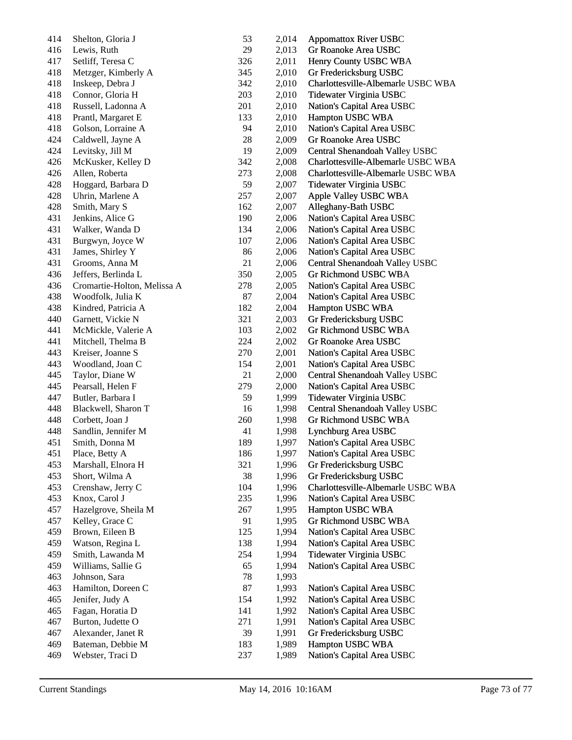| | | | | |
|---|---|---|---|---|
| 414 | Shelton, Gloria J | 53 | 2,014 | Appomattox River USBC |
| 416 | Lewis, Ruth | 29 | 2,013 | Gr Roanoke Area USBC |
| 417 | Setliff, Teresa C | 326 | 2,011 | Henry County USBC WBA |
| 418 | Metzger, Kimberly A | 345 | 2,010 | Gr Fredericksburg USBC |
| 418 | Inskeep, Debra J | 342 | 2,010 | Charlottesville-Albemarle USBC WBA |
| 418 | Connor, Gloria H | 203 | 2,010 | Tidewater Virginia USBC |
| 418 | Russell, Ladonna A | 201 | 2,010 | Nation's Capital Area USBC |
| 418 | Prantl, Margaret E | 133 | 2,010 | Hampton USBC WBA |
| 418 | Golson, Lorraine A | 94 | 2,010 | Nation's Capital Area USBC |
| 424 | Caldwell, Jayne A | 28 | 2,009 | Gr Roanoke Area USBC |
| 424 | Levitsky, Jill M | 19 | 2,009 | Central Shenandoah Valley USBC |
| 426 | McKusker, Kelley D | 342 | 2,008 | Charlottesville-Albemarle USBC WBA |
| 426 | Allen, Roberta | 273 | 2,008 | Charlottesville-Albemarle USBC WBA |
| 428 | Hoggard, Barbara D | 59 | 2,007 | Tidewater Virginia USBC |
| 428 | Uhrin, Marlene A | 257 | 2,007 | Apple Valley USBC WBA |
| 428 | Smith, Mary S | 162 | 2,007 | Alleghany-Bath USBC |
| 431 | Jenkins, Alice G | 190 | 2,006 | Nation's Capital Area USBC |
| 431 | Walker, Wanda D | 134 | 2,006 | Nation's Capital Area USBC |
| 431 | Burgwyn, Joyce W | 107 | 2,006 | Nation's Capital Area USBC |
| 431 | James, Shirley Y | 86 | 2,006 | Nation's Capital Area USBC |
| 431 | Grooms, Anna M | 21 | 2,006 | Central Shenandoah Valley USBC |
| 436 | Jeffers, Berlinda L | 350 | 2,005 | Gr Richmond USBC WBA |
| 436 | Cromartie-Holton, Melissa A | 278 | 2,005 | Nation's Capital Area USBC |
| 438 | Woodfolk, Julia K | 87 | 2,004 | Nation's Capital Area USBC |
| 438 | Kindred, Patricia A | 182 | 2,004 | Hampton USBC WBA |
| 440 | Garnett, Vickie N | 321 | 2,003 | Gr Fredericksburg USBC |
| 441 | McMickle, Valerie A | 103 | 2,002 | Gr Richmond USBC WBA |
| 441 | Mitchell, Thelma B | 224 | 2,002 | Gr Roanoke Area USBC |
| 443 | Kreiser, Joanne S | 270 | 2,001 | Nation's Capital Area USBC |
| 443 | Woodland, Joan C | 154 | 2,001 | Nation's Capital Area USBC |
| 445 | Taylor, Diane W | 21 | 2,000 | Central Shenandoah Valley USBC |
| 445 | Pearsall, Helen F | 279 | 2,000 | Nation's Capital Area USBC |
| 447 | Butler, Barbara I | 59 | 1,999 | Tidewater Virginia USBC |
| 448 | Blackwell, Sharon T | 16 | 1,998 | Central Shenandoah Valley USBC |
| 448 | Corbett, Joan J | 260 | 1,998 | Gr Richmond USBC WBA |
| 448 | Sandlin, Jennifer M | 41 | 1,998 | Lynchburg Area USBC |
| 451 | Smith, Donna M | 189 | 1,997 | Nation's Capital Area USBC |
| 451 | Place, Betty A | 186 | 1,997 | Nation's Capital Area USBC |
| 453 | Marshall, Elnora H | 321 | 1,996 | Gr Fredericksburg USBC |
| 453 | Short, Wilma A | 38 | 1,996 | Gr Fredericksburg USBC |
| 453 | Crenshaw, Jerry C | 104 | 1,996 | Charlottesville-Albemarle USBC WBA |
| 453 | Knox, Carol J | 235 | 1,996 | Nation's Capital Area USBC |
| 457 | Hazelgrove, Sheila M | 267 | 1,995 | Hampton USBC WBA |
| 457 | Kelley, Grace C | 91 | 1,995 | Gr Richmond USBC WBA |
| 459 | Brown, Eileen B | 125 | 1,994 | Nation's Capital Area USBC |
| 459 | Watson, Regina L | 138 | 1,994 | Nation's Capital Area USBC |
| 459 | Smith, Lawanda M | 254 | 1,994 | Tidewater Virginia USBC |
| 459 | Williams, Sallie G | 65 | 1,994 | Nation's Capital Area USBC |
| 463 | Johnson, Sara | 78 | 1,993 | |
| 463 | Hamilton, Doreen C | 87 | 1,993 | Nation's Capital Area USBC |
| 465 | Jenifer, Judy A | 154 | 1,992 | Nation's Capital Area USBC |
| 465 | Fagan, Horatia D | 141 | 1,992 | Nation's Capital Area USBC |
| 467 | Burton, Judette O | 271 | 1,991 | Nation's Capital Area USBC |
| 467 | Alexander, Janet R | 39 | 1,991 | Gr Fredericksburg USBC |
| 469 | Bateman, Debbie M | 183 | 1,989 | Hampton USBC WBA |
| 469 | Webster, Traci D | 237 | 1,989 | Nation's Capital Area USBC |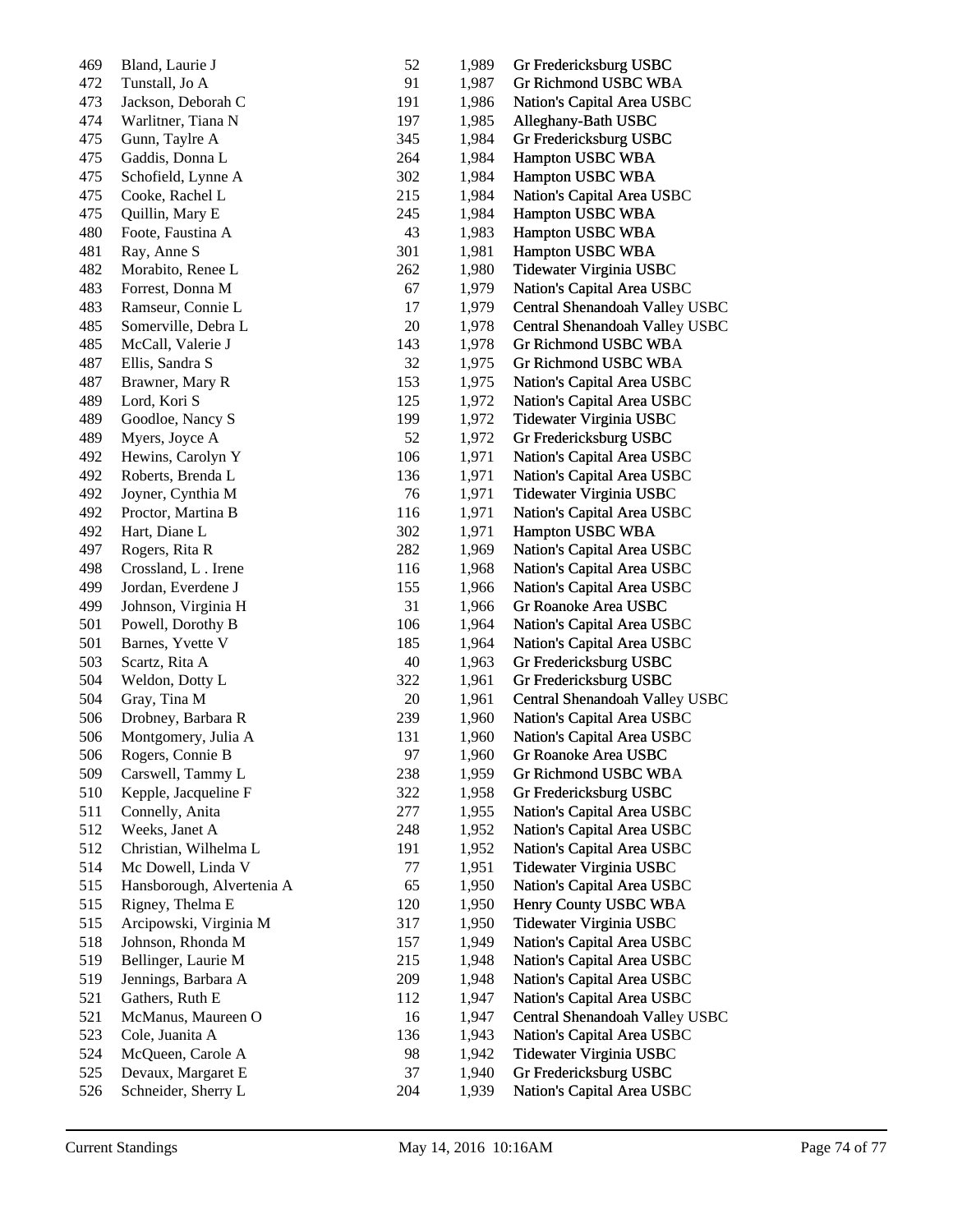| | | | | |
|---|---|---|---|---|
| 469 | Bland, Laurie J | 52 | 1,989 | Gr Fredericksburg USBC |
| 472 | Tunstall, Jo A | 91 | 1,987 | Gr Richmond USBC WBA |
| 473 | Jackson, Deborah C | 191 | 1,986 | Nation's Capital Area USBC |
| 474 | Warlitner, Tiana N | 197 | 1,985 | Alleghany-Bath USBC |
| 475 | Gunn, Taylre A | 345 | 1,984 | Gr Fredericksburg USBC |
| 475 | Gaddis, Donna L | 264 | 1,984 | Hampton USBC WBA |
| 475 | Schofield, Lynne A | 302 | 1,984 | Hampton USBC WBA |
| 475 | Cooke, Rachel L | 215 | 1,984 | Nation's Capital Area USBC |
| 475 | Quillin, Mary E | 245 | 1,984 | Hampton USBC WBA |
| 480 | Foote, Faustina A | 43 | 1,983 | Hampton USBC WBA |
| 481 | Ray, Anne S | 301 | 1,981 | Hampton USBC WBA |
| 482 | Morabito, Renee L | 262 | 1,980 | Tidewater Virginia USBC |
| 483 | Forrest, Donna M | 67 | 1,979 | Nation's Capital Area USBC |
| 483 | Ramseur, Connie L | 17 | 1,979 | Central Shenandoah Valley USBC |
| 485 | Somerville, Debra L | 20 | 1,978 | Central Shenandoah Valley USBC |
| 485 | McCall, Valerie J | 143 | 1,978 | Gr Richmond USBC WBA |
| 487 | Ellis, Sandra S | 32 | 1,975 | Gr Richmond USBC WBA |
| 487 | Brawner, Mary R | 153 | 1,975 | Nation's Capital Area USBC |
| 489 | Lord, Kori S | 125 | 1,972 | Nation's Capital Area USBC |
| 489 | Goodloe, Nancy S | 199 | 1,972 | Tidewater Virginia USBC |
| 489 | Myers, Joyce A | 52 | 1,972 | Gr Fredericksburg USBC |
| 492 | Hewins, Carolyn Y | 106 | 1,971 | Nation's Capital Area USBC |
| 492 | Roberts, Brenda L | 136 | 1,971 | Nation's Capital Area USBC |
| 492 | Joyner, Cynthia M | 76 | 1,971 | Tidewater Virginia USBC |
| 492 | Proctor, Martina B | 116 | 1,971 | Nation's Capital Area USBC |
| 492 | Hart, Diane L | 302 | 1,971 | Hampton USBC WBA |
| 497 | Rogers, Rita R | 282 | 1,969 | Nation's Capital Area USBC |
| 498 | Crossland, L . Irene | 116 | 1,968 | Nation's Capital Area USBC |
| 499 | Jordan, Everdene J | 155 | 1,966 | Nation's Capital Area USBC |
| 499 | Johnson, Virginia H | 31 | 1,966 | Gr Roanoke Area USBC |
| 501 | Powell, Dorothy B | 106 | 1,964 | Nation's Capital Area USBC |
| 501 | Barnes, Yvette V | 185 | 1,964 | Nation's Capital Area USBC |
| 503 | Scartz, Rita A | 40 | 1,963 | Gr Fredericksburg USBC |
| 504 | Weldon, Dotty L | 322 | 1,961 | Gr Fredericksburg USBC |
| 504 | Gray, Tina M | 20 | 1,961 | Central Shenandoah Valley USBC |
| 506 | Drobney, Barbara R | 239 | 1,960 | Nation's Capital Area USBC |
| 506 | Montgomery, Julia A | 131 | 1,960 | Nation's Capital Area USBC |
| 506 | Rogers, Connie B | 97 | 1,960 | Gr Roanoke Area USBC |
| 509 | Carswell, Tammy L | 238 | 1,959 | Gr Richmond USBC WBA |
| 510 | Kepple, Jacqueline F | 322 | 1,958 | Gr Fredericksburg USBC |
| 511 | Connelly, Anita | 277 | 1,955 | Nation's Capital Area USBC |
| 512 | Weeks, Janet A | 248 | 1,952 | Nation's Capital Area USBC |
| 512 | Christian, Wilhelma L | 191 | 1,952 | Nation's Capital Area USBC |
| 514 | Mc Dowell, Linda V | 77 | 1,951 | Tidewater Virginia USBC |
| 515 | Hansborough, Alvertenia A | 65 | 1,950 | Nation's Capital Area USBC |
| 515 | Rigney, Thelma E | 120 | 1,950 | Henry County USBC WBA |
| 515 | Arcipowski, Virginia M | 317 | 1,950 | Tidewater Virginia USBC |
| 518 | Johnson, Rhonda M | 157 | 1,949 | Nation's Capital Area USBC |
| 519 | Bellinger, Laurie M | 215 | 1,948 | Nation's Capital Area USBC |
| 519 | Jennings, Barbara A | 209 | 1,948 | Nation's Capital Area USBC |
| 521 | Gathers, Ruth E | 112 | 1,947 | Nation's Capital Area USBC |
| 521 | McManus, Maureen O | 16 | 1,947 | Central Shenandoah Valley USBC |
| 523 | Cole, Juanita A | 136 | 1,943 | Nation's Capital Area USBC |
| 524 | McQueen, Carole A | 98 | 1,942 | Tidewater Virginia USBC |
| 525 | Devaux, Margaret E | 37 | 1,940 | Gr Fredericksburg USBC |
| 526 | Schneider, Sherry L | 204 | 1,939 | Nation's Capital Area USBC |

Current Standings May 14, 2016 10:16AM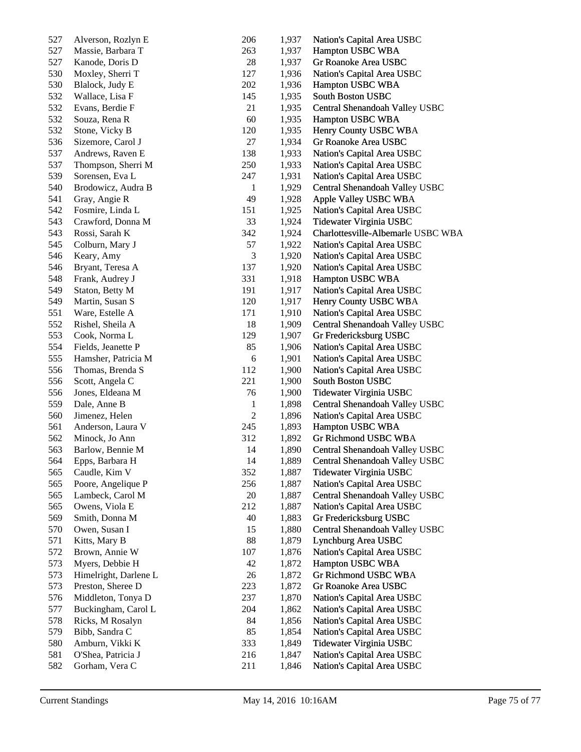| | | | | |
|---|---|---|---|---|
| 527 | Alverson, Rozlyn E | 206 | 1,937 | Nation's Capital Area USBC |
| 527 | Massie, Barbara T | 263 | 1,937 | Hampton USBC WBA |
| 527 | Kanode, Doris D | 28 | 1,937 | Gr Roanoke Area USBC |
| 530 | Moxley, Sherri T | 127 | 1,936 | Nation's Capital Area USBC |
| 530 | Blalock, Judy E | 202 | 1,936 | Hampton USBC WBA |
| 532 | Wallace, Lisa F | 145 | 1,935 | South Boston USBC |
| 532 | Evans, Berdie F | 21 | 1,935 | Central Shenandoah Valley USBC |
| 532 | Souza, Rena R | 60 | 1,935 | Hampton USBC WBA |
| 532 | Stone, Vicky B | 120 | 1,935 | Henry County USBC WBA |
| 536 | Sizemore, Carol J | 27 | 1,934 | Gr Roanoke Area USBC |
| 537 | Andrews, Raven E | 138 | 1,933 | Nation's Capital Area USBC |
| 537 | Thompson, Sherri M | 250 | 1,933 | Nation's Capital Area USBC |
| 539 | Sorensen, Eva L | 247 | 1,931 | Nation's Capital Area USBC |
| 540 | Brodowicz, Audra B | 1 | 1,929 | Central Shenandoah Valley USBC |
| 541 | Gray, Angie R | 49 | 1,928 | Apple Valley USBC WBA |
| 542 | Fosmire, Linda L | 151 | 1,925 | Nation's Capital Area USBC |
| 543 | Crawford, Donna M | 33 | 1,924 | Tidewater Virginia USBC |
| 543 | Rossi, Sarah K | 342 | 1,924 | Charlottesville-Albemarle USBC WBA |
| 545 | Colburn, Mary J | 57 | 1,922 | Nation's Capital Area USBC |
| 546 | Keary, Amy | 3 | 1,920 | Nation's Capital Area USBC |
| 546 | Bryant, Teresa A | 137 | 1,920 | Nation's Capital Area USBC |
| 548 | Frank, Audrey J | 331 | 1,918 | Hampton USBC WBA |
| 549 | Staton, Betty M | 191 | 1,917 | Nation's Capital Area USBC |
| 549 | Martin, Susan S | 120 | 1,917 | Henry County USBC WBA |
| 551 | Ware, Estelle A | 171 | 1,910 | Nation's Capital Area USBC |
| 552 | Rishel, Sheila A | 18 | 1,909 | Central Shenandoah Valley USBC |
| 553 | Cook, Norma L | 129 | 1,907 | Gr Fredericksburg USBC |
| 554 | Fields, Jeanette P | 85 | 1,906 | Nation's Capital Area USBC |
| 555 | Hamsher, Patricia M | 6 | 1,901 | Nation's Capital Area USBC |
| 556 | Thomas, Brenda S | 112 | 1,900 | Nation's Capital Area USBC |
| 556 | Scott, Angela C | 221 | 1,900 | South Boston USBC |
| 556 | Jones, Eldeana M | 76 | 1,900 | Tidewater Virginia USBC |
| 559 | Dale, Anne B | 1 | 1,898 | Central Shenandoah Valley USBC |
| 560 | Jimenez, Helen | 2 | 1,896 | Nation's Capital Area USBC |
| 561 | Anderson, Laura V | 245 | 1,893 | Hampton USBC WBA |
| 562 | Minock, Jo Ann | 312 | 1,892 | Gr Richmond USBC WBA |
| 563 | Barlow, Bennie M | 14 | 1,890 | Central Shenandoah Valley USBC |
| 564 | Epps, Barbara H | 14 | 1,889 | Central Shenandoah Valley USBC |
| 565 | Caudle, Kim V | 352 | 1,887 | Tidewater Virginia USBC |
| 565 | Poore, Angelique P | 256 | 1,887 | Nation's Capital Area USBC |
| 565 | Lambeck, Carol M | 20 | 1,887 | Central Shenandoah Valley USBC |
| 565 | Owens, Viola E | 212 | 1,887 | Nation's Capital Area USBC |
| 569 | Smith, Donna M | 40 | 1,883 | Gr Fredericksburg USBC |
| 570 | Owen, Susan I | 15 | 1,880 | Central Shenandoah Valley USBC |
| 571 | Kitts, Mary B | 88 | 1,879 | Lynchburg Area USBC |
| 572 | Brown, Annie W | 107 | 1,876 | Nation's Capital Area USBC |
| 573 | Myers, Debbie H | 42 | 1,872 | Hampton USBC WBA |
| 573 | Himelright, Darlene L | 26 | 1,872 | Gr Richmond USBC WBA |
| 573 | Preston, Sheree D | 223 | 1,872 | Gr Roanoke Area USBC |
| 576 | Middleton, Tonya D | 237 | 1,870 | Nation's Capital Area USBC |
| 577 | Buckingham, Carol L | 204 | 1,862 | Nation's Capital Area USBC |
| 578 | Ricks, M Rosalyn | 84 | 1,856 | Nation's Capital Area USBC |
| 579 | Bibb, Sandra C | 85 | 1,854 | Nation's Capital Area USBC |
| 580 | Amburn, Vikki K | 333 | 1,849 | Tidewater Virginia USBC |
| 581 | O'Shea, Patricia J | 216 | 1,847 | Nation's Capital Area USBC |
| 582 | Gorham, Vera C | 211 | 1,846 | Nation's Capital Area USBC |

Current Standings May 14, 2016 10:16AM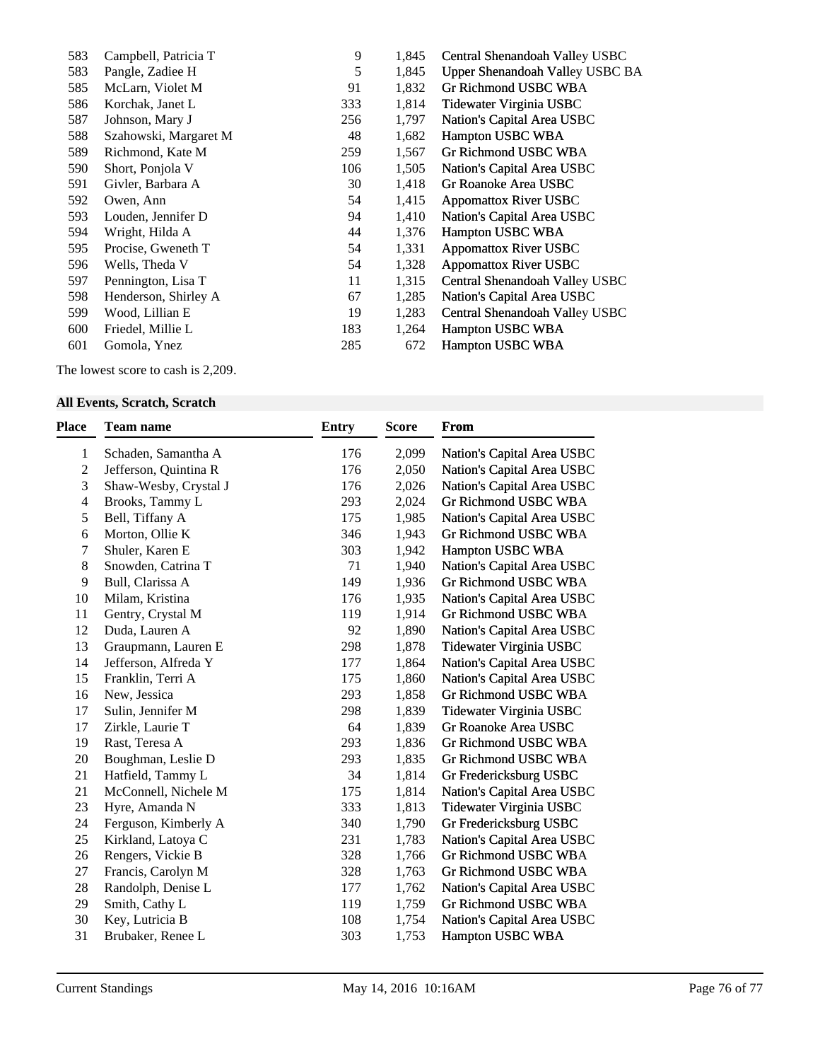| | | | | |
|---|---|---|---|---|
| 583 | Campbell, Patricia T | 9 | 1,845 | Central Shenandoah Valley USBC |
| 583 | Pangle, Zadiee H | 5 | 1,845 | Upper Shenandoah Valley USBC BA |
| 585 | McLarn, Violet M | 91 | 1,832 | Gr Richmond USBC WBA |
| 586 | Korchak, Janet L | 333 | 1,814 | Tidewater Virginia USBC |
| 587 | Johnson, Mary J | 256 | 1,797 | Nation's Capital Area USBC |
| 588 | Szahowski, Margaret M | 48 | 1,682 | Hampton USBC WBA |
| 589 | Richmond, Kate M | 259 | 1,567 | Gr Richmond USBC WBA |
| 590 | Short, Ponjola V | 106 | 1,505 | Nation's Capital Area USBC |
| 591 | Givler, Barbara A | 30 | 1,418 | Gr Roanoke Area USBC |
| 592 | Owen, Ann | 54 | 1,415 | Appomattox River USBC |
| 593 | Louden, Jennifer D | 94 | 1,410 | Nation's Capital Area USBC |
| 594 | Wright, Hilda A | 44 | 1,376 | Hampton USBC WBA |
| 595 | Procise, Gweneth T | 54 | 1,331 | Appomattox River USBC |
| 596 | Wells, Theda V | 54 | 1,328 | Appomattox River USBC |
| 597 | Pennington, Lisa T | 11 | 1,315 | Central Shenandoah Valley USBC |
| 598 | Henderson, Shirley A | 67 | 1,285 | Nation's Capital Area USBC |
| 599 | Wood, Lillian E | 19 | 1,283 | Central Shenandoah Valley USBC |
| 600 | Friedel, Millie L | 183 | 1,264 | Hampton USBC WBA |
| 601 | Gomola, Ynez | 285 | 672 | Hampton USBC WBA |

The lowest score to cash is 2,209.

### All Events, Scratch, Scratch

| Place | Team name | Entry | Score | From |
|---|---|---|---|---|
| 1 | Schaden, Samantha A | 176 | 2,099 | Nation's Capital Area USBC |
| 2 | Jefferson, Quintina R | 176 | 2,050 | Nation's Capital Area USBC |
| 3 | Shaw-Wesby, Crystal J | 176 | 2,026 | Nation's Capital Area USBC |
| 4 | Brooks, Tammy L | 293 | 2,024 | Gr Richmond USBC WBA |
| 5 | Bell, Tiffany A | 175 | 1,985 | Nation's Capital Area USBC |
| 6 | Morton, Ollie K | 346 | 1,943 | Gr Richmond USBC WBA |
| 7 | Shuler, Karen E | 303 | 1,942 | Hampton USBC WBA |
| 8 | Snowden, Catrina T | 71 | 1,940 | Nation's Capital Area USBC |
| 9 | Bull, Clarissa A | 149 | 1,936 | Gr Richmond USBC WBA |
| 10 | Milam, Kristina | 176 | 1,935 | Nation's Capital Area USBC |
| 11 | Gentry, Crystal M | 119 | 1,914 | Gr Richmond USBC WBA |
| 12 | Duda, Lauren A | 92 | 1,890 | Nation's Capital Area USBC |
| 13 | Graupmann, Lauren E | 298 | 1,878 | Tidewater Virginia USBC |
| 14 | Jefferson, Alfreda Y | 177 | 1,864 | Nation's Capital Area USBC |
| 15 | Franklin, Terri A | 175 | 1,860 | Nation's Capital Area USBC |
| 16 | New, Jessica | 293 | 1,858 | Gr Richmond USBC WBA |
| 17 | Sulin, Jennifer M | 298 | 1,839 | Tidewater Virginia USBC |
| 17 | Zirkle, Laurie T | 64 | 1,839 | Gr Roanoke Area USBC |
| 19 | Rast, Teresa A | 293 | 1,836 | Gr Richmond USBC WBA |
| 20 | Boughman, Leslie D | 293 | 1,835 | Gr Richmond USBC WBA |
| 21 | Hatfield, Tammy L | 34 | 1,814 | Gr Fredericksburg USBC |
| 21 | McConnell, Nichele M | 175 | 1,814 | Nation's Capital Area USBC |
| 23 | Hyre, Amanda N | 333 | 1,813 | Tidewater Virginia USBC |
| 24 | Ferguson, Kimberly A | 340 | 1,790 | Gr Fredericksburg USBC |
| 25 | Kirkland, Latoya C | 231 | 1,783 | Nation's Capital Area USBC |
| 26 | Rengers, Vickie B | 328 | 1,766 | Gr Richmond USBC WBA |
| 27 | Francis, Carolyn M | 328 | 1,763 | Gr Richmond USBC WBA |
| 28 | Randolph, Denise L | 177 | 1,762 | Nation's Capital Area USBC |
| 29 | Smith, Cathy L | 119 | 1,759 | Gr Richmond USBC WBA |
| 30 | Key, Lutricia B | 108 | 1,754 | Nation's Capital Area USBC |
| 31 | Brubaker, Renee L | 303 | 1,753 | Hampton USBC WBA |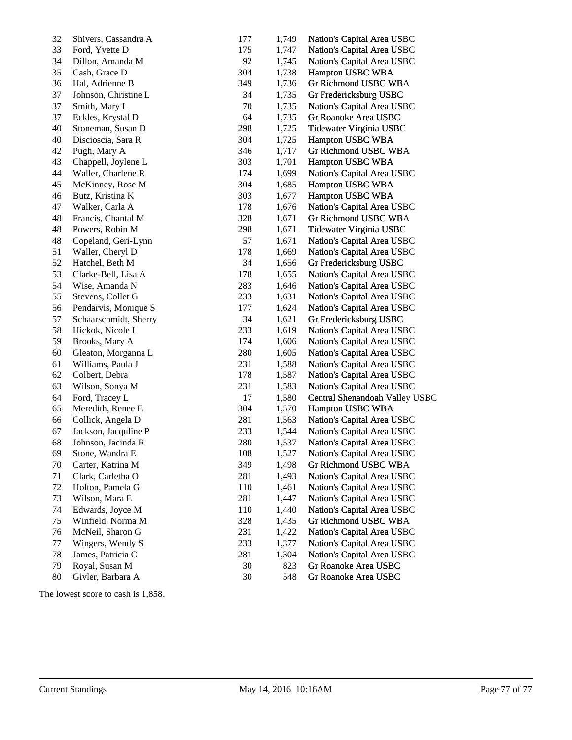| | | | | |
|---|---|---|---|---|
| 32 | Shivers, Cassandra A | 177 | 1,749 | Nation's Capital Area USBC |
| 33 | Ford, Yvette D | 175 | 1,747 | Nation's Capital Area USBC |
| 34 | Dillon, Amanda M | 92 | 1,745 | Nation's Capital Area USBC |
| 35 | Cash, Grace D | 304 | 1,738 | Hampton USBC WBA |
| 36 | Hal, Adrienne B | 349 | 1,736 | Gr Richmond USBC WBA |
| 37 | Johnson, Christine L | 34 | 1,735 | Gr Fredericksburg USBC |
| 37 | Smith, Mary L | 70 | 1,735 | Nation's Capital Area USBC |
| 37 | Eckles, Krystal D | 64 | 1,735 | Gr Roanoke Area USBC |
| 40 | Stoneman, Susan D | 298 | 1,725 | Tidewater Virginia USBC |
| 40 | Discioscia, Sara R | 304 | 1,725 | Hampton USBC WBA |
| 42 | Pugh, Mary A | 346 | 1,717 | Gr Richmond USBC WBA |
| 43 | Chappell, Joylene L | 303 | 1,701 | Hampton USBC WBA |
| 44 | Waller, Charlene R | 174 | 1,699 | Nation's Capital Area USBC |
| 45 | McKinney, Rose M | 304 | 1,685 | Hampton USBC WBA |
| 46 | Butz, Kristina K | 303 | 1,677 | Hampton USBC WBA |
| 47 | Walker, Carla A | 178 | 1,676 | Nation's Capital Area USBC |
| 48 | Francis, Chantal M | 328 | 1,671 | Gr Richmond USBC WBA |
| 48 | Powers, Robin M | 298 | 1,671 | Tidewater Virginia USBC |
| 48 | Copeland, Geri-Lynn | 57 | 1,671 | Nation's Capital Area USBC |
| 51 | Waller, Cheryl D | 178 | 1,669 | Nation's Capital Area USBC |
| 52 | Hatchel, Beth M | 34 | 1,656 | Gr Fredericksburg USBC |
| 53 | Clarke-Bell, Lisa A | 178 | 1,655 | Nation's Capital Area USBC |
| 54 | Wise, Amanda N | 283 | 1,646 | Nation's Capital Area USBC |
| 55 | Stevens, Collet G | 233 | 1,631 | Nation's Capital Area USBC |
| 56 | Pendarvis, Monique S | 177 | 1,624 | Nation's Capital Area USBC |
| 57 | Schaarschmidt, Sherry | 34 | 1,621 | Gr Fredericksburg USBC |
| 58 | Hickok, Nicole I | 233 | 1,619 | Nation's Capital Area USBC |
| 59 | Brooks, Mary A | 174 | 1,606 | Nation's Capital Area USBC |
| 60 | Gleaton, Morganna L | 280 | 1,605 | Nation's Capital Area USBC |
| 61 | Williams, Paula J | 231 | 1,588 | Nation's Capital Area USBC |
| 62 | Colbert, Debra | 178 | 1,587 | Nation's Capital Area USBC |
| 63 | Wilson, Sonya M | 231 | 1,583 | Nation's Capital Area USBC |
| 64 | Ford, Tracey L | 17 | 1,580 | Central Shenandoah Valley USBC |
| 65 | Meredith, Renee E | 304 | 1,570 | Hampton USBC WBA |
| 66 | Collick, Angela D | 281 | 1,563 | Nation's Capital Area USBC |
| 67 | Jackson, Jacquline P | 233 | 1,544 | Nation's Capital Area USBC |
| 68 | Johnson, Jacinda R | 280 | 1,537 | Nation's Capital Area USBC |
| 69 | Stone, Wandra E | 108 | 1,527 | Nation's Capital Area USBC |
| 70 | Carter, Katrina M | 349 | 1,498 | Gr Richmond USBC WBA |
| 71 | Clark, Carletha O | 281 | 1,493 | Nation's Capital Area USBC |
| 72 | Holton, Pamela G | 110 | 1,461 | Nation's Capital Area USBC |
| 73 | Wilson, Mara E | 281 | 1,447 | Nation's Capital Area USBC |
| 74 | Edwards, Joyce M | 110 | 1,440 | Nation's Capital Area USBC |
| 75 | Winfield, Norma M | 328 | 1,435 | Gr Richmond USBC WBA |
| 76 | McNeil, Sharon G | 231 | 1,422 | Nation's Capital Area USBC |
| 77 | Wingers, Wendy S | 233 | 1,377 | Nation's Capital Area USBC |
| 78 | James, Patricia C | 281 | 1,304 | Nation's Capital Area USBC |
| 79 | Royal, Susan M | 30 | 823 | Gr Roanoke Area USBC |
| 80 | Givler, Barbara A | 30 | 548 | Gr Roanoke Area USBC |

The lowest score to cash is 1,858.